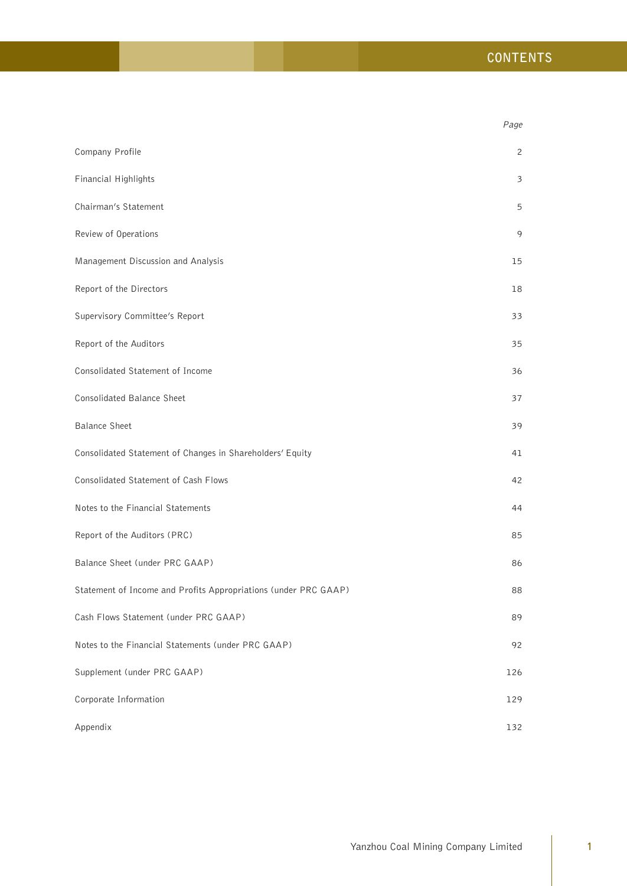# CONTENTS

| | *Page* |
|---|---|
| Company Profile | 2 |
| Financial Highlights | 3 |
| Chairman's Statement | 5 |
| Review of Operations | 9 |
| Management Discussion and Analysis | 15 |
| Report of the Directors | 18 |
| Supervisory Committee's Report | 33 |
| Report of the Auditors | 35 |
| Consolidated Statement of Income | 36 |
| Consolidated Balance Sheet | 37 |
| Balance Sheet | 39 |
| Consolidated Statement of Changes in Shareholders' Equity | 41 |
| Consolidated Statement of Cash Flows | 42 |
| Notes to the Financial Statements | 44 |
| Report of the Auditors (PRC) | 85 |
| Balance Sheet (under PRC GAAP) | 86 |
| Statement of Income and Profits Appropriations (under PRC GAAP) | 88 |
| Cash Flows Statement (under PRC GAAP) | 89 |
| Notes to the Financial Statements (under PRC GAAP) | 92 |
| Supplement (under PRC GAAP) | 126 |
| Corporate Information | 129 |
| Appendix | 132 |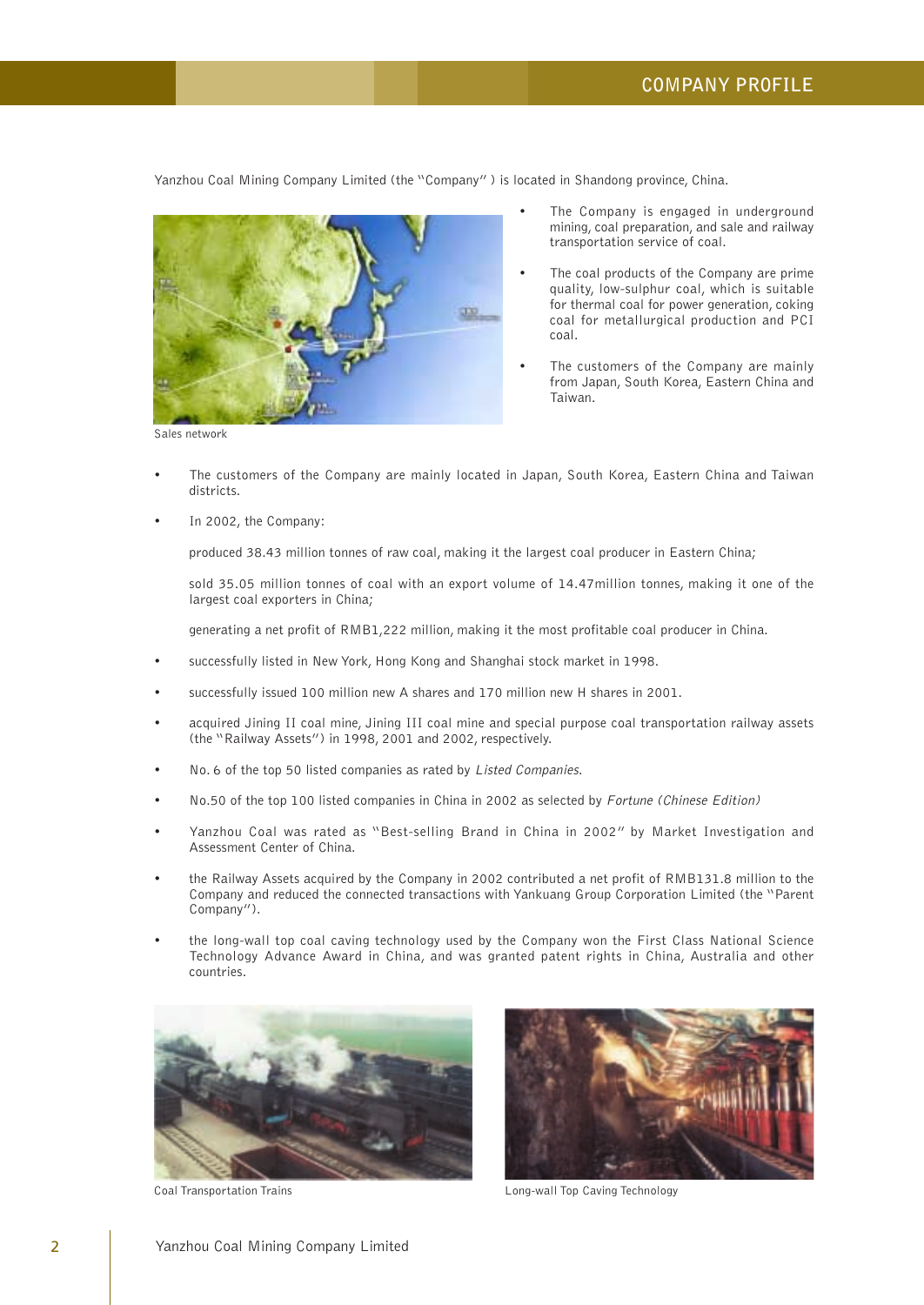# COMPANY PROFILE

Yanzhou Coal Mining Company Limited (the "Company" ) is located in Shandong province, China.

- The Company is engaged in underground mining, coal preparation, and sale and railway transportation service of coal.
- The coal products of the Company are prime quality, low-sulphur coal, which is suitable for thermal coal for power generation, coking coal for metallurgical production and PCI coal.
- The customers of the Company are mainly from Japan, South Korea, Eastern China and Taiwan.

Sales network

- The customers of the Company are mainly located in Japan, South Korea, Eastern China and Taiwan districts.
- In 2002, the Company:

  produced 38.43 million tonnes of raw coal, making it the largest coal producer in Eastern China;

  sold 35.05 million tonnes of coal with an export volume of 14.47million tonnes, making it one of the largest coal exporters in China;

  generating a net profit of RMB1,222 million, making it the most profitable coal producer in China.

- successfully listed in New York, Hong Kong and Shanghai stock market in 1998.
- successfully issued 100 million new A shares and 170 million new H shares in 2001.
- acquired Jining II coal mine, Jining III coal mine and special purpose coal transportation railway assets (the "Railway Assets") in 1998, 2001 and 2002, respectively.
- No. 6 of the top 50 listed companies as rated by *Listed Companies*.
- No.50 of the top 100 listed companies in China in 2002 as selected by *Fortune (Chinese Edition)*
- Yanzhou Coal was rated as "Best-selling Brand in China in 2002" by Market Investigation and Assessment Center of China.
- the Railway Assets acquired by the Company in 2002 contributed a net profit of RMB131.8 million to the Company and reduced the connected transactions with Yankuang Group Corporation Limited (the "Parent Company").
- the long-wall top coal caving technology used by the Company won the First Class National Science Technology Advance Award in China, and was granted patent rights in China, Australia and other countries.

Coal Transportation Trains

Long-wall Top Caving Technology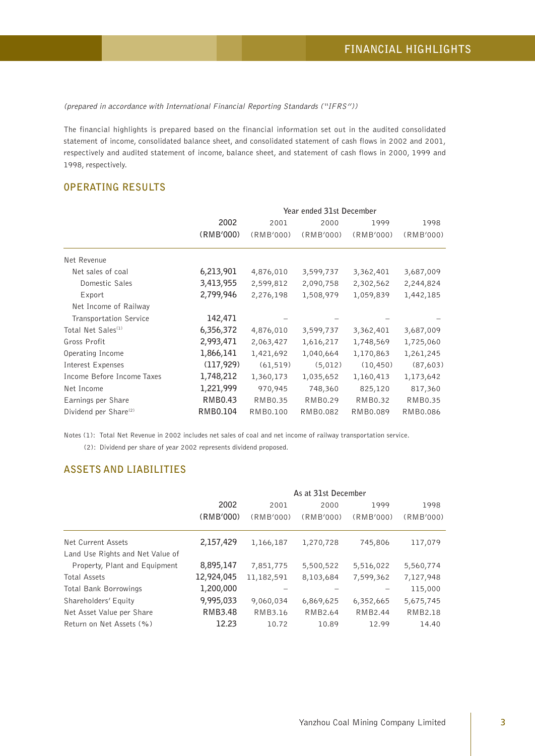# FINANCIAL HIGHLIGHTS

*(prepared in accordance with International Financial Reporting Standards ("IFRS"))*

The financial highlights is prepared based on the financial information set out in the audited consolidated statement of income, consolidated balance sheet, and consolidated statement of cash flows in 2002 and 2001, respectively and audited statement of income, balance sheet, and statement of cash flows in 2000, 1999 and 1998, respectively.

## OPERATING RESULTS

| | Year ended 31st December | | | | |
|---|---|---|---|---|---|
| | **2002** | 2001 | 2000 | 1999 | 1998 |
| | **(RMB'000)** | (RMB'000) | (RMB'000) | (RMB'000) | (RMB'000) |
| Net Revenue | | | | | |
| Net sales of coal | **6,213,901** | 4,876,010 | 3,599,737 | 3,362,401 | 3,687,009 |
| Domestic Sales | **3,413,955** | 2,599,812 | 2,090,758 | 2,302,562 | 2,244,824 |
| Export | **2,799,946** | 2,276,198 | 1,508,979 | 1,059,839 | 1,442,185 |
| Net Income of Railway Transportation Service | **142,471** | – | – | – | – |
| Total Net Sales[(1)] | **6,356,372** | 4,876,010 | 3,599,737 | 3,362,401 | 3,687,009 |
| Gross Profit | **2,993,471** | 2,063,427 | 1,616,217 | 1,748,569 | 1,725,060 |
| Operating Income | **1,866,141** | 1,421,692 | 1,040,664 | 1,170,863 | 1,261,245 |
| Interest Expenses | **(117,929)** | (61,519) | (5,012) | (10,450) | (87,603) |
| Income Before Income Taxes | **1,748,212** | 1,360,173 | 1,035,652 | 1,160,413 | 1,173,642 |
| Net Income | **1,221,999** | 970,945 | 748,360 | 825,120 | 817,360 |
| Earnings per Share | **RMB0.43** | RMB0.35 | RMB0.29 | RMB0.32 | RMB0.35 |
| Dividend per Share[(2)] | **RMB0.104** | RMB0.100 | RMB0.082 | RMB0.089 | RMB0.086 |

Notes (1): Total Net Revenue in 2002 includes net sales of coal and net income of railway transportation service.

(2): Dividend per share of year 2002 represents dividend proposed.

## ASSETS AND LIABILITIES

| | As at 31st December | | | | |
|---|---|---|---|---|---|
| | **2002** | 2001 | 2000 | 1999 | 1998 |
| | **(RMB'000)** | (RMB'000) | (RMB'000) | (RMB'000) | (RMB'000) |
| Net Current Assets | **2,157,429** | 1,166,187 | 1,270,728 | 745,806 | 117,079 |
| Land Use Rights and Net Value of Property, Plant and Equipment | **8,895,147** | 7,851,775 | 5,500,522 | 5,516,022 | 5,560,774 |
| Total Assets | **12,924,045** | 11,182,591 | 8,103,684 | 7,599,362 | 7,127,948 |
| Total Bank Borrowings | **1,200,000** | – | – | – | 115,000 |
| Shareholders' Equity | **9,995,033** | 9,060,034 | 6,869,625 | 6,352,665 | 5,675,745 |
| Net Asset Value per Share | **RMB3.48** | RMB3.16 | RMB2.64 | RMB2.44 | RMB2.18 |
| Return on Net Assets (%) | **12.23** | 10.72 | 10.89 | 12.99 | 14.40 |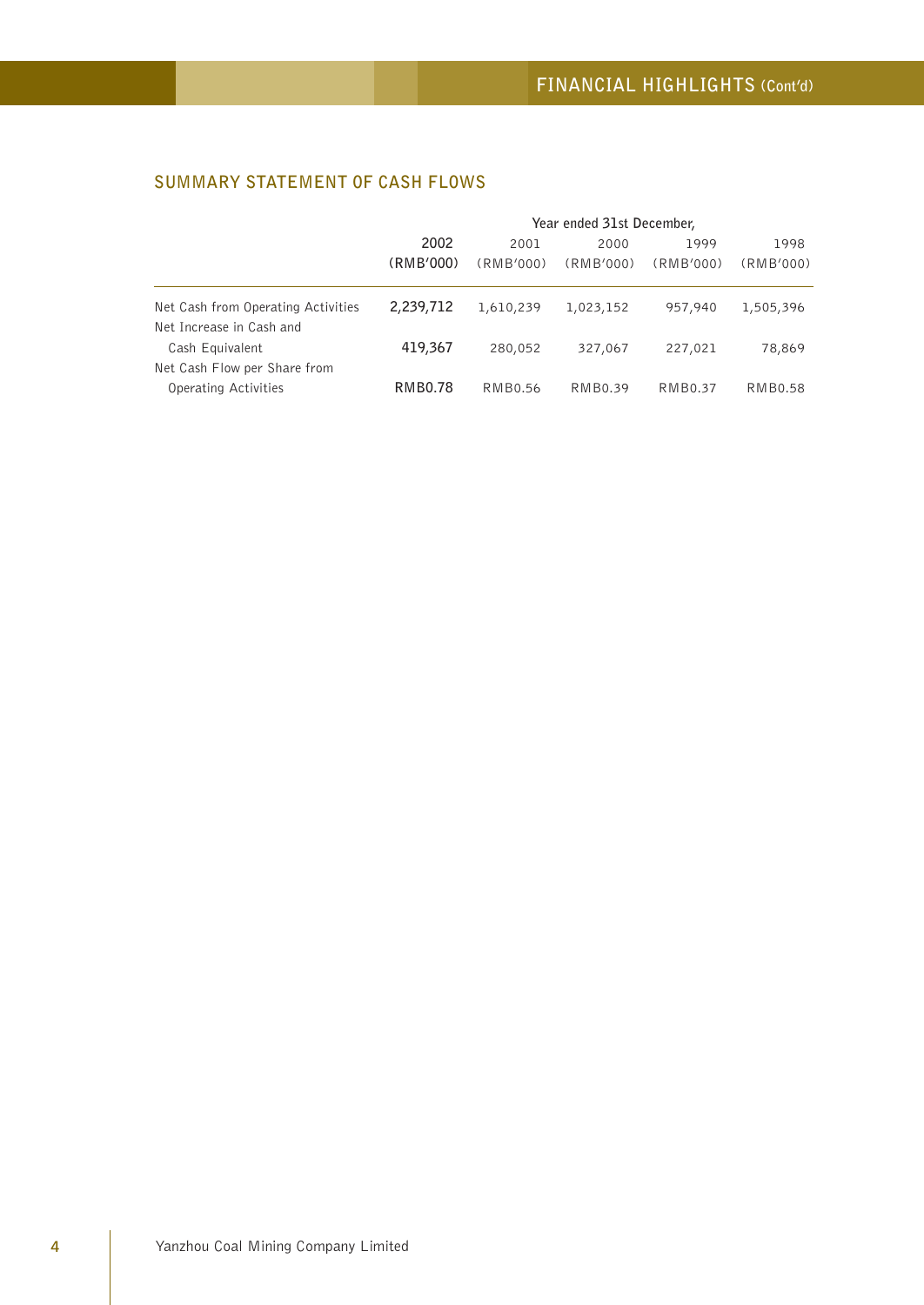## SUMMARY STATEMENT OF CASH FLOWS

| | Year ended 31st December, | | | | |
|---|---|---|---|---|---|
| | **2002** | 2001 | 2000 | 1999 | 1998 |
| | **(RMB'000)** | (RMB'000) | (RMB'000) | (RMB'000) | (RMB'000) |
| Net Cash from Operating Activities | **2,239,712** | 1,610,239 | 1,023,152 | 957,940 | 1,505,396 |
| Net Increase in Cash and Cash Equivalent | **419,367** | 280,052 | 327,067 | 227,021 | 78,869 |
| Net Cash Flow per Share from Operating Activities | **RMB0.78** | RMB0.56 | RMB0.39 | RMB0.37 | RMB0.58 |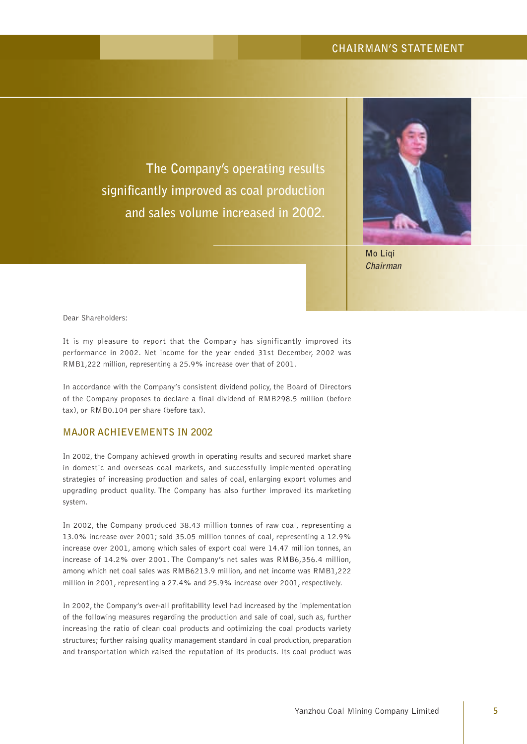# CHAIRMAN'S STATEMENT

**The Company's operating results significantly improved as coal production and sales volume increased in 2002.**

**Mo Liqi**
***Chairman***

Dear Shareholders:

It is my pleasure to report that the Company has significantly improved its performance in 2002. Net income for the year ended 31st December, 2002 was RMB1,222 million, representing a 25.9% increase over that of 2001.

In accordance with the Company's consistent dividend policy, the Board of Directors of the Company proposes to declare a final dividend of RMB298.5 million (before tax), or RMB0.104 per share (before tax).

## MAJOR ACHIEVEMENTS IN 2002

In 2002, the Company achieved growth in operating results and secured market share in domestic and overseas coal markets, and successfully implemented operating strategies of increasing production and sales of coal, enlarging export volumes and upgrading product quality. The Company has also further improved its marketing system.

In 2002, the Company produced 38.43 million tonnes of raw coal, representing a 13.0% increase over 2001; sold 35.05 million tonnes of coal, representing a 12.9% increase over 2001, among which sales of export coal were 14.47 million tonnes, an increase of 14.2% over 2001. The Company's net sales was RMB6,356.4 million, among which net coal sales was RMB6213.9 million, and net income was RMB1,222 million in 2001, representing a 27.4% and 25.9% increase over 2001, respectively.

In 2002, the Company's over-all profitability level had increased by the implementation of the following measures regarding the production and sale of coal, such as, further increasing the ratio of clean coal products and optimizing the coal products variety structures; further raising quality management standard in coal production, preparation and transportation which raised the reputation of its products. Its coal product was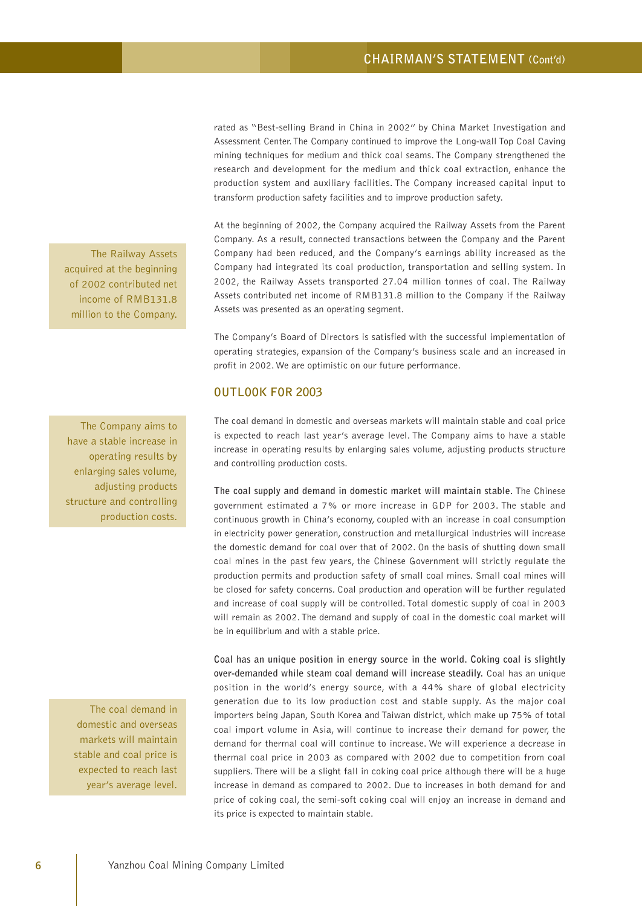rated as "Best-selling Brand in China in 2002" by China Market Investigation and Assessment Center. The Company continued to improve the Long-wall Top Coal Caving mining techniques for medium and thick coal seams. The Company strengthened the research and development for the medium and thick coal extraction, enhance the production system and auxiliary facilities. The Company increased capital input to transform production safety facilities and to improve production safety.

> The Railway Assets acquired at the beginning of 2002 contributed net income of RMB131.8 million to the Company.

At the beginning of 2002, the Company acquired the Railway Assets from the Parent Company. As a result, connected transactions between the Company and the Parent Company had been reduced, and the Company's earnings ability increased as the Company had integrated its coal production, transportation and selling system. In 2002, the Railway Assets transported 27.04 million tonnes of coal. The Railway Assets contributed net income of RMB131.8 million to the Company if the Railway Assets was presented as an operating segment.

The Company's Board of Directors is satisfied with the successful implementation of operating strategies, expansion of the Company's business scale and an increased in profit in 2002. We are optimistic on our future performance.

## OUTLOOK FOR 2003

> The Company aims to have a stable increase in operating results by enlarging sales volume, adjusting products structure and controlling production costs.

The coal demand in domestic and overseas markets will maintain stable and coal price is expected to reach last year's average level. The Company aims to have a stable increase in operating results by enlarging sales volume, adjusting products structure and controlling production costs.

**The coal supply and demand in domestic market will maintain stable.** The Chinese government estimated a 7% or more increase in GDP for 2003. The stable and continuous growth in China's economy, coupled with an increase in coal consumption in electricity power generation, construction and metallurgical industries will increase the domestic demand for coal over that of 2002. On the basis of shutting down small coal mines in the past few years, the Chinese Government will strictly regulate the production permits and production safety of small coal mines. Small coal mines will be closed for safety concerns. Coal production and operation will be further regulated and increase of coal supply will be controlled. Total domestic supply of coal in 2003 will remain as 2002. The demand and supply of coal in the domestic coal market will be in equilibrium and with a stable price.

> The coal demand in domestic and overseas markets will maintain stable and coal price is expected to reach last year's average level.

**Coal has an unique position in energy source in the world. Coking coal is slightly over-demanded while steam coal demand will increase steadily.** Coal has an unique position in the world's energy source, with a 44% share of global electricity generation due to its low production cost and stable supply. As the major coal importers being Japan, South Korea and Taiwan district, which make up 75% of total coal import volume in Asia, will continue to increase their demand for power, the demand for thermal coal will continue to increase. We will experience a decrease in thermal coal price in 2003 as compared with 2002 due to competition from coal suppliers. There will be a slight fall in coking coal price although there will be a huge increase in demand as compared to 2002. Due to increases in both demand for and price of coking coal, the semi-soft coking coal will enjoy an increase in demand and its price is expected to maintain stable.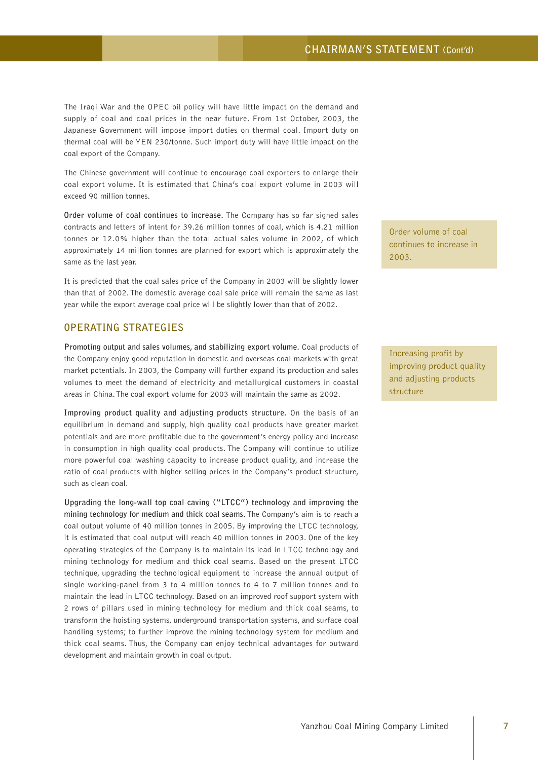The Iraqi War and the OPEC oil policy will have little impact on the demand and supply of coal and coal prices in the near future. From 1st October, 2003, the Japanese Government will impose import duties on thermal coal. Import duty on thermal coal will be YEN 230/tonne. Such import duty will have little impact on the coal export of the Company.

The Chinese government will continue to encourage coal exporters to enlarge their coal export volume. It is estimated that China's coal export volume in 2003 will exceed 90 million tonnes.

**Order volume of coal continues to increase.** The Company has so far signed sales contracts and letters of intent for 39.26 million tonnes of coal, which is 4.21 million tonnes or 12.0% higher than the total actual sales volume in 2002, of which approximately 14 million tonnes are planned for export which is approximately the same as the last year.

Order volume of coal continues to increase in 2003.

It is predicted that the coal sales price of the Company in 2003 will be slightly lower than that of 2002. The domestic average coal sale price will remain the same as last year while the export average coal price will be slightly lower than that of 2002.

## OPERATING STRATEGIES

**Promoting output and sales volumes, and stabilizing export volume.** Coal products of the Company enjoy good reputation in domestic and overseas coal markets with great market potentials. In 2003, the Company will further expand its production and sales volumes to meet the demand of electricity and metallurgical customers in coastal areas in China. The coal export volume for 2003 will maintain the same as 2002.

Increasing profit by improving product quality and adjusting products structure

**Improving product quality and adjusting products structure.** On the basis of an equilibrium in demand and supply, high quality coal products have greater market potentials and are more profitable due to the government's energy policy and increase in consumption in high quality coal products. The Company will continue to utilize more powerful coal washing capacity to increase product quality, and increase the ratio of coal products with higher selling prices in the Company's product structure, such as clean coal.

**Upgrading the long-wall top coal caving ("LTCC") technology and improving the mining technology for medium and thick coal seams.** The Company's aim is to reach a coal output volume of 40 million tonnes in 2005. By improving the LTCC technology, it is estimated that coal output will reach 40 million tonnes in 2003. One of the key operating strategies of the Company is to maintain its lead in LTCC technology and mining technology for medium and thick coal seams. Based on the present LTCC technique, upgrading the technological equipment to increase the annual output of single working-panel from 3 to 4 million tonnes to 4 to 7 million tonnes and to maintain the lead in LTCC technology. Based on an improved roof support system with 2 rows of pillars used in mining technology for medium and thick coal seams, to transform the hoisting systems, underground transportation systems, and surface coal handling systems; to further improve the mining technology system for medium and thick coal seams. Thus, the Company can enjoy technical advantages for outward development and maintain growth in coal output.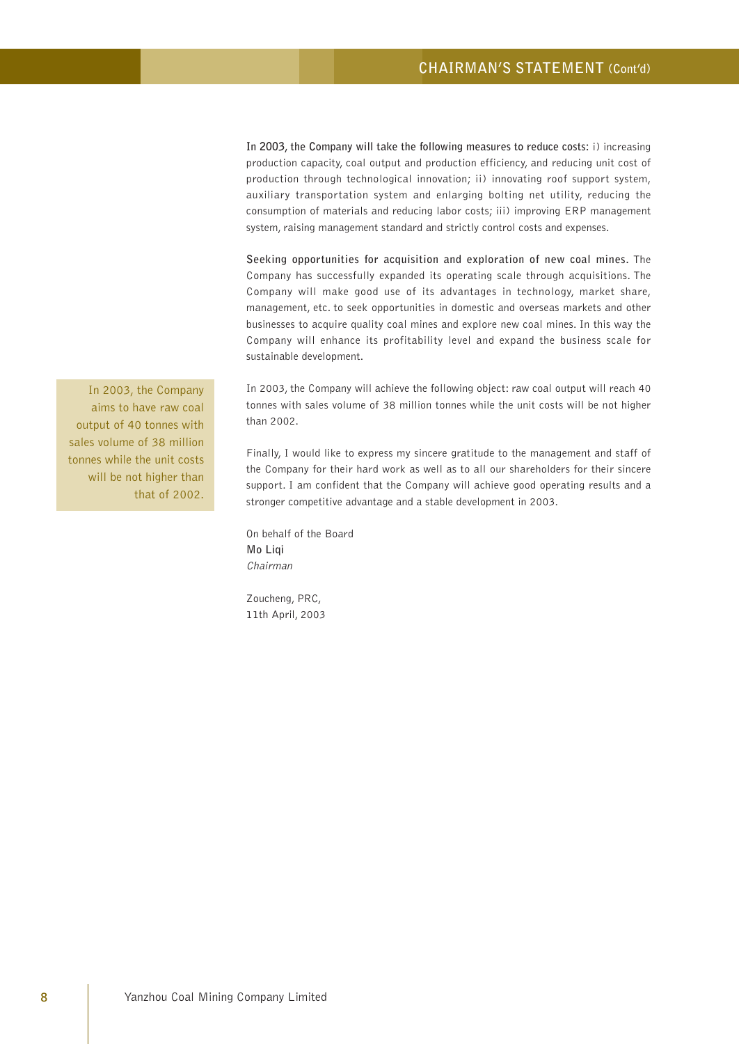**In 2003, the Company will take the following measures to reduce costs:** i) increasing production capacity, coal output and production efficiency, and reducing unit cost of production through technological innovation; ii) innovating roof support system, auxiliary transportation system and enlarging bolting net utility, reducing the consumption of materials and reducing labor costs; iii) improving ERP management system, raising management standard and strictly control costs and expenses.

**Seeking opportunities for acquisition and exploration of new coal mines.** The Company has successfully expanded its operating scale through acquisitions. The Company will make good use of its advantages in technology, market share, management, etc. to seek opportunities in domestic and overseas markets and other businesses to acquire quality coal mines and explore new coal mines. In this way the Company will enhance its profitability level and expand the business scale for sustainable development.

In 2003, the Company aims to have raw coal output of 40 tonnes with sales volume of 38 million tonnes while the unit costs will be not higher than that of 2002.

In 2003, the Company will achieve the following object: raw coal output will reach 40 tonnes with sales volume of 38 million tonnes while the unit costs will be not higher than 2002.

Finally, I would like to express my sincere gratitude to the management and staff of the Company for their hard work as well as to all our shareholders for their sincere support. I am confident that the Company will achieve good operating results and a stronger competitive advantage and a stable development in 2003.

On behalf of the Board
**Mo Liqi**
*Chairman*

Zoucheng, PRC,
11th April, 2003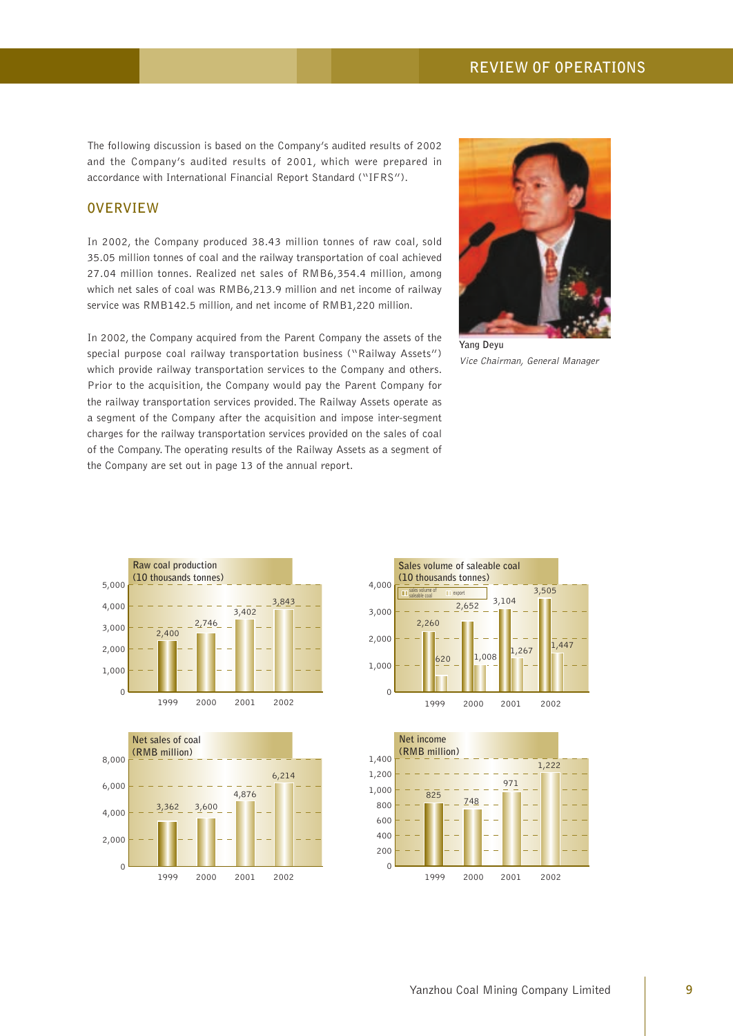# REVIEW OF OPERATIONS

The following discussion is based on the Company's audited results of 2002 and the Company's audited results of 2001, which were prepared in accordance with International Financial Report Standard ("IFRS").

## OVERVIEW

In 2002, the Company produced 38.43 million tonnes of raw coal, sold 35.05 million tonnes of coal and the railway transportation of coal achieved 27.04 million tonnes. Realized net sales of RMB6,354.4 million, among which net sales of coal was RMB6,213.9 million and net income of railway service was RMB142.5 million, and net income of RMB1,220 million.

In 2002, the Company acquired from the Parent Company the assets of the special purpose coal railway transportation business ("Railway Assets") which provide railway transportation services to the Company and others. Prior to the acquisition, the Company would pay the Parent Company for the railway transportation services provided. The Railway Assets operate as a segment of the Company after the acquisition and impose inter-segment charges for the railway transportation services provided on the sales of coal of the Company. The operating results of the Railway Assets as a segment of the Company are set out in page 13 of the annual report.

**Yang Deyu**
*Vice Chairman, General Manager*

**Raw coal production (10 thousands tonnes)**

| 1999 | 2000 | 2001 | 2002 |
|---|---|---|---|
| 2,400 | 2,746 | 3,402 | 3,843 |

**Sales volume of saleable coal (10 thousands tonnes)**

| | 1999 | 2000 | 2001 | 2002 |
|---|---|---|---|---|
| sales volume of saleable coal | 2,260 | 2,652 | 3,104 | 3,505 |
| export | 620 | 1,008 | 1,267 | 1,447 |

**Net sales of coal (RMB million)**

| 1999 | 2000 | 2001 | 2002 |
|---|---|---|---|
| 3,362 | 3,600 | 4,876 | 6,214 |

**Net income (RMB million)**

| 1999 | 2000 | 2001 | 2002 |
|---|---|---|---|
| 825 | 748 | 971 | 1,222 |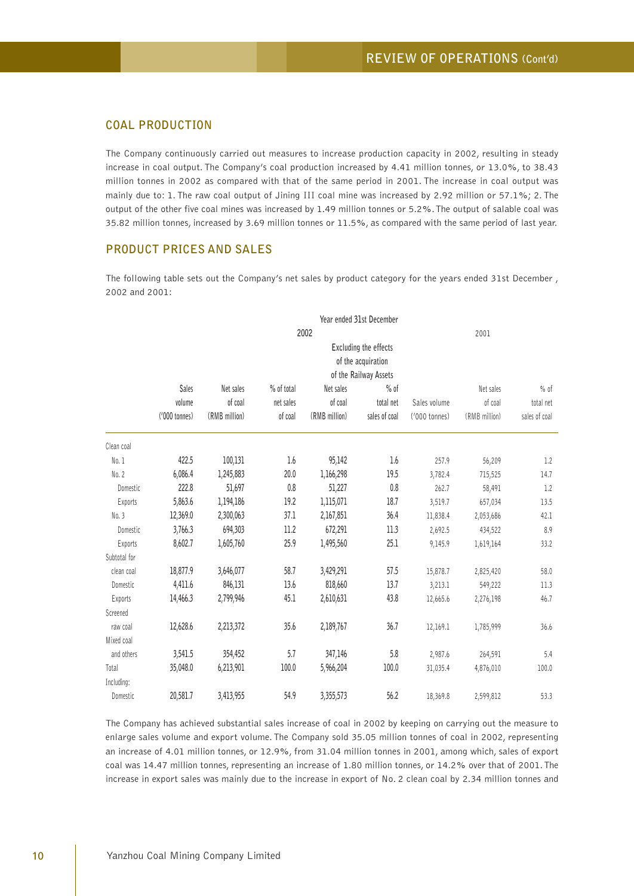## COAL PRODUCTION

The Company continuously carried out measures to increase production capacity in 2002, resulting in steady increase in coal output. The Company's coal production increased by 4.41 million tonnes, or 13.0%, to 38.43 million tonnes in 2002 as compared with that of the same period in 2001. The increase in coal output was mainly due to: 1. The raw coal output of Jining III coal mine was increased by 2.92 million or 57.1%; 2. The output of the other five coal mines was increased by 1.49 million tonnes or 5.2%. The output of salable coal was 35.82 million tonnes, increased by 3.69 million tonnes or 11.5%, as compared with the same period of last year.

## PRODUCT PRICES AND SALES

The following table sets out the Company's net sales by product category for the years ended 31st December , 2002 and 2001:

| | Year ended 31st December | | | | | | | |
|---|---|---|---|---|---|---|---|---|
| | 2002 | | | | | 2001 | | |
| | | | | Excluding the effects of the acquisition of the Railway Assets | | | | |
| | Sales volume ('000 tonnes) | Net sales of coal (RMB million) | % of total net sales of coal | Net sales of coal (RMB million) | % of total net sales of coal | Sales volume ('000 tonnes) | Net sales of coal (RMB million) | % of total net sales of coal |
| Clean coal | | | | | | | | |
| No. 1 | 422.5 | 100,131 | 1.6 | 95,142 | 1.6 | 257.9 | 56,209 | 1.2 |
| No. 2 | 6,086.4 | 1,245,883 | 20.0 | 1,166,298 | 19.5 | 3,782.4 | 715,525 | 14.7 |
| Domestic | 222.8 | 51,697 | 0.8 | 51,227 | 0.8 | 262.7 | 58,491 | 1.2 |
| Exports | 5,863.6 | 1,194,186 | 19.2 | 1,115,071 | 18.7 | 3,519.7 | 657,034 | 13.5 |
| No. 3 | 12,369.0 | 2,300,063 | 37.1 | 2,167,851 | 36.4 | 11,838.4 | 2,053,686 | 42.1 |
| Domestic | 3,766.3 | 694,303 | 11.2 | 672,291 | 11.3 | 2,692.5 | 434,522 | 8.9 |
| Exports | 8,602.7 | 1,605,760 | 25.9 | 1,495,560 | 25.1 | 9,145.9 | 1,619,164 | 33.2 |
| Subtotal for clean coal | 18,877.9 | 3,646,077 | 58.7 | 3,429,291 | 57.5 | 15,878.7 | 2,825,420 | 58.0 |
| Domestic | 4,411.6 | 846,131 | 13.6 | 818,660 | 13.7 | 3,213.1 | 549,222 | 11.3 |
| Exports | 14,466.3 | 2,799,946 | 45.1 | 2,610,631 | 43.8 | 12,665.6 | 2,276,198 | 46.7 |
| Screened raw coal | 12,628.6 | 2,213,372 | 35.6 | 2,189,767 | 36.7 | 12,169.1 | 1,785,999 | 36.6 |
| Mixed coal and others | 3,541.5 | 354,452 | 5.7 | 347,146 | 5.8 | 2,987.6 | 264,591 | 5.4 |
| Total | 35,048.0 | 6,213,901 | 100.0 | 5,966,204 | 100.0 | 31,035.4 | 4,876,010 | 100.0 |
| Including: | | | | | | | | |
| Domestic | 20,581.7 | 3,413,955 | 54.9 | 3,355,573 | 56.2 | 18,369.8 | 2,599,812 | 53.3 |

The Company has achieved substantial sales increase of coal in 2002 by keeping on carrying out the measure to enlarge sales volume and export volume. The Company sold 35.05 million tonnes of coal in 2002, representing an increase of 4.01 million tonnes, or 12.9%, from 31.04 million tonnes in 2001, among which, sales of export coal was 14.47 million tonnes, representing an increase of 1.80 million tonnes, or 14.2% over that of 2001. The increase in export sales was mainly due to the increase in export of No. 2 clean coal by 2.34 million tonnes and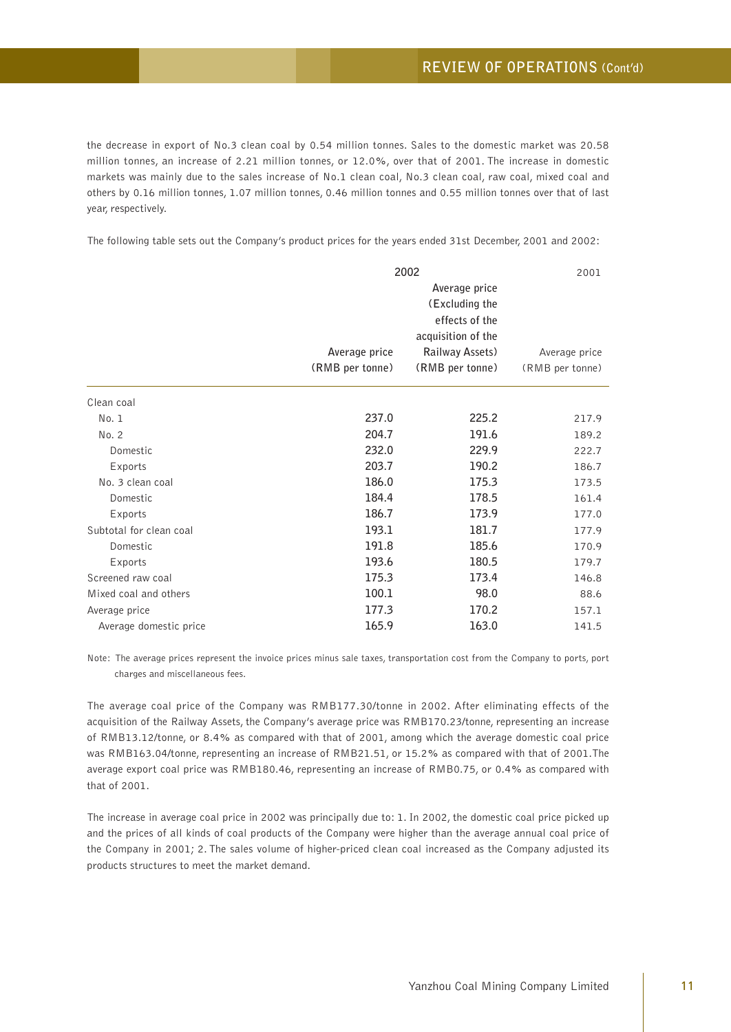the decrease in export of No.3 clean coal by 0.54 million tonnes. Sales to the domestic market was 20.58 million tonnes, an increase of 2.21 million tonnes, or 12.0%, over that of 2001. The increase in domestic markets was mainly due to the sales increase of No.1 clean coal, No.3 clean coal, raw coal, mixed coal and others by 0.16 million tonnes, 1.07 million tonnes, 0.46 million tonnes and 0.55 million tonnes over that of last year, respectively.

The following table sets out the Company's product prices for the years ended 31st December, 2001 and 2002:

| | 2002 | | 2001 |
|---|---|---|---|
| | Average price (RMB per tonne) | Average price (Excluding the effects of the acquisition of the Railway Assets) (RMB per tonne) | Average price (RMB per tonne) |
| Clean coal | | | |
| No. 1 | 237.0 | 225.2 | 217.9 |
| No. 2 | 204.7 | 191.6 | 189.2 |
| Domestic | 232.0 | 229.9 | 222.7 |
| Exports | 203.7 | 190.2 | 186.7 |
| No. 3 clean coal | 186.0 | 175.3 | 173.5 |
| Domestic | 184.4 | 178.5 | 161.4 |
| Exports | 186.7 | 173.9 | 177.0 |
| Subtotal for clean coal | 193.1 | 181.7 | 177.9 |
| Domestic | 191.8 | 185.6 | 170.9 |
| Exports | 193.6 | 180.5 | 179.7 |
| Screened raw coal | 175.3 | 173.4 | 146.8 |
| Mixed coal and others | 100.1 | 98.0 | 88.6 |
| Average price | 177.3 | 170.2 | 157.1 |
| Average domestic price | 165.9 | 163.0 | 141.5 |

Note: The average prices represent the invoice prices minus sale taxes, transportation cost from the Company to ports, port charges and miscellaneous fees.

The average coal price of the Company was RMB177.30/tonne in 2002. After eliminating effects of the acquisition of the Railway Assets, the Company's average price was RMB170.23/tonne, representing an increase of RMB13.12/tonne, or 8.4% as compared with that of 2001, among which the average domestic coal price was RMB163.04/tonne, representing an increase of RMB21.51, or 15.2% as compared with that of 2001.The average export coal price was RMB180.46, representing an increase of RMB0.75, or 0.4% as compared with that of 2001.

The increase in average coal price in 2002 was principally due to: 1. In 2002, the domestic coal price picked up and the prices of all kinds of coal products of the Company were higher than the average annual coal price of the Company in 2001; 2. The sales volume of higher-priced clean coal increased as the Company adjusted its products structures to meet the market demand.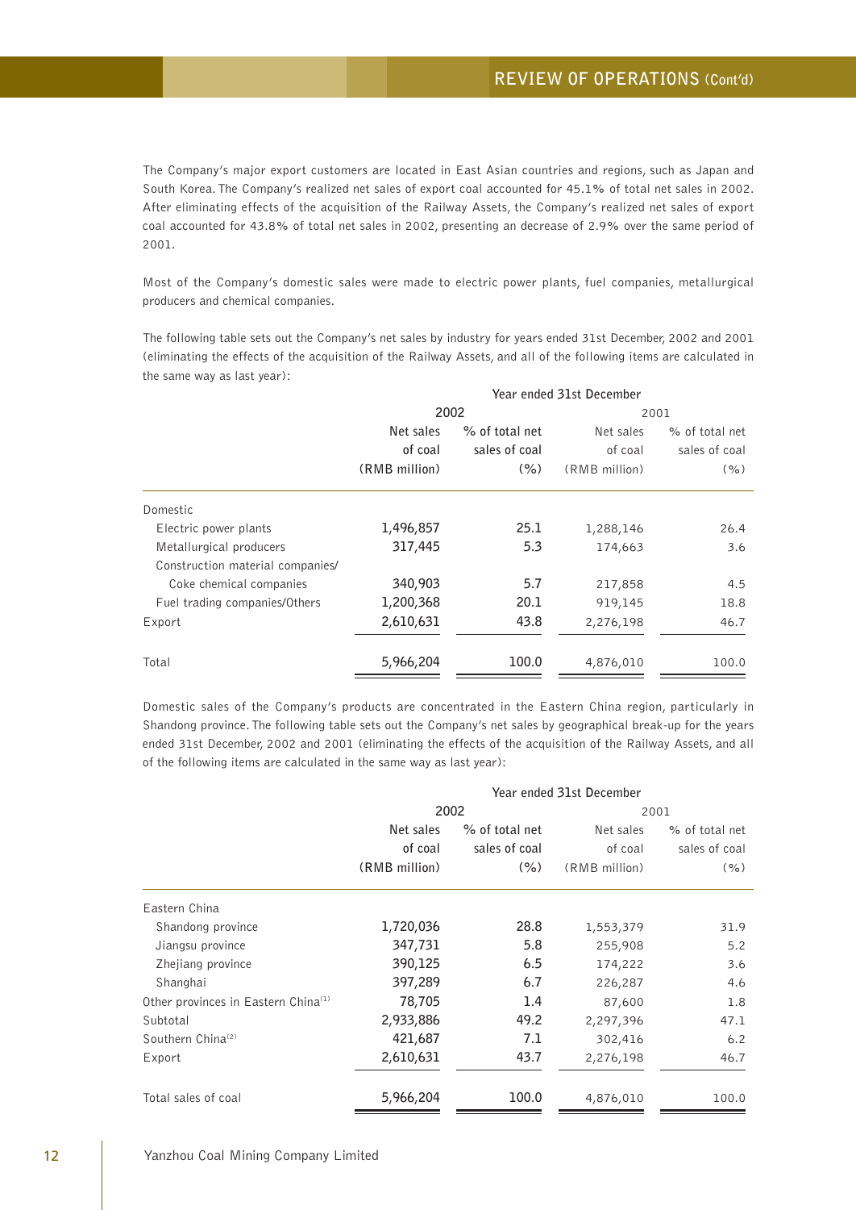The Company's major export customers are located in East Asian countries and regions, such as Japan and South Korea. The Company's realized net sales of export coal accounted for 45.1% of total net sales in 2002. After eliminating effects of the acquisition of the Railway Assets, the Company's realized net sales of export coal accounted for 43.8% of total net sales in 2002, presenting an decrease of 2.9% over the same period of 2001.

Most of the Company's domestic sales were made to electric power plants, fuel companies, metallurgical producers and chemical companies.

The following table sets out the Company's net sales by industry for years ended 31st December, 2002 and 2001 (eliminating the effects of the acquisition of the Railway Assets, and all of the following items are calculated in the same way as last year):

| | Year ended 31st December | | | |
|---|---|---|---|---|
| | 2002 | | 2001 | |
| | Net sales of coal (RMB million) | % of total net sales of coal (%) | Net sales of coal (RMB million) | % of total net sales of coal (%) |
| Domestic | | | | |
| Electric power plants | **1,496,857** | **25.1** | 1,288,146 | 26.4 |
| Metallurgical producers | **317,445** | **5.3** | 174,663 | 3.6 |
| Construction material companies/ Coke chemical companies | **340,903** | **5.7** | 217,858 | 4.5 |
| Fuel trading companies/Others | **1,200,368** | **20.1** | 919,145 | 18.8 |
| Export | **2,610,631** | **43.8** | 2,276,198 | 46.7 |
| Total | **5,966,204** | **100.0** | 4,876,010 | 100.0 |

Domestic sales of the Company's products are concentrated in the Eastern China region, particularly in Shandong province. The following table sets out the Company's net sales by geographical break-up for the years ended 31st December, 2002 and 2001 (eliminating the effects of the acquisition of the Railway Assets, and all of the following items are calculated in the same way as last year):

| | Year ended 31st December | | | |
|---|---|---|---|---|
| | 2002 | | 2001 | |
| | Net sales of coal (RMB million) | % of total net sales of coal (%) | Net sales of coal (RMB million) | % of total net sales of coal (%) |
| Eastern China | | | | |
| Shandong province | **1,720,036** | **28.8** | 1,553,379 | 31.9 |
| Jiangsu province | **347,731** | **5.8** | 255,908 | 5.2 |
| Zhejiang province | **390,125** | **6.5** | 174,222 | 3.6 |
| Shanghai | **397,289** | **6.7** | 226,287 | 4.6 |
| Other provinces in Eastern China[1] | **78,705** | **1.4** | 87,600 | 1.8 |
| Subtotal | **2,933,886** | **49.2** | 2,297,396 | 47.1 |
| Southern China[2] | **421,687** | **7.1** | 302,416 | 6.2 |
| Export | **2,610,631** | **43.7** | 2,276,198 | 46.7 |
| Total sales of coal | **5,966,204** | **100.0** | 4,876,010 | 100.0 |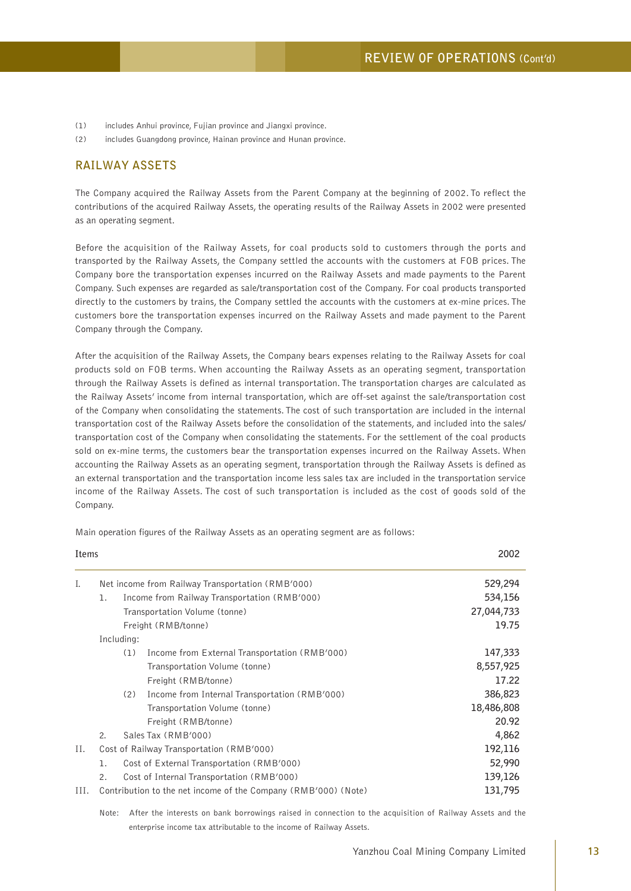(1) includes Anhui province, Fujian province and Jiangxi province.

(2) includes Guangdong province, Hainan province and Hunan province.

## RAILWAY ASSETS

The Company acquired the Railway Assets from the Parent Company at the beginning of 2002. To reflect the contributions of the acquired Railway Assets, the operating results of the Railway Assets in 2002 were presented as an operating segment.

Before the acquisition of the Railway Assets, for coal products sold to customers through the ports and transported by the Railway Assets, the Company settled the accounts with the customers at FOB prices. The Company bore the transportation expenses incurred on the Railway Assets and made payments to the Parent Company. Such expenses are regarded as sale/transportation cost of the Company. For coal products transported directly to the customers by trains, the Company settled the accounts with the customers at ex-mine prices. The customers bore the transportation expenses incurred on the Railway Assets and made payment to the Parent Company through the Company.

After the acquisition of the Railway Assets, the Company bears expenses relating to the Railway Assets for coal products sold on FOB terms. When accounting the Railway Assets as an operating segment, transportation through the Railway Assets is defined as internal transportation. The transportation charges are calculated as the Railway Assets' income from internal transportation, which are off-set against the sale/transportation cost of the Company when consolidating the statements. The cost of such transportation are included in the internal transportation cost of the Railway Assets before the consolidation of the statements, and included into the sales/transportation cost of the Company when consolidating the statements. For the settlement of the coal products sold on ex-mine terms, the customers bear the transportation expenses incurred on the Railway Assets. When accounting the Railway Assets as an operating segment, transportation through the Railway Assets is defined as an external transportation and the transportation income less sales tax are included in the transportation service income of the Railway Assets. The cost of such transportation is included as the cost of goods sold of the Company.

Main operation figures of the Railway Assets as an operating segment are as follows:

| Items | 2002 |
|---|---|
| I. Net income from Railway Transportation (RMB'000) | 529,294 |
| 1. Income from Railway Transportation (RMB'000) | 534,156 |
| Transportation Volume (tonne) | 27,044,733 |
| Freight (RMB/tonne) | 19.75 |
| Including: | |
| (1) Income from External Transportation (RMB'000) | 147,333 |
| Transportation Volume (tonne) | 8,557,925 |
| Freight (RMB/tonne) | 17.22 |
| (2) Income from Internal Transportation (RMB'000) | 386,823 |
| Transportation Volume (tonne) | 18,486,808 |
| Freight (RMB/tonne) | 20.92 |
| 2. Sales Tax (RMB'000) | 4,862 |
| II. Cost of Railway Transportation (RMB'000) | 192,116 |
| 1. Cost of External Transportation (RMB'000) | 52,990 |
| 2. Cost of Internal Transportation (RMB'000) | 139,126 |
| III. Contribution to the net income of the Company (RMB'000) (Note) | 131,795 |

Note: After the interests on bank borrowings raised in connection to the acquisition of Railway Assets and the enterprise income tax attributable to the income of Railway Assets.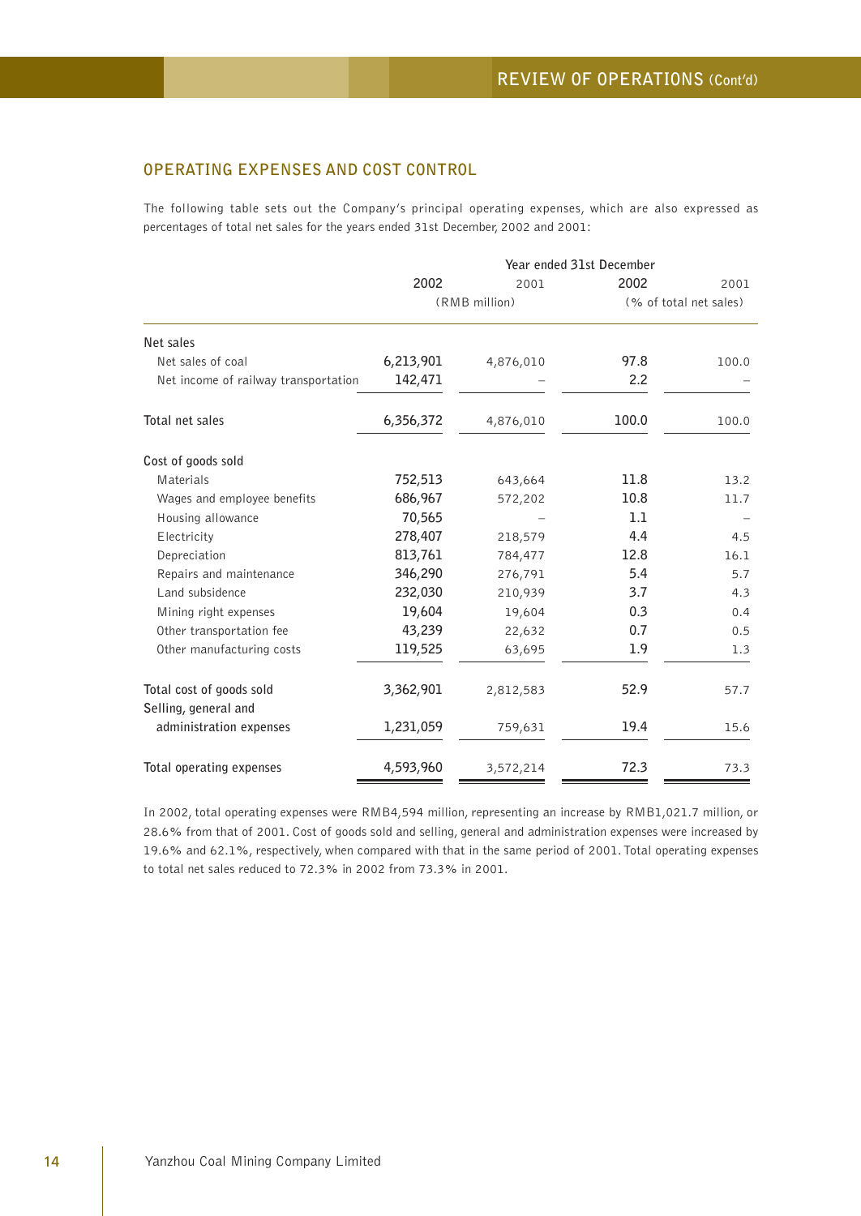## OPERATING EXPENSES AND COST CONTROL

The following table sets out the Company's principal operating expenses, which are also expressed as percentages of total net sales for the years ended 31st December, 2002 and 2001:

| | Year ended 31st December | | | |
|---|---|---|---|---|
| | 2002 | 2001 | 2002 | 2001 |
| | (RMB million) | | (% of total net sales) | |
| **Net sales** | | | | |
| Net sales of coal | 6,213,901 | 4,876,010 | 97.8 | 100.0 |
| Net income of railway transportation | 142,471 | – | 2.2 | – |
| **Total net sales** | 6,356,372 | 4,876,010 | 100.0 | 100.0 |
| **Cost of goods sold** | | | | |
| Materials | 752,513 | 643,664 | 11.8 | 13.2 |
| Wages and employee benefits | 686,967 | 572,202 | 10.8 | 11.7 |
| Housing allowance | 70,565 | – | 1.1 | – |
| Electricity | 278,407 | 218,579 | 4.4 | 4.5 |
| Depreciation | 813,761 | 784,477 | 12.8 | 16.1 |
| Repairs and maintenance | 346,290 | 276,791 | 5.4 | 5.7 |
| Land subsidence | 232,030 | 210,939 | 3.7 | 4.3 |
| Mining right expenses | 19,604 | 19,604 | 0.3 | 0.4 |
| Other transportation fee | 43,239 | 22,632 | 0.7 | 0.5 |
| Other manufacturing costs | 119,525 | 63,695 | 1.9 | 1.3 |
| **Total cost of goods sold** | 3,362,901 | 2,812,583 | 52.9 | 57.7 |
| **Selling, general and administration expenses** | 1,231,059 | 759,631 | 19.4 | 15.6 |
| **Total operating expenses** | 4,593,960 | 3,572,214 | 72.3 | 73.3 |

In 2002, total operating expenses were RMB4,594 million, representing an increase by RMB1,021.7 million, or 28.6% from that of 2001. Cost of goods sold and selling, general and administration expenses were increased by 19.6% and 62.1%, respectively, when compared with that in the same period of 2001. Total operating expenses to total net sales reduced to 72.3% in 2002 from 73.3% in 2001.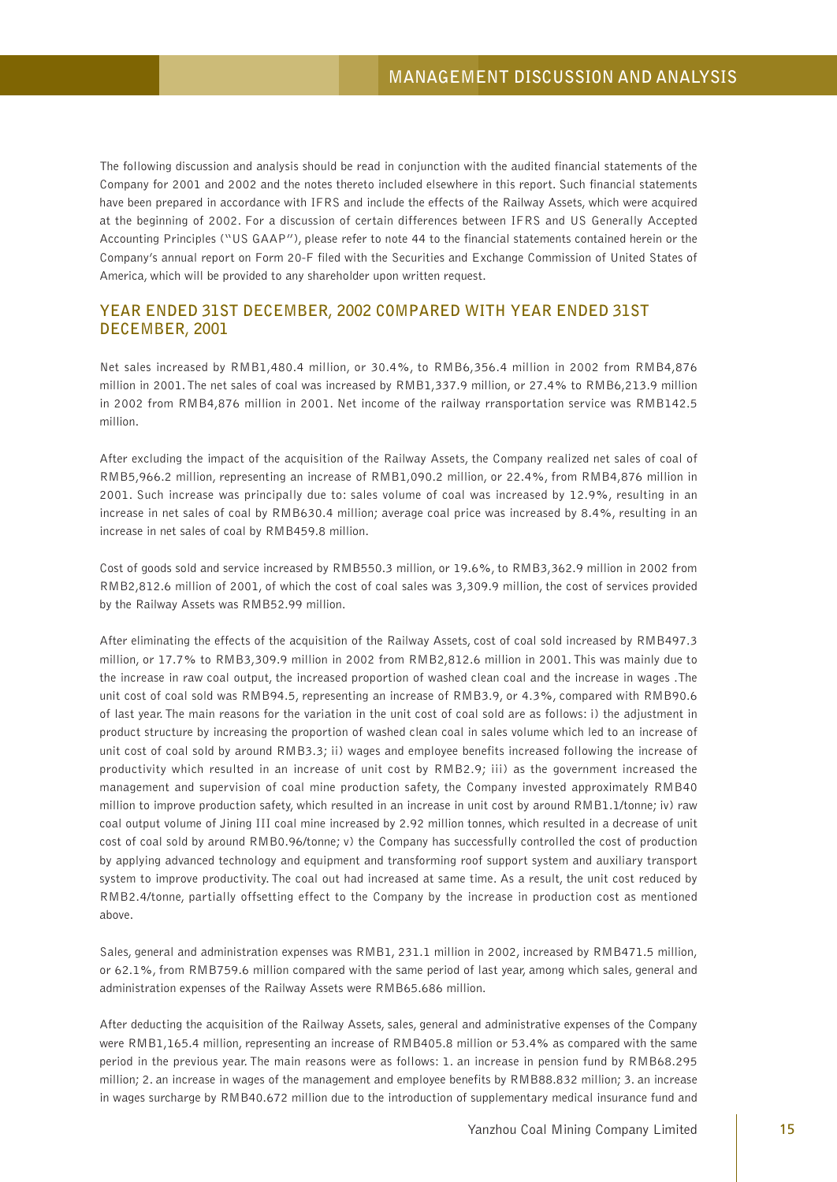The following discussion and analysis should be read in conjunction with the audited financial statements of the Company for 2001 and 2002 and the notes thereto included elsewhere in this report. Such financial statements have been prepared in accordance with IFRS and include the effects of the Railway Assets, which were acquired at the beginning of 2002. For a discussion of certain differences between IFRS and US Generally Accepted Accounting Principles ("US GAAP"), please refer to note 44 to the financial statements contained herein or the Company's annual report on Form 20-F filed with the Securities and Exchange Commission of United States of America, which will be provided to any shareholder upon written request.

## YEAR ENDED 31ST DECEMBER, 2002 COMPARED WITH YEAR ENDED 31ST DECEMBER, 2001

Net sales increased by RMB1,480.4 million, or 30.4%, to RMB6,356.4 million in 2002 from RMB4,876 million in 2001. The net sales of coal was increased by RMB1,337.9 million, or 27.4% to RMB6,213.9 million in 2002 from RMB4,876 million in 2001. Net income of the railway rransportation service was RMB142.5 million.

After excluding the impact of the acquisition of the Railway Assets, the Company realized net sales of coal of RMB5,966.2 million, representing an increase of RMB1,090.2 million, or 22.4%, from RMB4,876 million in 2001. Such increase was principally due to: sales volume of coal was increased by 12.9%, resulting in an increase in net sales of coal by RMB630.4 million; average coal price was increased by 8.4%, resulting in an increase in net sales of coal by RMB459.8 million.

Cost of goods sold and service increased by RMB550.3 million, or 19.6%, to RMB3,362.9 million in 2002 from RMB2,812.6 million of 2001, of which the cost of coal sales was 3,309.9 million, the cost of services provided by the Railway Assets was RMB52.99 million.

After eliminating the effects of the acquisition of the Railway Assets, cost of coal sold increased by RMB497.3 million, or 17.7% to RMB3,309.9 million in 2002 from RMB2,812.6 million in 2001. This was mainly due to the increase in raw coal output, the increased proportion of washed clean coal and the increase in wages .The unit cost of coal sold was RMB94.5, representing an increase of RMB3.9, or 4.3%, compared with RMB90.6 of last year. The main reasons for the variation in the unit cost of coal sold are as follows: i) the adjustment in product structure by increasing the proportion of washed clean coal in sales volume which led to an increase of unit cost of coal sold by around RMB3.3; ii) wages and employee benefits increased following the increase of productivity which resulted in an increase of unit cost by RMB2.9; iii) as the government increased the management and supervision of coal mine production safety, the Company invested approximately RMB40 million to improve production safety, which resulted in an increase in unit cost by around RMB1.1/tonne; iv) raw coal output volume of Jining III coal mine increased by 2.92 million tonnes, which resulted in a decrease of unit cost of coal sold by around RMB0.96/tonne; v) the Company has successfully controlled the cost of production by applying advanced technology and equipment and transforming roof support system and auxiliary transport system to improve productivity. The coal out had increased at same time. As a result, the unit cost reduced by RMB2.4/tonne, partially offsetting effect to the Company by the increase in production cost as mentioned above.

Sales, general and administration expenses was RMB1, 231.1 million in 2002, increased by RMB471.5 million, or 62.1%, from RMB759.6 million compared with the same period of last year, among which sales, general and administration expenses of the Railway Assets were RMB65.686 million.

After deducting the acquisition of the Railway Assets, sales, general and administrative expenses of the Company were RMB1,165.4 million, representing an increase of RMB405.8 million or 53.4% as compared with the same period in the previous year. The main reasons were as follows: 1. an increase in pension fund by RMB68.295 million; 2. an increase in wages of the management and employee benefits by RMB88.832 million; 3. an increase in wages surcharge by RMB40.672 million due to the introduction of supplementary medical insurance fund and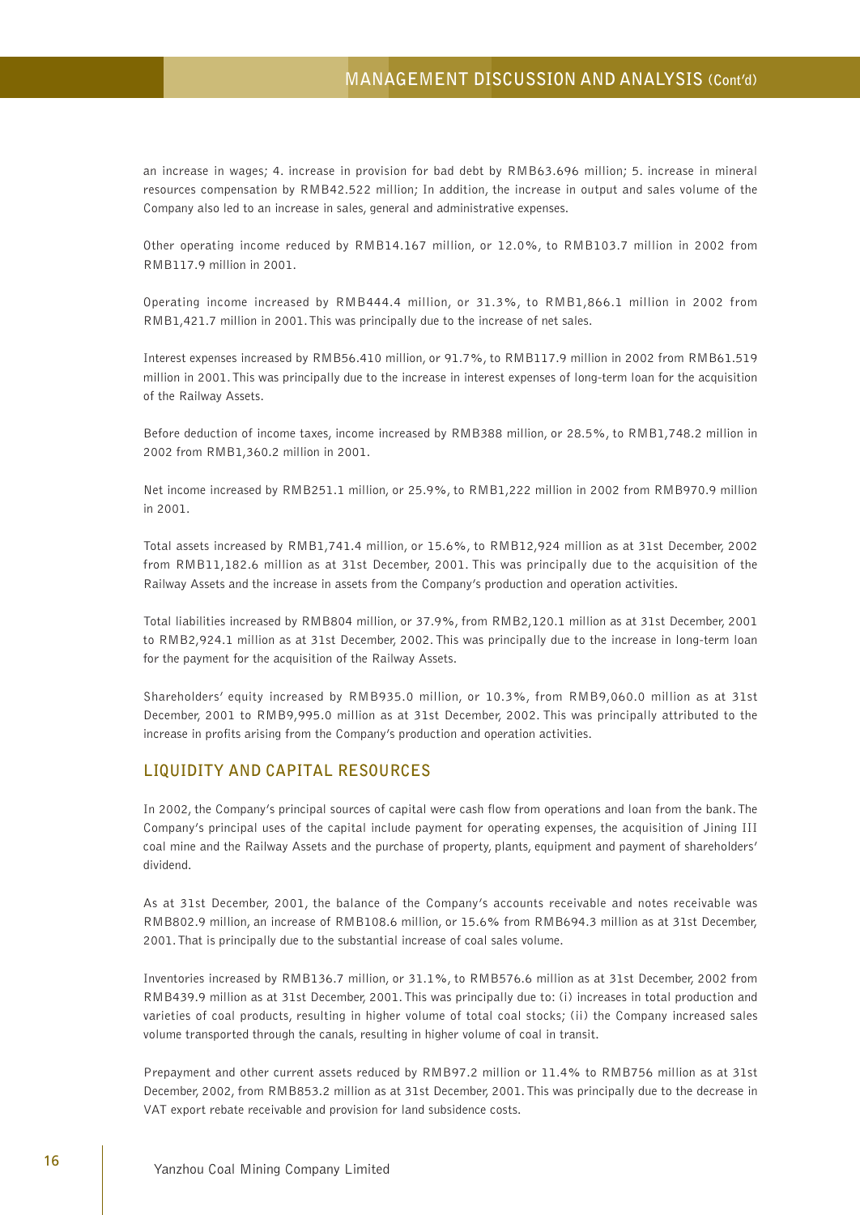an increase in wages; 4. increase in provision for bad debt by RMB63.696 million; 5. increase in mineral resources compensation by RMB42.522 million; In addition, the increase in output and sales volume of the Company also led to an increase in sales, general and administrative expenses.

Other operating income reduced by RMB14.167 million, or 12.0%, to RMB103.7 million in 2002 from RMB117.9 million in 2001.

Operating income increased by RMB444.4 million, or 31.3%, to RMB1,866.1 million in 2002 from RMB1,421.7 million in 2001. This was principally due to the increase of net sales.

Interest expenses increased by RMB56.410 million, or 91.7%, to RMB117.9 million in 2002 from RMB61.519 million in 2001. This was principally due to the increase in interest expenses of long-term loan for the acquisition of the Railway Assets.

Before deduction of income taxes, income increased by RMB388 million, or 28.5%, to RMB1,748.2 million in 2002 from RMB1,360.2 million in 2001.

Net income increased by RMB251.1 million, or 25.9%, to RMB1,222 million in 2002 from RMB970.9 million in 2001.

Total assets increased by RMB1,741.4 million, or 15.6%, to RMB12,924 million as at 31st December, 2002 from RMB11,182.6 million as at 31st December, 2001. This was principally due to the acquisition of the Railway Assets and the increase in assets from the Company's production and operation activities.

Total liabilities increased by RMB804 million, or 37.9%, from RMB2,120.1 million as at 31st December, 2001 to RMB2,924.1 million as at 31st December, 2002. This was principally due to the increase in long-term loan for the payment for the acquisition of the Railway Assets.

Shareholders' equity increased by RMB935.0 million, or 10.3%, from RMB9,060.0 million as at 31st December, 2001 to RMB9,995.0 million as at 31st December, 2002. This was principally attributed to the increase in profits arising from the Company's production and operation activities.

## LIQUIDITY AND CAPITAL RESOURCES

In 2002, the Company's principal sources of capital were cash flow from operations and loan from the bank. The Company's principal uses of the capital include payment for operating expenses, the acquisition of Jining III coal mine and the Railway Assets and the purchase of property, plants, equipment and payment of shareholders' dividend.

As at 31st December, 2001, the balance of the Company's accounts receivable and notes receivable was RMB802.9 million, an increase of RMB108.6 million, or 15.6% from RMB694.3 million as at 31st December, 2001. That is principally due to the substantial increase of coal sales volume.

Inventories increased by RMB136.7 million, or 31.1%, to RMB576.6 million as at 31st December, 2002 from RMB439.9 million as at 31st December, 2001. This was principally due to: (i) increases in total production and varieties of coal products, resulting in higher volume of total coal stocks; (ii) the Company increased sales volume transported through the canals, resulting in higher volume of coal in transit.

Prepayment and other current assets reduced by RMB97.2 million or 11.4% to RMB756 million as at 31st December, 2002, from RMB853.2 million as at 31st December, 2001. This was principally due to the decrease in VAT export rebate receivable and provision for land subsidence costs.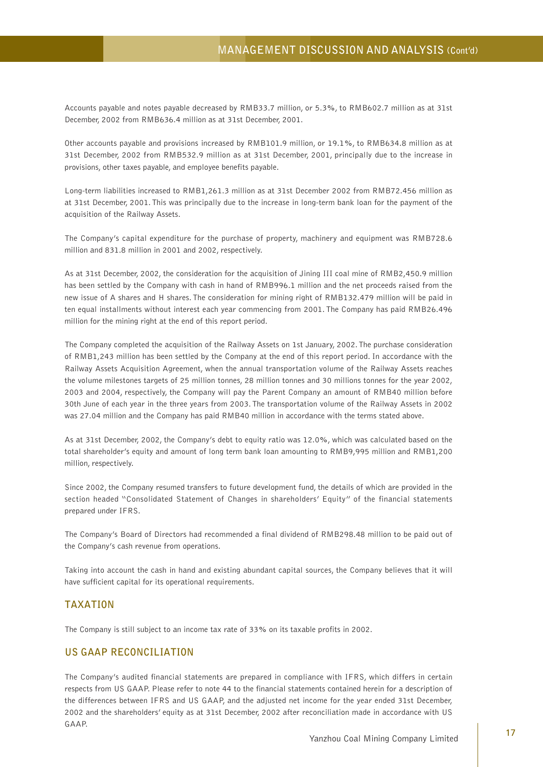Accounts payable and notes payable decreased by RMB33.7 million, or 5.3%, to RMB602.7 million as at 31st December, 2002 from RMB636.4 million as at 31st December, 2001.

Other accounts payable and provisions increased by RMB101.9 million, or 19.1%, to RMB634.8 million as at 31st December, 2002 from RMB532.9 million as at 31st December, 2001, principally due to the increase in provisions, other taxes payable, and employee benefits payable.

Long-term liabilities increased to RMB1,261.3 million as at 31st December 2002 from RMB72.456 million as at 31st December, 2001. This was principally due to the increase in long-term bank loan for the payment of the acquisition of the Railway Assets.

The Company's capital expenditure for the purchase of property, machinery and equipment was RMB728.6 million and 831.8 million in 2001 and 2002, respectively.

As at 31st December, 2002, the consideration for the acquisition of Jining III coal mine of RMB2,450.9 million has been settled by the Company with cash in hand of RMB996.1 million and the net proceeds raised from the new issue of A shares and H shares. The consideration for mining right of RMB132.479 million will be paid in ten equal installments without interest each year commencing from 2001. The Company has paid RMB26.496 million for the mining right at the end of this report period.

The Company completed the acquisition of the Railway Assets on 1st January, 2002. The purchase consideration of RMB1,243 million has been settled by the Company at the end of this report period. In accordance with the Railway Assets Acquisition Agreement, when the annual transportation volume of the Railway Assets reaches the volume milestones targets of 25 million tonnes, 28 million tonnes and 30 millions tonnes for the year 2002, 2003 and 2004, respectively, the Company will pay the Parent Company an amount of RMB40 million before 30th June of each year in the three years from 2003. The transportation volume of the Railway Assets in 2002 was 27.04 million and the Company has paid RMB40 million in accordance with the terms stated above.

As at 31st December, 2002, the Company's debt to equity ratio was 12.0%, which was calculated based on the total shareholder's equity and amount of long term bank loan amounting to RMB9,995 million and RMB1,200 million, respectively.

Since 2002, the Company resumed transfers to future development fund, the details of which are provided in the section headed "Consolidated Statement of Changes in shareholders' Equity" of the financial statements prepared under IFRS.

The Company's Board of Directors had recommended a final dividend of RMB298.48 million to be paid out of the Company's cash revenue from operations.

Taking into account the cash in hand and existing abundant capital sources, the Company believes that it will have sufficient capital for its operational requirements.

## TAXATION

The Company is still subject to an income tax rate of 33% on its taxable profits in 2002.

## US GAAP RECONCILIATION

The Company's audited financial statements are prepared in compliance with IFRS, which differs in certain respects from US GAAP. Please refer to note 44 to the financial statements contained herein for a description of the differences between IFRS and US GAAP, and the adjusted net income for the year ended 31st December, 2002 and the shareholders' equity as at 31st December, 2002 after reconciliation made in accordance with US GAAP.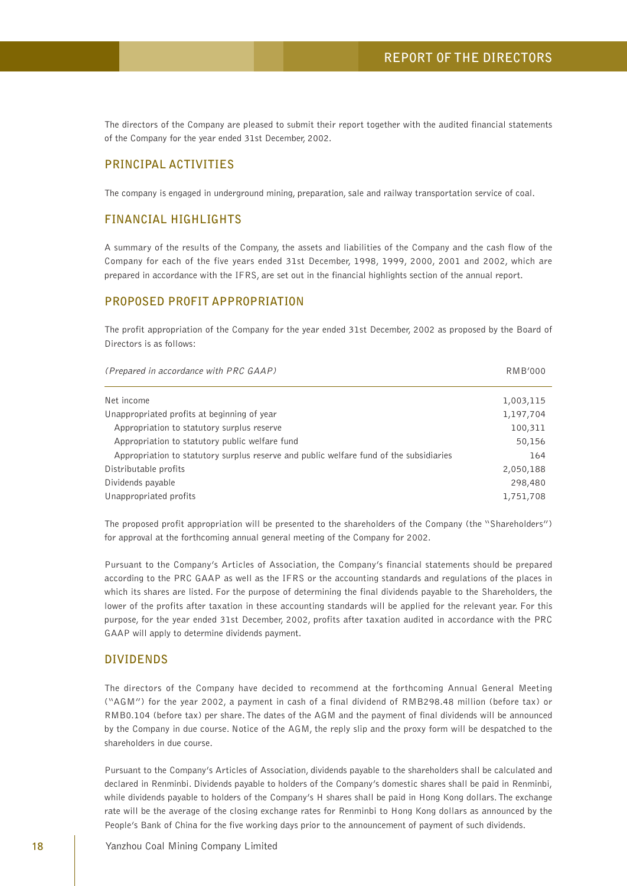# REPORT OF THE DIRECTORS

The directors of the Company are pleased to submit their report together with the audited financial statements of the Company for the year ended 31st December, 2002.

## PRINCIPAL ACTIVITIES

The company is engaged in underground mining, preparation, sale and railway transportation service of coal.

## FINANCIAL HIGHLIGHTS

A summary of the results of the Company, the assets and liabilities of the Company and the cash flow of the Company for each of the five years ended 31st December, 1998, 1999, 2000, 2001 and 2002, which are prepared in accordance with the IFRS, are set out in the financial highlights section of the annual report.

## PROPOSED PROFIT APPROPRIATION

The profit appropriation of the Company for the year ended 31st December, 2002 as proposed by the Board of Directors is as follows:

| *(Prepared in accordance with PRC GAAP)* | RMB'000 |
|---|---|
| Net income | 1,003,115 |
| Unappropriated profits at beginning of year | 1,197,704 |
| Appropriation to statutory surplus reserve | 100,311 |
| Appropriation to statutory public welfare fund | 50,156 |
| Appropriation to statutory surplus reserve and public welfare fund of the subsidiaries | 164 |
| Distributable profits | 2,050,188 |
| Dividends payable | 298,480 |
| Unappropriated profits | 1,751,708 |

The proposed profit appropriation will be presented to the shareholders of the Company (the "Shareholders") for approval at the forthcoming annual general meeting of the Company for 2002.

Pursuant to the Company's Articles of Association, the Company's financial statements should be prepared according to the PRC GAAP as well as the IFRS or the accounting standards and regulations of the places in which its shares are listed. For the purpose of determining the final dividends payable to the Shareholders, the lower of the profits after taxation in these accounting standards will be applied for the relevant year. For this purpose, for the year ended 31st December, 2002, profits after taxation audited in accordance with the PRC GAAP will apply to determine dividends payment.

## DIVIDENDS

The directors of the Company have decided to recommend at the forthcoming Annual General Meeting ("AGM") for the year 2002, a payment in cash of a final dividend of RMB298.48 million (before tax) or RMB0.104 (before tax) per share. The dates of the AGM and the payment of final dividends will be announced by the Company in due course. Notice of the AGM, the reply slip and the proxy form will be despatched to the shareholders in due course.

Pursuant to the Company's Articles of Association, dividends payable to the shareholders shall be calculated and declared in Renminbi. Dividends payable to holders of the Company's domestic shares shall be paid in Renminbi, while dividends payable to holders of the Company's H shares shall be paid in Hong Kong dollars. The exchange rate will be the average of the closing exchange rates for Renminbi to Hong Kong dollars as announced by the People's Bank of China for the five working days prior to the announcement of payment of such dividends.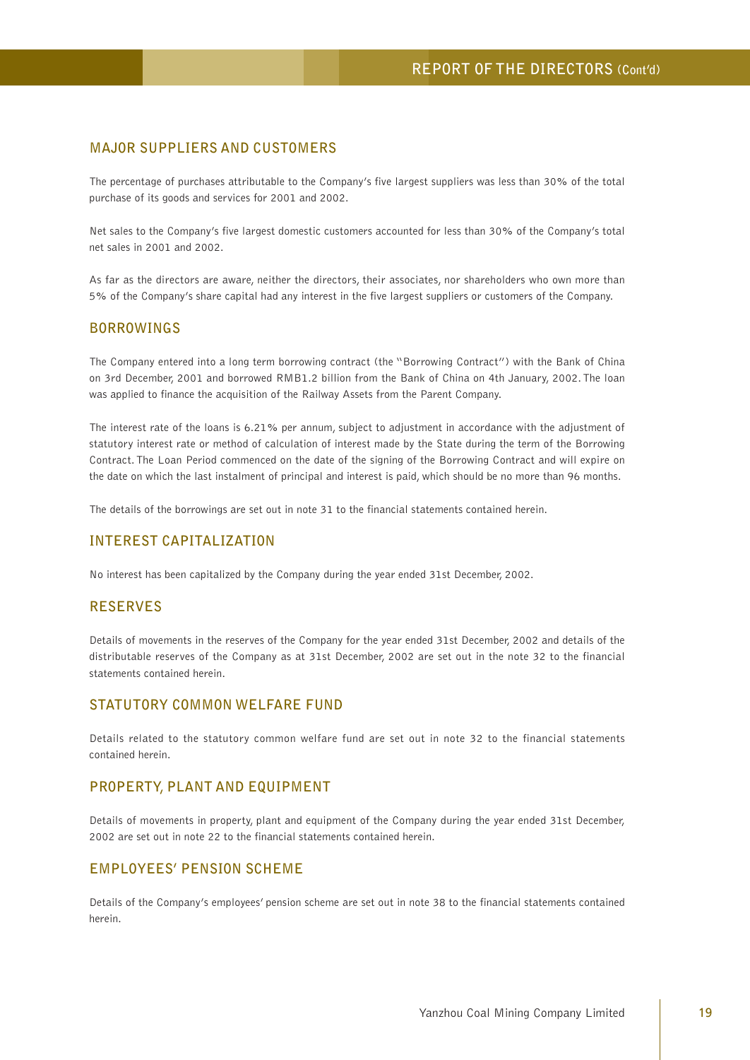## MAJOR SUPPLIERS AND CUSTOMERS

The percentage of purchases attributable to the Company's five largest suppliers was less than 30% of the total purchase of its goods and services for 2001 and 2002.

Net sales to the Company's five largest domestic customers accounted for less than 30% of the Company's total net sales in 2001 and 2002.

As far as the directors are aware, neither the directors, their associates, nor shareholders who own more than 5% of the Company's share capital had any interest in the five largest suppliers or customers of the Company.

## BORROWINGS

The Company entered into a long term borrowing contract (the "Borrowing Contract") with the Bank of China on 3rd December, 2001 and borrowed RMB1.2 billion from the Bank of China on 4th January, 2002. The loan was applied to finance the acquisition of the Railway Assets from the Parent Company.

The interest rate of the loans is 6.21% per annum, subject to adjustment in accordance with the adjustment of statutory interest rate or method of calculation of interest made by the State during the term of the Borrowing Contract. The Loan Period commenced on the date of the signing of the Borrowing Contract and will expire on the date on which the last instalment of principal and interest is paid, which should be no more than 96 months.

The details of the borrowings are set out in note 31 to the financial statements contained herein.

## INTEREST CAPITALIZATION

No interest has been capitalized by the Company during the year ended 31st December, 2002.

## RESERVES

Details of movements in the reserves of the Company for the year ended 31st December, 2002 and details of the distributable reserves of the Company as at 31st December, 2002 are set out in the note 32 to the financial statements contained herein.

## STATUTORY COMMON WELFARE FUND

Details related to the statutory common welfare fund are set out in note 32 to the financial statements contained herein.

## PROPERTY, PLANT AND EQUIPMENT

Details of movements in property, plant and equipment of the Company during the year ended 31st December, 2002 are set out in note 22 to the financial statements contained herein.

## EMPLOYEES' PENSION SCHEME

Details of the Company's employees' pension scheme are set out in note 38 to the financial statements contained herein.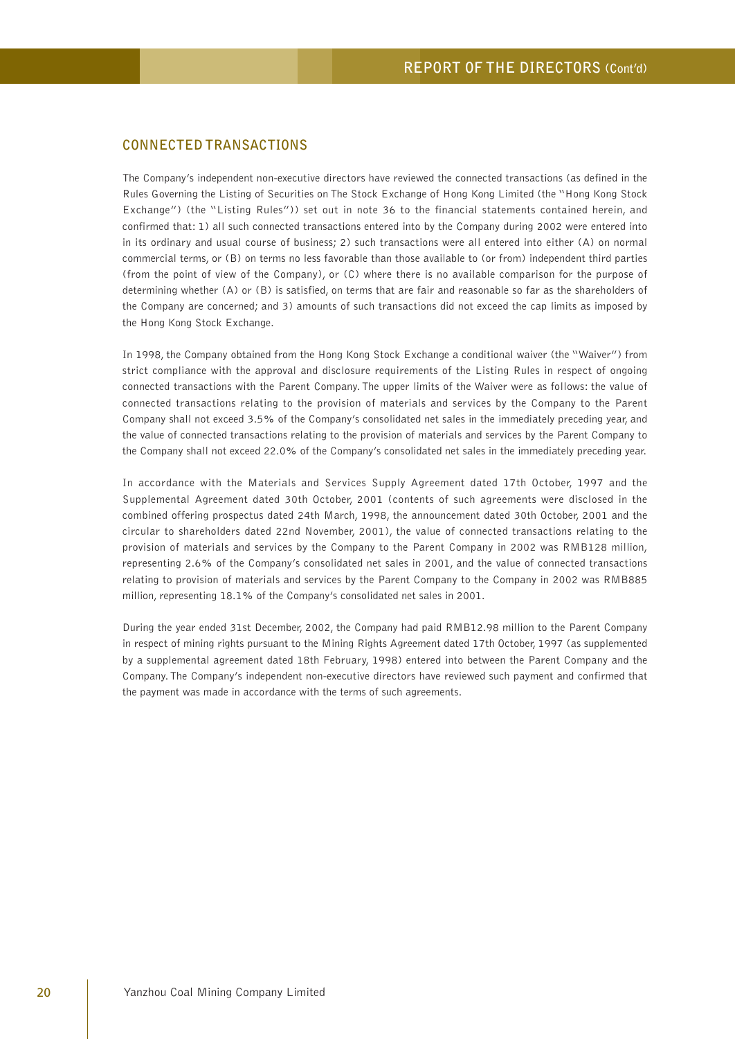## CONNECTED TRANSACTIONS

The Company's independent non-executive directors have reviewed the connected transactions (as defined in the Rules Governing the Listing of Securities on The Stock Exchange of Hong Kong Limited (the "Hong Kong Stock Exchange") (the "Listing Rules")) set out in note 36 to the financial statements contained herein, and confirmed that: 1) all such connected transactions entered into by the Company during 2002 were entered into in its ordinary and usual course of business; 2) such transactions were all entered into either (A) on normal commercial terms, or (B) on terms no less favorable than those available to (or from) independent third parties (from the point of view of the Company), or (C) where there is no available comparison for the purpose of determining whether (A) or (B) is satisfied, on terms that are fair and reasonable so far as the shareholders of the Company are concerned; and 3) amounts of such transactions did not exceed the cap limits as imposed by the Hong Kong Stock Exchange.

In 1998, the Company obtained from the Hong Kong Stock Exchange a conditional waiver (the "Waiver") from strict compliance with the approval and disclosure requirements of the Listing Rules in respect of ongoing connected transactions with the Parent Company. The upper limits of the Waiver were as follows: the value of connected transactions relating to the provision of materials and services by the Company to the Parent Company shall not exceed 3.5% of the Company's consolidated net sales in the immediately preceding year, and the value of connected transactions relating to the provision of materials and services by the Parent Company to the Company shall not exceed 22.0% of the Company's consolidated net sales in the immediately preceding year.

In accordance with the Materials and Services Supply Agreement dated 17th October, 1997 and the Supplemental Agreement dated 30th October, 2001 (contents of such agreements were disclosed in the combined offering prospectus dated 24th March, 1998, the announcement dated 30th October, 2001 and the circular to shareholders dated 22nd November, 2001), the value of connected transactions relating to the provision of materials and services by the Company to the Parent Company in 2002 was RMB128 million, representing 2.6% of the Company's consolidated net sales in 2001, and the value of connected transactions relating to provision of materials and services by the Parent Company to the Company in 2002 was RMB885 million, representing 18.1% of the Company's consolidated net sales in 2001.

During the year ended 31st December, 2002, the Company had paid RMB12.98 million to the Parent Company in respect of mining rights pursuant to the Mining Rights Agreement dated 17th October, 1997 (as supplemented by a supplemental agreement dated 18th February, 1998) entered into between the Parent Company and the Company. The Company's independent non-executive directors have reviewed such payment and confirmed that the payment was made in accordance with the terms of such agreements.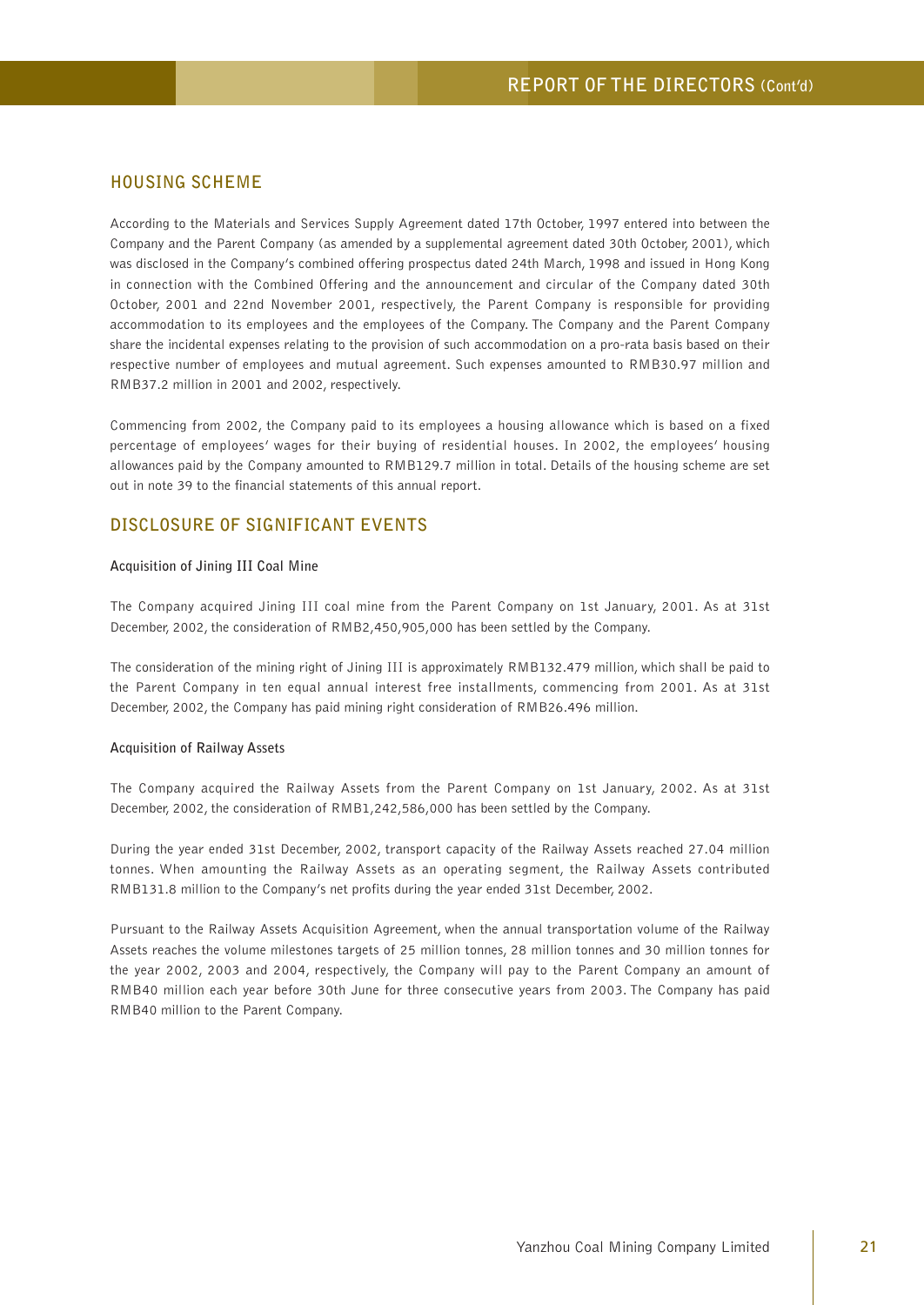## HOUSING SCHEME

According to the Materials and Services Supply Agreement dated 17th October, 1997 entered into between the Company and the Parent Company (as amended by a supplemental agreement dated 30th October, 2001), which was disclosed in the Company's combined offering prospectus dated 24th March, 1998 and issued in Hong Kong in connection with the Combined Offering and the announcement and circular of the Company dated 30th October, 2001 and 22nd November 2001, respectively, the Parent Company is responsible for providing accommodation to its employees and the employees of the Company. The Company and the Parent Company share the incidental expenses relating to the provision of such accommodation on a pro-rata basis based on their respective number of employees and mutual agreement. Such expenses amounted to RMB30.97 million and RMB37.2 million in 2001 and 2002, respectively.

Commencing from 2002, the Company paid to its employees a housing allowance which is based on a fixed percentage of employees' wages for their buying of residential houses. In 2002, the employees' housing allowances paid by the Company amounted to RMB129.7 million in total. Details of the housing scheme are set out in note 39 to the financial statements of this annual report.

## DISCLOSURE OF SIGNIFICANT EVENTS

**Acquisition of Jining III Coal Mine**

The Company acquired Jining III coal mine from the Parent Company on 1st January, 2001. As at 31st December, 2002, the consideration of RMB2,450,905,000 has been settled by the Company.

The consideration of the mining right of Jining III is approximately RMB132.479 million, which shall be paid to the Parent Company in ten equal annual interest free installments, commencing from 2001. As at 31st December, 2002, the Company has paid mining right consideration of RMB26.496 million.

**Acquisition of Railway Assets**

The Company acquired the Railway Assets from the Parent Company on 1st January, 2002. As at 31st December, 2002, the consideration of RMB1,242,586,000 has been settled by the Company.

During the year ended 31st December, 2002, transport capacity of the Railway Assets reached 27.04 million tonnes. When amounting the Railway Assets as an operating segment, the Railway Assets contributed RMB131.8 million to the Company's net profits during the year ended 31st December, 2002.

Pursuant to the Railway Assets Acquisition Agreement, when the annual transportation volume of the Railway Assets reaches the volume milestones targets of 25 million tonnes, 28 million tonnes and 30 million tonnes for the year 2002, 2003 and 2004, respectively, the Company will pay to the Parent Company an amount of RMB40 million each year before 30th June for three consecutive years from 2003. The Company has paid RMB40 million to the Parent Company.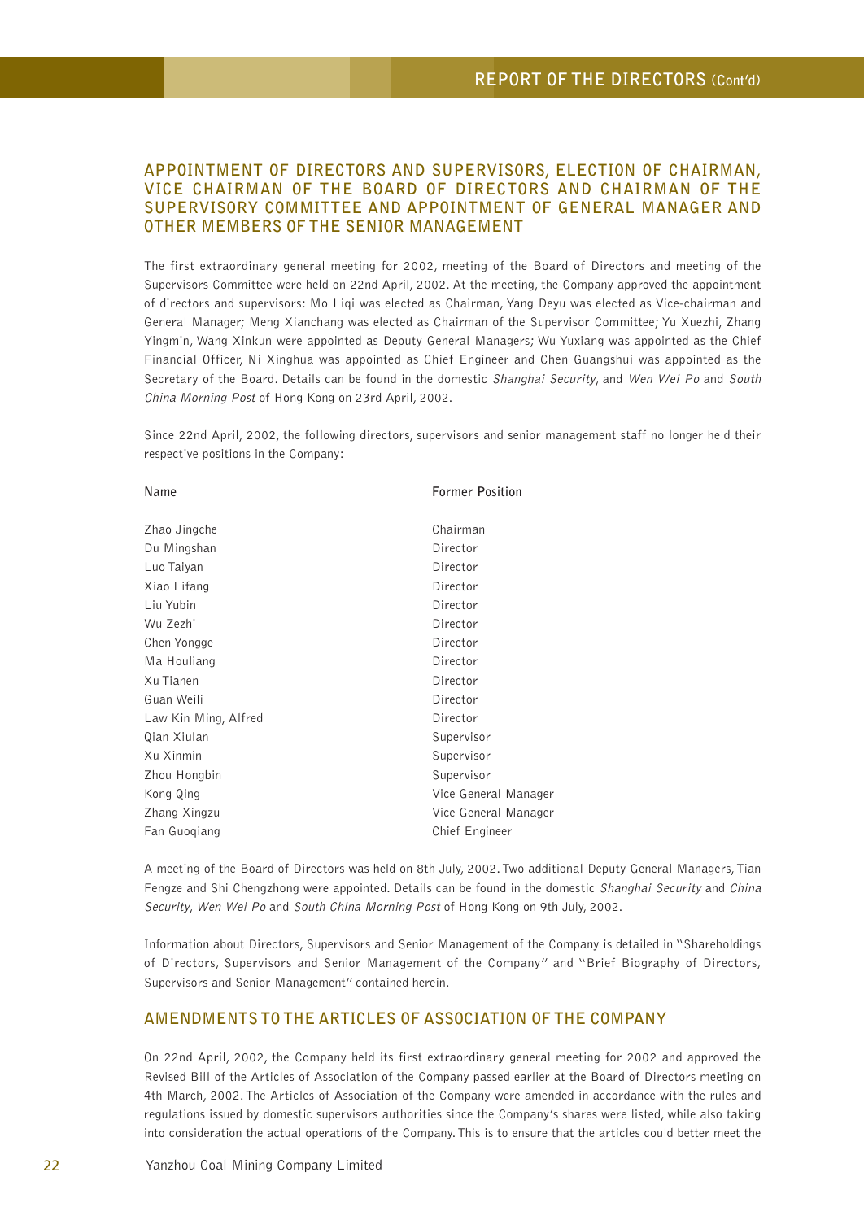## APPOINTMENT OF DIRECTORS AND SUPERVISORS, ELECTION OF CHAIRMAN, VICE CHAIRMAN OF THE BOARD OF DIRECTORS AND CHAIRMAN OF THE SUPERVISORY COMMITTEE AND APPOINTMENT OF GENERAL MANAGER AND OTHER MEMBERS OF THE SENIOR MANAGEMENT

The first extraordinary general meeting for 2002, meeting of the Board of Directors and meeting of the Supervisors Committee were held on 22nd April, 2002. At the meeting, the Company approved the appointment of directors and supervisors: Mo Liqi was elected as Chairman, Yang Deyu was elected as Vice-chairman and General Manager; Meng Xianchang was elected as Chairman of the Supervisor Committee; Yu Xuezhi, Zhang Yingmin, Wang Xinkun were appointed as Deputy General Managers; Wu Yuxiang was appointed as the Chief Financial Officer, Ni Xinghua was appointed as Chief Engineer and Chen Guangshui was appointed as the Secretary of the Board. Details can be found in the domestic *Shanghai Security*, and *Wen Wei Po* and *South China Morning Post* of Hong Kong on 23rd April, 2002.

Since 22nd April, 2002, the following directors, supervisors and senior management staff no longer held their respective positions in the Company:

| Name | Former Position |
|---|---|
| Zhao Jingche | Chairman |
| Du Mingshan | Director |
| Luo Taiyan | Director |
| Xiao Lifang | Director |
| Liu Yubin | Director |
| Wu Zezhi | Director |
| Chen Yongge | Director |
| Ma Houliang | Director |
| Xu Tianen | Director |
| Guan Weili | Director |
| Law Kin Ming, Alfred | Director |
| Qian Xiulan | Supervisor |
| Xu Xinmin | Supervisor |
| Zhou Hongbin | Supervisor |
| Kong Qing | Vice General Manager |
| Zhang Xingzu | Vice General Manager |
| Fan Guoqiang | Chief Engineer |

A meeting of the Board of Directors was held on 8th July, 2002. Two additional Deputy General Managers, Tian Fengze and Shi Chengzhong were appointed. Details can be found in the domestic *Shanghai Security* and *China Security*, *Wen Wei Po* and *South China Morning Post* of Hong Kong on 9th July, 2002.

Information about Directors, Supervisors and Senior Management of the Company is detailed in "Shareholdings of Directors, Supervisors and Senior Management of the Company" and "Brief Biography of Directors, Supervisors and Senior Management" contained herein.

## AMENDMENTS TO THE ARTICLES OF ASSOCIATION OF THE COMPANY

On 22nd April, 2002, the Company held its first extraordinary general meeting for 2002 and approved the Revised Bill of the Articles of Association of the Company passed earlier at the Board of Directors meeting on 4th March, 2002. The Articles of Association of the Company were amended in accordance with the rules and regulations issued by domestic supervisors authorities since the Company's shares were listed, while also taking into consideration the actual operations of the Company. This is to ensure that the articles could better meet the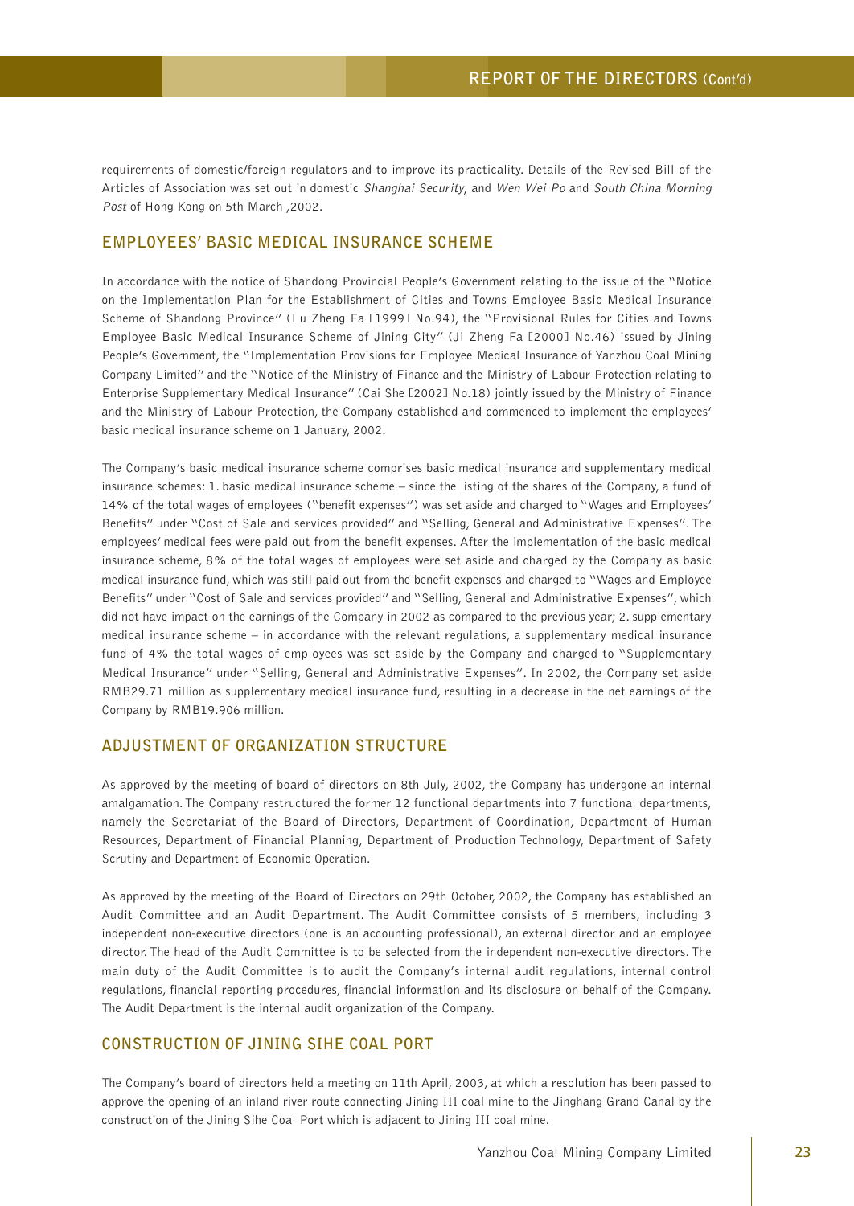requirements of domestic/foreign regulators and to improve its practicality. Details of the Revised Bill of the Articles of Association was set out in domestic *Shanghai Security*, and *Wen Wei Po* and *South China Morning Post* of Hong Kong on 5th March ,2002.

## EMPLOYEES' BASIC MEDICAL INSURANCE SCHEME

In accordance with the notice of Shandong Provincial People's Government relating to the issue of the "Notice on the Implementation Plan for the Establishment of Cities and Towns Employee Basic Medical Insurance Scheme of Shandong Province" (Lu Zheng Fa [1999] No.94), the "Provisional Rules for Cities and Towns Employee Basic Medical Insurance Scheme of Jining City" (Ji Zheng Fa [2000] No.46) issued by Jining People's Government, the "Implementation Provisions for Employee Medical Insurance of Yanzhou Coal Mining Company Limited" and the "Notice of the Ministry of Finance and the Ministry of Labour Protection relating to Enterprise Supplementary Medical Insurance" (Cai She [2002] No.18) jointly issued by the Ministry of Finance and the Ministry of Labour Protection, the Company established and commenced to implement the employees' basic medical insurance scheme on 1 January, 2002.

The Company's basic medical insurance scheme comprises basic medical insurance and supplementary medical insurance schemes: 1. basic medical insurance scheme – since the listing of the shares of the Company, a fund of 14% of the total wages of employees ("benefit expenses") was set aside and charged to "Wages and Employees' Benefits" under "Cost of Sale and services provided" and "Selling, General and Administrative Expenses". The employees' medical fees were paid out from the benefit expenses. After the implementation of the basic medical insurance scheme, 8% of the total wages of employees were set aside and charged by the Company as basic medical insurance fund, which was still paid out from the benefit expenses and charged to "Wages and Employee Benefits" under "Cost of Sale and services provided" and "Selling, General and Administrative Expenses", which did not have impact on the earnings of the Company in 2002 as compared to the previous year; 2. supplementary medical insurance scheme – in accordance with the relevant regulations, a supplementary medical insurance fund of 4% the total wages of employees was set aside by the Company and charged to "Supplementary Medical Insurance" under "Selling, General and Administrative Expenses". In 2002, the Company set aside RMB29.71 million as supplementary medical insurance fund, resulting in a decrease in the net earnings of the Company by RMB19.906 million.

## ADJUSTMENT OF ORGANIZATION STRUCTURE

As approved by the meeting of board of directors on 8th July, 2002, the Company has undergone an internal amalgamation. The Company restructured the former 12 functional departments into 7 functional departments, namely the Secretariat of the Board of Directors, Department of Coordination, Department of Human Resources, Department of Financial Planning, Department of Production Technology, Department of Safety Scrutiny and Department of Economic Operation.

As approved by the meeting of the Board of Directors on 29th October, 2002, the Company has established an Audit Committee and an Audit Department. The Audit Committee consists of 5 members, including 3 independent non-executive directors (one is an accounting professional), an external director and an employee director. The head of the Audit Committee is to be selected from the independent non-executive directors. The main duty of the Audit Committee is to audit the Company's internal audit regulations, internal control regulations, financial reporting procedures, financial information and its disclosure on behalf of the Company. The Audit Department is the internal audit organization of the Company.

## CONSTRUCTION OF JINING SIHE COAL PORT

The Company's board of directors held a meeting on 11th April, 2003, at which a resolution has been passed to approve the opening of an inland river route connecting Jining III coal mine to the Jinghang Grand Canal by the construction of the Jining Sihe Coal Port which is adjacent to Jining III coal mine.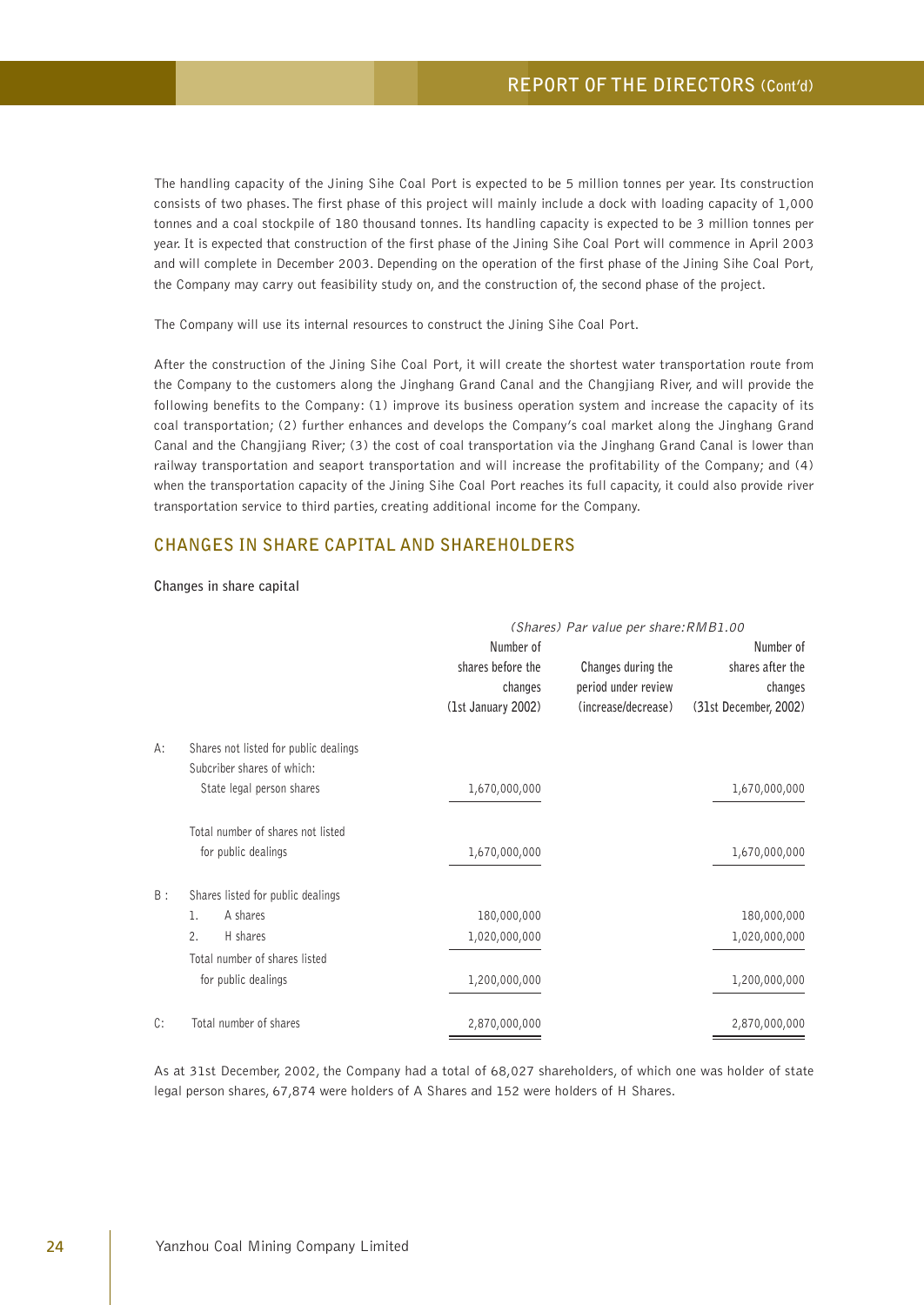The handling capacity of the Jining Sihe Coal Port is expected to be 5 million tonnes per year. Its construction consists of two phases. The first phase of this project will mainly include a dock with loading capacity of 1,000 tonnes and a coal stockpile of 180 thousand tonnes. Its handling capacity is expected to be 3 million tonnes per year. It is expected that construction of the first phase of the Jining Sihe Coal Port will commence in April 2003 and will complete in December 2003. Depending on the operation of the first phase of the Jining Sihe Coal Port, the Company may carry out feasibility study on, and the construction of, the second phase of the project.

The Company will use its internal resources to construct the Jining Sihe Coal Port.

After the construction of the Jining Sihe Coal Port, it will create the shortest water transportation route from the Company to the customers along the Jinghang Grand Canal and the Changjiang River, and will provide the following benefits to the Company: (1) improve its business operation system and increase the capacity of its coal transportation; (2) further enhances and develops the Company's coal market along the Jinghang Grand Canal and the Changjiang River; (3) the cost of coal transportation via the Jinghang Grand Canal is lower than railway transportation and seaport transportation and will increase the profitability of the Company; and (4) when the transportation capacity of the Jining Sihe Coal Port reaches its full capacity, it could also provide river transportation service to third parties, creating additional income for the Company.

## CHANGES IN SHARE CAPITAL AND SHAREHOLDERS

**Changes in share capital**

*(Shares) Par value per share: RMB1.00*

| | | Number of shares before the changes (1st January 2002) | Changes during the period under review (increase/decrease) | Number of shares after the changes (31st December, 2002) |
|---|---|---|---|---|
| A: | Shares not listed for public dealings | | | |
| | Subcriber shares of which: | | | |
| | State legal person shares | 1,670,000,000 | | 1,670,000,000 |
| | Total number of shares not listed for public dealings | 1,670,000,000 | | 1,670,000,000 |
| B: | Shares listed for public dealings | | | |
| | 1. A shares | 180,000,000 | | 180,000,000 |
| | 2. H shares | 1,020,000,000 | | 1,020,000,000 |
| | Total number of shares listed for public dealings | 1,200,000,000 | | 1,200,000,000 |
| C: | Total number of shares | 2,870,000,000 | | 2,870,000,000 |

As at 31st December, 2002, the Company had a total of 68,027 shareholders, of which one was holder of state legal person shares, 67,874 were holders of A Shares and 152 were holders of H Shares.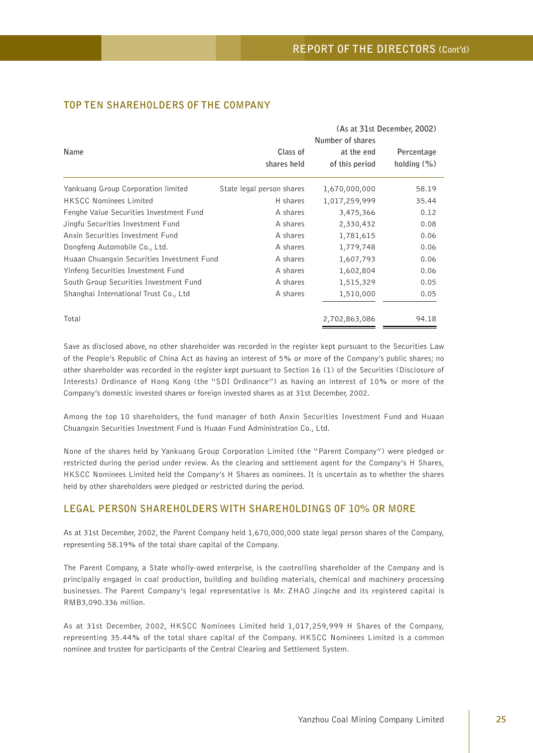## TOP TEN SHAREHOLDERS OF THE COMPANY

(As at 31st December, 2002)

| Name | Class of shares held | Number of shares at the end of this period | Percentage holding (%) |
|---|---|---|---|
| Yankuang Group Corporation limited | State legal person shares | 1,670,000,000 | 58.19 |
| HKSCC Nominees Limited | H shares | 1,017,259,999 | 35.44 |
| Fenghe Value Securities Investment Fund | A shares | 3,475,366 | 0.12 |
| Jingfu Securities Investment Fund | A shares | 2,330,432 | 0.08 |
| Anxin Securities Investment Fund | A shares | 1,781,615 | 0.06 |
| Dongfeng Automobile Co., Ltd. | A shares | 1,779,748 | 0.06 |
| Huaan Chuangxin Securities Investment Fund | A shares | 1,607,793 | 0.06 |
| Yinfeng Securities Investment Fund | A shares | 1,602,804 | 0.06 |
| South Group Securities Investment Fund | A shares | 1,515,329 | 0.05 |
| Shanghai International Trust Co., Ltd | A shares | 1,510,000 | 0.05 |
| Total | | 2,702,863,086 | 94.18 |

Save as disclosed above, no other shareholder was recorded in the register kept pursuant to the Securities Law of the People's Republic of China Act as having an interest of 5% or more of the Company's public shares; no other shareholder was recorded in the register kept pursuant to Section 16 (1) of the Securities (Disclosure of Interests) Ordinance of Hong Kong (the "SDI Ordinance") as having an interest of 10% or more of the Company's domestic invested shares or foreign invested shares as at 31st December, 2002.

Among the top 10 shareholders, the fund manager of both Anxin Securities Investment Fund and Huaan Chuangxin Securities Investment Fund is Huaan Fund Administration Co., Ltd.

None of the shares held by Yankuang Group Corporation Limited (the "Parent Company") were pledged or restricted during the period under review. As the clearing and settlement agent for the Company's H Shares, HKSCC Nominees Limited held the Company's H Shares as nominees. It is uncertain as to whether the shares held by other shareholders were pledged or restricted during the period.

## LEGAL PERSON SHAREHOLDERS WITH SHAREHOLDINGS OF 10% OR MORE

As at 31st December, 2002, the Parent Company held 1,670,000,000 state legal person shares of the Company, representing 58.19% of the total share capital of the Company.

The Parent Company, a State wholly-owed enterprise, is the controlling shareholder of the Company and is principally engaged in coal production, building and building materials, chemical and machinery processing businesses. The Parent Company's legal representative is Mr. ZHAO Jingche and its registered capital is RMB3,090.336 million.

As at 31st December, 2002, HKSCC Nominees Limited held 1,017,259,999 H Shares of the Company, representing 35.44% of the total share capital of the Company. HKSCC Nominees Limited is a common nominee and trustee for participants of the Central Clearing and Settlement System.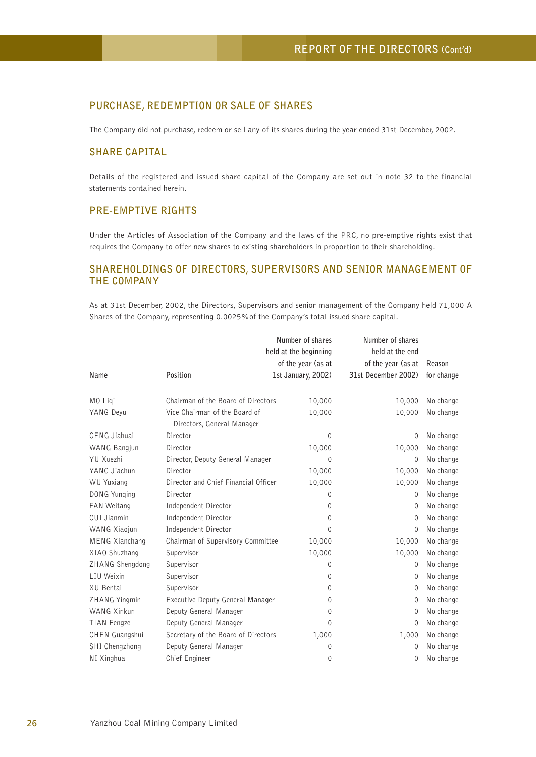## PURCHASE, REDEMPTION OR SALE OF SHARES

The Company did not purchase, redeem or sell any of its shares during the year ended 31st December, 2002.

## SHARE CAPITAL

Details of the registered and issued share capital of the Company are set out in note 32 to the financial statements contained herein.

## PRE-EMPTIVE RIGHTS

Under the Articles of Association of the Company and the laws of the PRC, no pre-emptive rights exist that requires the Company to offer new shares to existing shareholders in proportion to their shareholding.

## SHAREHOLDINGS OF DIRECTORS, SUPERVISORS AND SENIOR MANAGEMENT OF THE COMPANY

As at 31st December, 2002, the Directors, Supervisors and senior management of the Company held 71,000 A Shares of the Company, representing 0.0025% of the Company's total issued share capital.

| Name | Position | Number of shares held at the beginning of the year (as at 1st January, 2002) | Number of shares held at the end of the year (as at 31st December 2002) | Reason for change |
|---|---|---|---|---|
| MO Liqi | Chairman of the Board of Directors | 10,000 | 10,000 | No change |
| YANG Deyu | Vice Chairman of the Board of Directors, General Manager | 10,000 | 10,000 | No change |
| GENG Jiahuai | Director | 0 | 0 | No change |
| WANG Bangjun | Director | 10,000 | 10,000 | No change |
| YU Xuezhi | Director, Deputy General Manager | 0 | 0 | No change |
| YANG Jiachun | Director | 10,000 | 10,000 | No change |
| WU Yuxiang | Director and Chief Financial Officer | 10,000 | 10,000 | No change |
| DONG Yunqing | Director | 0 | 0 | No change |
| FAN Weitang | Independent Director | 0 | 0 | No change |
| CUI Jianmin | Independent Director | 0 | 0 | No change |
| WANG Xiaojun | Independent Director | 0 | 0 | No change |
| MENG Xianchang | Chairman of Supervisory Committee | 10,000 | 10,000 | No change |
| XIAO Shuzhang | Supervisor | 10,000 | 10,000 | No change |
| ZHANG Shengdong | Supervisor | 0 | 0 | No change |
| LIU Weixin | Supervisor | 0 | 0 | No change |
| XU Bentai | Supervisor | 0 | 0 | No change |
| ZHANG Yingmin | Executive Deputy General Manager | 0 | 0 | No change |
| WANG Xinkun | Deputy General Manager | 0 | 0 | No change |
| TIAN Fengze | Deputy General Manager | 0 | 0 | No change |
| CHEN Guangshui | Secretary of the Board of Directors | 1,000 | 1,000 | No change |
| SHI Chengzhong | Deputy General Manager | 0 | 0 | No change |
| NI Xinghua | Chief Engineer | 0 | 0 | No change |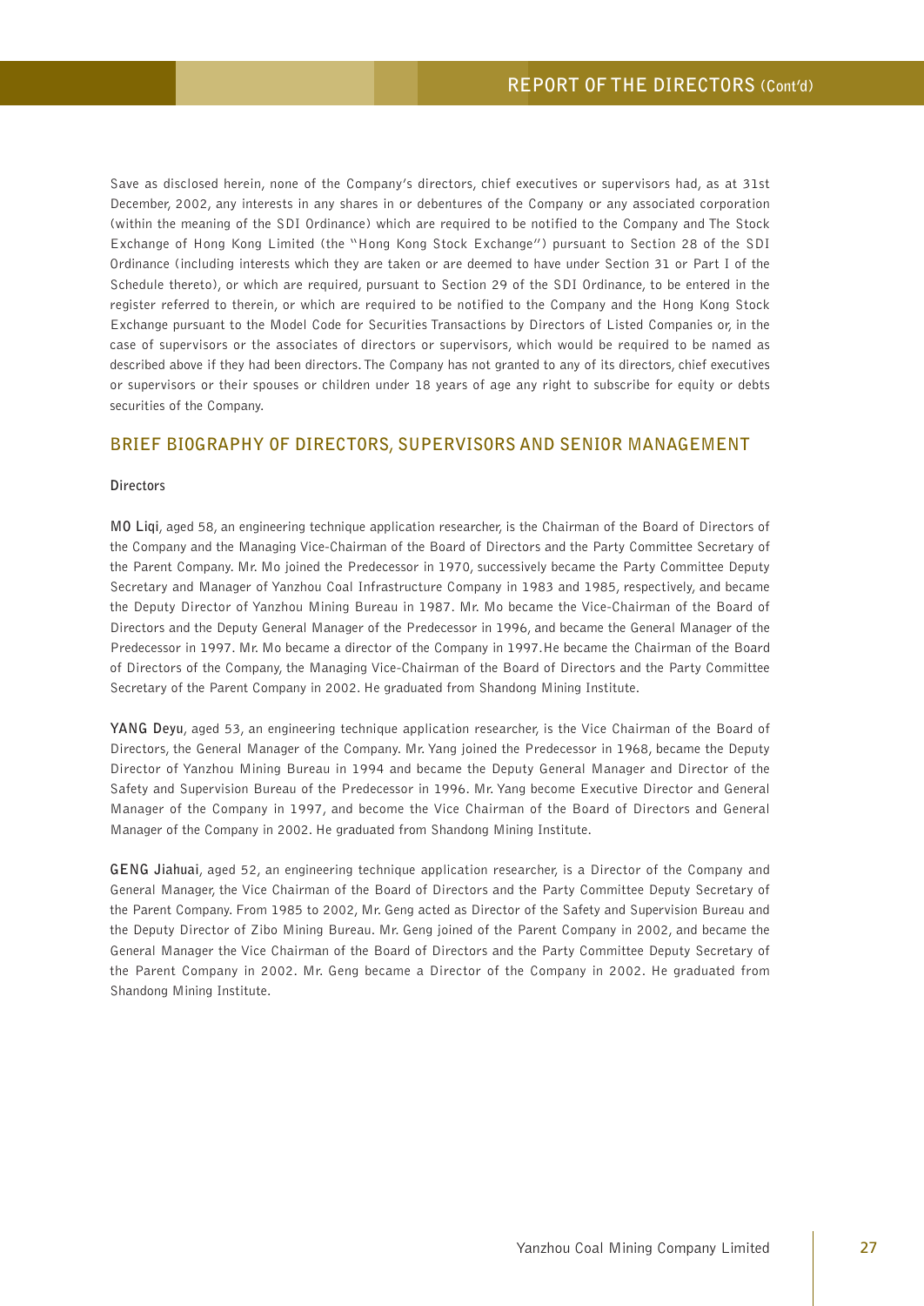Save as disclosed herein, none of the Company's directors, chief executives or supervisors had, as at 31st December, 2002, any interests in any shares in or debentures of the Company or any associated corporation (within the meaning of the SDI Ordinance) which are required to be notified to the Company and The Stock Exchange of Hong Kong Limited (the "Hong Kong Stock Exchange") pursuant to Section 28 of the SDI Ordinance (including interests which they are taken or are deemed to have under Section 31 or Part I of the Schedule thereto), or which are required, pursuant to Section 29 of the SDI Ordinance, to be entered in the register referred to therein, or which are required to be notified to the Company and the Hong Kong Stock Exchange pursuant to the Model Code for Securities Transactions by Directors of Listed Companies or, in the case of supervisors or the associates of directors or supervisors, which would be required to be named as described above if they had been directors. The Company has not granted to any of its directors, chief executives or supervisors or their spouses or children under 18 years of age any right to subscribe for equity or debts securities of the Company.

## BRIEF BIOGRAPHY OF DIRECTORS, SUPERVISORS AND SENIOR MANAGEMENT

### Directors

**MO Liqi**, aged 58, an engineering technique application researcher, is the Chairman of the Board of Directors of the Company and the Managing Vice-Chairman of the Board of Directors and the Party Committee Secretary of the Parent Company. Mr. Mo joined the Predecessor in 1970, successively became the Party Committee Deputy Secretary and Manager of Yanzhou Coal Infrastructure Company in 1983 and 1985, respectively, and became the Deputy Director of Yanzhou Mining Bureau in 1987. Mr. Mo became the Vice-Chairman of the Board of Directors and the Deputy General Manager of the Predecessor in 1996, and became the General Manager of the Predecessor in 1997. Mr. Mo became a director of the Company in 1997. He became the Chairman of the Board of Directors of the Company, the Managing Vice-Chairman of the Board of Directors and the Party Committee Secretary of the Parent Company in 2002. He graduated from Shandong Mining Institute.

**YANG Deyu**, aged 53, an engineering technique application researcher, is the Vice Chairman of the Board of Directors, the General Manager of the Company. Mr. Yang joined the Predecessor in 1968, became the Deputy Director of Yanzhou Mining Bureau in 1994 and became the Deputy General Manager and Director of the Safety and Supervision Bureau of the Predecessor in 1996. Mr. Yang become Executive Director and General Manager of the Company in 1997, and become the Vice Chairman of the Board of Directors and General Manager of the Company in 2002. He graduated from Shandong Mining Institute.

**GENG Jiahuai**, aged 52, an engineering technique application researcher, is a Director of the Company and General Manager, the Vice Chairman of the Board of Directors and the Party Committee Deputy Secretary of the Parent Company. From 1985 to 2002, Mr. Geng acted as Director of the Safety and Supervision Bureau and the Deputy Director of Zibo Mining Bureau. Mr. Geng joined of the Parent Company in 2002, and became the General Manager the Vice Chairman of the Board of Directors and the Party Committee Deputy Secretary of the Parent Company in 2002. Mr. Geng became a Director of the Company in 2002. He graduated from Shandong Mining Institute.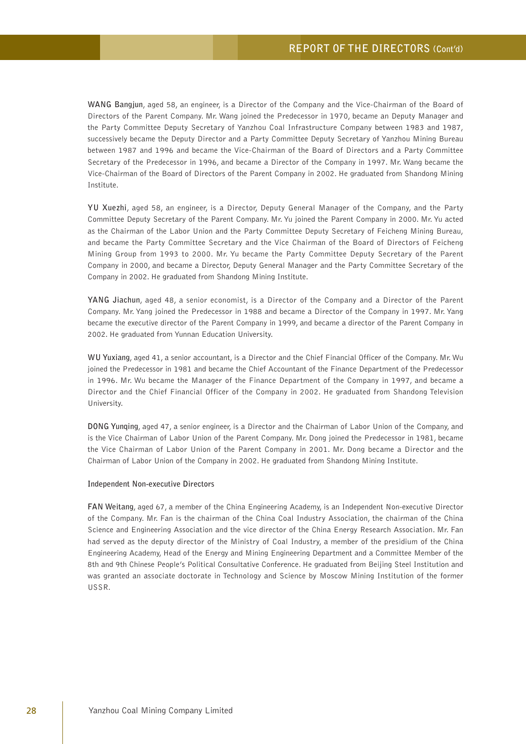**WANG Bangjun**, aged 58, an engineer, is a Director of the Company and the Vice-Chairman of the Board of Directors of the Parent Company. Mr. Wang joined the Predecessor in 1970, became an Deputy Manager and the Party Committee Deputy Secretary of Yanzhou Coal Infrastructure Company between 1983 and 1987, successively became the Deputy Director and a Party Committee Deputy Secretary of Yanzhou Mining Bureau between 1987 and 1996 and became the Vice-Chairman of the Board of Directors and a Party Committee Secretary of the Predecessor in 1996, and became a Director of the Company in 1997. Mr. Wang became the Vice-Chairman of the Board of Directors of the Parent Company in 2002. He graduated from Shandong Mining Institute.

**YU Xuezhi**, aged 58, an engineer, is a Director, Deputy General Manager of the Company, and the Party Committee Deputy Secretary of the Parent Company. Mr. Yu joined the Parent Company in 2000. Mr. Yu acted as the Chairman of the Labor Union and the Party Committee Deputy Secretary of Feicheng Mining Bureau, and became the Party Committee Secretary and the Vice Chairman of the Board of Directors of Feicheng Mining Group from 1993 to 2000. Mr. Yu became the Party Committee Deputy Secretary of the Parent Company in 2000, and became a Director, Deputy General Manager and the Party Committee Secretary of the Company in 2002. He graduated from Shandong Mining Institute.

**YANG Jiachun**, aged 48, a senior economist, is a Director of the Company and a Director of the Parent Company. Mr. Yang joined the Predecessor in 1988 and became a Director of the Company in 1997. Mr. Yang became the executive director of the Parent Company in 1999, and became a director of the Parent Company in 2002. He graduated from Yunnan Education University.

**WU Yuxiang**, aged 41, a senior accountant, is a Director and the Chief Financial Officer of the Company. Mr. Wu joined the Predecessor in 1981 and became the Chief Accountant of the Finance Department of the Predecessor in 1996. Mr. Wu became the Manager of the Finance Department of the Company in 1997, and became a Director and the Chief Financial Officer of the Company in 2002. He graduated from Shandong Television University.

**DONG Yunqing**, aged 47, a senior engineer, is a Director and the Chairman of Labor Union of the Company, and is the Vice Chairman of Labor Union of the Parent Company. Mr. Dong joined the Predecessor in 1981, became the Vice Chairman of Labor Union of the Parent Company in 2001. Mr. Dong became a Director and the Chairman of Labor Union of the Company in 2002. He graduated from Shandong Mining Institute.

**Independent Non-executive Directors**

**FAN Weitang**, aged 67, a member of the China Engineering Academy, is an Independent Non-executive Director of the Company. Mr. Fan is the chairman of the China Coal Industry Association, the chairman of the China Science and Engineering Association and the vice director of the China Energy Research Association. Mr. Fan had served as the deputy director of the Ministry of Coal Industry, a member of the presidium of the China Engineering Academy, Head of the Energy and Mining Engineering Department and a Committee Member of the 8th and 9th Chinese People's Political Consultative Conference. He graduated from Beijing Steel Institution and was granted an associate doctorate in Technology and Science by Moscow Mining Institution of the former USSR.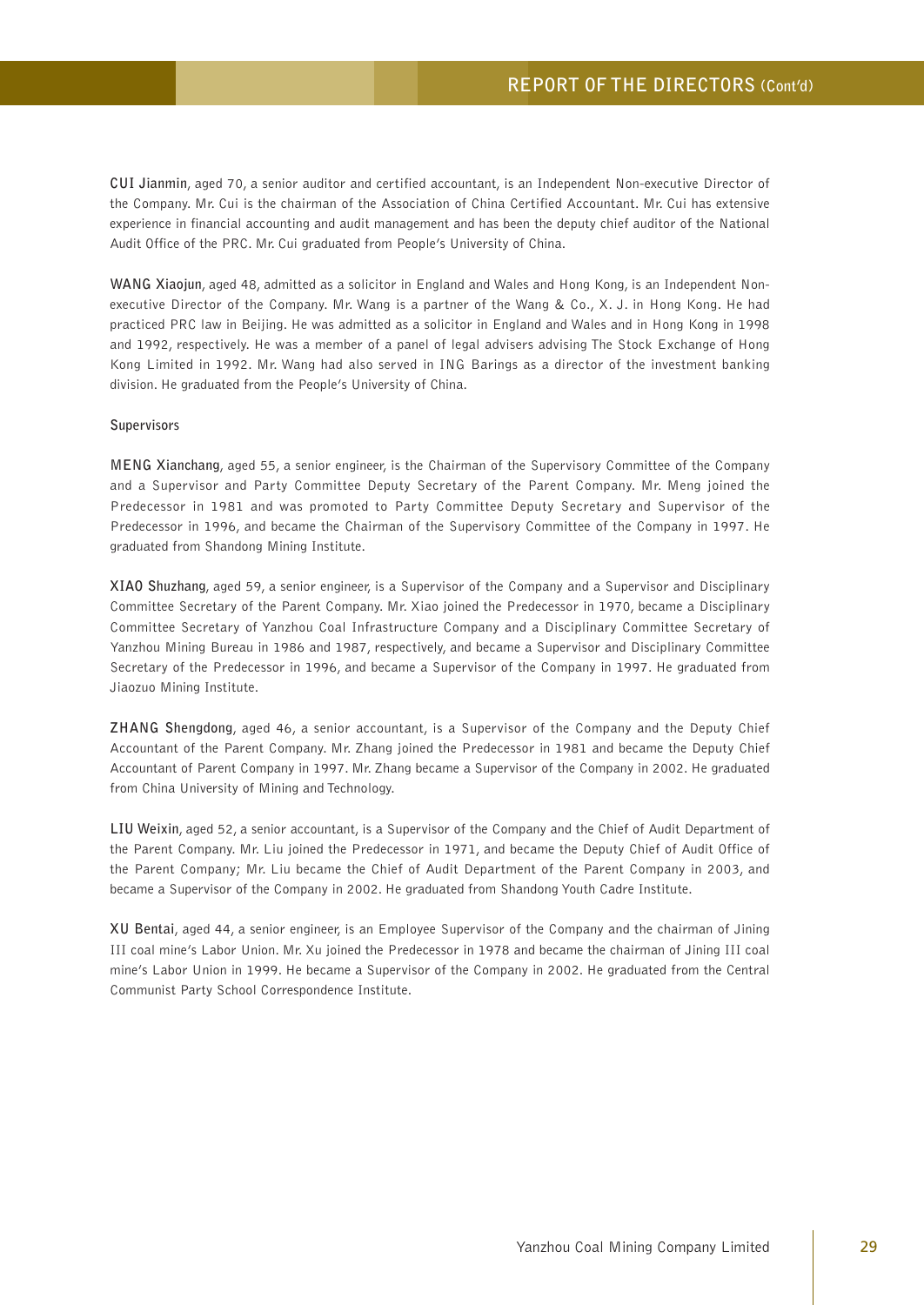**CUI Jianmin**, aged 70, a senior auditor and certified accountant, is an Independent Non-executive Director of the Company. Mr. Cui is the chairman of the Association of China Certified Accountant. Mr. Cui has extensive experience in financial accounting and audit management and has been the deputy chief auditor of the National Audit Office of the PRC. Mr. Cui graduated from People's University of China.

**WANG Xiaojun**, aged 48, admitted as a solicitor in England and Wales and Hong Kong, is an Independent Non-executive Director of the Company. Mr. Wang is a partner of the Wang & Co., X. J. in Hong Kong. He had practiced PRC law in Beijing. He was admitted as a solicitor in England and Wales and in Hong Kong in 1998 and 1992, respectively. He was a member of a panel of legal advisers advising The Stock Exchange of Hong Kong Limited in 1992. Mr. Wang had also served in ING Barings as a director of the investment banking division. He graduated from the People's University of China.

### Supervisors

**MENG Xianchang**, aged 55, a senior engineer, is the Chairman of the Supervisory Committee of the Company and a Supervisor and Party Committee Deputy Secretary of the Parent Company. Mr. Meng joined the Predecessor in 1981 and was promoted to Party Committee Deputy Secretary and Supervisor of the Predecessor in 1996, and became the Chairman of the Supervisory Committee of the Company in 1997. He graduated from Shandong Mining Institute.

**XIAO Shuzhang**, aged 59, a senior engineer, is a Supervisor of the Company and a Supervisor and Disciplinary Committee Secretary of the Parent Company. Mr. Xiao joined the Predecessor in 1970, became a Disciplinary Committee Secretary of Yanzhou Coal Infrastructure Company and a Disciplinary Committee Secretary of Yanzhou Mining Bureau in 1986 and 1987, respectively, and became a Supervisor and Disciplinary Committee Secretary of the Predecessor in 1996, and became a Supervisor of the Company in 1997. He graduated from Jiaozuo Mining Institute.

**ZHANG Shengdong**, aged 46, a senior accountant, is a Supervisor of the Company and the Deputy Chief Accountant of the Parent Company. Mr. Zhang joined the Predecessor in 1981 and became the Deputy Chief Accountant of Parent Company in 1997. Mr. Zhang became a Supervisor of the Company in 2002. He graduated from China University of Mining and Technology.

**LIU Weixin**, aged 52, a senior accountant, is a Supervisor of the Company and the Chief of Audit Department of the Parent Company. Mr. Liu joined the Predecessor in 1971, and became the Deputy Chief of Audit Office of the Parent Company; Mr. Liu became the Chief of Audit Department of the Parent Company in 2003, and became a Supervisor of the Company in 2002. He graduated from Shandong Youth Cadre Institute.

**XU Bentai**, aged 44, a senior engineer, is an Employee Supervisor of the Company and the chairman of Jining III coal mine's Labor Union. Mr. Xu joined the Predecessor in 1978 and became the chairman of Jining III coal mine's Labor Union in 1999. He became a Supervisor of the Company in 2002. He graduated from the Central Communist Party School Correspondence Institute.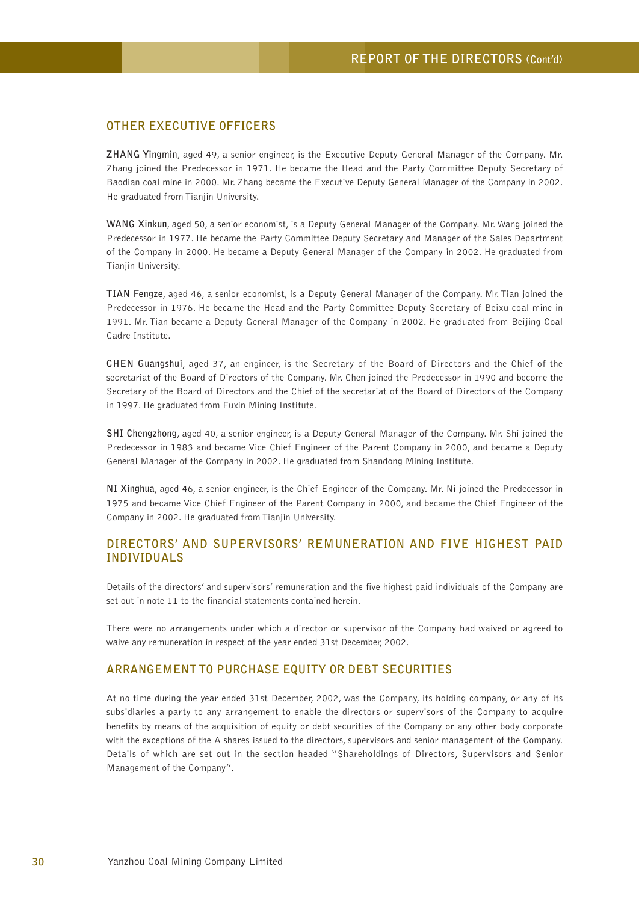## OTHER EXECUTIVE OFFICERS

**ZHANG Yingmin**, aged 49, a senior engineer, is the Executive Deputy General Manager of the Company. Mr. Zhang joined the Predecessor in 1971. He became the Head and the Party Committee Deputy Secretary of Baodian coal mine in 2000. Mr. Zhang became the Executive Deputy General Manager of the Company in 2002. He graduated from Tianjin University.

**WANG Xinkun**, aged 50, a senior economist, is a Deputy General Manager of the Company. Mr. Wang joined the Predecessor in 1977. He became the Party Committee Deputy Secretary and Manager of the Sales Department of the Company in 2000. He became a Deputy General Manager of the Company in 2002. He graduated from Tianjin University.

**TIAN Fengze**, aged 46, a senior economist, is a Deputy General Manager of the Company. Mr. Tian joined the Predecessor in 1976. He became the Head and the Party Committee Deputy Secretary of Beixu coal mine in 1991. Mr. Tian became a Deputy General Manager of the Company in 2002. He graduated from Beijing Coal Cadre Institute.

**CHEN Guangshui**, aged 37, an engineer, is the Secretary of the Board of Directors and the Chief of the secretariat of the Board of Directors of the Company. Mr. Chen joined the Predecessor in 1990 and become the Secretary of the Board of Directors and the Chief of the secretariat of the Board of Directors of the Company in 1997. He graduated from Fuxin Mining Institute.

**SHI Chengzhong**, aged 40, a senior engineer, is a Deputy General Manager of the Company. Mr. Shi joined the Predecessor in 1983 and became Vice Chief Engineer of the Parent Company in 2000, and became a Deputy General Manager of the Company in 2002. He graduated from Shandong Mining Institute.

**NI Xinghua**, aged 46, a senior engineer, is the Chief Engineer of the Company. Mr. Ni joined the Predecessor in 1975 and became Vice Chief Engineer of the Parent Company in 2000, and became the Chief Engineer of the Company in 2002. He graduated from Tianjin University.

## DIRECTORS' AND SUPERVISORS' REMUNERATION AND FIVE HIGHEST PAID INDIVIDUALS

Details of the directors' and supervisors' remuneration and the five highest paid individuals of the Company are set out in note 11 to the financial statements contained herein.

There were no arrangements under which a director or supervisor of the Company had waived or agreed to waive any remuneration in respect of the year ended 31st December, 2002.

## ARRANGEMENT TO PURCHASE EQUITY OR DEBT SECURITIES

At no time during the year ended 31st December, 2002, was the Company, its holding company, or any of its subsidiaries a party to any arrangement to enable the directors or supervisors of the Company to acquire benefits by means of the acquisition of equity or debt securities of the Company or any other body corporate with the exceptions of the A shares issued to the directors, supervisors and senior management of the Company. Details of which are set out in the section headed "Shareholdings of Directors, Supervisors and Senior Management of the Company".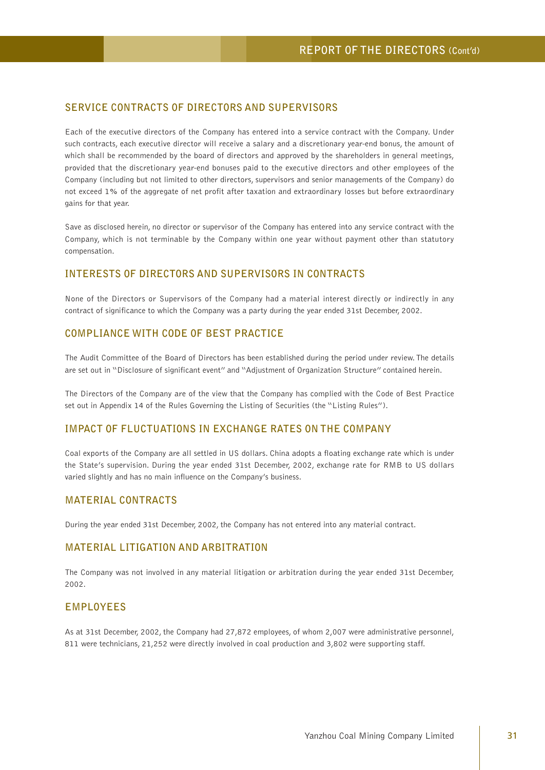## SERVICE CONTRACTS OF DIRECTORS AND SUPERVISORS

Each of the executive directors of the Company has entered into a service contract with the Company. Under such contracts, each executive director will receive a salary and a discretionary year-end bonus, the amount of which shall be recommended by the board of directors and approved by the shareholders in general meetings, provided that the discretionary year-end bonuses paid to the executive directors and other employees of the Company (including but not limited to other directors, supervisors and senior managements of the Company) do not exceed 1% of the aggregate of net profit after taxation and extraordinary losses but before extraordinary gains for that year.

Save as disclosed herein, no director or supervisor of the Company has entered into any service contract with the Company, which is not terminable by the Company within one year without payment other than statutory compensation.

## INTERESTS OF DIRECTORS AND SUPERVISORS IN CONTRACTS

None of the Directors or Supervisors of the Company had a material interest directly or indirectly in any contract of significance to which the Company was a party during the year ended 31st December, 2002.

## COMPLIANCE WITH CODE OF BEST PRACTICE

The Audit Committee of the Board of Directors has been established during the period under review. The details are set out in "Disclosure of significant event" and "Adjustment of Organization Structure" contained herein.

The Directors of the Company are of the view that the Company has complied with the Code of Best Practice set out in Appendix 14 of the Rules Governing the Listing of Securities (the "Listing Rules").

## IMPACT OF FLUCTUATIONS IN EXCHANGE RATES ON THE COMPANY

Coal exports of the Company are all settled in US dollars. China adopts a floating exchange rate which is under the State's supervision. During the year ended 31st December, 2002, exchange rate for RMB to US dollars varied slightly and has no main influence on the Company's business.

## MATERIAL CONTRACTS

During the year ended 31st December, 2002, the Company has not entered into any material contract.

## MATERIAL LITIGATION AND ARBITRATION

The Company was not involved in any material litigation or arbitration during the year ended 31st December, 2002.

## EMPLOYEES

As at 31st December, 2002, the Company had 27,872 employees, of whom 2,007 were administrative personnel, 811 were technicians, 21,252 were directly involved in coal production and 3,802 were supporting staff.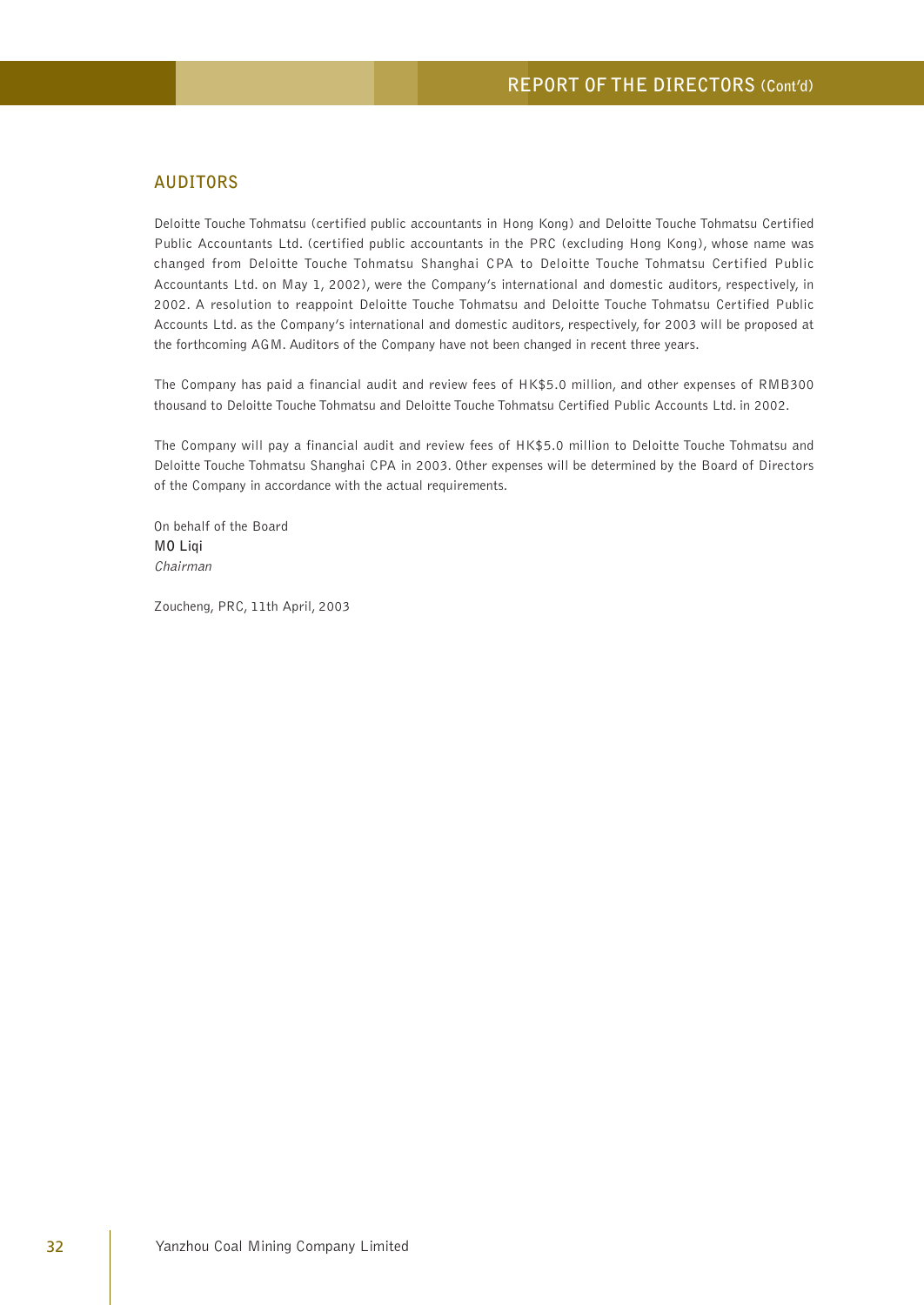## AUDITORS

Deloitte Touche Tohmatsu (certified public accountants in Hong Kong) and Deloitte Touche Tohmatsu Certified Public Accountants Ltd. (certified public accountants in the PRC (excluding Hong Kong), whose name was changed from Deloitte Touche Tohmatsu Shanghai CPA to Deloitte Touche Tohmatsu Certified Public Accountants Ltd. on May 1, 2002), were the Company's international and domestic auditors, respectively, in 2002. A resolution to reappoint Deloitte Touche Tohmatsu and Deloitte Touche Tohmatsu Certified Public Accounts Ltd. as the Company's international and domestic auditors, respectively, for 2003 will be proposed at the forthcoming AGM. Auditors of the Company have not been changed in recent three years.

The Company has paid a financial audit and review fees of HK$5.0 million, and other expenses of RMB300 thousand to Deloitte Touche Tohmatsu and Deloitte Touche Tohmatsu Certified Public Accounts Ltd. in 2002.

The Company will pay a financial audit and review fees of HK$5.0 million to Deloitte Touche Tohmatsu and Deloitte Touche Tohmatsu Shanghai CPA in 2003. Other expenses will be determined by the Board of Directors of the Company in accordance with the actual requirements.

On behalf of the Board
**MO Liqi**
*Chairman*

Zoucheng, PRC, 11th April, 2003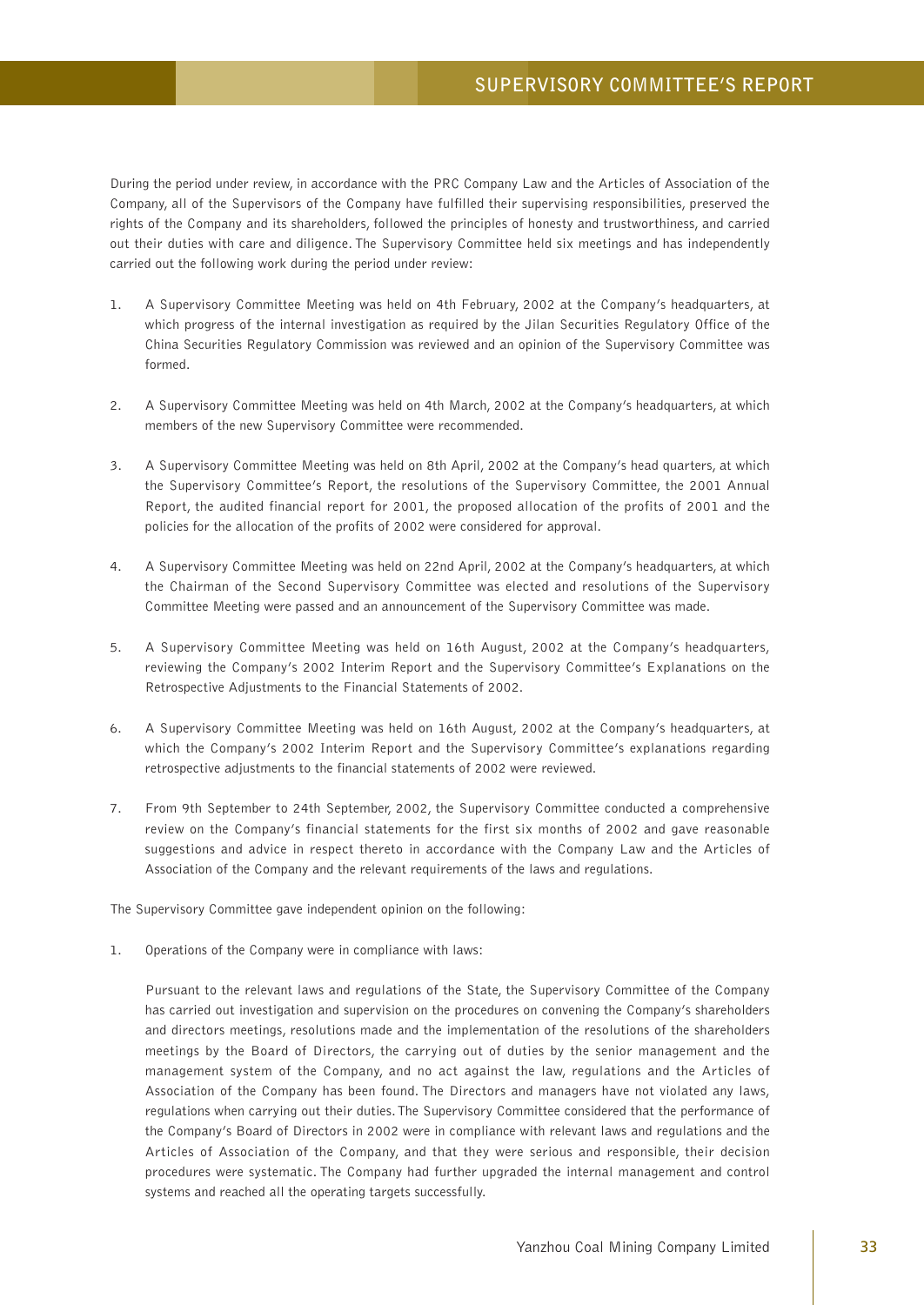# SUPERVISORY COMMITTEE'S REPORT

During the period under review, in accordance with the PRC Company Law and the Articles of Association of the Company, all of the Supervisors of the Company have fulfilled their supervising responsibilities, preserved the rights of the Company and its shareholders, followed the principles of honesty and trustworthiness, and carried out their duties with care and diligence. The Supervisory Committee held six meetings and has independently carried out the following work during the period under review:

1. A Supervisory Committee Meeting was held on 4th February, 2002 at the Company's headquarters, at which progress of the internal investigation as required by the Jilan Securities Regulatory Office of the China Securities Regulatory Commission was reviewed and an opinion of the Supervisory Committee was formed.

2. A Supervisory Committee Meeting was held on 4th March, 2002 at the Company's headquarters, at which members of the new Supervisory Committee were recommended.

3. A Supervisory Committee Meeting was held on 8th April, 2002 at the Company's head quarters, at which the Supervisory Committee's Report, the resolutions of the Supervisory Committee, the 2001 Annual Report, the audited financial report for 2001, the proposed allocation of the profits of 2001 and the policies for the allocation of the profits of 2002 were considered for approval.

4. A Supervisory Committee Meeting was held on 22nd April, 2002 at the Company's headquarters, at which the Chairman of the Second Supervisory Committee was elected and resolutions of the Supervisory Committee Meeting were passed and an announcement of the Supervisory Committee was made.

5. A Supervisory Committee Meeting was held on 16th August, 2002 at the Company's headquarters, reviewing the Company's 2002 Interim Report and the Supervisory Committee's Explanations on the Retrospective Adjustments to the Financial Statements of 2002.

6. A Supervisory Committee Meeting was held on 16th August, 2002 at the Company's headquarters, at which the Company's 2002 Interim Report and the Supervisory Committee's explanations regarding retrospective adjustments to the financial statements of 2002 were reviewed.

7. From 9th September to 24th September, 2002, the Supervisory Committee conducted a comprehensive review on the Company's financial statements for the first six months of 2002 and gave reasonable suggestions and advice in respect thereto in accordance with the Company Law and the Articles of Association of the Company and the relevant requirements of the laws and regulations.

The Supervisory Committee gave independent opinion on the following:

1. Operations of the Company were in compliance with laws:

   Pursuant to the relevant laws and regulations of the State, the Supervisory Committee of the Company has carried out investigation and supervision on the procedures on convening the Company's shareholders and directors meetings, resolutions made and the implementation of the resolutions of the shareholders meetings by the Board of Directors, the carrying out of duties by the senior management and the management system of the Company, and no act against the law, regulations and the Articles of Association of the Company has been found. The Directors and managers have not violated any laws, regulations when carrying out their duties. The Supervisory Committee considered that the performance of the Company's Board of Directors in 2002 were in compliance with relevant laws and regulations and the Articles of Association of the Company, and that they were serious and responsible, their decision procedures were systematic. The Company had further upgraded the internal management and control systems and reached all the operating targets successfully.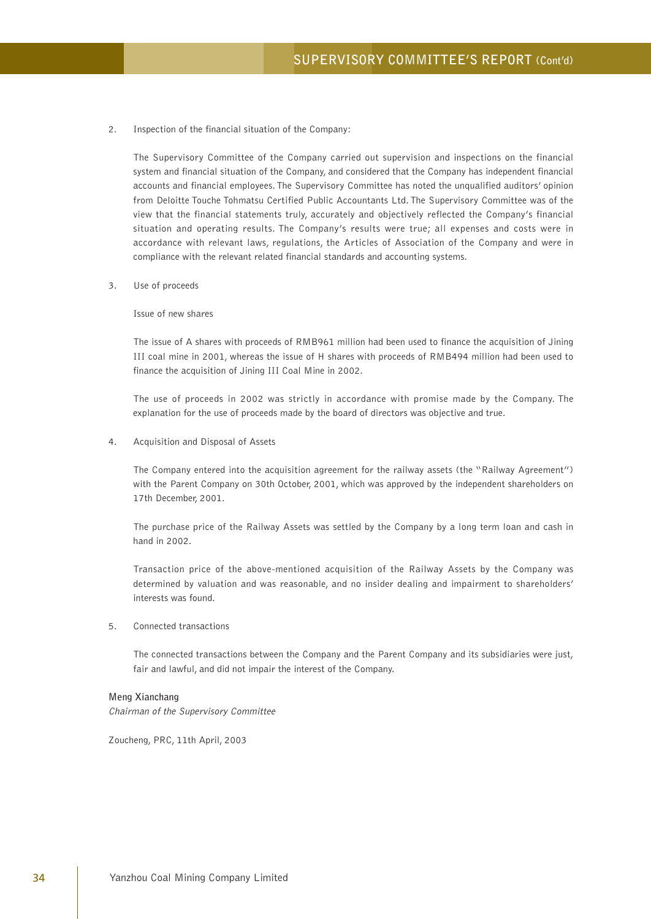2. Inspection of the financial situation of the Company:

   The Supervisory Committee of the Company carried out supervision and inspections on the financial system and financial situation of the Company, and considered that the Company has independent financial accounts and financial employees. The Supervisory Committee has noted the unqualified auditors' opinion from Deloitte Touche Tohmatsu Certified Public Accountants Ltd. The Supervisory Committee was of the view that the financial statements truly, accurately and objectively reflected the Company's financial situation and operating results. The Company's results were true; all expenses and costs were in accordance with relevant laws, regulations, the Articles of Association of the Company and were in compliance with the relevant related financial standards and accounting systems.

3. Use of proceeds

   Issue of new shares

   The issue of A shares with proceeds of RMB961 million had been used to finance the acquisition of Jining III coal mine in 2001, whereas the issue of H shares with proceeds of RMB494 million had been used to finance the acquisition of Jining III Coal Mine in 2002.

   The use of proceeds in 2002 was strictly in accordance with promise made by the Company. The explanation for the use of proceeds made by the board of directors was objective and true.

4. Acquisition and Disposal of Assets

   The Company entered into the acquisition agreement for the railway assets (the "Railway Agreement") with the Parent Company on 30th October, 2001, which was approved by the independent shareholders on 17th December, 2001.

   The purchase price of the Railway Assets was settled by the Company by a long term loan and cash in hand in 2002.

   Transaction price of the above-mentioned acquisition of the Railway Assets by the Company was determined by valuation and was reasonable, and no insider dealing and impairment to shareholders' interests was found.

5. Connected transactions

   The connected transactions between the Company and the Parent Company and its subsidiaries were just, fair and lawful, and did not impair the interest of the Company.

**Meng Xianchang**
*Chairman of the Supervisory Committee*

Zoucheng, PRC, 11th April, 2003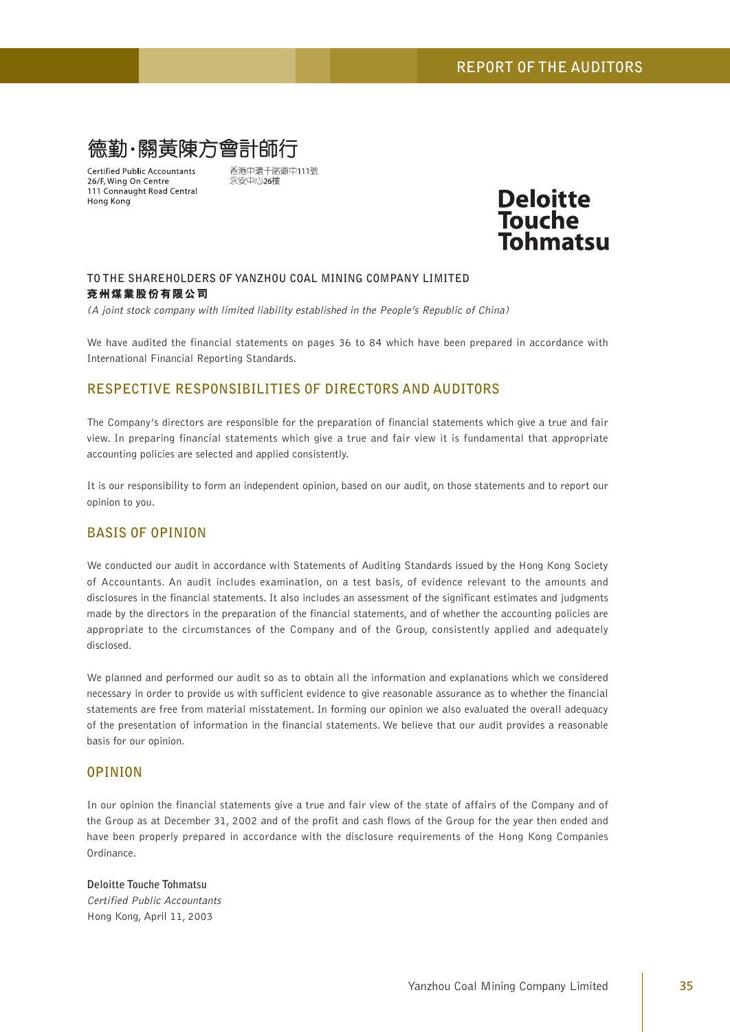# REPORT OF THE AUDITORS

德勤·關黃陳方會計師行

Certified Public Accountants
26/F, Wing On Centre
111 Connaught Road Central
Hong Kong

香港中環干諾道中111號
永安中心26樓

**Deloitte Touche Tohmatsu**

**TO THE SHAREHOLDERS OF YANZHOU COAL MINING COMPANY LIMITED**
**兗州煤業股份有限公司**
*(A joint stock company with limited liability established in the People's Republic of China)*

We have audited the financial statements on pages 36 to 84 which have been prepared in accordance with International Financial Reporting Standards.

## RESPECTIVE RESPONSIBILITIES OF DIRECTORS AND AUDITORS

The Company's directors are responsible for the preparation of financial statements which give a true and fair view. In preparing financial statements which give a true and fair view it is fundamental that appropriate accounting policies are selected and applied consistently.

It is our responsibility to form an independent opinion, based on our audit, on those statements and to report our opinion to you.

## BASIS OF OPINION

We conducted our audit in accordance with Statements of Auditing Standards issued by the Hong Kong Society of Accountants. An audit includes examination, on a test basis, of evidence relevant to the amounts and disclosures in the financial statements. It also includes an assessment of the significant estimates and judgments made by the directors in the preparation of the financial statements, and of whether the accounting policies are appropriate to the circumstances of the Company and of the Group, consistently applied and adequately disclosed.

We planned and performed our audit so as to obtain all the information and explanations which we considered necessary in order to provide us with sufficient evidence to give reasonable assurance as to whether the financial statements are free from material misstatement. In forming our opinion we also evaluated the overall adequacy of the presentation of information in the financial statements. We believe that our audit provides a reasonable basis for our opinion.

## OPINION

In our opinion the financial statements give a true and fair view of the state of affairs of the Company and of the Group as at December 31, 2002 and of the profit and cash flows of the Group for the year then ended and have been properly prepared in accordance with the disclosure requirements of the Hong Kong Companies Ordinance.

**Deloitte Touche Tohmatsu**
*Certified Public Accountants*
Hong Kong, April 11, 2003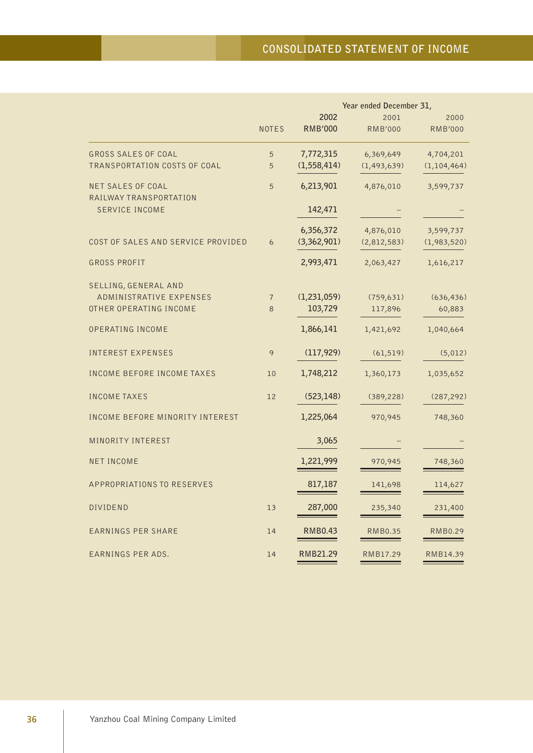# CONSOLIDATED STATEMENT OF INCOME

| | NOTES | Year ended December 31, 2002 RMB'000 | 2001 RMB'000 | 2000 RMB'000 |
|---|---|---|---|---|
| GROSS SALES OF COAL | 5 | 7,772,315 | 6,369,649 | 4,704,201 |
| TRANSPORTATION COSTS OF COAL | 5 | (1,558,414) | (1,493,639) | (1,104,464) |
| NET SALES OF COAL | 5 | 6,213,901 | 4,876,010 | 3,599,737 |
| RAILWAY TRANSPORTATION SERVICE INCOME | | 142,471 | – | – |
| | | 6,356,372 | 4,876,010 | 3,599,737 |
| COST OF SALES AND SERVICE PROVIDED | 6 | (3,362,901) | (2,812,583) | (1,983,520) |
| GROSS PROFIT | | 2,993,471 | 2,063,427 | 1,616,217 |
| SELLING, GENERAL AND ADMINISTRATIVE EXPENSES | 7 | (1,231,059) | (759,631) | (636,436) |
| OTHER OPERATING INCOME | 8 | 103,729 | 117,896 | 60,883 |
| OPERATING INCOME | | 1,866,141 | 1,421,692 | 1,040,664 |
| INTEREST EXPENSES | 9 | (117,929) | (61,519) | (5,012) |
| INCOME BEFORE INCOME TAXES | 10 | 1,748,212 | 1,360,173 | 1,035,652 |
| INCOME TAXES | 12 | (523,148) | (389,228) | (287,292) |
| INCOME BEFORE MINORITY INTEREST | | 1,225,064 | 970,945 | 748,360 |
| MINORITY INTEREST | | 3,065 | – | – |
| NET INCOME | | 1,221,999 | 970,945 | 748,360 |
| APPROPRIATIONS TO RESERVES | | 817,187 | 141,698 | 114,627 |
| DIVIDEND | 13 | 287,000 | 235,340 | 231,400 |
| EARNINGS PER SHARE | 14 | RMB0.43 | RMB0.35 | RMB0.29 |
| EARNINGS PER ADS. | 14 | RMB21.29 | RMB17.29 | RMB14.39 |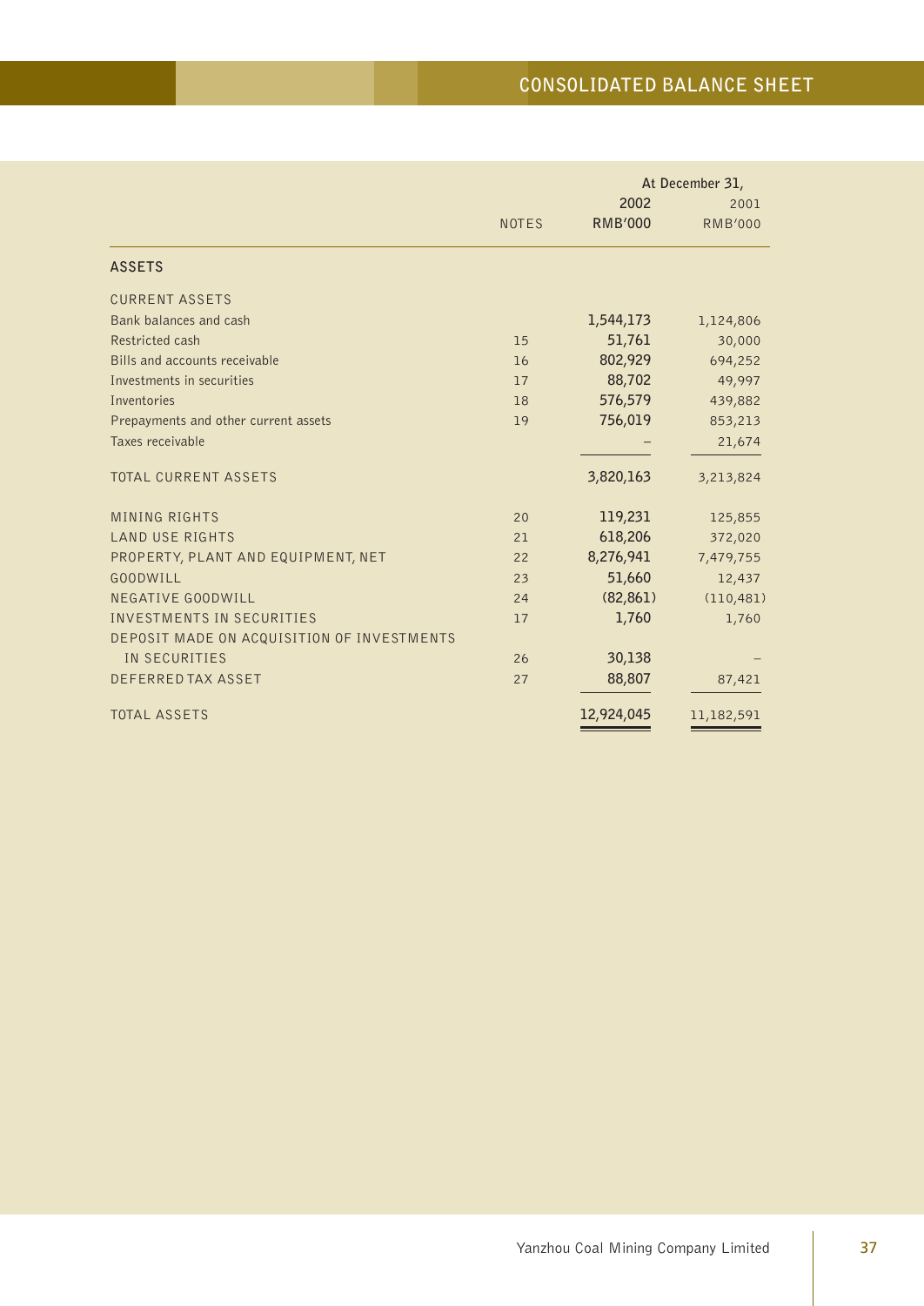# CONSOLIDATED BALANCE SHEET

| | NOTES | At December 31, 2002 RMB'000 | 2001 RMB'000 |
|---|---|---|---|
| **ASSETS** | | | |
| CURRENT ASSETS | | | |
| Bank balances and cash | | 1,544,173 | 1,124,806 |
| Restricted cash | 15 | 51,761 | 30,000 |
| Bills and accounts receivable | 16 | 802,929 | 694,252 |
| Investments in securities | 17 | 88,702 | 49,997 |
| Inventories | 18 | 576,579 | 439,882 |
| Prepayments and other current assets | 19 | 756,019 | 853,213 |
| Taxes receivable | | – | 21,674 |
| TOTAL CURRENT ASSETS | | 3,820,163 | 3,213,824 |
| MINING RIGHTS | 20 | 119,231 | 125,855 |
| LAND USE RIGHTS | 21 | 618,206 | 372,020 |
| PROPERTY, PLANT AND EQUIPMENT, NET | 22 | 8,276,941 | 7,479,755 |
| GOODWILL | 23 | 51,660 | 12,437 |
| NEGATIVE GOODWILL | 24 | (82,861) | (110,481) |
| INVESTMENTS IN SECURITIES | 17 | 1,760 | 1,760 |
| DEPOSIT MADE ON ACQUISITION OF INVESTMENTS IN SECURITIES | 26 | 30,138 | – |
| DEFERRED TAX ASSET | 27 | 88,807 | 87,421 |
| TOTAL ASSETS | | 12,924,045 | 11,182,591 |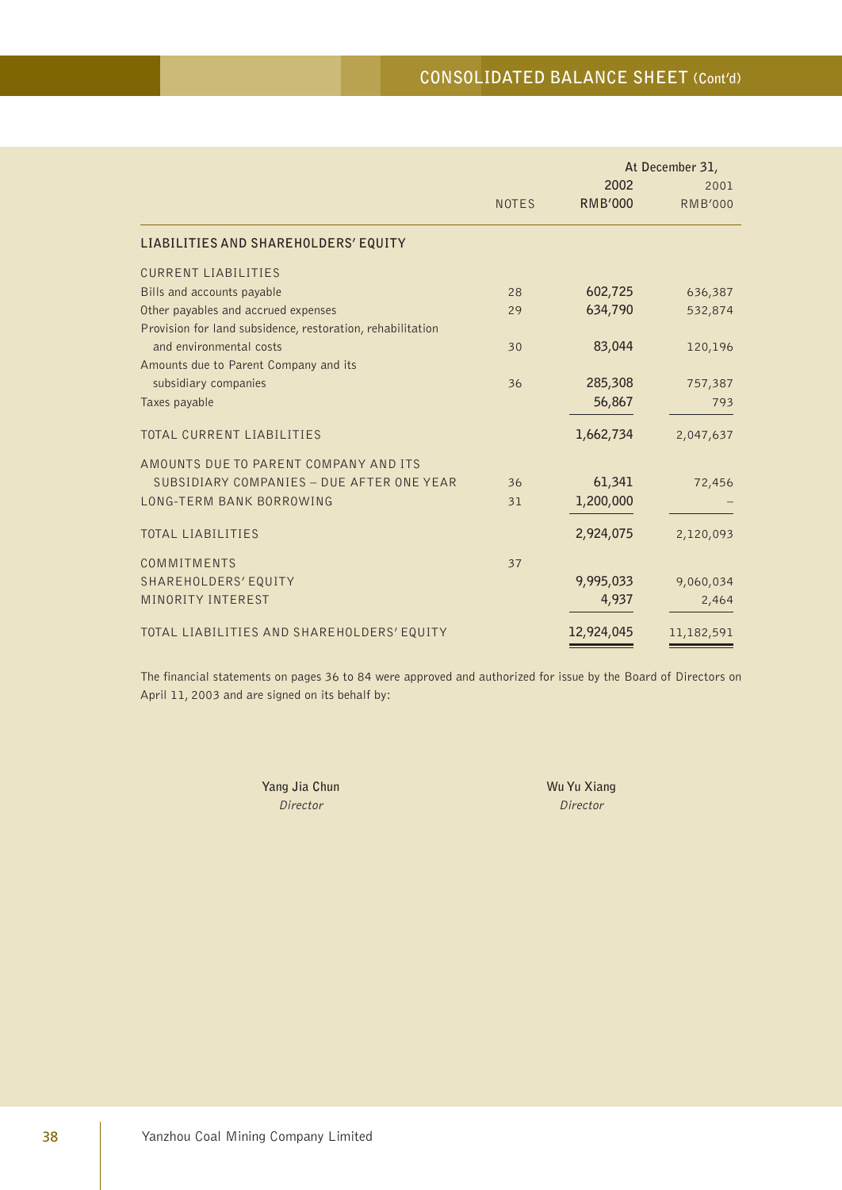# CONSOLIDATED BALANCE SHEET (Cont'd)

| | NOTES | At December 31, 2002 RMB'000 | 2001 RMB'000 |
|---|---|---|---|
| **LIABILITIES AND SHAREHOLDERS' EQUITY** | | | |
| CURRENT LIABILITIES | | | |
| Bills and accounts payable | 28 | 602,725 | 636,387 |
| Other payables and accrued expenses | 29 | 634,790 | 532,874 |
| Provision for land subsidence, restoration, rehabilitation and environmental costs | 30 | 83,044 | 120,196 |
| Amounts due to Parent Company and its subsidiary companies | 36 | 285,308 | 757,387 |
| Taxes payable | | 56,867 | 793 |
| TOTAL CURRENT LIABILITIES | | 1,662,734 | 2,047,637 |
| AMOUNTS DUE TO PARENT COMPANY AND ITS SUBSIDIARY COMPANIES – DUE AFTER ONE YEAR | 36 | 61,341 | 72,456 |
| LONG-TERM BANK BORROWING | 31 | 1,200,000 | – |
| TOTAL LIABILITIES | | 2,924,075 | 2,120,093 |
| COMMITMENTS | 37 | | |
| SHAREHOLDERS' EQUITY | | 9,995,033 | 9,060,034 |
| MINORITY INTEREST | | 4,937 | 2,464 |
| TOTAL LIABILITIES AND SHAREHOLDERS' EQUITY | | 12,924,045 | 11,182,591 |

The financial statements on pages 36 to 84 were approved and authorized for issue by the Board of Directors on April 11, 2003 and are signed on its behalf by:

**Yang Jia Chun**
*Director*

**Wu Yu Xiang**
*Director*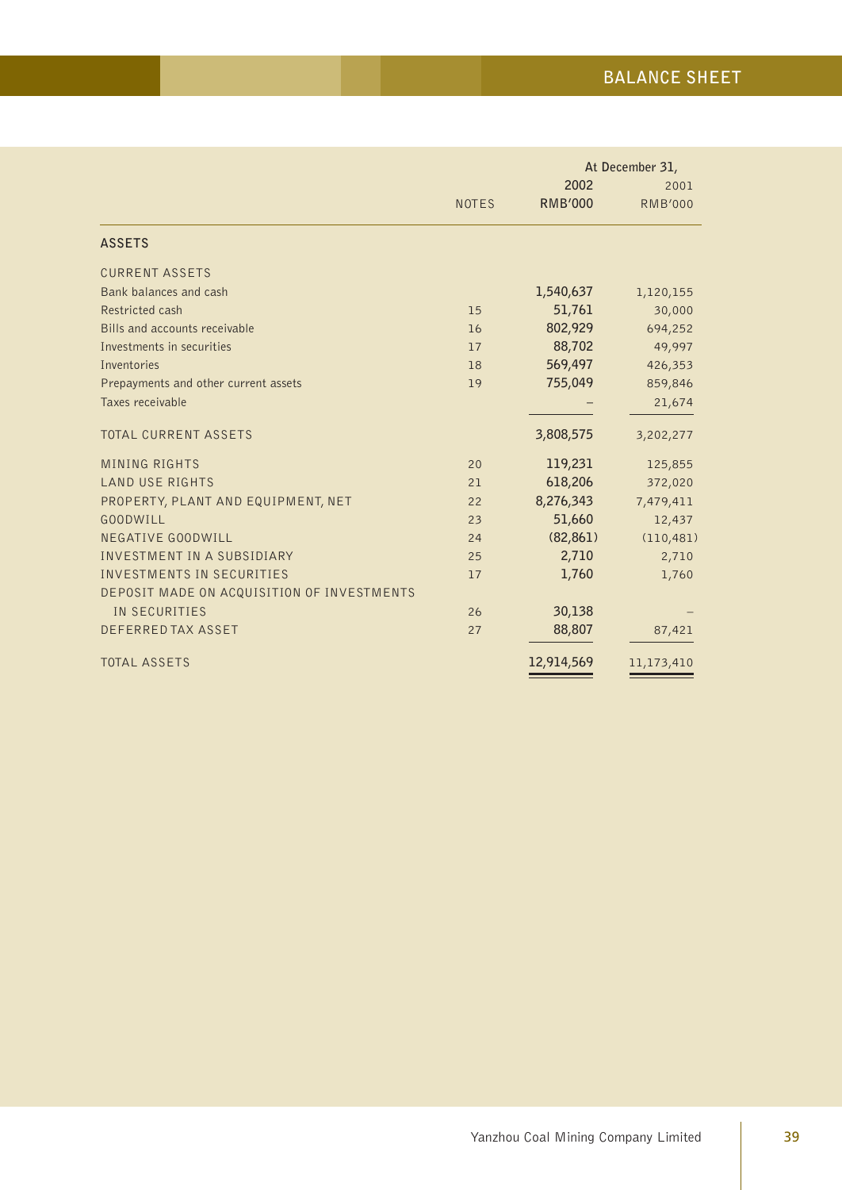# BALANCE SHEET

| | NOTES | At December 31, 2002 RMB'000 | 2001 RMB'000 |
|---|---|---|---|
| **ASSETS** | | | |
| CURRENT ASSETS | | | |
| Bank balances and cash | | 1,540,637 | 1,120,155 |
| Restricted cash | 15 | 51,761 | 30,000 |
| Bills and accounts receivable | 16 | 802,929 | 694,252 |
| Investments in securities | 17 | 88,702 | 49,997 |
| Inventories | 18 | 569,497 | 426,353 |
| Prepayments and other current assets | 19 | 755,049 | 859,846 |
| Taxes receivable | | – | 21,674 |
| TOTAL CURRENT ASSETS | | 3,808,575 | 3,202,277 |
| MINING RIGHTS | 20 | 119,231 | 125,855 |
| LAND USE RIGHTS | 21 | 618,206 | 372,020 |
| PROPERTY, PLANT AND EQUIPMENT, NET | 22 | 8,276,343 | 7,479,411 |
| GOODWILL | 23 | 51,660 | 12,437 |
| NEGATIVE GOODWILL | 24 | (82,861) | (110,481) |
| INVESTMENT IN A SUBSIDIARY | 25 | 2,710 | 2,710 |
| INVESTMENTS IN SECURITIES | 17 | 1,760 | 1,760 |
| DEPOSIT MADE ON ACQUISITION OF INVESTMENTS IN SECURITIES | 26 | 30,138 | – |
| DEFERRED TAX ASSET | 27 | 88,807 | 87,421 |
| TOTAL ASSETS | | 12,914,569 | 11,173,410 |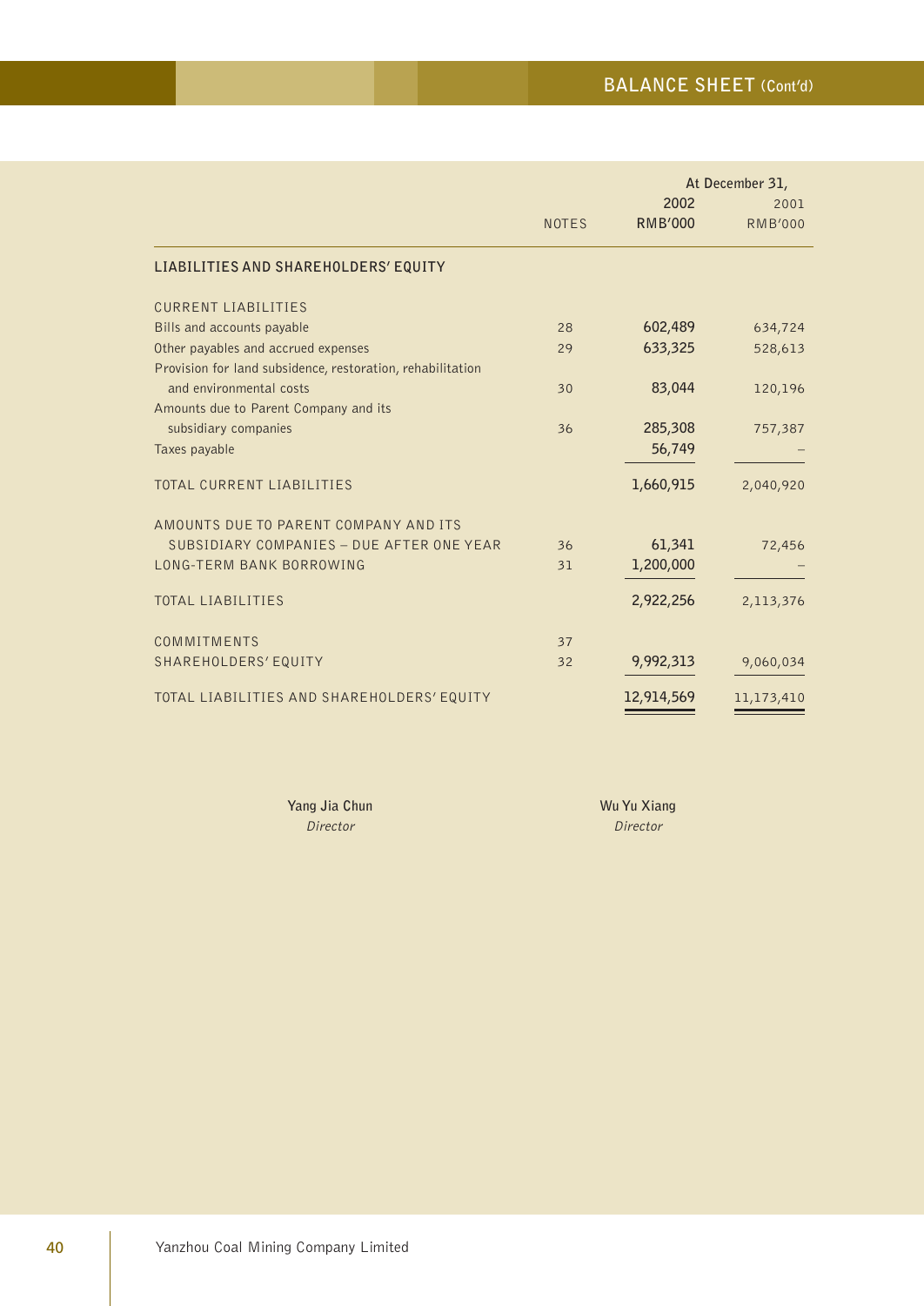## BALANCE SHEET (Cont'd)

| | NOTES | At December 31, 2002 RMB'000 | 2001 RMB'000 |
|---|---|---|---|
| **LIABILITIES AND SHAREHOLDERS' EQUITY** | | | |
| CURRENT LIABILITIES | | | |
| Bills and accounts payable | 28 | 602,489 | 634,724 |
| Other payables and accrued expenses | 29 | 633,325 | 528,613 |
| Provision for land subsidence, restoration, rehabilitation and environmental costs | 30 | 83,044 | 120,196 |
| Amounts due to Parent Company and its subsidiary companies | 36 | 285,308 | 757,387 |
| Taxes payable | | 56,749 | – |
| TOTAL CURRENT LIABILITIES | | 1,660,915 | 2,040,920 |
| AMOUNTS DUE TO PARENT COMPANY AND ITS SUBSIDIARY COMPANIES – DUE AFTER ONE YEAR | 36 | 61,341 | 72,456 |
| LONG-TERM BANK BORROWING | 31 | 1,200,000 | – |
| TOTAL LIABILITIES | | 2,922,256 | 2,113,376 |
| COMMITMENTS | 37 | | |
| SHAREHOLDERS' EQUITY | 32 | 9,992,313 | 9,060,034 |
| TOTAL LIABILITIES AND SHAREHOLDERS' EQUITY | | 12,914,569 | 11,173,410 |

**Yang Jia Chun**
*Director*

**Wu Yu Xiang**
*Director*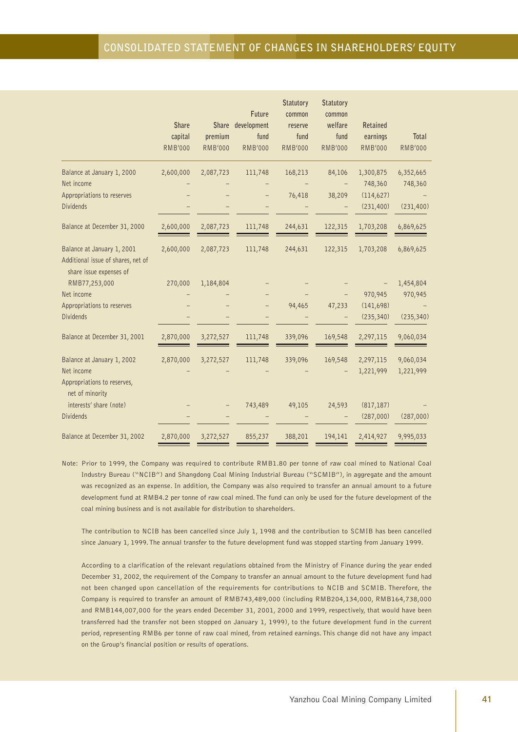# CONSOLIDATED STATEMENT OF CHANGES IN SHAREHOLDERS' EQUITY

| | Share capital RMB'000 | Share premium RMB'000 | Future development fund RMB'000 | Statutory common reserve fund RMB'000 | Statutory common welfare fund RMB'000 | Retained earnings RMB'000 | Total RMB'000 |
|---|---|---|---|---|---|---|---|
| Balance at January 1, 2000 | 2,600,000 | 2,087,723 | 111,748 | 168,213 | 84,106 | 1,300,875 | 6,352,665 |
| Net income | – | – | – | – | – | 748,360 | 748,360 |
| Appropriations to reserves | – | – | – | 76,418 | 38,209 | (114,627) | – |
| Dividends | – | – | – | – | – | (231,400) | (231,400) |
| Balance at December 31, 2000 | 2,600,000 | 2,087,723 | 111,748 | 244,631 | 122,315 | 1,703,208 | 6,869,625 |
| Balance at January 1, 2001 | 2,600,000 | 2,087,723 | 111,748 | 244,631 | 122,315 | 1,703,208 | 6,869,625 |
| Additional issue of shares, net of share issue expenses of RMB77,253,000 | 270,000 | 1,184,804 | – | – | – | – | 1,454,804 |
| Net income | – | – | – | – | – | 970,945 | 970,945 |
| Appropriations to reserves | – | – | – | 94,465 | 47,233 | (141,698) | – |
| Dividends | – | – | – | – | – | (235,340) | (235,340) |
| Balance at December 31, 2001 | 2,870,000 | 3,272,527 | 111,748 | 339,096 | 169,548 | 2,297,115 | 9,060,034 |
| Balance at January 1, 2002 | 2,870,000 | 3,272,527 | 111,748 | 339,096 | 169,548 | 2,297,115 | 9,060,034 |
| Net income | – | – | – | – | – | 1,221,999 | 1,221,999 |
| Appropriations to reserves, net of minority interests' share (note) | – | – | 743,489 | 49,105 | 24,593 | (817,187) | – |
| Dividends | – | – | – | – | – | (287,000) | (287,000) |
| Balance at December 31, 2002 | 2,870,000 | 3,272,527 | 855,237 | 388,201 | 194,141 | 2,414,927 | 9,995,033 |

Note: Prior to 1999, the Company was required to contribute RMB1.80 per tonne of raw coal mined to National Coal Industry Bureau ("NCIB") and Shangdong Coal Mining Industrial Bureau ("SCMIB"), in aggregate and the amount was recognized as an expense. In addition, the Company was also required to transfer an annual amount to a future development fund at RMB4.2 per tonne of raw coal mined. The fund can only be used for the future development of the coal mining business and is not available for distribution to shareholders.

The contribution to NCIB has been cancelled since July 1, 1998 and the contribution to SCMIB has been cancelled since January 1, 1999. The annual transfer to the future development fund was stopped starting from January 1999.

According to a clarification of the relevant regulations obtained from the Ministry of Finance during the year ended December 31, 2002, the requirement of the Company to transfer an annual amount to the future development fund had not been changed upon cancellation of the requirements for contributions to NCIB and SCMIB. Therefore, the Company is required to transfer an amount of RMB743,489,000 (including RMB204,134,000, RMB164,738,000 and RMB144,007,000 for the years ended December 31, 2001, 2000 and 1999, respectively, that would have been transferred had the transfer not been stopped on January 1, 1999), to the future development fund in the current period, representing RMB6 per tonne of raw coal mined, from retained earnings. This change did not have any impact on the Group's financial position or results of operations.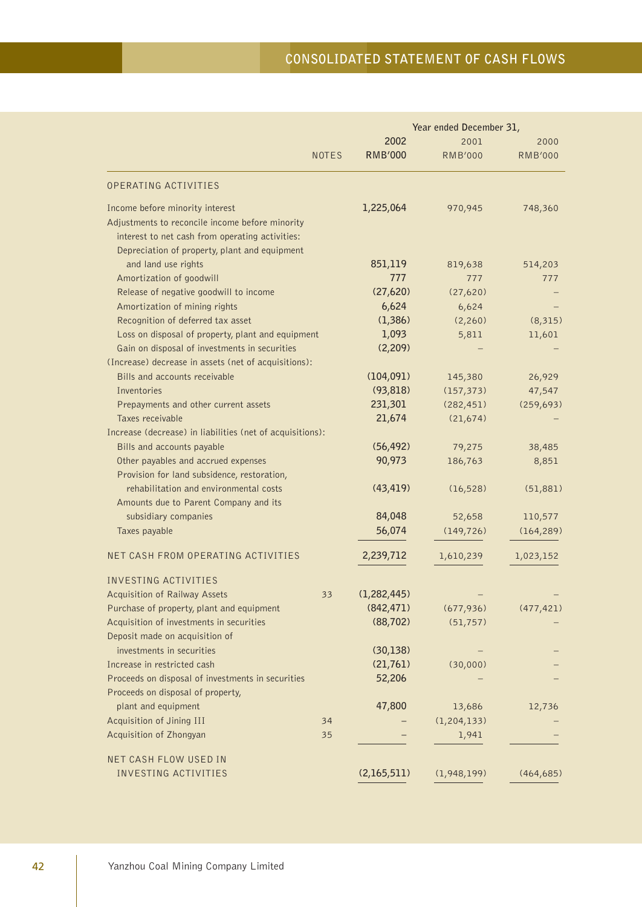# CONSOLIDATED STATEMENT OF CASH FLOWS

| | NOTES | 2002 RMB'000 | 2001 RMB'000 | 2000 RMB'000 |
|---|---|---|---|---|
| | | Year ended December 31, | | |
| **OPERATING ACTIVITIES** | | | | |
| Income before minority interest | | 1,225,064 | 970,945 | 748,360 |
| Adjustments to reconcile income before minority interest to net cash from operating activities: | | | | |
| Depreciation of property, plant and equipment and land use rights | | 851,119 | 819,638 | 514,203 |
| Amortization of goodwill | | 777 | 777 | 777 |
| Release of negative goodwill to income | | (27,620) | (27,620) | – |
| Amortization of mining rights | | 6,624 | 6,624 | – |
| Recognition of deferred tax asset | | (1,386) | (2,260) | (8,315) |
| Loss on disposal of property, plant and equipment | | 1,093 | 5,811 | 11,601 |
| Gain on disposal of investments in securities | | (2,209) | – | – |
| (Increase) decrease in assets (net of acquisitions): | | | | |
| Bills and accounts receivable | | (104,091) | 145,380 | 26,929 |
| Inventories | | (93,818) | (157,373) | 47,547 |
| Prepayments and other current assets | | 231,301 | (282,451) | (259,693) |
| Taxes receivable | | 21,674 | (21,674) | – |
| Increase (decrease) in liabilities (net of acquisitions): | | | | |
| Bills and accounts payable | | (56,492) | 79,275 | 38,485 |
| Other payables and accrued expenses | | 90,973 | 186,763 | 8,851 |
| Provision for land subsidence, restoration, rehabilitation and environmental costs | | (43,419) | (16,528) | (51,881) |
| Amounts due to Parent Company and its subsidiary companies | | 84,048 | 52,658 | 110,577 |
| Taxes payable | | 56,074 | (149,726) | (164,289) |
| **NET CASH FROM OPERATING ACTIVITIES** | | 2,239,712 | 1,610,239 | 1,023,152 |
| **INVESTING ACTIVITIES** | | | | |
| Acquisition of Railway Assets | 33 | (1,282,445) | – | – |
| Purchase of property, plant and equipment | | (842,471) | (677,936) | (477,421) |
| Acquisition of investments in securities | | (88,702) | (51,757) | – |
| Deposit made on acquisition of investments in securities | | (30,138) | – | – |
| Increase in restricted cash | | (21,761) | (30,000) | – |
| Proceeds on disposal of investments in securities | | 52,206 | – | – |
| Proceeds on disposal of property, plant and equipment | | 47,800 | 13,686 | 12,736 |
| Acquisition of Jining III | 34 | – | (1,204,133) | – |
| Acquisition of Zhongyan | 35 | – | 1,941 | – |
| **NET CASH FLOW USED IN INVESTING ACTIVITIES** | | (2,165,511) | (1,948,199) | (464,685) |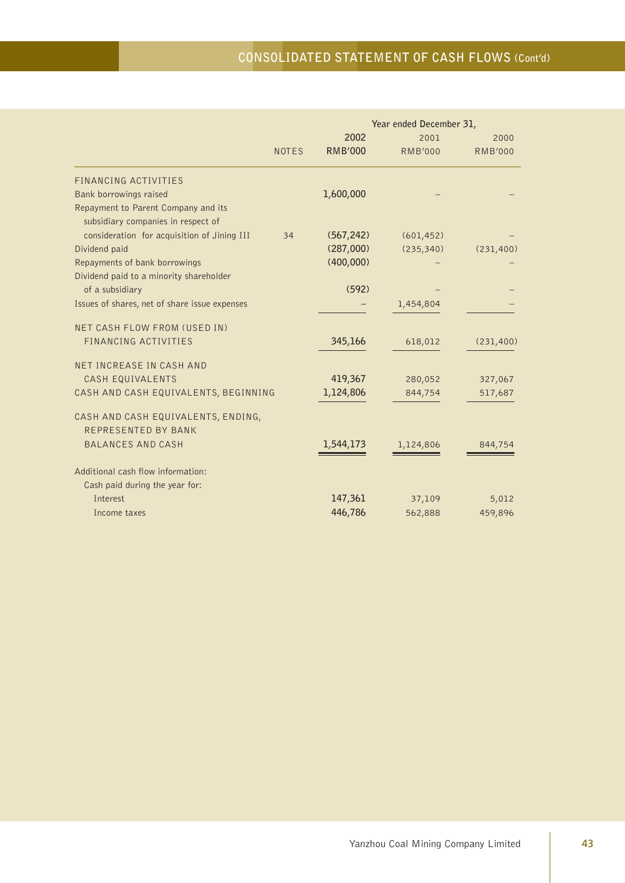# CONSOLIDATED STATEMENT OF CASH FLOWS (Cont'd)

| | NOTES | Year ended December 31, 2002 RMB'000 | 2001 RMB'000 | 2000 RMB'000 |
|---|---|---|---|---|
| FINANCING ACTIVITIES | | | | |
| Bank borrowings raised | | 1,600,000 | – | – |
| Repayment to Parent Company and its subsidiary companies in respect of consideration for acquisition of Jining III | 34 | (567,242) | (601,452) | – |
| Dividend paid | | (287,000) | (235,340) | (231,400) |
| Repayments of bank borrowings | | (400,000) | – | – |
| Dividend paid to a minority shareholder of a subsidiary | | (592) | – | – |
| Issues of shares, net of share issue expenses | | – | 1,454,804 | – |
| NET CASH FLOW FROM (USED IN) FINANCING ACTIVITIES | | 345,166 | 618,012 | (231,400) |
| NET INCREASE IN CASH AND CASH EQUIVALENTS | | 419,367 | 280,052 | 327,067 |
| CASH AND CASH EQUIVALENTS, BEGINNING | | 1,124,806 | 844,754 | 517,687 |
| CASH AND CASH EQUIVALENTS, ENDING, REPRESENTED BY BANK BALANCES AND CASH | | 1,544,173 | 1,124,806 | 844,754 |
| Additional cash flow information: | | | | |
| Cash paid during the year for: | | | | |
| Interest | | 147,361 | 37,109 | 5,012 |
| Income taxes | | 446,786 | 562,888 | 459,896 |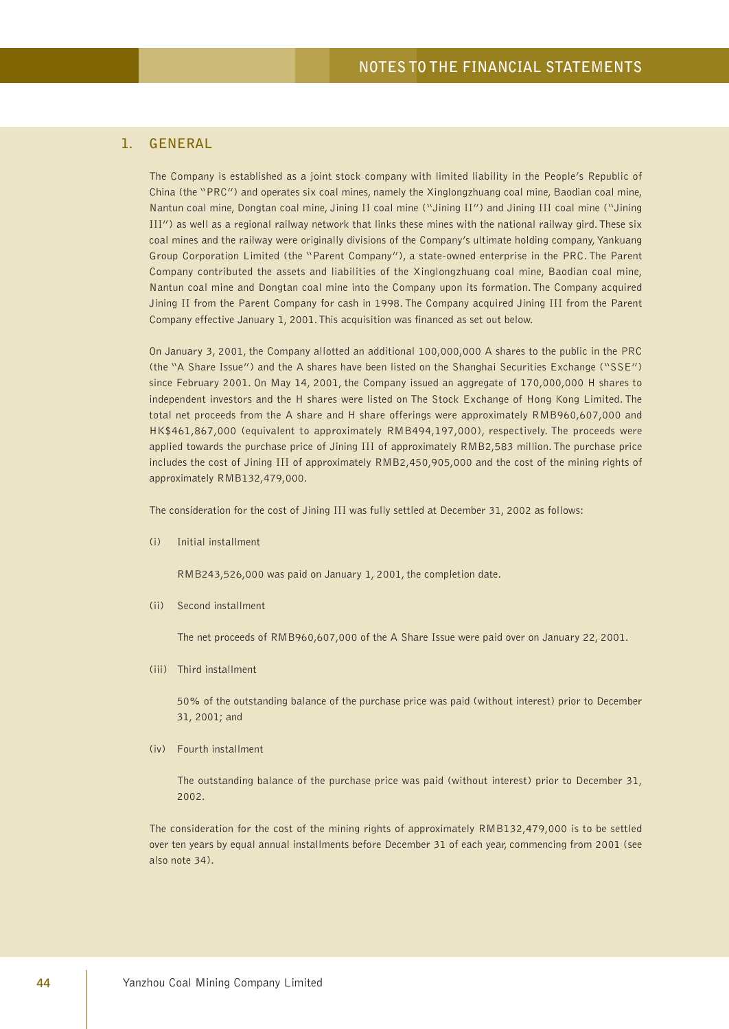## 1. GENERAL

The Company is established as a joint stock company with limited liability in the People's Republic of China (the "PRC") and operates six coal mines, namely the Xinglongzhuang coal mine, Baodian coal mine, Nantun coal mine, Dongtan coal mine, Jining II coal mine ("Jining II") and Jining III coal mine ("Jining III") as well as a regional railway network that links these mines with the national railway gird. These six coal mines and the railway were originally divisions of the Company's ultimate holding company, Yankuang Group Corporation Limited (the "Parent Company"), a state-owned enterprise in the PRC. The Parent Company contributed the assets and liabilities of the Xinglongzhuang coal mine, Baodian coal mine, Nantun coal mine and Dongtan coal mine into the Company upon its formation. The Company acquired Jining II from the Parent Company for cash in 1998. The Company acquired Jining III from the Parent Company effective January 1, 2001. This acquisition was financed as set out below.

On January 3, 2001, the Company allotted an additional 100,000,000 A shares to the public in the PRC (the "A Share Issue") and the A shares have been listed on the Shanghai Securities Exchange ("SSE") since February 2001. On May 14, 2001, the Company issued an aggregate of 170,000,000 H shares to independent investors and the H shares were listed on The Stock Exchange of Hong Kong Limited. The total net proceeds from the A share and H share offerings were approximately RMB960,607,000 and HK$461,867,000 (equivalent to approximately RMB494,197,000), respectively. The proceeds were applied towards the purchase price of Jining III of approximately RMB2,583 million. The purchase price includes the cost of Jining III of approximately RMB2,450,905,000 and the cost of the mining rights of approximately RMB132,479,000.

The consideration for the cost of Jining III was fully settled at December 31, 2002 as follows:

(i) Initial installment

RMB243,526,000 was paid on January 1, 2001, the completion date.

(ii) Second installment

The net proceeds of RMB960,607,000 of the A Share Issue were paid over on January 22, 2001.

(iii) Third installment

50% of the outstanding balance of the purchase price was paid (without interest) prior to December 31, 2001; and

(iv) Fourth installment

The outstanding balance of the purchase price was paid (without interest) prior to December 31, 2002.

The consideration for the cost of the mining rights of approximately RMB132,479,000 is to be settled over ten years by equal annual installments before December 31 of each year, commencing from 2001 (see also note 34).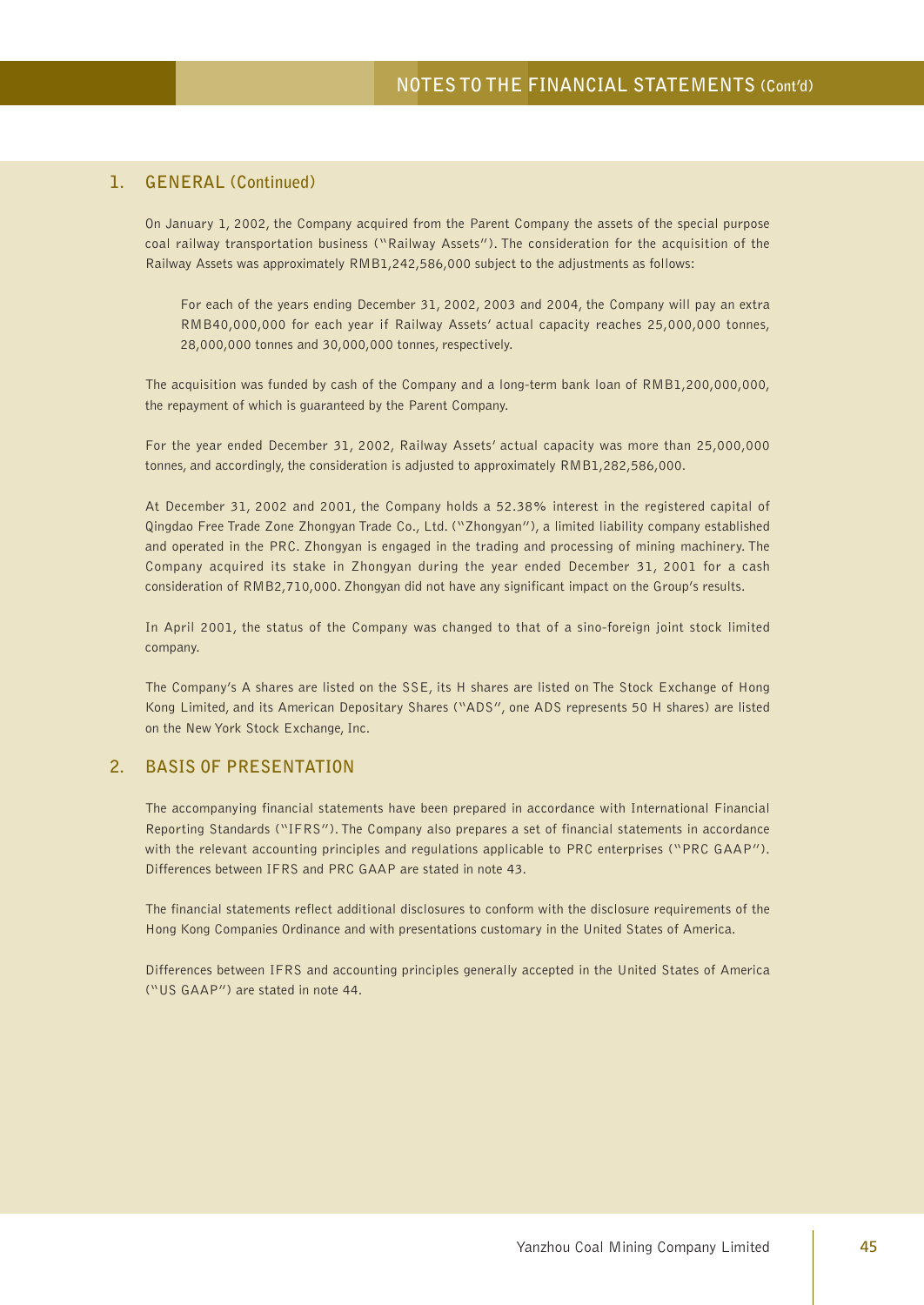## 1. GENERAL (Continued)

On January 1, 2002, the Company acquired from the Parent Company the assets of the special purpose coal railway transportation business ("Railway Assets"). The consideration for the acquisition of the Railway Assets was approximately RMB1,242,586,000 subject to the adjustments as follows:

> For each of the years ending December 31, 2002, 2003 and 2004, the Company will pay an extra RMB40,000,000 for each year if Railway Assets' actual capacity reaches 25,000,000 tonnes, 28,000,000 tonnes and 30,000,000 tonnes, respectively.

The acquisition was funded by cash of the Company and a long-term bank loan of RMB1,200,000,000, the repayment of which is guaranteed by the Parent Company.

For the year ended December 31, 2002, Railway Assets' actual capacity was more than 25,000,000 tonnes, and accordingly, the consideration is adjusted to approximately RMB1,282,586,000.

At December 31, 2002 and 2001, the Company holds a 52.38% interest in the registered capital of Qingdao Free Trade Zone Zhongyan Trade Co., Ltd. ("Zhongyan"), a limited liability company established and operated in the PRC. Zhongyan is engaged in the trading and processing of mining machinery. The Company acquired its stake in Zhongyan during the year ended December 31, 2001 for a cash consideration of RMB2,710,000. Zhongyan did not have any significant impact on the Group's results.

In April 2001, the status of the Company was changed to that of a sino-foreign joint stock limited company.

The Company's A shares are listed on the SSE, its H shares are listed on The Stock Exchange of Hong Kong Limited, and its American Depositary Shares ("ADS", one ADS represents 50 H shares) are listed on the New York Stock Exchange, Inc.

## 2. BASIS OF PRESENTATION

The accompanying financial statements have been prepared in accordance with International Financial Reporting Standards ("IFRS"). The Company also prepares a set of financial statements in accordance with the relevant accounting principles and regulations applicable to PRC enterprises ("PRC GAAP"). Differences between IFRS and PRC GAAP are stated in note 43.

The financial statements reflect additional disclosures to conform with the disclosure requirements of the Hong Kong Companies Ordinance and with presentations customary in the United States of America.

Differences between IFRS and accounting principles generally accepted in the United States of America ("US GAAP") are stated in note 44.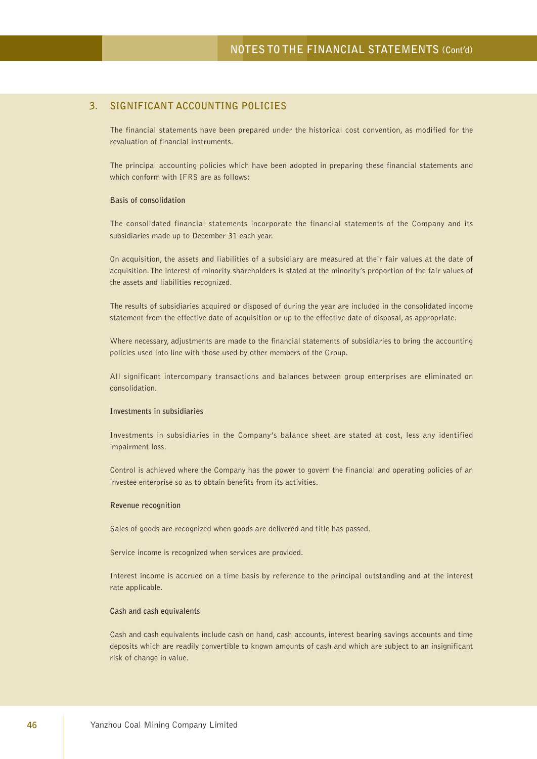## 3. SIGNIFICANT ACCOUNTING POLICIES

The financial statements have been prepared under the historical cost convention, as modified for the revaluation of financial instruments.

The principal accounting policies which have been adopted in preparing these financial statements and which conform with IFRS are as follows:

**Basis of consolidation**

The consolidated financial statements incorporate the financial statements of the Company and its subsidiaries made up to December 31 each year.

On acquisition, the assets and liabilities of a subsidiary are measured at their fair values at the date of acquisition. The interest of minority shareholders is stated at the minority's proportion of the fair values of the assets and liabilities recognized.

The results of subsidiaries acquired or disposed of during the year are included in the consolidated income statement from the effective date of acquisition or up to the effective date of disposal, as appropriate.

Where necessary, adjustments are made to the financial statements of subsidiaries to bring the accounting policies used into line with those used by other members of the Group.

All significant intercompany transactions and balances between group enterprises are eliminated on consolidation.

**Investments in subsidiaries**

Investments in subsidiaries in the Company's balance sheet are stated at cost, less any identified impairment loss.

Control is achieved where the Company has the power to govern the financial and operating policies of an investee enterprise so as to obtain benefits from its activities.

**Revenue recognition**

Sales of goods are recognized when goods are delivered and title has passed.

Service income is recognized when services are provided.

Interest income is accrued on a time basis by reference to the principal outstanding and at the interest rate applicable.

**Cash and cash equivalents**

Cash and cash equivalents include cash on hand, cash accounts, interest bearing savings accounts and time deposits which are readily convertible to known amounts of cash and which are subject to an insignificant risk of change in value.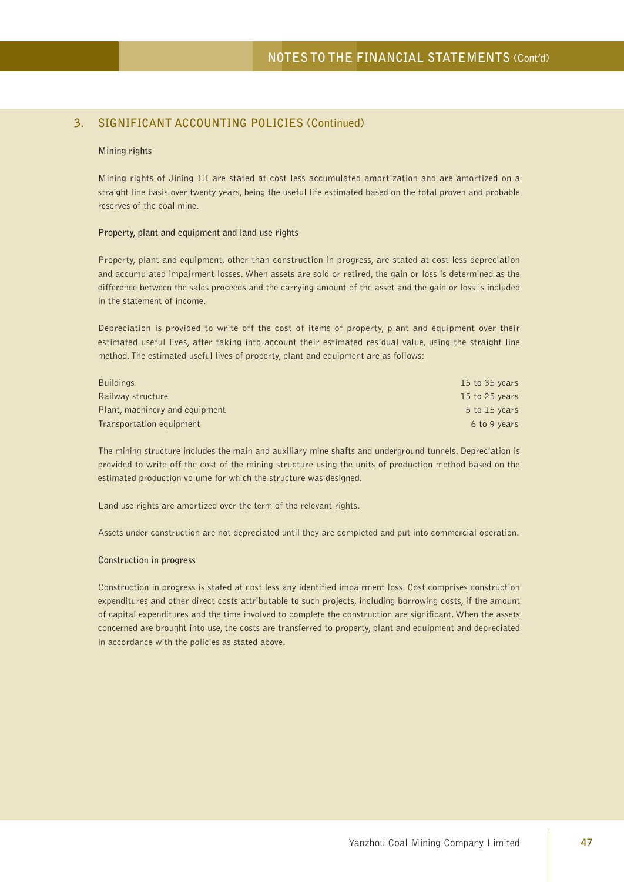## 3. SIGNIFICANT ACCOUNTING POLICIES (Continued)

### Mining rights

Mining rights of Jining III are stated at cost less accumulated amortization and are amortized on a straight line basis over twenty years, being the useful life estimated based on the total proven and probable reserves of the coal mine.

### Property, plant and equipment and land use rights

Property, plant and equipment, other than construction in progress, are stated at cost less depreciation and accumulated impairment losses. When assets are sold or retired, the gain or loss is determined as the difference between the sales proceeds and the carrying amount of the asset and the gain or loss is included in the statement of income.

Depreciation is provided to write off the cost of items of property, plant and equipment over their estimated useful lives, after taking into account their estimated residual value, using the straight line method. The estimated useful lives of property, plant and equipment are as follows:

| | |
|---|---|
| Buildings | 15 to 35 years |
| Railway structure | 15 to 25 years |
| Plant, machinery and equipment | 5 to 15 years |
| Transportation equipment | 6 to 9 years |

The mining structure includes the main and auxiliary mine shafts and underground tunnels. Depreciation is provided to write off the cost of the mining structure using the units of production method based on the estimated production volume for which the structure was designed.

Land use rights are amortized over the term of the relevant rights.

Assets under construction are not depreciated until they are completed and put into commercial operation.

### Construction in progress

Construction in progress is stated at cost less any identified impairment loss. Cost comprises construction expenditures and other direct costs attributable to such projects, including borrowing costs, if the amount of capital expenditures and the time involved to complete the construction are significant. When the assets concerned are brought into use, the costs are transferred to property, plant and equipment and depreciated in accordance with the policies as stated above.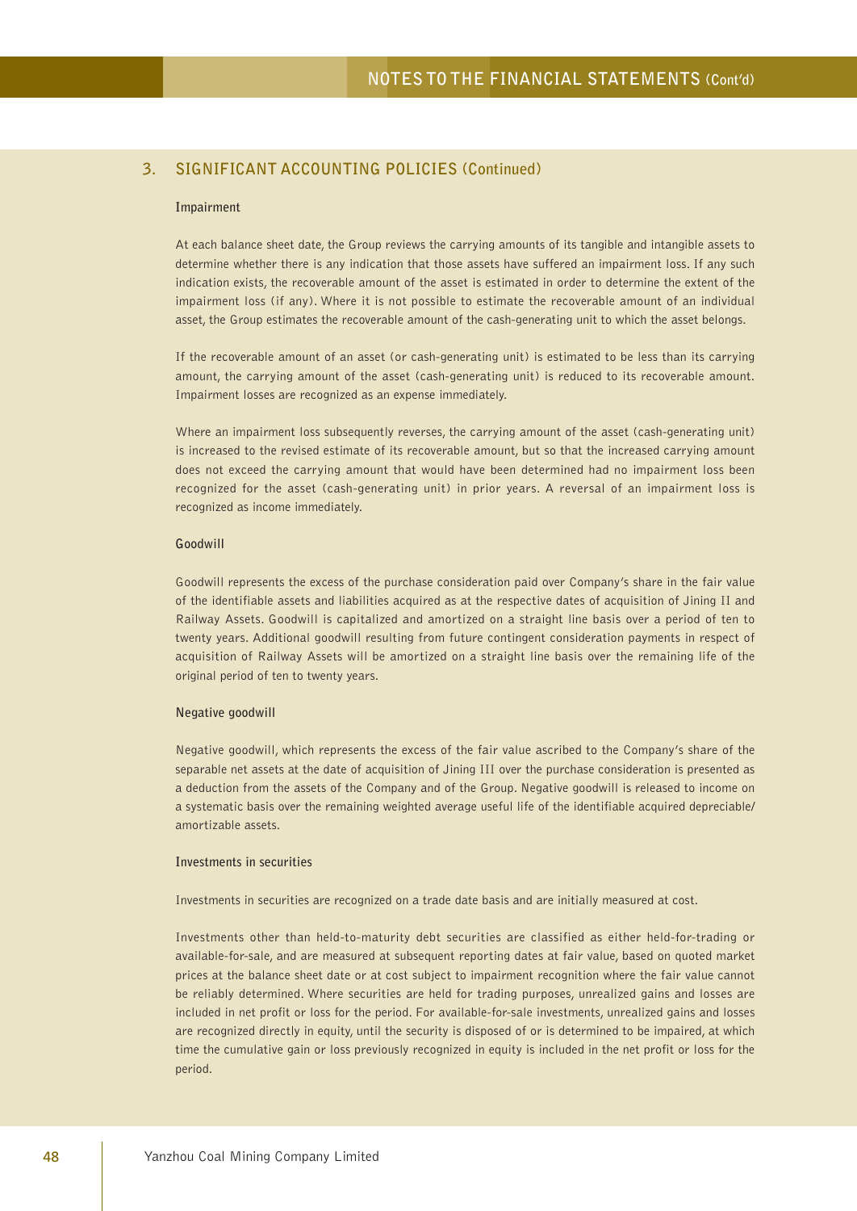## 3. SIGNIFICANT ACCOUNTING POLICIES (Continued)

### Impairment

At each balance sheet date, the Group reviews the carrying amounts of its tangible and intangible assets to determine whether there is any indication that those assets have suffered an impairment loss. If any such indication exists, the recoverable amount of the asset is estimated in order to determine the extent of the impairment loss (if any). Where it is not possible to estimate the recoverable amount of an individual asset, the Group estimates the recoverable amount of the cash-generating unit to which the asset belongs.

If the recoverable amount of an asset (or cash-generating unit) is estimated to be less than its carrying amount, the carrying amount of the asset (cash-generating unit) is reduced to its recoverable amount. Impairment losses are recognized as an expense immediately.

Where an impairment loss subsequently reverses, the carrying amount of the asset (cash-generating unit) is increased to the revised estimate of its recoverable amount, but so that the increased carrying amount does not exceed the carrying amount that would have been determined had no impairment loss been recognized for the asset (cash-generating unit) in prior years. A reversal of an impairment loss is recognized as income immediately.

### Goodwill

Goodwill represents the excess of the purchase consideration paid over Company's share in the fair value of the identifiable assets and liabilities acquired as at the respective dates of acquisition of Jining II and Railway Assets. Goodwill is capitalized and amortized on a straight line basis over a period of ten to twenty years. Additional goodwill resulting from future contingent consideration payments in respect of acquisition of Railway Assets will be amortized on a straight line basis over the remaining life of the original period of ten to twenty years.

### Negative goodwill

Negative goodwill, which represents the excess of the fair value ascribed to the Company's share of the separable net assets at the date of acquisition of Jining III over the purchase consideration is presented as a deduction from the assets of the Company and of the Group. Negative goodwill is released to income on a systematic basis over the remaining weighted average useful life of the identifiable acquired depreciable/amortizable assets.

### Investments in securities

Investments in securities are recognized on a trade date basis and are initially measured at cost.

Investments other than held-to-maturity debt securities are classified as either held-for-trading or available-for-sale, and are measured at subsequent reporting dates at fair value, based on quoted market prices at the balance sheet date or at cost subject to impairment recognition where the fair value cannot be reliably determined. Where securities are held for trading purposes, unrealized gains and losses are included in net profit or loss for the period. For available-for-sale investments, unrealized gains and losses are recognized directly in equity, until the security is disposed of or is determined to be impaired, at which time the cumulative gain or loss previously recognized in equity is included in the net profit or loss for the period.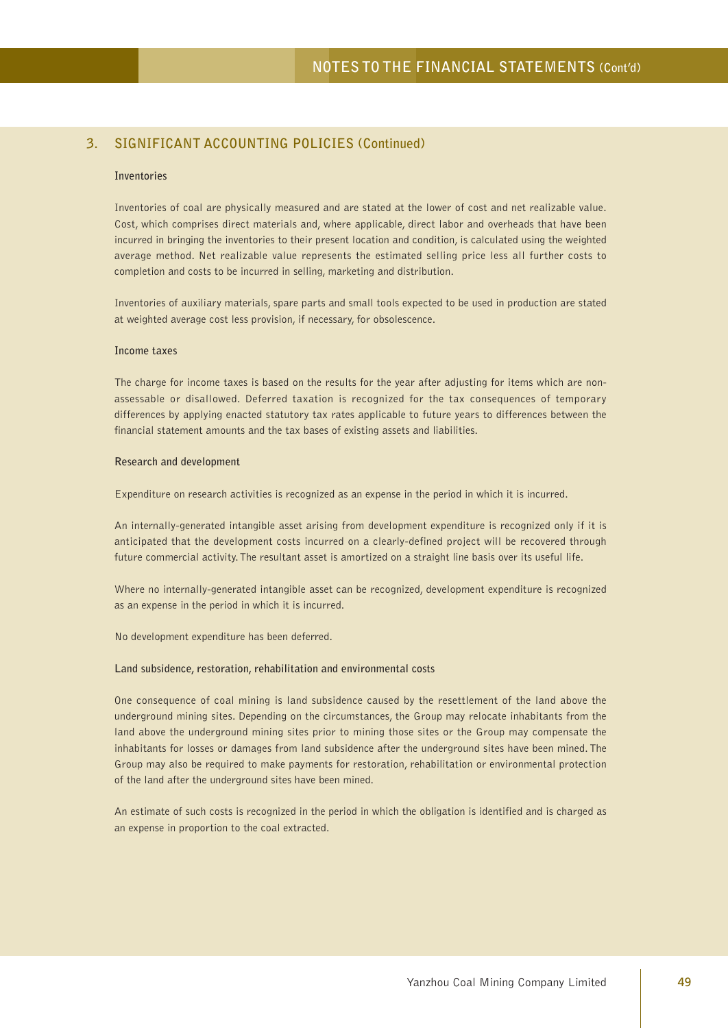## 3. SIGNIFICANT ACCOUNTING POLICIES (Continued)

### Inventories

Inventories of coal are physically measured and are stated at the lower of cost and net realizable value. Cost, which comprises direct materials and, where applicable, direct labor and overheads that have been incurred in bringing the inventories to their present location and condition, is calculated using the weighted average method. Net realizable value represents the estimated selling price less all further costs to completion and costs to be incurred in selling, marketing and distribution.

Inventories of auxiliary materials, spare parts and small tools expected to be used in production are stated at weighted average cost less provision, if necessary, for obsolescence.

### Income taxes

The charge for income taxes is based on the results for the year after adjusting for items which are non-assessable or disallowed. Deferred taxation is recognized for the tax consequences of temporary differences by applying enacted statutory tax rates applicable to future years to differences between the financial statement amounts and the tax bases of existing assets and liabilities.

### Research and development

Expenditure on research activities is recognized as an expense in the period in which it is incurred.

An internally-generated intangible asset arising from development expenditure is recognized only if it is anticipated that the development costs incurred on a clearly-defined project will be recovered through future commercial activity. The resultant asset is amortized on a straight line basis over its useful life.

Where no internally-generated intangible asset can be recognized, development expenditure is recognized as an expense in the period in which it is incurred.

No development expenditure has been deferred.

### Land subsidence, restoration, rehabilitation and environmental costs

One consequence of coal mining is land subsidence caused by the resettlement of the land above the underground mining sites. Depending on the circumstances, the Group may relocate inhabitants from the land above the underground mining sites prior to mining those sites or the Group may compensate the inhabitants for losses or damages from land subsidence after the underground sites have been mined. The Group may also be required to make payments for restoration, rehabilitation or environmental protection of the land after the underground sites have been mined.

An estimate of such costs is recognized in the period in which the obligation is identified and is charged as an expense in proportion to the coal extracted.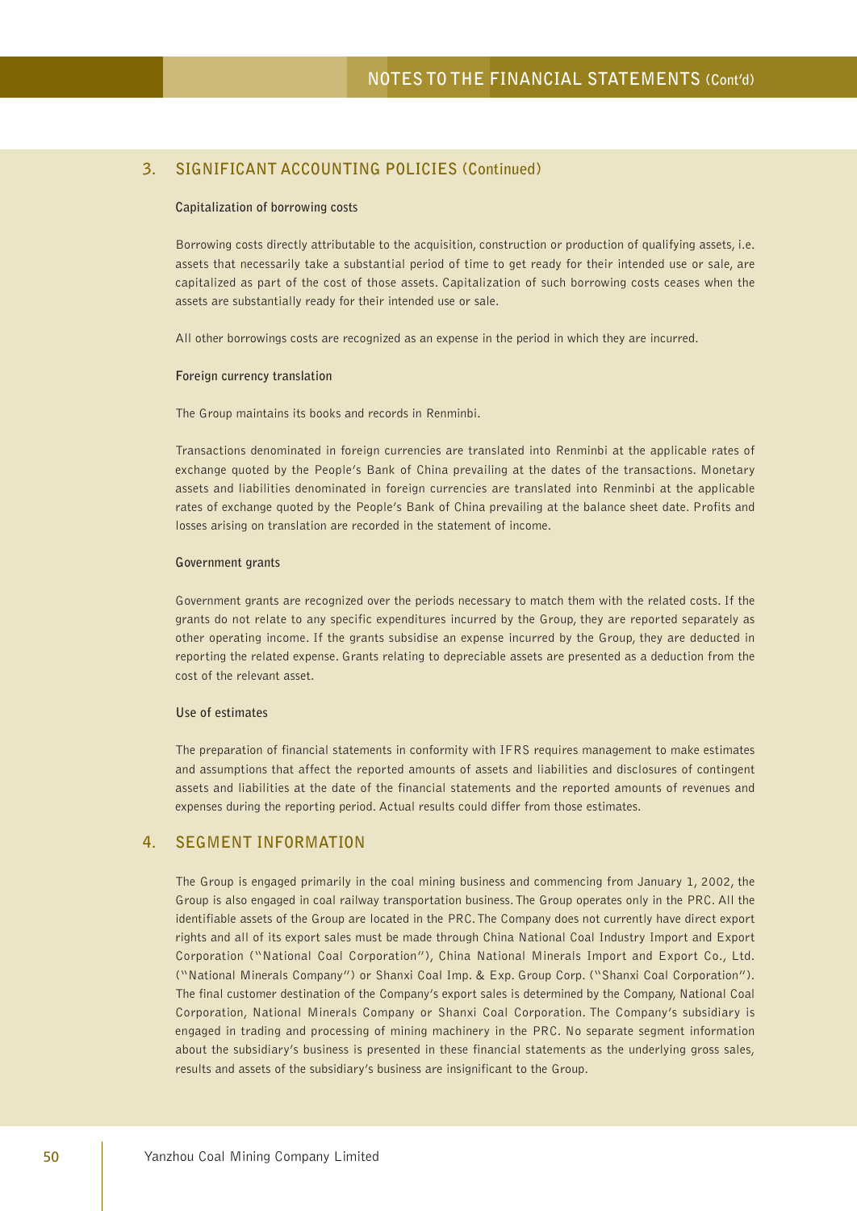## 3. SIGNIFICANT ACCOUNTING POLICIES (Continued)

**Capitalization of borrowing costs**

Borrowing costs directly attributable to the acquisition, construction or production of qualifying assets, i.e. assets that necessarily take a substantial period of time to get ready for their intended use or sale, are capitalized as part of the cost of those assets. Capitalization of such borrowing costs ceases when the assets are substantially ready for their intended use or sale.

All other borrowings costs are recognized as an expense in the period in which they are incurred.

**Foreign currency translation**

The Group maintains its books and records in Renminbi.

Transactions denominated in foreign currencies are translated into Renminbi at the applicable rates of exchange quoted by the People's Bank of China prevailing at the dates of the transactions. Monetary assets and liabilities denominated in foreign currencies are translated into Renminbi at the applicable rates of exchange quoted by the People's Bank of China prevailing at the balance sheet date. Profits and losses arising on translation are recorded in the statement of income.

**Government grants**

Government grants are recognized over the periods necessary to match them with the related costs. If the grants do not relate to any specific expenditures incurred by the Group, they are reported separately as other operating income. If the grants subsidise an expense incurred by the Group, they are deducted in reporting the related expense. Grants relating to depreciable assets are presented as a deduction from the cost of the relevant asset.

**Use of estimates**

The preparation of financial statements in conformity with IFRS requires management to make estimates and assumptions that affect the reported amounts of assets and liabilities and disclosures of contingent assets and liabilities at the date of the financial statements and the reported amounts of revenues and expenses during the reporting period. Actual results could differ from those estimates.

## 4. SEGMENT INFORMATION

The Group is engaged primarily in the coal mining business and commencing from January 1, 2002, the Group is also engaged in coal railway transportation business. The Group operates only in the PRC. All the identifiable assets of the Group are located in the PRC. The Company does not currently have direct export rights and all of its export sales must be made through China National Coal Industry Import and Export Corporation ("National Coal Corporation"), China National Minerals Import and Export Co., Ltd. ("National Minerals Company") or Shanxi Coal Imp. & Exp. Group Corp. ("Shanxi Coal Corporation"). The final customer destination of the Company's export sales is determined by the Company, National Coal Corporation, National Minerals Company or Shanxi Coal Corporation. The Company's subsidiary is engaged in trading and processing of mining machinery in the PRC. No separate segment information about the subsidiary's business is presented in these financial statements as the underlying gross sales, results and assets of the subsidiary's business are insignificant to the Group.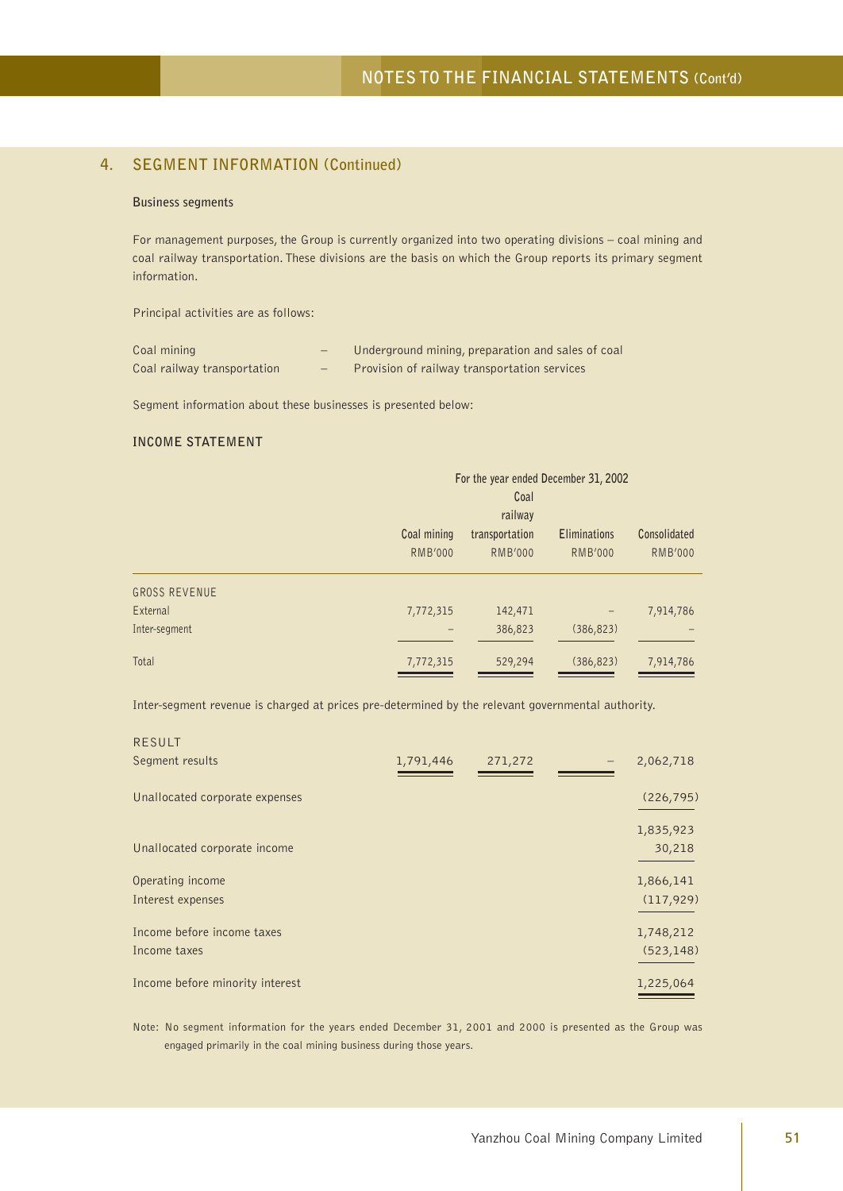## 4. SEGMENT INFORMATION (Continued)

### Business segments

For management purposes, the Group is currently organized into two operating divisions – coal mining and coal railway transportation. These divisions are the basis on which the Group reports its primary segment information.

Principal activities are as follows:

| | | |
|---|---|---|
| Coal mining | – | Underground mining, preparation and sales of coal |
| Coal railway transportation | – | Provision of railway transportation services |

Segment information about these businesses is presented below:

### INCOME STATEMENT

| | For the year ended December 31, 2002 | | | |
|---|---|---|---|---|
| | Coal mining RMB'000 | Coal railway transportation RMB'000 | Eliminations RMB'000 | Consolidated RMB'000 |
| GROSS REVENUE | | | | |
| External | 7,772,315 | 142,471 | – | 7,914,786 |
| Inter-segment | – | 386,823 | (386,823) | – |
| Total | 7,772,315 | 529,294 | (386,823) | 7,914,786 |

Inter-segment revenue is charged at prices pre-determined by the relevant governmental authority.

| | Coal mining RMB'000 | Coal railway transportation RMB'000 | Eliminations RMB'000 | Consolidated RMB'000 |
|---|---|---|---|---|
| RESULT | | | | |
| Segment results | 1,791,446 | 271,272 | – | 2,062,718 |
| Unallocated corporate expenses | | | | (226,795) |
| | | | | 1,835,923 |
| Unallocated corporate income | | | | 30,218 |
| Operating income | | | | 1,866,141 |
| Interest expenses | | | | (117,929) |
| Income before income taxes | | | | 1,748,212 |
| Income taxes | | | | (523,148) |
| Income before minority interest | | | | 1,225,064 |

Note: No segment information for the years ended December 31, 2001 and 2000 is presented as the Group was engaged primarily in the coal mining business during those years.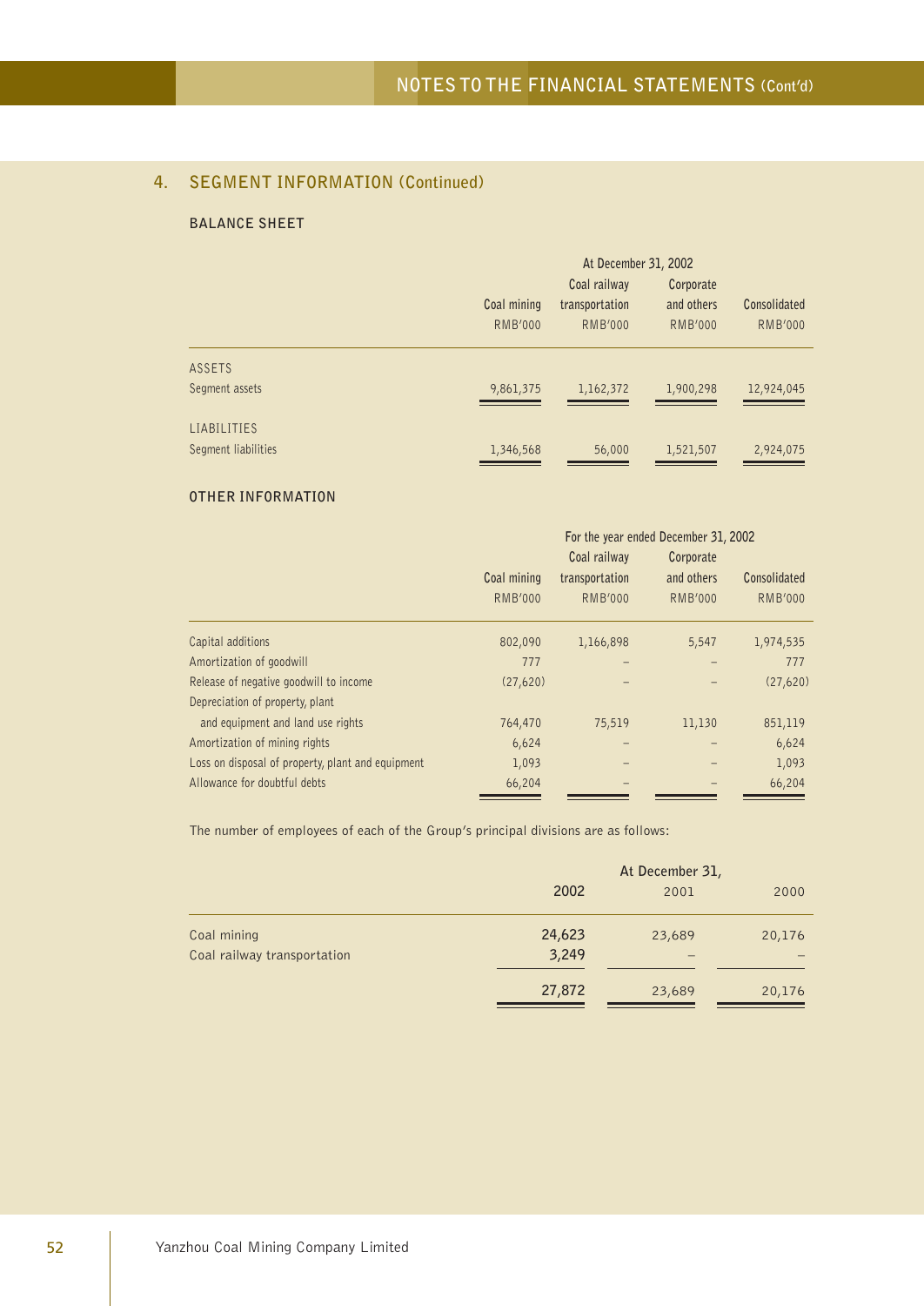## 4. SEGMENT INFORMATION (Continued)

### BALANCE SHEET

| | At December 31, 2002 | | | |
|---|---|---|---|---|
| | Coal mining RMB'000 | Coal railway transportation RMB'000 | Corporate and others RMB'000 | Consolidated RMB'000 |
| ASSETS | | | | |
| Segment assets | 9,861,375 | 1,162,372 | 1,900,298 | 12,924,045 |
| LIABILITIES | | | | |
| Segment liabilities | 1,346,568 | 56,000 | 1,521,507 | 2,924,075 |

### OTHER INFORMATION

| | For the year ended December 31, 2002 | | | |
|---|---|---|---|---|
| | Coal mining RMB'000 | Coal railway transportation RMB'000 | Corporate and others RMB'000 | Consolidated RMB'000 |
| Capital additions | 802,090 | 1,166,898 | 5,547 | 1,974,535 |
| Amortization of goodwill | 777 | – | – | 777 |
| Release of negative goodwill to income | (27,620) | – | – | (27,620) |
| Depreciation of property, plant and equipment and land use rights | 764,470 | 75,519 | 11,130 | 851,119 |
| Amortization of mining rights | 6,624 | – | – | 6,624 |
| Loss on disposal of property, plant and equipment | 1,093 | – | – | 1,093 |
| Allowance for doubtful debts | 66,204 | – | – | 66,204 |

The number of employees of each of the Group's principal divisions are as follows:

| | At December 31, | | |
|---|---|---|---|
| | **2002** | 2001 | 2000 |
| Coal mining | **24,623** | 23,689 | 20,176 |
| Coal railway transportation | **3,249** | – | – |
| | **27,872** | 23,689 | 20,176 |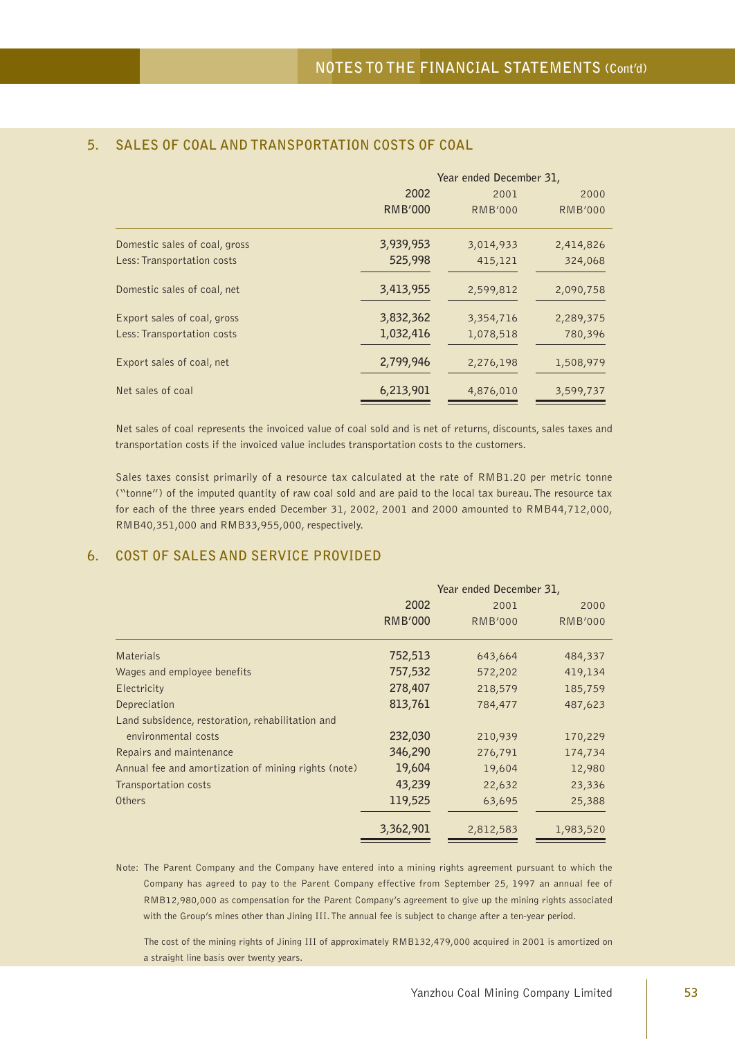## 5. SALES OF COAL AND TRANSPORTATION COSTS OF COAL

| | Year ended December 31, | | |
|---|---|---|---|
| | 2002 | 2001 | 2000 |
| | RMB'000 | RMB'000 | RMB'000 |
| Domestic sales of coal, gross | 3,939,953 | 3,014,933 | 2,414,826 |
| Less: Transportation costs | 525,998 | 415,121 | 324,068 |
| Domestic sales of coal, net | 3,413,955 | 2,599,812 | 2,090,758 |
| Export sales of coal, gross | 3,832,362 | 3,354,716 | 2,289,375 |
| Less: Transportation costs | 1,032,416 | 1,078,518 | 780,396 |
| Export sales of coal, net | 2,799,946 | 2,276,198 | 1,508,979 |
| Net sales of coal | 6,213,901 | 4,876,010 | 3,599,737 |

Net sales of coal represents the invoiced value of coal sold and is net of returns, discounts, sales taxes and transportation costs if the invoiced value includes transportation costs to the customers.

Sales taxes consist primarily of a resource tax calculated at the rate of RMB1.20 per metric tonne ("tonne") of the imputed quantity of raw coal sold and are paid to the local tax bureau. The resource tax for each of the three years ended December 31, 2002, 2001 and 2000 amounted to RMB44,712,000, RMB40,351,000 and RMB33,955,000, respectively.

## 6. COST OF SALES AND SERVICE PROVIDED

| | Year ended December 31, | | |
|---|---|---|---|
| | 2002 | 2001 | 2000 |
| | RMB'000 | RMB'000 | RMB'000 |
| Materials | 752,513 | 643,664 | 484,337 |
| Wages and employee benefits | 757,532 | 572,202 | 419,134 |
| Electricity | 278,407 | 218,579 | 185,759 |
| Depreciation | 813,761 | 784,477 | 487,623 |
| Land subsidence, restoration, rehabilitation and environmental costs | 232,030 | 210,939 | 170,229 |
| Repairs and maintenance | 346,290 | 276,791 | 174,734 |
| Annual fee and amortization of mining rights (note) | 19,604 | 19,604 | 12,980 |
| Transportation costs | 43,239 | 22,632 | 23,336 |
| Others | 119,525 | 63,695 | 25,388 |
| | 3,362,901 | 2,812,583 | 1,983,520 |

Note: The Parent Company and the Company have entered into a mining rights agreement pursuant to which the Company has agreed to pay to the Parent Company effective from September 25, 1997 an annual fee of RMB12,980,000 as compensation for the Parent Company's agreement to give up the mining rights associated with the Group's mines other than Jining III. The annual fee is subject to change after a ten-year period.

The cost of the mining rights of Jining III of approximately RMB132,479,000 acquired in 2001 is amortized on a straight line basis over twenty years.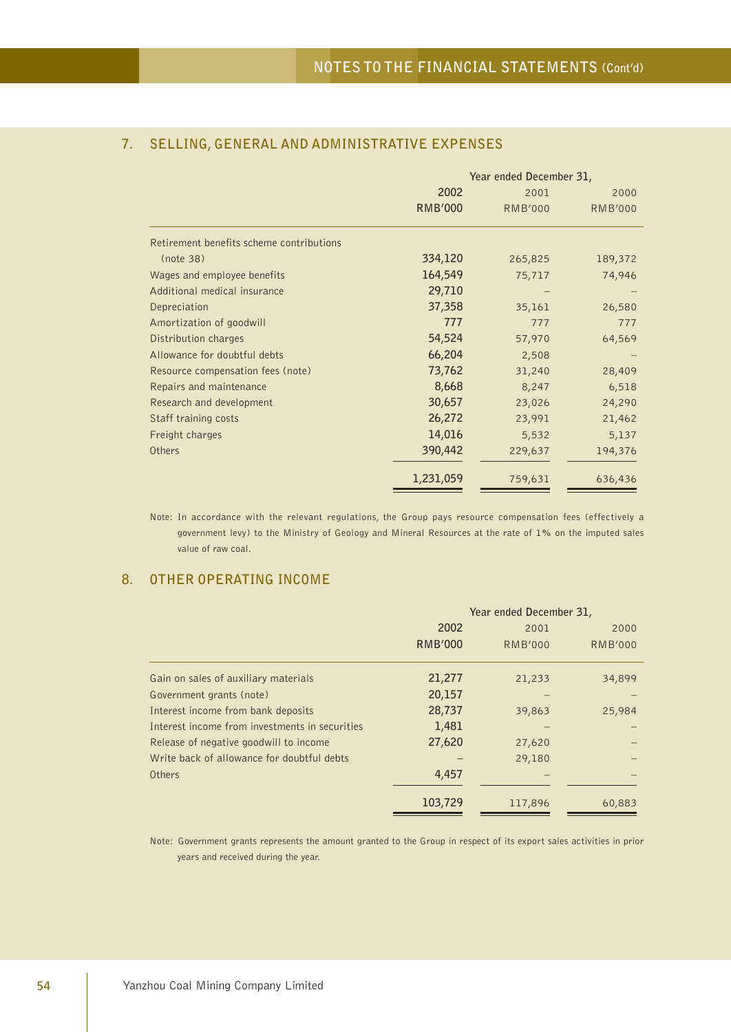## 7. SELLING, GENERAL AND ADMINISTRATIVE EXPENSES

| | Year ended December 31, | | |
|---|---|---|---|
| | **2002** | 2001 | 2000 |
| | **RMB'000** | RMB'000 | RMB'000 |
| Retirement benefits scheme contributions (note 38) | **334,120** | 265,825 | 189,372 |
| Wages and employee benefits | **164,549** | 75,717 | 74,946 |
| Additional medical insurance | **29,710** | – | – |
| Depreciation | **37,358** | 35,161 | 26,580 |
| Amortization of goodwill | **777** | 777 | 777 |
| Distribution charges | **54,524** | 57,970 | 64,569 |
| Allowance for doubtful debts | **66,204** | 2,508 | – |
| Resource compensation fees (note) | **73,762** | 31,240 | 28,409 |
| Repairs and maintenance | **8,668** | 8,247 | 6,518 |
| Research and development | **30,657** | 23,026 | 24,290 |
| Staff training costs | **26,272** | 23,991 | 21,462 |
| Freight charges | **14,016** | 5,532 | 5,137 |
| Others | **390,442** | 229,637 | 194,376 |
| | **1,231,059** | 759,631 | 636,436 |

Note: In accordance with the relevant regulations, the Group pays resource compensation fees (effectively a government levy) to the Ministry of Geology and Mineral Resources at the rate of 1% on the imputed sales value of raw coal.

## 8. OTHER OPERATING INCOME

| | Year ended December 31, | | |
|---|---|---|---|
| | **2002** | 2001 | 2000 |
| | **RMB'000** | RMB'000 | RMB'000 |
| Gain on sales of auxiliary materials | **21,277** | 21,233 | 34,899 |
| Government grants (note) | **20,157** | – | – |
| Interest income from bank deposits | **28,737** | 39,863 | 25,984 |
| Interest income from investments in securities | **1,481** | – | – |
| Release of negative goodwill to income | **27,620** | 27,620 | – |
| Write back of allowance for doubtful debts | – | 29,180 | – |
| Others | **4,457** | – | – |
| | **103,729** | 117,896 | 60,883 |

Note: Government grants represents the amount granted to the Group in respect of its export sales activities in prior years and received during the year.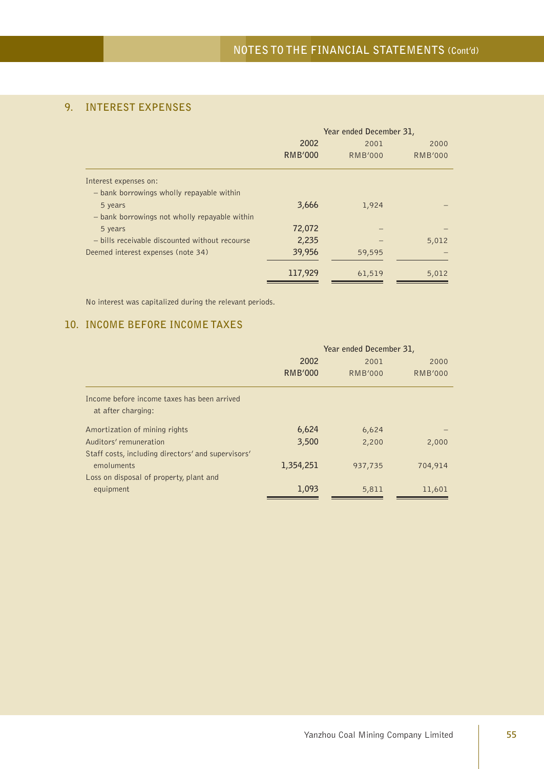## 9. INTEREST EXPENSES

| | Year ended December 31, | | |
|---|---|---|---|
| | **2002** | 2001 | 2000 |
| | **RMB'000** | RMB'000 | RMB'000 |
| Interest expenses on: | | | |
| – bank borrowings wholly repayable within 5 years | **3,666** | 1,924 | – |
| – bank borrowings not wholly repayable within 5 years | **72,072** | – | – |
| – bills receivable discounted without recourse | **2,235** | – | 5,012 |
| Deemed interest expenses (note 34) | **39,956** | 59,595 | – |
| | **117,929** | 61,519 | 5,012 |

No interest was capitalized during the relevant periods.

## 10. INCOME BEFORE INCOME TAXES

| | Year ended December 31, | | |
|---|---|---|---|
| | **2002** | 2001 | 2000 |
| | **RMB'000** | RMB'000 | RMB'000 |
| Income before income taxes has been arrived at after charging: | | | |
| Amortization of mining rights | **6,624** | 6,624 | – |
| Auditors' remuneration | **3,500** | 2,200 | 2,000 |
| Staff costs, including directors' and supervisors' emoluments | **1,354,251** | 937,735 | 704,914 |
| Loss on disposal of property, plant and equipment | **1,093** | 5,811 | 11,601 |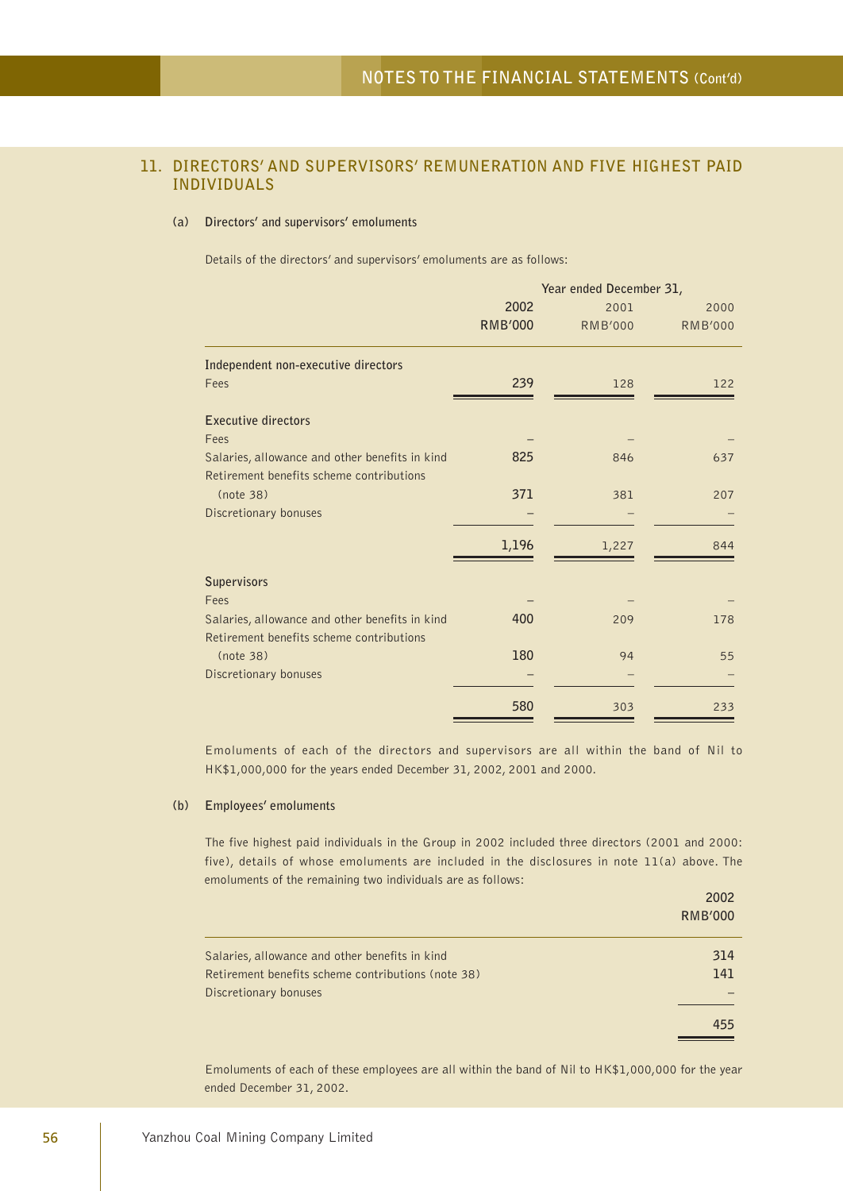## 11. DIRECTORS' AND SUPERVISORS' REMUNERATION AND FIVE HIGHEST PAID INDIVIDUALS

### (a) Directors' and supervisors' emoluments

Details of the directors' and supervisors' emoluments are as follows:

| | Year ended December 31, | | |
|---|---|---|---|
| | **2002** | 2001 | 2000 |
| | **RMB'000** | RMB'000 | RMB'000 |
| **Independent non-executive directors** | | | |
| Fees | **239** | 128 | 122 |
| **Executive directors** | | | |
| Fees | – | – | – |
| Salaries, allowance and other benefits in kind | **825** | 846 | 637 |
| Retirement benefits scheme contributions (note 38) | **371** | 381 | 207 |
| Discretionary bonuses | – | – | – |
| | **1,196** | 1,227 | 844 |
| **Supervisors** | | | |
| Fees | – | – | – |
| Salaries, allowance and other benefits in kind | **400** | 209 | 178 |
| Retirement benefits scheme contributions (note 38) | **180** | 94 | 55 |
| Discretionary bonuses | – | – | – |
| | **580** | 303 | 233 |

Emoluments of each of the directors and supervisors are all within the band of Nil to HK$1,000,000 for the years ended December 31, 2002, 2001 and 2000.

### (b) Employees' emoluments

The five highest paid individuals in the Group in 2002 included three directors (2001 and 2000: five), details of whose emoluments are included in the disclosures in note 11(a) above. The emoluments of the remaining two individuals are as follows:

| | **2002** |
|---|---|
| | **RMB'000** |
| Salaries, allowance and other benefits in kind | **314** |
| Retirement benefits scheme contributions (note 38) | **141** |
| Discretionary bonuses | – |
| | **455** |

Emoluments of each of these employees are all within the band of Nil to HK$1,000,000 for the year ended December 31, 2002.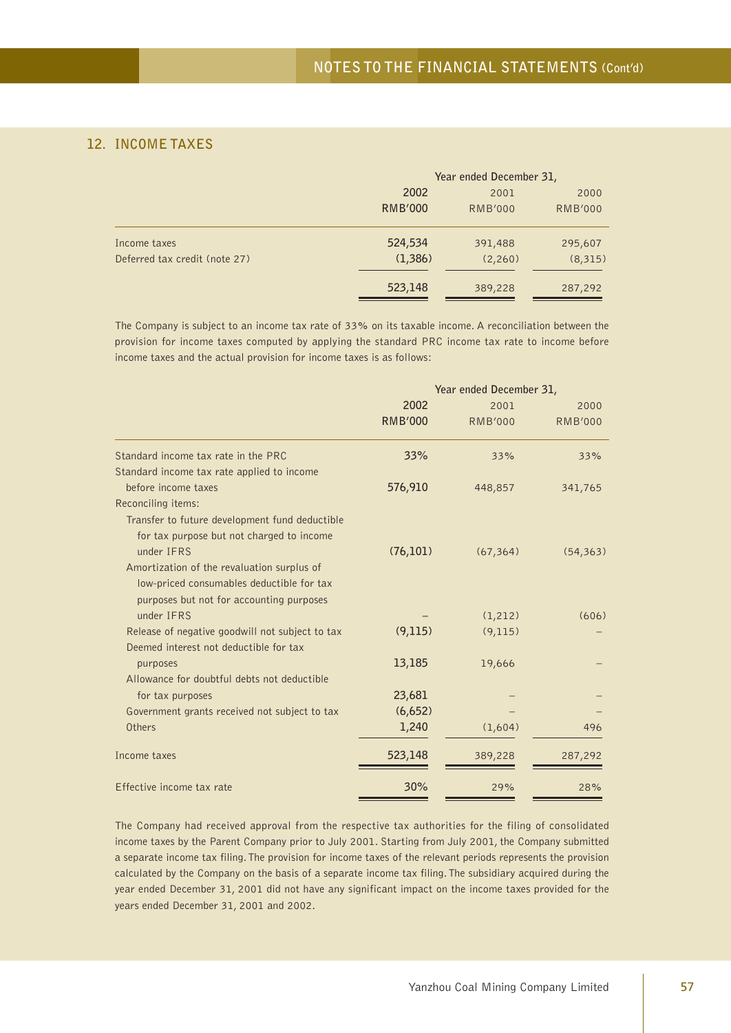## 12. INCOME TAXES

| | Year ended December 31, | | |
|---|---|---|---|
| | 2002 | 2001 | 2000 |
| | RMB'000 | RMB'000 | RMB'000 |
| Income taxes | 524,534 | 391,488 | 295,607 |
| Deferred tax credit (note 27) | (1,386) | (2,260) | (8,315) |
| | 523,148 | 389,228 | 287,292 |

The Company is subject to an income tax rate of 33% on its taxable income. A reconciliation between the provision for income taxes computed by applying the standard PRC income tax rate to income before income taxes and the actual provision for income taxes is as follows:

| | Year ended December 31, | | |
|---|---|---|---|
| | 2002 | 2001 | 2000 |
| | RMB'000 | RMB'000 | RMB'000 |
| Standard income tax rate in the PRC | 33% | 33% | 33% |
| Standard income tax rate applied to income before income taxes | 576,910 | 448,857 | 341,765 |
| Reconciling items: | | | |
| Transfer to future development fund deductible for tax purpose but not charged to income under IFRS | (76,101) | (67,364) | (54,363) |
| Amortization of the revaluation surplus of low-priced consumables deductible for tax purposes but not for accounting purposes under IFRS | – | (1,212) | (606) |
| Release of negative goodwill not subject to tax | (9,115) | (9,115) | – |
| Deemed interest not deductible for tax purposes | 13,185 | 19,666 | – |
| Allowance for doubtful debts not deductible for tax purposes | 23,681 | – | – |
| Government grants received not subject to tax | (6,652) | – | – |
| Others | 1,240 | (1,604) | 496 |
| Income taxes | 523,148 | 389,228 | 287,292 |
| Effective income tax rate | 30% | 29% | 28% |

The Company had received approval from the respective tax authorities for the filing of consolidated income taxes by the Parent Company prior to July 2001. Starting from July 2001, the Company submitted a separate income tax filing. The provision for income taxes of the relevant periods represents the provision calculated by the Company on the basis of a separate income tax filing. The subsidiary acquired during the year ended December 31, 2001 did not have any significant impact on the income taxes provided for the years ended December 31, 2001 and 2002.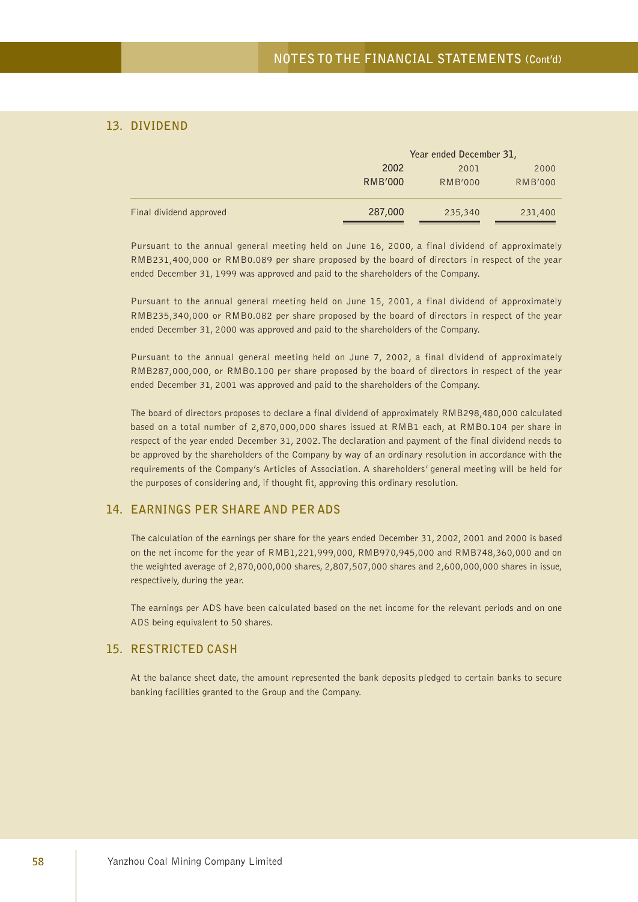## 13. DIVIDEND

| | Year ended December 31, | | |
|---|---|---|---|
| | **2002** | 2001 | 2000 |
| | **RMB'000** | RMB'000 | RMB'000 |
| Final dividend approved | **287,000** | 235,340 | 231,400 |

Pursuant to the annual general meeting held on June 16, 2000, a final dividend of approximately RMB231,400,000 or RMB0.089 per share proposed by the board of directors in respect of the year ended December 31, 1999 was approved and paid to the shareholders of the Company.

Pursuant to the annual general meeting held on June 15, 2001, a final dividend of approximately RMB235,340,000 or RMB0.082 per share proposed by the board of directors in respect of the year ended December 31, 2000 was approved and paid to the shareholders of the Company.

Pursuant to the annual general meeting held on June 7, 2002, a final dividend of approximately RMB287,000,000, or RMB0.100 per share proposed by the board of directors in respect of the year ended December 31, 2001 was approved and paid to the shareholders of the Company.

The board of directors proposes to declare a final dividend of approximately RMB298,480,000 calculated based on a total number of 2,870,000,000 shares issued at RMB1 each, at RMB0.104 per share in respect of the year ended December 31, 2002. The declaration and payment of the final dividend needs to be approved by the shareholders of the Company by way of an ordinary resolution in accordance with the requirements of the Company's Articles of Association. A shareholders' general meeting will be held for the purposes of considering and, if thought fit, approving this ordinary resolution.

## 14. EARNINGS PER SHARE AND PER ADS

The calculation of the earnings per share for the years ended December 31, 2002, 2001 and 2000 is based on the net income for the year of RMB1,221,999,000, RMB970,945,000 and RMB748,360,000 and on the weighted average of 2,870,000,000 shares, 2,807,507,000 shares and 2,600,000,000 shares in issue, respectively, during the year.

The earnings per ADS have been calculated based on the net income for the relevant periods and on one ADS being equivalent to 50 shares.

## 15. RESTRICTED CASH

At the balance sheet date, the amount represented the bank deposits pledged to certain banks to secure banking facilities granted to the Group and the Company.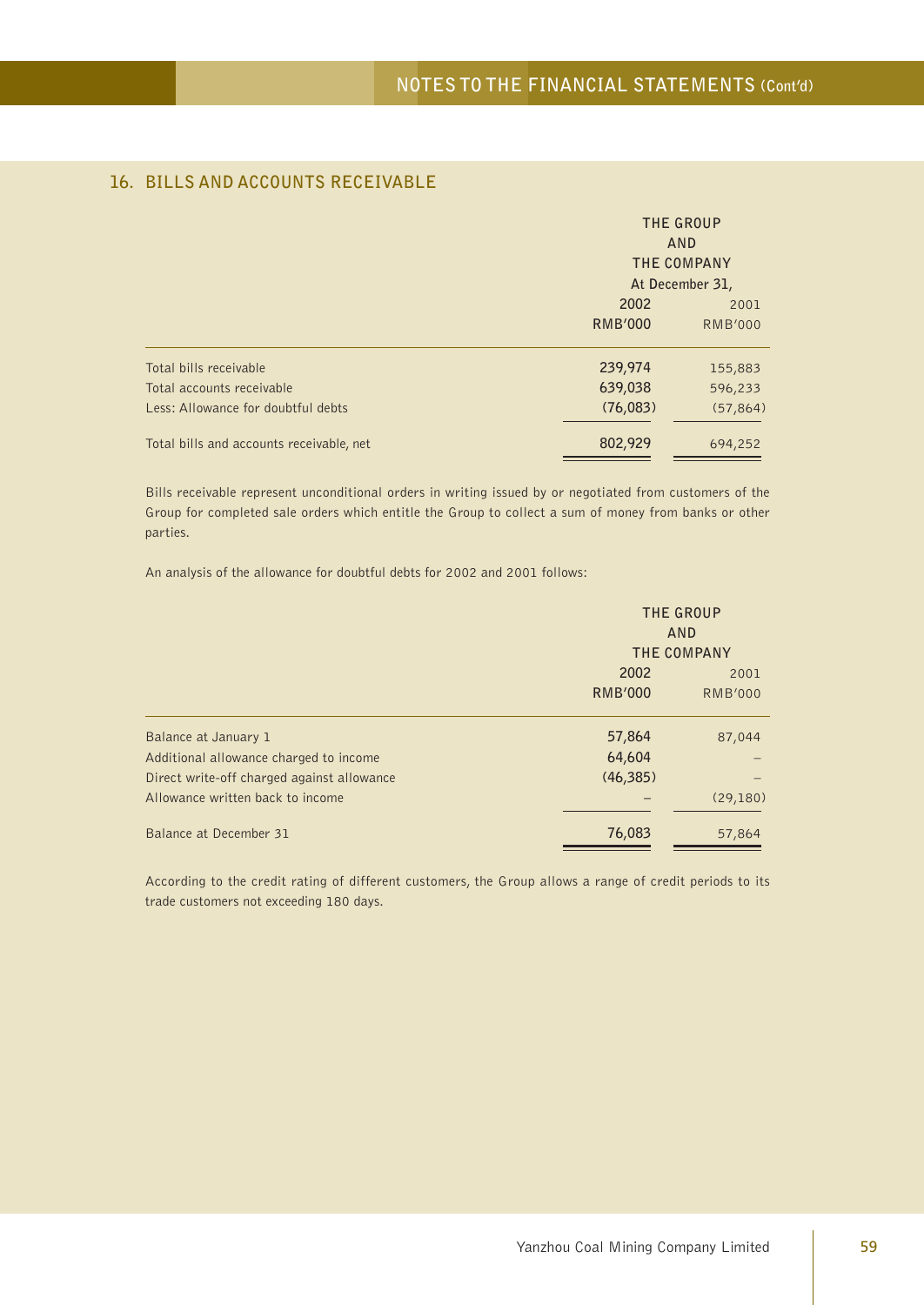## 16. BILLS AND ACCOUNTS RECEIVABLE

| | THE GROUP AND THE COMPANY At December 31, | |
|---|---|---|
| | **2002** | 2001 |
| | **RMB'000** | RMB'000 |
| Total bills receivable | **239,974** | 155,883 |
| Total accounts receivable | **639,038** | 596,233 |
| Less: Allowance for doubtful debts | **(76,083)** | (57,864) |
| Total bills and accounts receivable, net | **802,929** | 694,252 |

Bills receivable represent unconditional orders in writing issued by or negotiated from customers of the Group for completed sale orders which entitle the Group to collect a sum of money from banks or other parties.

An analysis of the allowance for doubtful debts for 2002 and 2001 follows:

| | THE GROUP AND THE COMPANY | |
|---|---|---|
| | **2002** | 2001 |
| | **RMB'000** | RMB'000 |
| Balance at January 1 | **57,864** | 87,044 |
| Additional allowance charged to income | **64,604** | – |
| Direct write-off charged against allowance | **(46,385)** | – |
| Allowance written back to income | – | (29,180) |
| Balance at December 31 | **76,083** | 57,864 |

According to the credit rating of different customers, the Group allows a range of credit periods to its trade customers not exceeding 180 days.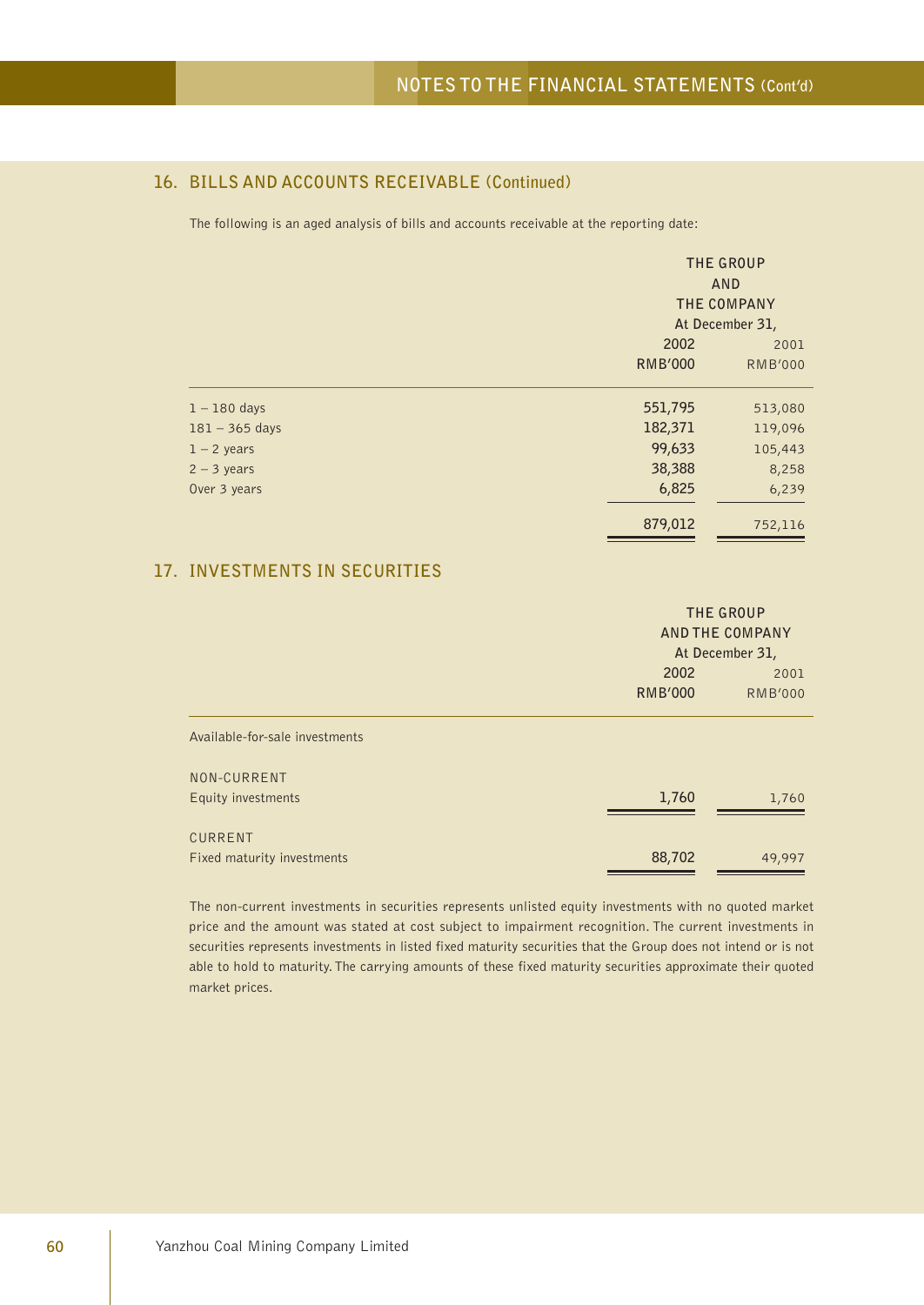## 16. BILLS AND ACCOUNTS RECEIVABLE (Continued)

The following is an aged analysis of bills and accounts receivable at the reporting date:

| | THE GROUP AND THE COMPANY At December 31, | |
|---|---|---|
| | 2002 | 2001 |
| | RMB'000 | RMB'000 |
| 1 – 180 days | 551,795 | 513,080 |
| 181 – 365 days | 182,371 | 119,096 |
| 1 – 2 years | 99,633 | 105,443 |
| 2 – 3 years | 38,388 | 8,258 |
| Over 3 years | 6,825 | 6,239 |
| | 879,012 | 752,116 |

## 17. INVESTMENTS IN SECURITIES

| | THE GROUP AND THE COMPANY At December 31, | |
|---|---|---|
| | 2002 | 2001 |
| | RMB'000 | RMB'000 |
| Available-for-sale investments | | |
| NON-CURRENT | | |
| Equity investments | 1,760 | 1,760 |
| CURRENT | | |
| Fixed maturity investments | 88,702 | 49,997 |

The non-current investments in securities represents unlisted equity investments with no quoted market price and the amount was stated at cost subject to impairment recognition. The current investments in securities represents investments in listed fixed maturity securities that the Group does not intend or is not able to hold to maturity. The carrying amounts of these fixed maturity securities approximate their quoted market prices.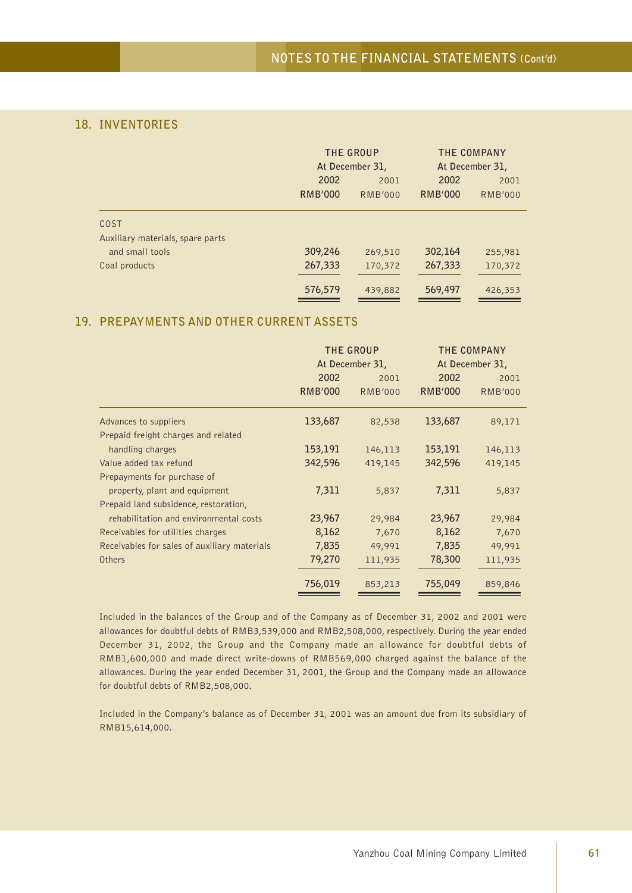## 18. INVENTORIES

| | THE GROUP | | THE COMPANY | |
|---|---|---|---|---|
| | At December 31, | | At December 31, | |
| | 2002 | 2001 | 2002 | 2001 |
| | RMB'000 | RMB'000 | RMB'000 | RMB'000 |
| COST | | | | |
| Auxiliary materials, spare parts and small tools | 309,246 | 269,510 | 302,164 | 255,981 |
| Coal products | 267,333 | 170,372 | 267,333 | 170,372 |
| | 576,579 | 439,882 | 569,497 | 426,353 |

## 19. PREPAYMENTS AND OTHER CURRENT ASSETS

| | THE GROUP | | THE COMPANY | |
|---|---|---|---|---|
| | At December 31, | | At December 31, | |
| | 2002 | 2001 | 2002 | 2001 |
| | RMB'000 | RMB'000 | RMB'000 | RMB'000 |
| Advances to suppliers | 133,687 | 82,538 | 133,687 | 89,171 |
| Prepaid freight charges and related handling charges | 153,191 | 146,113 | 153,191 | 146,113 |
| Value added tax refund | 342,596 | 419,145 | 342,596 | 419,145 |
| Prepayments for purchase of property, plant and equipment | 7,311 | 5,837 | 7,311 | 5,837 |
| Prepaid land subsidence, restoration, rehabilitation and environmental costs | 23,967 | 29,984 | 23,967 | 29,984 |
| Receivables for utilities charges | 8,162 | 7,670 | 8,162 | 7,670 |
| Receivables for sales of auxiliary materials | 7,835 | 49,991 | 7,835 | 49,991 |
| Others | 79,270 | 111,935 | 78,300 | 111,935 |
| | 756,019 | 853,213 | 755,049 | 859,846 |

Included in the balances of the Group and of the Company as of December 31, 2002 and 2001 were allowances for doubtful debts of RMB3,539,000 and RMB2,508,000, respectively. During the year ended December 31, 2002, the Group and the Company made an allowance for doubtful debts of RMB1,600,000 and made direct write-downs of RMB569,000 charged against the balance of the allowances. During the year ended December 31, 2001, the Group and the Company made an allowance for doubtful debts of RMB2,508,000.

Included in the Company's balance as of December 31, 2001 was an amount due from its subsidiary of RMB15,614,000.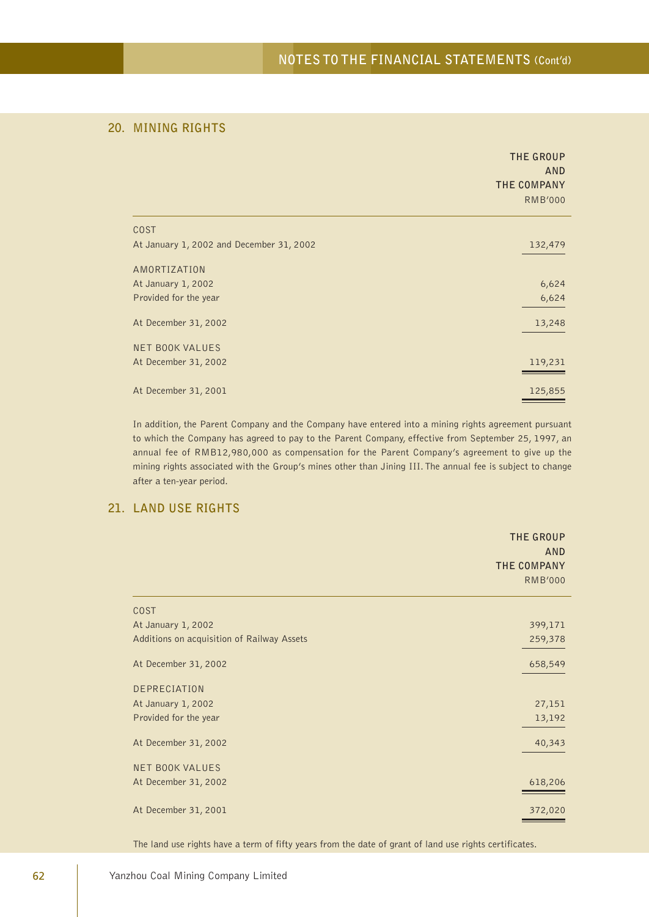## 20. MINING RIGHTS

| | THE GROUP AND THE COMPANY RMB'000 |
|---|---|
| COST | |
| At January 1, 2002 and December 31, 2002 | 132,479 |
| AMORTIZATION | |
| At January 1, 2002 | 6,624 |
| Provided for the year | 6,624 |
| At December 31, 2002 | 13,248 |
| NET BOOK VALUES | |
| At December 31, 2002 | 119,231 |
| At December 31, 2001 | 125,855 |

In addition, the Parent Company and the Company have entered into a mining rights agreement pursuant to which the Company has agreed to pay to the Parent Company, effective from September 25, 1997, an annual fee of RMB12,980,000 as compensation for the Parent Company's agreement to give up the mining rights associated with the Group's mines other than Jining III. The annual fee is subject to change after a ten-year period.

## 21. LAND USE RIGHTS

| | THE GROUP AND THE COMPANY RMB'000 |
|---|---|
| COST | |
| At January 1, 2002 | 399,171 |
| Additions on acquisition of Railway Assets | 259,378 |
| At December 31, 2002 | 658,549 |
| DEPRECIATION | |
| At January 1, 2002 | 27,151 |
| Provided for the year | 13,192 |
| At December 31, 2002 | 40,343 |
| NET BOOK VALUES | |
| At December 31, 2002 | 618,206 |
| At December 31, 2001 | 372,020 |

The land use rights have a term of fifty years from the date of grant of land use rights certificates.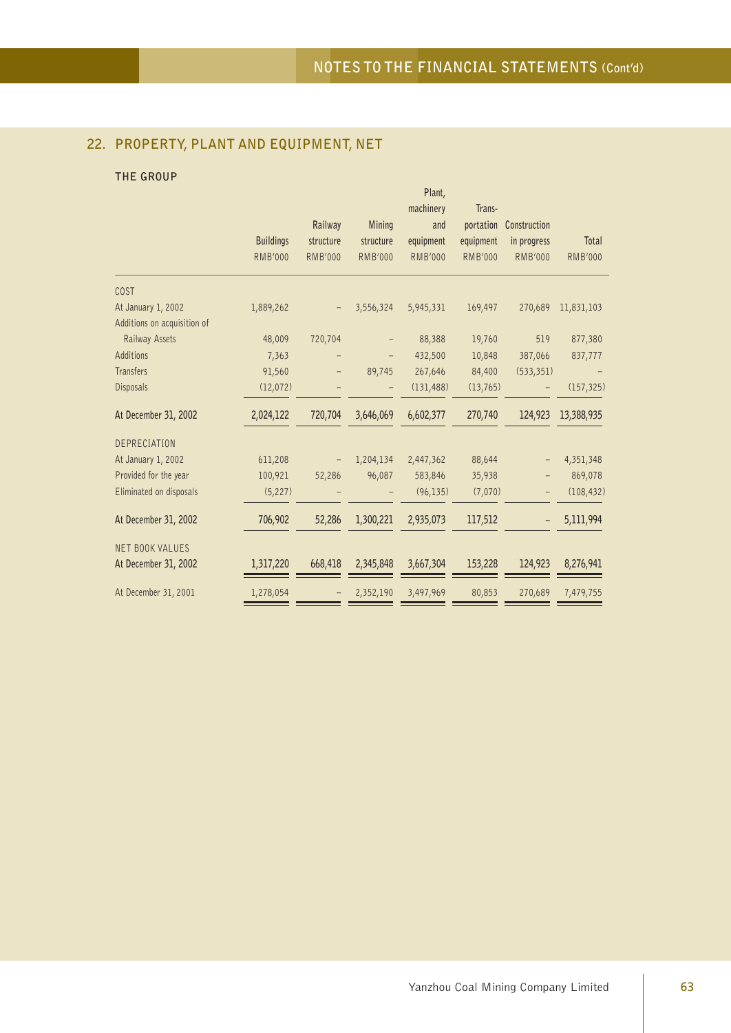## 22. PROPERTY, PLANT AND EQUIPMENT, NET

### THE GROUP

| | Buildings RMB'000 | Railway structure RMB'000 | Mining structure RMB'000 | Plant, machinery and equipment RMB'000 | Trans-portation equipment RMB'000 | Construction in progress RMB'000 | Total RMB'000 |
|---|---|---|---|---|---|---|---|
| COST | | | | | | | |
| At January 1, 2002 | 1,889,262 | – | 3,556,324 | 5,945,331 | 169,497 | 270,689 | 11,831,103 |
| Additions on acquisition of Railway Assets | 48,009 | 720,704 | – | 88,388 | 19,760 | 519 | 877,380 |
| Additions | 7,363 | – | – | 432,500 | 10,848 | 387,066 | 837,777 |
| Transfers | 91,560 | – | 89,745 | 267,646 | 84,400 | (533,351) | – |
| Disposals | (12,072) | – | – | (131,488) | (13,765) | – | (157,325) |
| At December 31, 2002 | 2,024,122 | 720,704 | 3,646,069 | 6,602,377 | 270,740 | 124,923 | 13,388,935 |
| DEPRECIATION | | | | | | | |
| At January 1, 2002 | 611,208 | – | 1,204,134 | 2,447,362 | 88,644 | – | 4,351,348 |
| Provided for the year | 100,921 | 52,286 | 96,087 | 583,846 | 35,938 | – | 869,078 |
| Eliminated on disposals | (5,227) | – | – | (96,135) | (7,070) | – | (108,432) |
| At December 31, 2002 | 706,902 | 52,286 | 1,300,221 | 2,935,073 | 117,512 | – | 5,111,994 |
| NET BOOK VALUES | | | | | | | |
| At December 31, 2002 | 1,317,220 | 668,418 | 2,345,848 | 3,667,304 | 153,228 | 124,923 | 8,276,941 |
| At December 31, 2001 | 1,278,054 | – | 2,352,190 | 3,497,969 | 80,853 | 270,689 | 7,479,755 |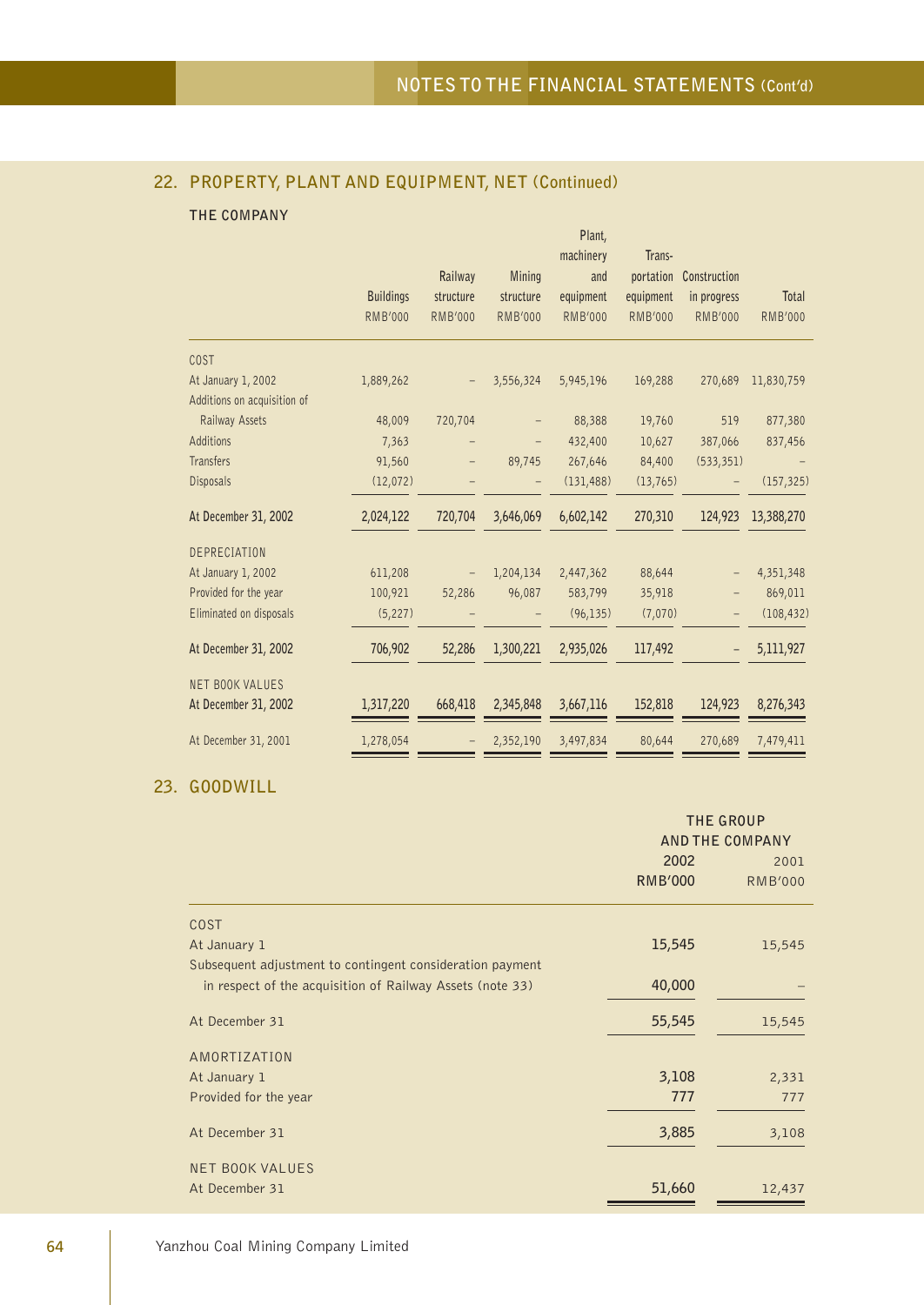## 22. PROPERTY, PLANT AND EQUIPMENT, NET (Continued)

### THE COMPANY

| | Buildings RMB'000 | Railway structure RMB'000 | Mining structure RMB'000 | Plant, machinery and equipment RMB'000 | Trans-portation equipment RMB'000 | Construction in progress RMB'000 | Total RMB'000 |
|---|---|---|---|---|---|---|---|
| COST | | | | | | | |
| At January 1, 2002 | 1,889,262 | – | 3,556,324 | 5,945,196 | 169,288 | 270,689 | 11,830,759 |
| Additions on acquisition of Railway Assets | 48,009 | 720,704 | – | 88,388 | 19,760 | 519 | 877,380 |
| Additions | 7,363 | – | – | 432,400 | 10,627 | 387,066 | 837,456 |
| Transfers | 91,560 | – | 89,745 | 267,646 | 84,400 | (533,351) | – |
| Disposals | (12,072) | – | – | (131,488) | (13,765) | – | (157,325) |
| **At December 31, 2002** | **2,024,122** | **720,704** | **3,646,069** | **6,602,142** | **270,310** | **124,923** | **13,388,270** |
| DEPRECIATION | | | | | | | |
| At January 1, 2002 | 611,208 | – | 1,204,134 | 2,447,362 | 88,644 | – | 4,351,348 |
| Provided for the year | 100,921 | 52,286 | 96,087 | 583,799 | 35,918 | – | 869,011 |
| Eliminated on disposals | (5,227) | – | – | (96,135) | (7,070) | – | (108,432) |
| **At December 31, 2002** | **706,902** | **52,286** | **1,300,221** | **2,935,026** | **117,492** | – | **5,111,927** |
| NET BOOK VALUES | | | | | | | |
| **At December 31, 2002** | **1,317,220** | **668,418** | **2,345,848** | **3,667,116** | **152,818** | **124,923** | **8,276,343** |
| At December 31, 2001 | 1,278,054 | – | 2,352,190 | 3,497,834 | 80,644 | 270,689 | 7,479,411 |

## 23. GOODWILL

| | THE GROUP AND THE COMPANY | |
|---|---|---|
| | **2002 RMB'000** | 2001 RMB'000 |
| COST | | |
| At January 1 | **15,545** | 15,545 |
| Subsequent adjustment to contingent consideration payment in respect of the acquisition of Railway Assets (note 33) | **40,000** | – |
| At December 31 | **55,545** | 15,545 |
| AMORTIZATION | | |
| At January 1 | **3,108** | 2,331 |
| Provided for the year | **777** | 777 |
| At December 31 | **3,885** | 3,108 |
| NET BOOK VALUES | | |
| At December 31 | **51,660** | 12,437 |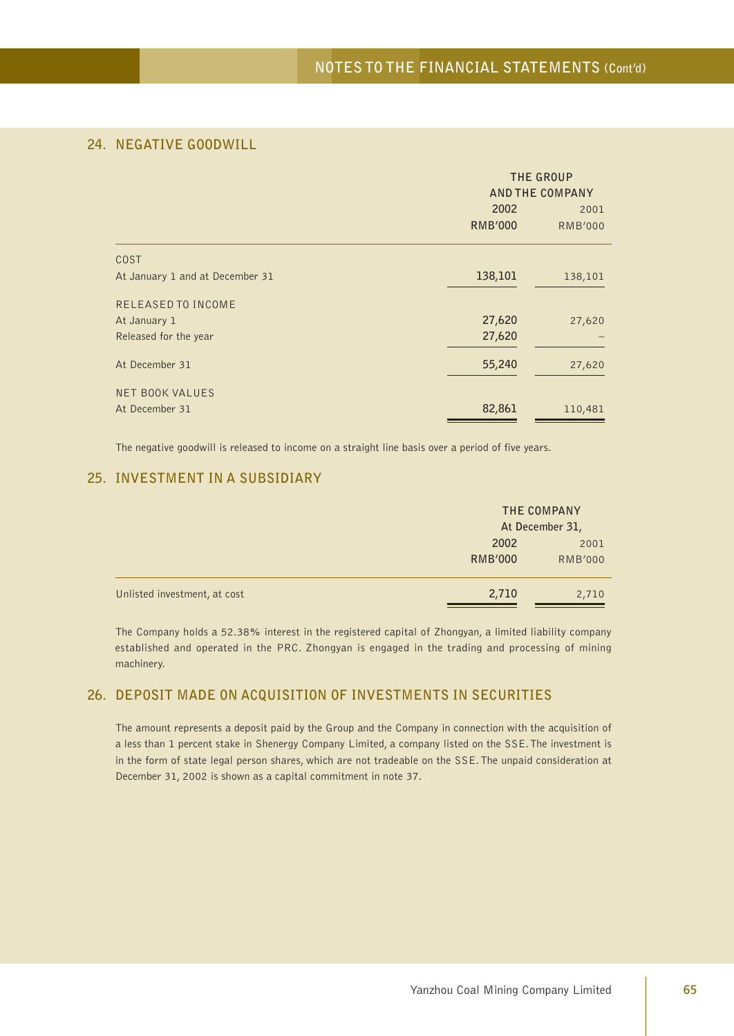## 24. NEGATIVE GOODWILL

| | THE GROUP AND THE COMPANY | |
|---|---|---|
| | 2002 | 2001 |
| | RMB'000 | RMB'000 |
| COST | | |
| At January 1 and at December 31 | 138,101 | 138,101 |
| RELEASED TO INCOME | | |
| At January 1 | 27,620 | 27,620 |
| Released for the year | 27,620 | – |
| At December 31 | 55,240 | 27,620 |
| NET BOOK VALUES | | |
| At December 31 | 82,861 | 110,481 |

The negative goodwill is released to income on a straight line basis over a period of five years.

## 25. INVESTMENT IN A SUBSIDIARY

| | THE COMPANY At December 31, | |
|---|---|---|
| | 2002 | 2001 |
| | RMB'000 | RMB'000 |
| Unlisted investment, at cost | 2,710 | 2,710 |

The Company holds a 52.38% interest in the registered capital of Zhongyan, a limited liability company established and operated in the PRC. Zhongyan is engaged in the trading and processing of mining machinery.

## 26. DEPOSIT MADE ON ACQUISITION OF INVESTMENTS IN SECURITIES

The amount represents a deposit paid by the Group and the Company in connection with the acquisition of a less than 1 percent stake in Shenergy Company Limited, a company listed on the SSE. The investment is in the form of state legal person shares, which are not tradeable on the SSE. The unpaid consideration at December 31, 2002 is shown as a capital commitment in note 37.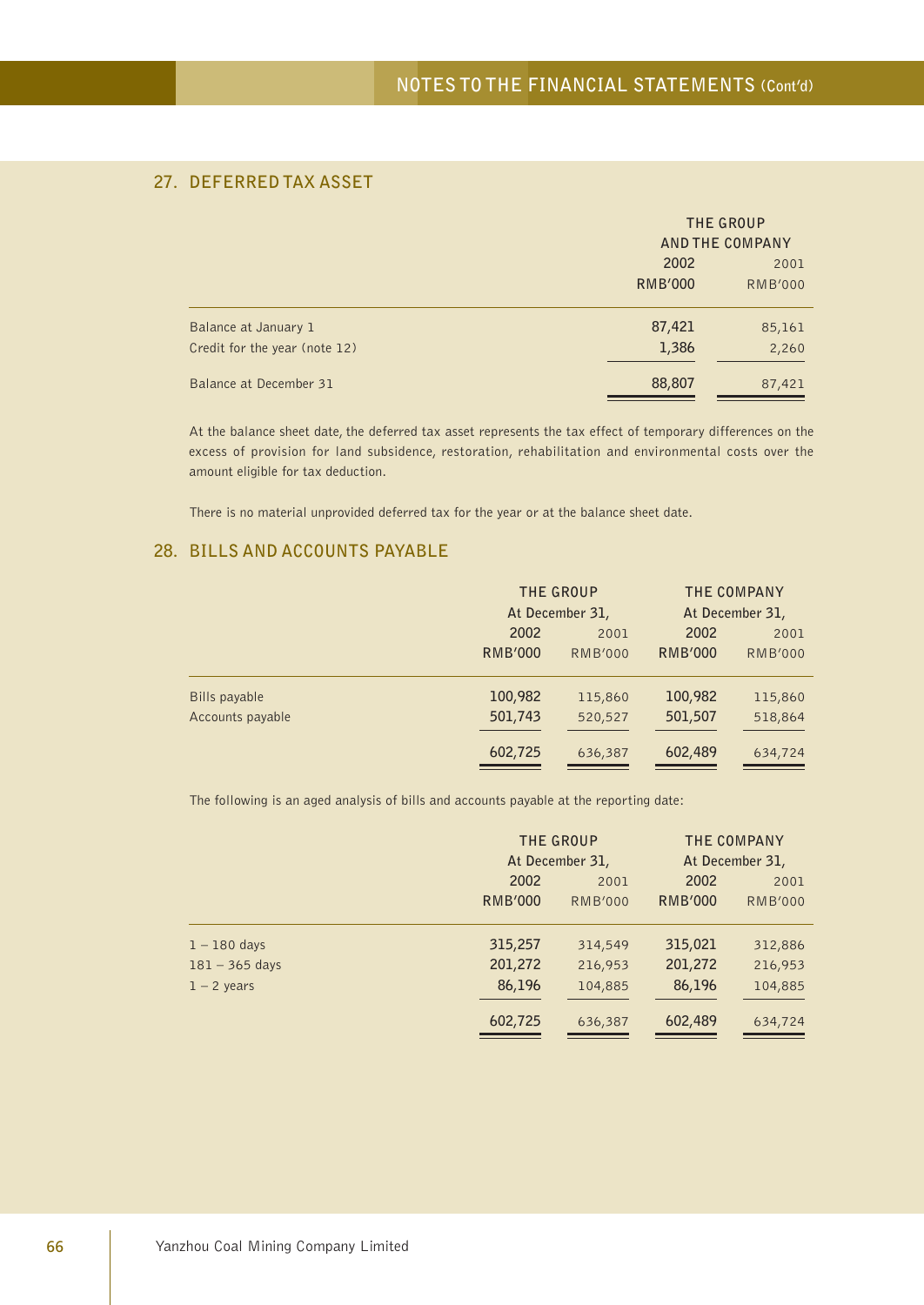## 27. DEFERRED TAX ASSET

| | THE GROUP AND THE COMPANY | |
|---|---|---|
| | 2002 | 2001 |
| | RMB'000 | RMB'000 |
| Balance at January 1 | 87,421 | 85,161 |
| Credit for the year (note 12) | 1,386 | 2,260 |
| Balance at December 31 | 88,807 | 87,421 |

At the balance sheet date, the deferred tax asset represents the tax effect of temporary differences on the excess of provision for land subsidence, restoration, rehabilitation and environmental costs over the amount eligible for tax deduction.

There is no material unprovided deferred tax for the year or at the balance sheet date.

## 28. BILLS AND ACCOUNTS PAYABLE

| | THE GROUP At December 31, | | THE COMPANY At December 31, | |
|---|---|---|---|---|
| | 2002 | 2001 | 2002 | 2001 |
| | RMB'000 | RMB'000 | RMB'000 | RMB'000 |
| Bills payable | 100,982 | 115,860 | 100,982 | 115,860 |
| Accounts payable | 501,743 | 520,527 | 501,507 | 518,864 |
| | 602,725 | 636,387 | 602,489 | 634,724 |

The following is an aged analysis of bills and accounts payable at the reporting date:

| | THE GROUP At December 31, | | THE COMPANY At December 31, | |
|---|---|---|---|---|
| | 2002 | 2001 | 2002 | 2001 |
| | RMB'000 | RMB'000 | RMB'000 | RMB'000 |
| 1 – 180 days | 315,257 | 314,549 | 315,021 | 312,886 |
| 181 – 365 days | 201,272 | 216,953 | 201,272 | 216,953 |
| 1 – 2 years | 86,196 | 104,885 | 86,196 | 104,885 |
| | 602,725 | 636,387 | 602,489 | 634,724 |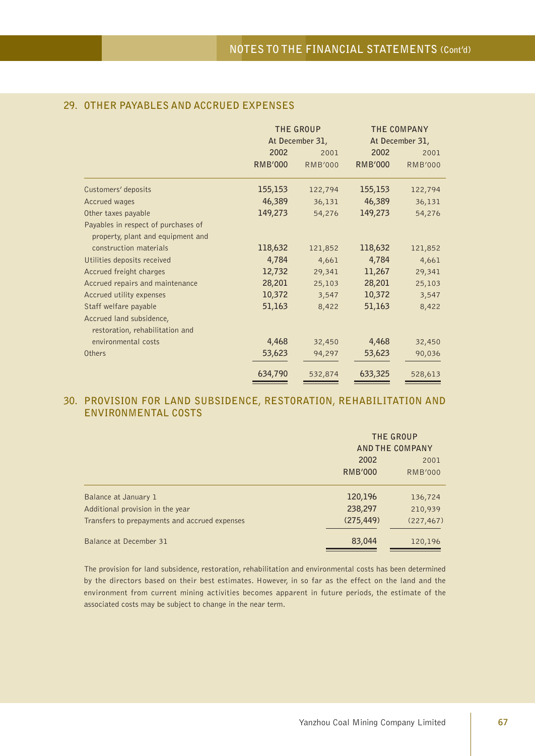## 29. OTHER PAYABLES AND ACCRUED EXPENSES

| | THE GROUP | | THE COMPANY | |
|---|---|---|---|---|
| | At December 31, | | At December 31, | |
| | 2002 | 2001 | 2002 | 2001 |
| | RMB'000 | RMB'000 | RMB'000 | RMB'000 |
| Customers' deposits | 155,153 | 122,794 | 155,153 | 122,794 |
| Accrued wages | 46,389 | 36,131 | 46,389 | 36,131 |
| Other taxes payable | 149,273 | 54,276 | 149,273 | 54,276 |
| Payables in respect of purchases of property, plant and equipment and construction materials | 118,632 | 121,852 | 118,632 | 121,852 |
| Utilities deposits received | 4,784 | 4,661 | 4,784 | 4,661 |
| Accrued freight charges | 12,732 | 29,341 | 11,267 | 29,341 |
| Accrued repairs and maintenance | 28,201 | 25,103 | 28,201 | 25,103 |
| Accrued utility expenses | 10,372 | 3,547 | 10,372 | 3,547 |
| Staff welfare payable | 51,163 | 8,422 | 51,163 | 8,422 |
| Accrued land subsidence, restoration, rehabilitation and environmental costs | 4,468 | 32,450 | 4,468 | 32,450 |
| Others | 53,623 | 94,297 | 53,623 | 90,036 |
| | 634,790 | 532,874 | 633,325 | 528,613 |

## 30. PROVISION FOR LAND SUBSIDENCE, RESTORATION, REHABILITATION AND ENVIRONMENTAL COSTS

| | THE GROUP AND THE COMPANY | |
|---|---|---|
| | 2002 | 2001 |
| | RMB'000 | RMB'000 |
| Balance at January 1 | 120,196 | 136,724 |
| Additional provision in the year | 238,297 | 210,939 |
| Transfers to prepayments and accrued expenses | (275,449) | (227,467) |
| Balance at December 31 | 83,044 | 120,196 |

The provision for land subsidence, restoration, rehabilitation and environmental costs has been determined by the directors based on their best estimates. However, in so far as the effect on the land and the environment from current mining activities becomes apparent in future periods, the estimate of the associated costs may be subject to change in the near term.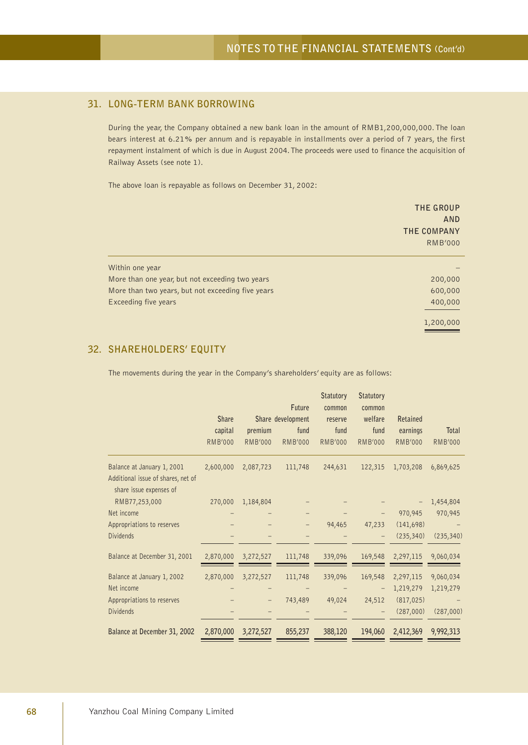## 31. LONG-TERM BANK BORROWING

During the year, the Company obtained a new bank loan in the amount of RMB1,200,000,000. The loan bears interest at 6.21% per annum and is repayable in installments over a period of 7 years, the first repayment instalment of which is due in August 2004. The proceeds were used to finance the acquisition of Railway Assets (see note 1).

The above loan is repayable as follows on December 31, 2002:

| | THE GROUP AND THE COMPANY RMB'000 |
|---|---|
| Within one year | – |
| More than one year, but not exceeding two years | 200,000 |
| More than two years, but not exceeding five years | 600,000 |
| Exceeding five years | 400,000 |
| | 1,200,000 |

## 32. SHAREHOLDERS' EQUITY

The movements during the year in the Company's shareholders' equity are as follows:

| | Share capital RMB'000 | Share premium RMB'000 | Future development fund RMB'000 | Statutory common reserve fund RMB'000 | Statutory common welfare fund RMB'000 | Retained earnings RMB'000 | Total RMB'000 |
|---|---|---|---|---|---|---|---|
| Balance at January 1, 2001 | 2,600,000 | 2,087,723 | 111,748 | 244,631 | 122,315 | 1,703,208 | 6,869,625 |
| Additional issue of shares, net of share issue expenses of RMB77,253,000 | 270,000 | 1,184,804 | – | – | – | – | 1,454,804 |
| Net income | – | – | – | – | – | 970,945 | 970,945 |
| Appropriations to reserves | – | – | – | 94,465 | 47,233 | (141,698) | – |
| Dividends | – | – | – | – | – | (235,340) | (235,340) |
| Balance at December 31, 2001 | 2,870,000 | 3,272,527 | 111,748 | 339,096 | 169,548 | 2,297,115 | 9,060,034 |
| Balance at January 1, 2002 | 2,870,000 | 3,272,527 | 111,748 | 339,096 | 169,548 | 2,297,115 | 9,060,034 |
| Net income | – | – | – | – | – | 1,219,279 | 1,219,279 |
| Appropriations to reserves | – | – | 743,489 | 49,024 | 24,512 | (817,025) | – |
| Dividends | – | – | – | – | – | (287,000) | (287,000) |
| **Balance at December 31, 2002** | **2,870,000** | **3,272,527** | **855,237** | **388,120** | **194,060** | **2,412,369** | **9,992,313** |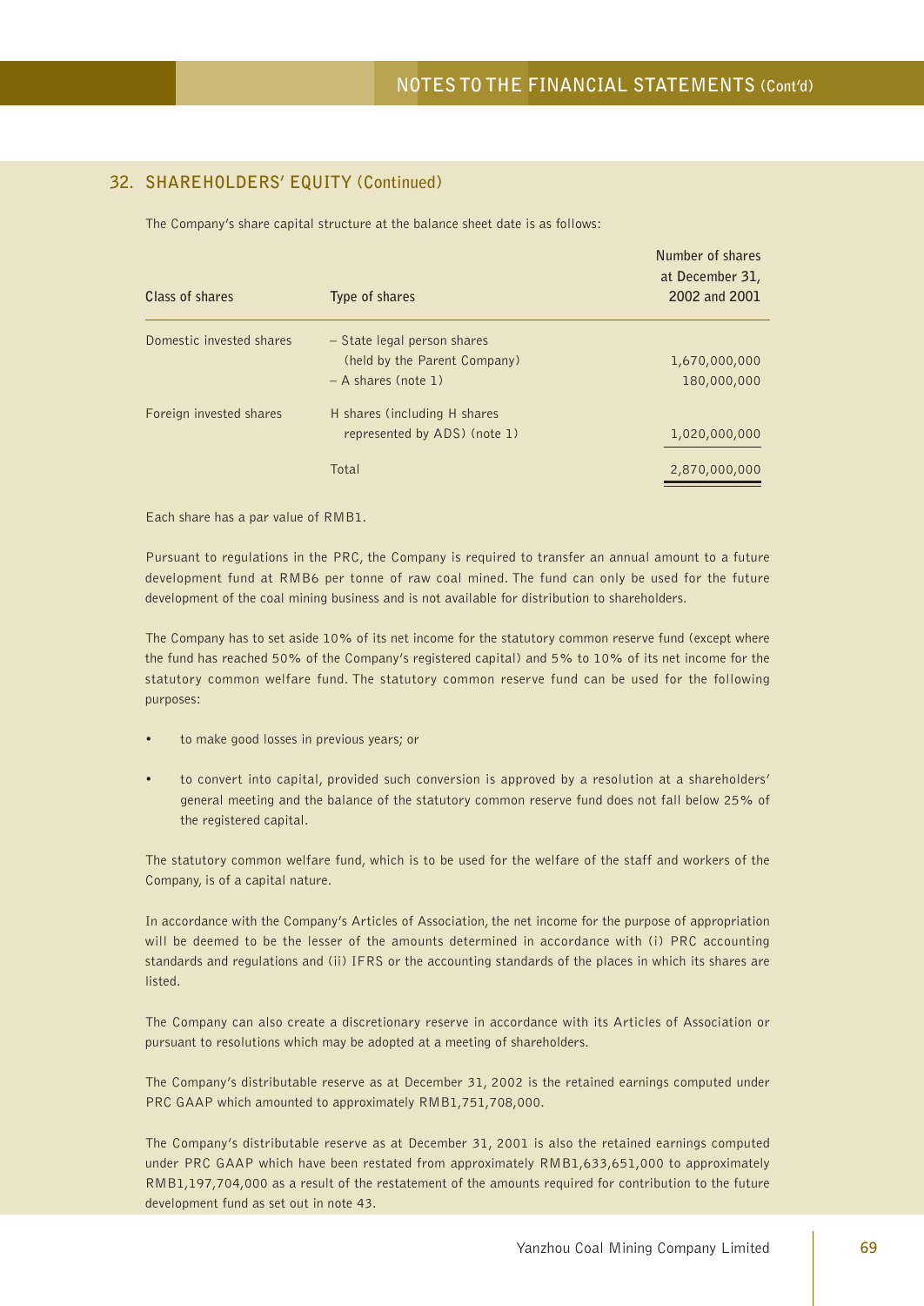## 32. SHAREHOLDERS' EQUITY (Continued)

The Company's share capital structure at the balance sheet date is as follows:

| Class of shares | Type of shares | Number of shares at December 31, 2002 and 2001 |
|---|---|---|
| Domestic invested shares | – State legal person shares (held by the Parent Company) | 1,670,000,000 |
| | – A shares (note 1) | 180,000,000 |
| Foreign invested shares | H shares (including H shares represented by ADS) (note 1) | 1,020,000,000 |
| | Total | 2,870,000,000 |

Each share has a par value of RMB1.

Pursuant to regulations in the PRC, the Company is required to transfer an annual amount to a future development fund at RMB6 per tonne of raw coal mined. The fund can only be used for the future development of the coal mining business and is not available for distribution to shareholders.

The Company has to set aside 10% of its net income for the statutory common reserve fund (except where the fund has reached 50% of the Company's registered capital) and 5% to 10% of its net income for the statutory common welfare fund. The statutory common reserve fund can be used for the following purposes:

- to make good losses in previous years; or
- to convert into capital, provided such conversion is approved by a resolution at a shareholders' general meeting and the balance of the statutory common reserve fund does not fall below 25% of the registered capital.

The statutory common welfare fund, which is to be used for the welfare of the staff and workers of the Company, is of a capital nature.

In accordance with the Company's Articles of Association, the net income for the purpose of appropriation will be deemed to be the lesser of the amounts determined in accordance with (i) PRC accounting standards and regulations and (ii) IFRS or the accounting standards of the places in which its shares are listed.

The Company can also create a discretionary reserve in accordance with its Articles of Association or pursuant to resolutions which may be adopted at a meeting of shareholders.

The Company's distributable reserve as at December 31, 2002 is the retained earnings computed under PRC GAAP which amounted to approximately RMB1,751,708,000.

The Company's distributable reserve as at December 31, 2001 is also the retained earnings computed under PRC GAAP which have been restated from approximately RMB1,633,651,000 to approximately RMB1,197,704,000 as a result of the restatement of the amounts required for contribution to the future development fund as set out in note 43.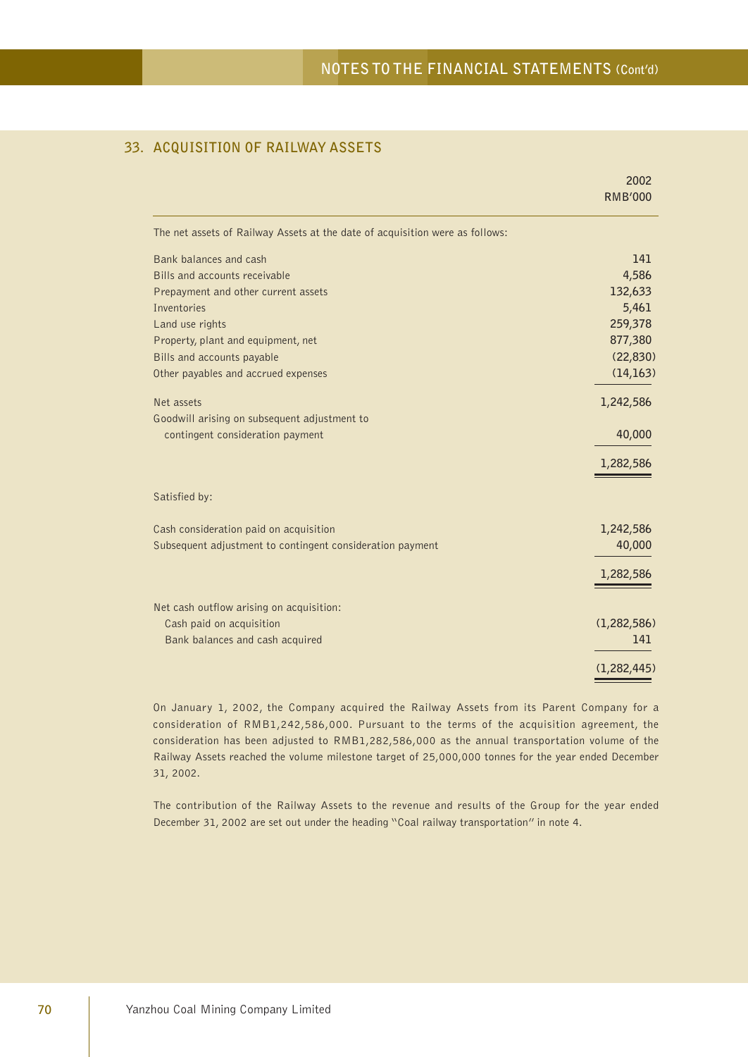## 33. ACQUISITION OF RAILWAY ASSETS

| | 2002 RMB'000 |
|---|---|
| The net assets of Railway Assets at the date of acquisition were as follows: | |
| Bank balances and cash | 141 |
| Bills and accounts receivable | 4,586 |
| Prepayment and other current assets | 132,633 |
| Inventories | 5,461 |
| Land use rights | 259,378 |
| Property, plant and equipment, net | 877,380 |
| Bills and accounts payable | (22,830) |
| Other payables and accrued expenses | (14,163) |
| Net assets | 1,242,586 |
| Goodwill arising on subsequent adjustment to contingent consideration payment | 40,000 |
| | 1,282,586 |
| Satisfied by: | |
| Cash consideration paid on acquisition | 1,242,586 |
| Subsequent adjustment to contingent consideration payment | 40,000 |
| | 1,282,586 |
| Net cash outflow arising on acquisition: | |
| Cash paid on acquisition | (1,282,586) |
| Bank balances and cash acquired | 141 |
| | (1,282,445) |

On January 1, 2002, the Company acquired the Railway Assets from its Parent Company for a consideration of RMB1,242,586,000. Pursuant to the terms of the acquisition agreement, the consideration has been adjusted to RMB1,282,586,000 as the annual transportation volume of the Railway Assets reached the volume milestone target of 25,000,000 tonnes for the year ended December 31, 2002.

The contribution of the Railway Assets to the revenue and results of the Group for the year ended December 31, 2002 are set out under the heading "Coal railway transportation" in note 4.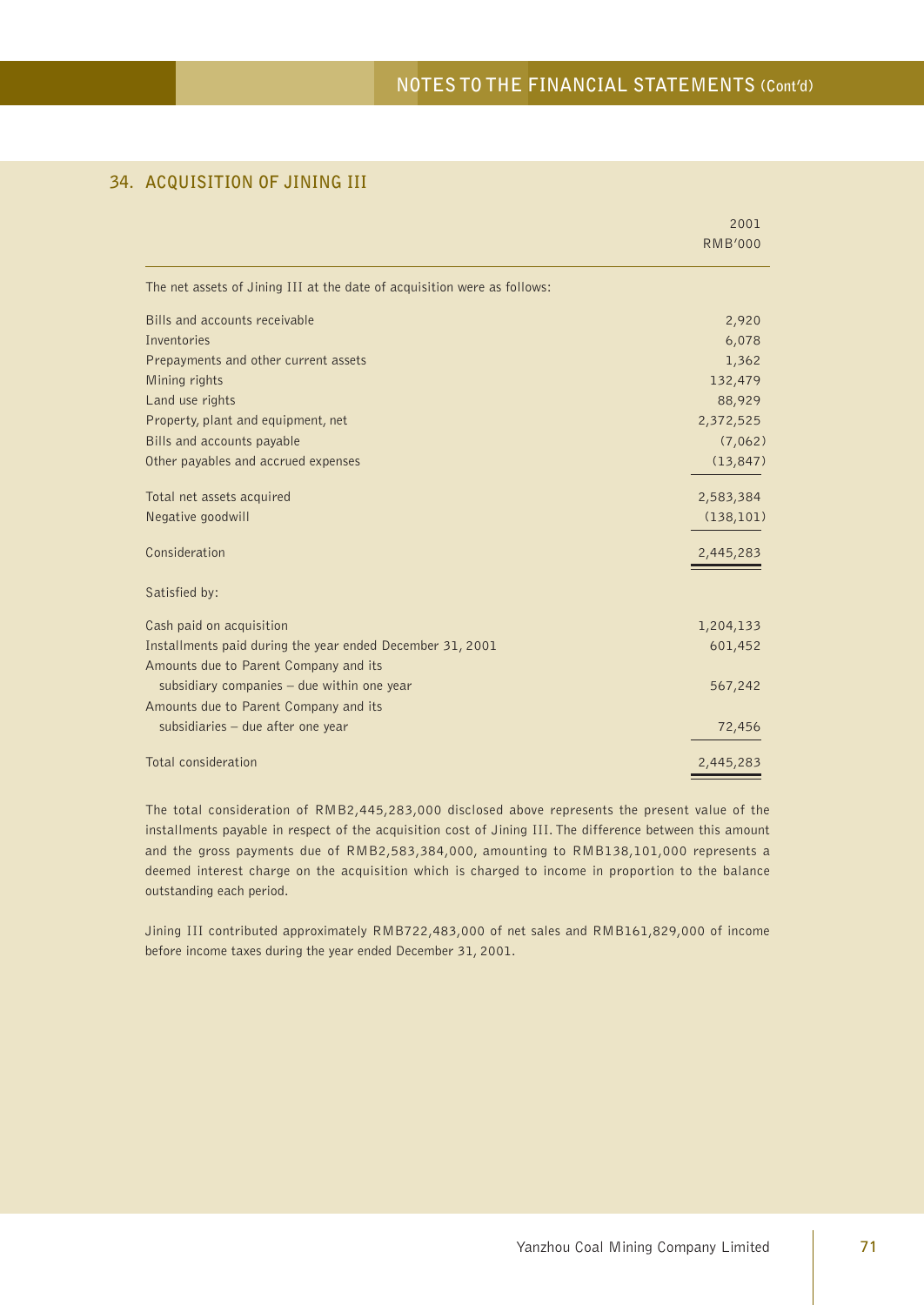## 34. ACQUISITION OF JINING III

| | 2001 RMB'000 |
|---|---|
| The net assets of Jining III at the date of acquisition were as follows: | |
| Bills and accounts receivable | 2,920 |
| Inventories | 6,078 |
| Prepayments and other current assets | 1,362 |
| Mining rights | 132,479 |
| Land use rights | 88,929 |
| Property, plant and equipment, net | 2,372,525 |
| Bills and accounts payable | (7,062) |
| Other payables and accrued expenses | (13,847) |
| Total net assets acquired | 2,583,384 |
| Negative goodwill | (138,101) |
| Consideration | 2,445,283 |
| Satisfied by: | |
| Cash paid on acquisition | 1,204,133 |
| Installments paid during the year ended December 31, 2001 | 601,452 |
| Amounts due to Parent Company and its subsidiary companies – due within one year | 567,242 |
| Amounts due to Parent Company and its subsidiaries – due after one year | 72,456 |
| Total consideration | 2,445,283 |

The total consideration of RMB2,445,283,000 disclosed above represents the present value of the installments payable in respect of the acquisition cost of Jining III. The difference between this amount and the gross payments due of RMB2,583,384,000, amounting to RMB138,101,000 represents a deemed interest charge on the acquisition which is charged to income in proportion to the balance outstanding each period.

Jining III contributed approximately RMB722,483,000 of net sales and RMB161,829,000 of income before income taxes during the year ended December 31, 2001.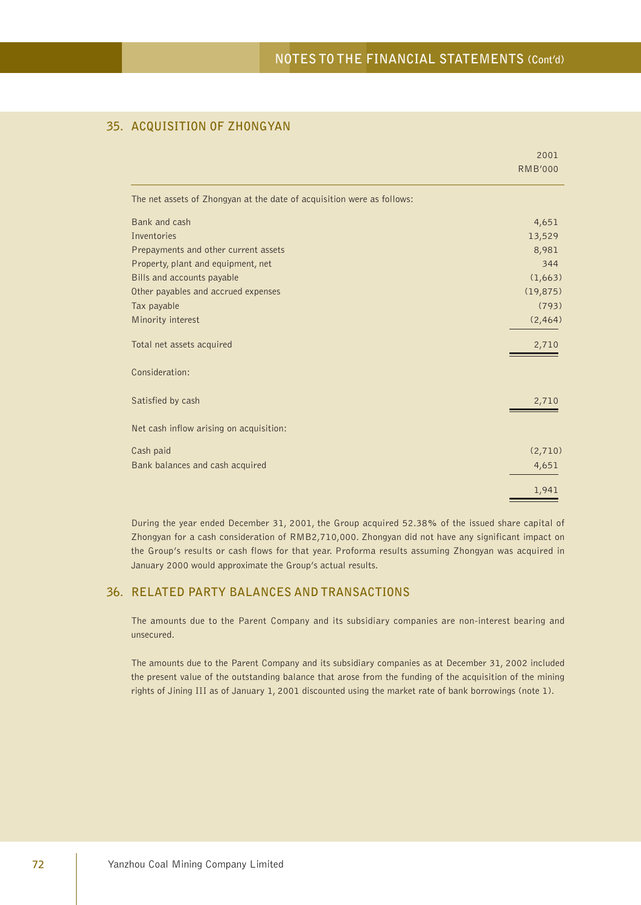## 35. ACQUISITION OF ZHONGYAN

| | 2001 RMB'000 |
|---|---|
| The net assets of Zhongyan at the date of acquisition were as follows: | |
| Bank and cash | 4,651 |
| Inventories | 13,529 |
| Prepayments and other current assets | 8,981 |
| Property, plant and equipment, net | 344 |
| Bills and accounts payable | (1,663) |
| Other payables and accrued expenses | (19,875) |
| Tax payable | (793) |
| Minority interest | (2,464) |
| Total net assets acquired | 2,710 |
| Consideration: | |
| Satisfied by cash | 2,710 |
| Net cash inflow arising on acquisition: | |
| Cash paid | (2,710) |
| Bank balances and cash acquired | 4,651 |
| | 1,941 |

During the year ended December 31, 2001, the Group acquired 52.38% of the issued share capital of Zhongyan for a cash consideration of RMB2,710,000. Zhongyan did not have any significant impact on the Group's results or cash flows for that year. Proforma results assuming Zhongyan was acquired in January 2000 would approximate the Group's actual results.

## 36. RELATED PARTY BALANCES AND TRANSACTIONS

The amounts due to the Parent Company and its subsidiary companies are non-interest bearing and unsecured.

The amounts due to the Parent Company and its subsidiary companies as at December 31, 2002 included the present value of the outstanding balance that arose from the funding of the acquisition of the mining rights of Jining III as of January 1, 2001 discounted using the market rate of bank borrowings (note 1).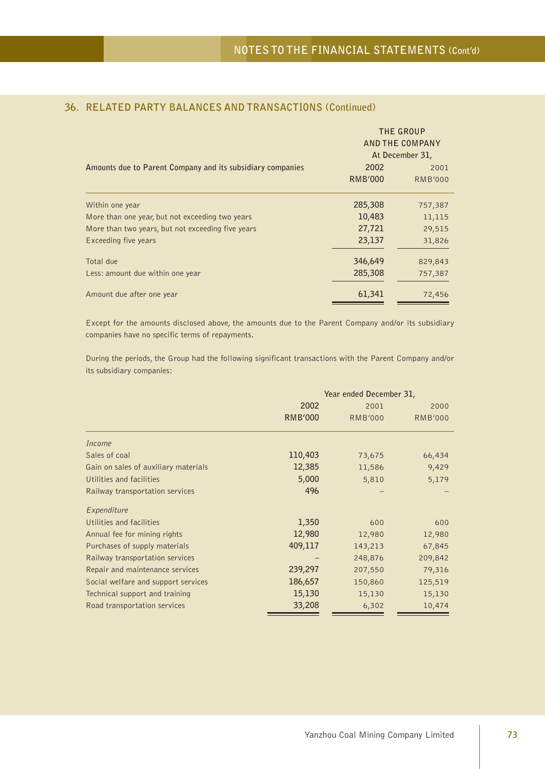## 36. RELATED PARTY BALANCES AND TRANSACTIONS (Continued)

| Amounts due to Parent Company and its subsidiary companies | THE GROUP AND THE COMPANY At December 31, 2002 RMB'000 | 2001 RMB'000 |
|---|---|---|
| Within one year | **285,308** | 757,387 |
| More than one year, but not exceeding two years | **10,483** | 11,115 |
| More than two years, but not exceeding five years | **27,721** | 29,515 |
| Exceeding five years | **23,137** | 31,826 |
| Total due | **346,649** | 829,843 |
| Less: amount due within one year | **285,308** | 757,387 |
| Amount due after one year | **61,341** | 72,456 |

Except for the amounts disclosed above, the amounts due to the Parent Company and/or its subsidiary companies have no specific terms of repayments.

During the periods, the Group had the following significant transactions with the Parent Company and/or its subsidiary companies:

| | Year ended December 31, 2002 RMB'000 | 2001 RMB'000 | 2000 RMB'000 |
|---|---|---|---|
| *Income* | | | |
| Sales of coal | **110,403** | 73,675 | 66,434 |
| Gain on sales of auxiliary materials | **12,385** | 11,586 | 9,429 |
| Utilities and facilities | **5,000** | 5,810 | 5,179 |
| Railway transportation services | **496** | – | – |
| *Expenditure* | | | |
| Utilities and facilities | **1,350** | 600 | 600 |
| Annual fee for mining rights | **12,980** | 12,980 | 12,980 |
| Purchases of supply materials | **409,117** | 143,213 | 67,845 |
| Railway transportation services | **–** | 248,876 | 209,842 |
| Repair and maintenance services | **239,297** | 207,550 | 79,316 |
| Social welfare and support services | **186,657** | 150,860 | 125,519 |
| Technical support and training | **15,130** | 15,130 | 15,130 |
| Road transportation services | **33,208** | 6,302 | 10,474 |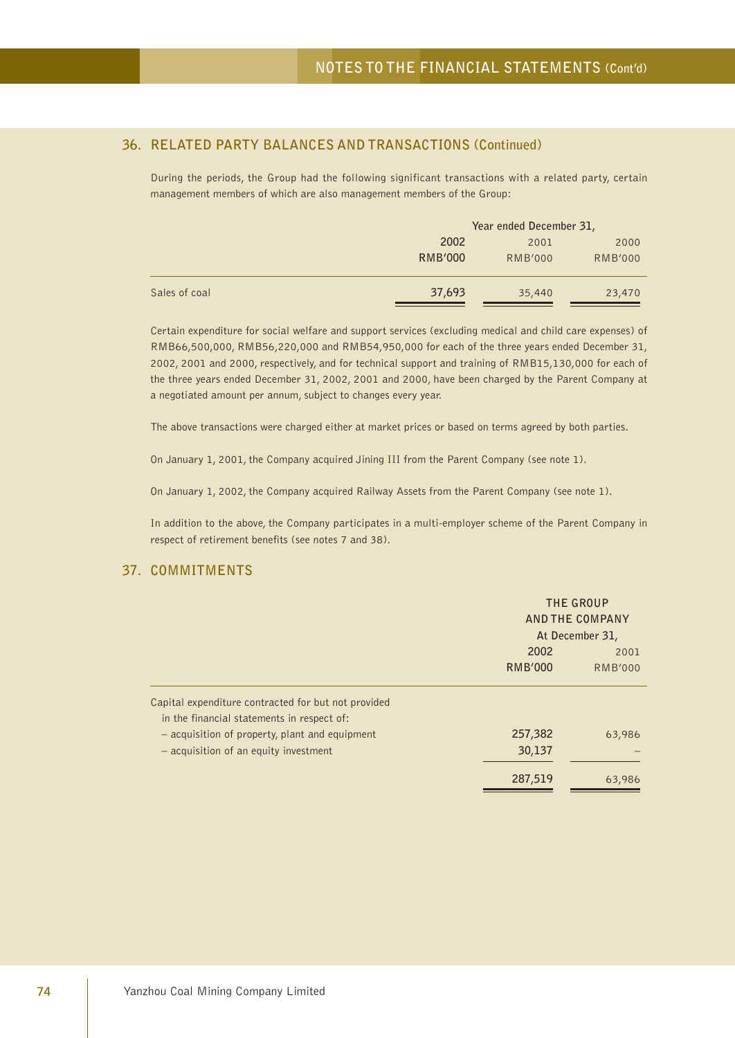## 36. RELATED PARTY BALANCES AND TRANSACTIONS (Continued)

During the periods, the Group had the following significant transactions with a related party, certain management members of which are also management members of the Group:

| | Year ended December 31, | | |
|---|---|---|---|
| | **2002** | 2001 | 2000 |
| | **RMB'000** | RMB'000 | RMB'000 |
| Sales of coal | **37,693** | 35,440 | 23,470 |

Certain expenditure for social welfare and support services (excluding medical and child care expenses) of RMB66,500,000, RMB56,220,000 and RMB54,950,000 for each of the three years ended December 31, 2002, 2001 and 2000, respectively, and for technical support and training of RMB15,130,000 for each of the three years ended December 31, 2002, 2001 and 2000, have been charged by the Parent Company at a negotiated amount per annum, subject to changes every year.

The above transactions were charged either at market prices or based on terms agreed by both parties.

On January 1, 2001, the Company acquired Jining III from the Parent Company (see note 1).

On January 1, 2002, the Company acquired Railway Assets from the Parent Company (see note 1).

In addition to the above, the Company participates in a multi-employer scheme of the Parent Company in respect of retirement benefits (see notes 7 and 38).

## 37. COMMITMENTS

| | THE GROUP AND THE COMPANY At December 31, | |
|---|---|---|
| | **2002** | 2001 |
| | **RMB'000** | RMB'000 |
| Capital expenditure contracted for but not provided in the financial statements in respect of: | | |
| – acquisition of property, plant and equipment | **257,382** | 63,986 |
| – acquisition of an equity investment | **30,137** | – |
| | **287,519** | 63,986 |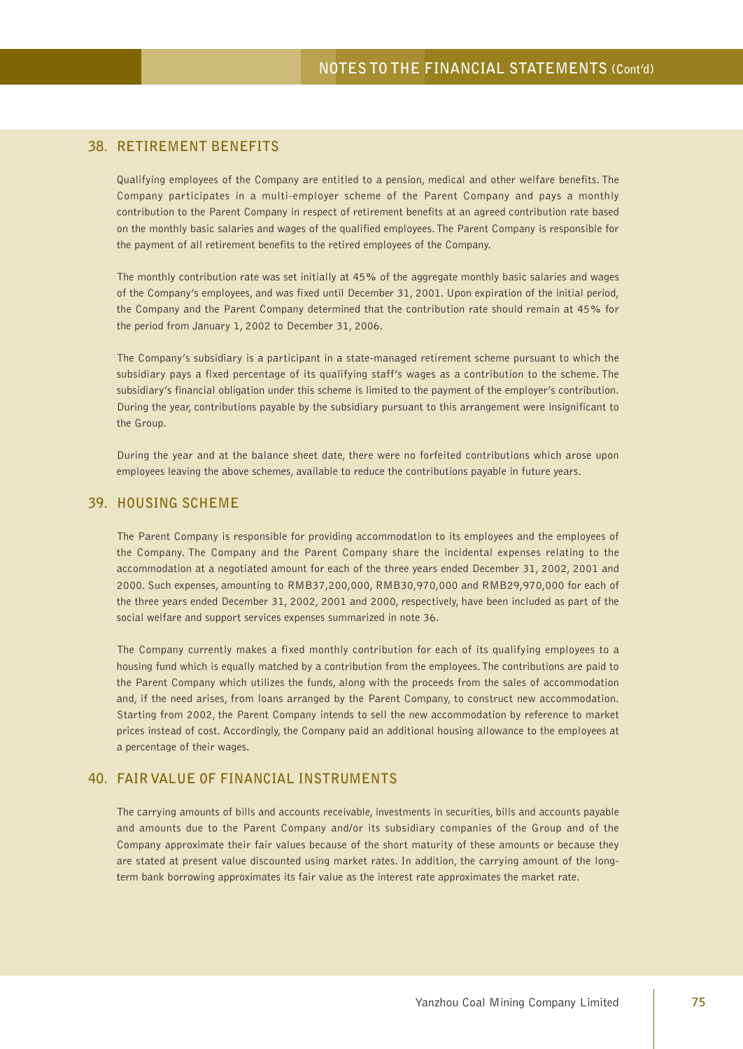## 38. RETIREMENT BENEFITS

Qualifying employees of the Company are entitled to a pension, medical and other welfare benefits. The Company participates in a multi-employer scheme of the Parent Company and pays a monthly contribution to the Parent Company in respect of retirement benefits at an agreed contribution rate based on the monthly basic salaries and wages of the qualified employees. The Parent Company is responsible for the payment of all retirement benefits to the retired employees of the Company.

The monthly contribution rate was set initially at 45% of the aggregate monthly basic salaries and wages of the Company's employees, and was fixed until December 31, 2001. Upon expiration of the initial period, the Company and the Parent Company determined that the contribution rate should remain at 45% for the period from January 1, 2002 to December 31, 2006.

The Company's subsidiary is a participant in a state-managed retirement scheme pursuant to which the subsidiary pays a fixed percentage of its qualifying staff's wages as a contribution to the scheme. The subsidiary's financial obligation under this scheme is limited to the payment of the employer's contribution. During the year, contributions payable by the subsidiary pursuant to this arrangement were insignificant to the Group.

During the year and at the balance sheet date, there were no forfeited contributions which arose upon employees leaving the above schemes, available to reduce the contributions payable in future years.

## 39. HOUSING SCHEME

The Parent Company is responsible for providing accommodation to its employees and the employees of the Company. The Company and the Parent Company share the incidental expenses relating to the accommodation at a negotiated amount for each of the three years ended December 31, 2002, 2001 and 2000. Such expenses, amounting to RMB37,200,000, RMB30,970,000 and RMB29,970,000 for each of the three years ended December 31, 2002, 2001 and 2000, respectively, have been included as part of the social welfare and support services expenses summarized in note 36.

The Company currently makes a fixed monthly contribution for each of its qualifying employees to a housing fund which is equally matched by a contribution from the employees. The contributions are paid to the Parent Company which utilizes the funds, along with the proceeds from the sales of accommodation and, if the need arises, from loans arranged by the Parent Company, to construct new accommodation. Starting from 2002, the Parent Company intends to sell the new accommodation by reference to market prices instead of cost. Accordingly, the Company paid an additional housing allowance to the employees at a percentage of their wages.

## 40. FAIR VALUE OF FINANCIAL INSTRUMENTS

The carrying amounts of bills and accounts receivable, investments in securities, bills and accounts payable and amounts due to the Parent Company and/or its subsidiary companies of the Group and of the Company approximate their fair values because of the short maturity of these amounts or because they are stated at present value discounted using market rates. In addition, the carrying amount of the long-term bank borrowing approximates its fair value as the interest rate approximates the market rate.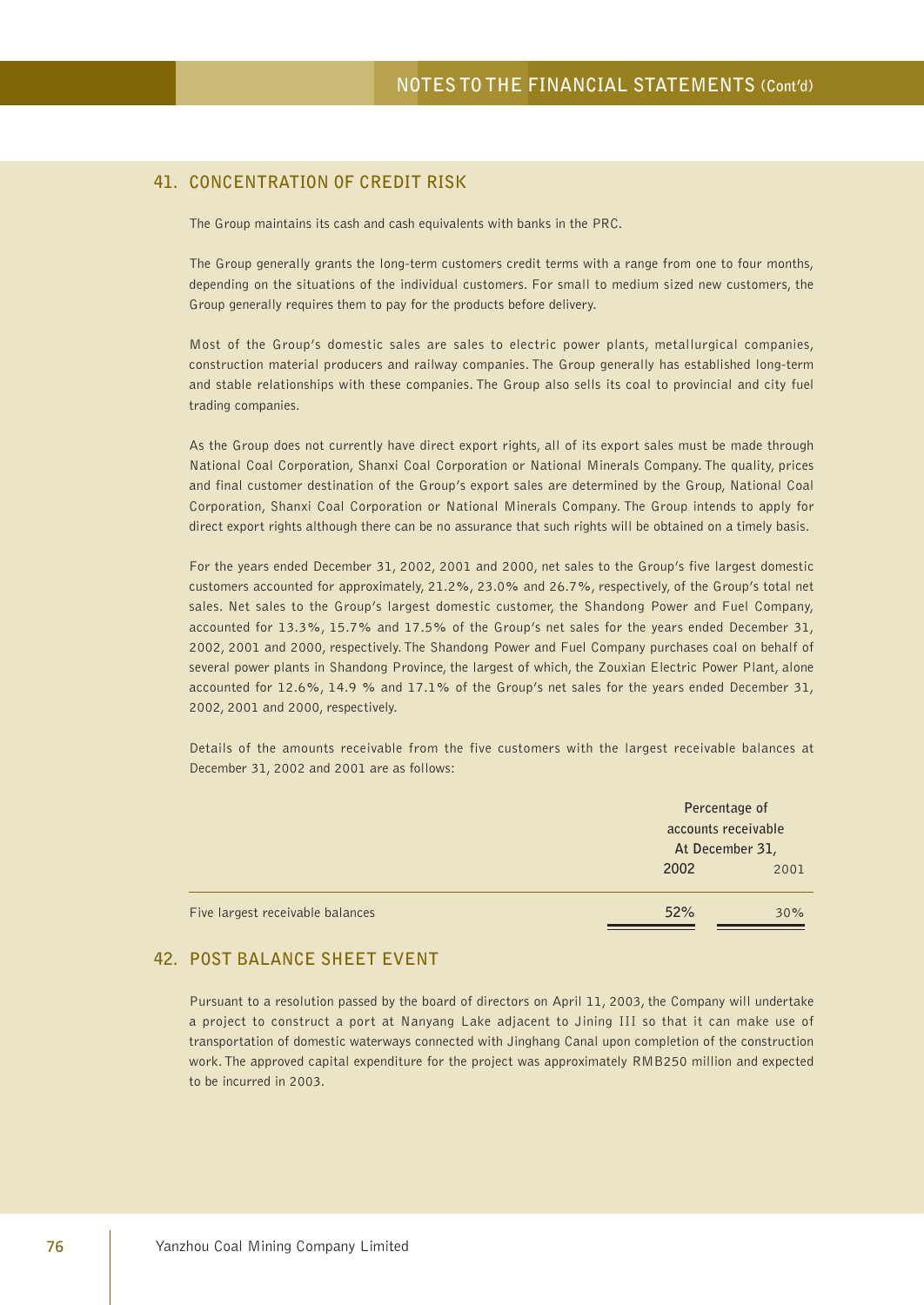## 41. CONCENTRATION OF CREDIT RISK

The Group maintains its cash and cash equivalents with banks in the PRC.

The Group generally grants the long-term customers credit terms with a range from one to four months, depending on the situations of the individual customers. For small to medium sized new customers, the Group generally requires them to pay for the products before delivery.

Most of the Group's domestic sales are sales to electric power plants, metallurgical companies, construction material producers and railway companies. The Group generally has established long-term and stable relationships with these companies. The Group also sells its coal to provincial and city fuel trading companies.

As the Group does not currently have direct export rights, all of its export sales must be made through National Coal Corporation, Shanxi Coal Corporation or National Minerals Company. The quality, prices and final customer destination of the Group's export sales are determined by the Group, National Coal Corporation, Shanxi Coal Corporation or National Minerals Company. The Group intends to apply for direct export rights although there can be no assurance that such rights will be obtained on a timely basis.

For the years ended December 31, 2002, 2001 and 2000, net sales to the Group's five largest domestic customers accounted for approximately, 21.2%, 23.0% and 26.7%, respectively, of the Group's total net sales. Net sales to the Group's largest domestic customer, the Shandong Power and Fuel Company, accounted for 13.3%, 15.7% and 17.5% of the Group's net sales for the years ended December 31, 2002, 2001 and 2000, respectively. The Shandong Power and Fuel Company purchases coal on behalf of several power plants in Shandong Province, the largest of which, the Zouxian Electric Power Plant, alone accounted for 12.6%, 14.9 % and 17.1% of the Group's net sales for the years ended December 31, 2002, 2001 and 2000, respectively.

Details of the amounts receivable from the five customers with the largest receivable balances at December 31, 2002 and 2001 are as follows:

| | Percentage of accounts receivable At December 31, | |
|---|---|---|
| | **2002** | 2001 |
| Five largest receivable balances | **52%** | 30% |

## 42. POST BALANCE SHEET EVENT

Pursuant to a resolution passed by the board of directors on April 11, 2003, the Company will undertake a project to construct a port at Nanyang Lake adjacent to Jining III so that it can make use of transportation of domestic waterways connected with Jinghang Canal upon completion of the construction work. The approved capital expenditure for the project was approximately RMB250 million and expected to be incurred in 2003.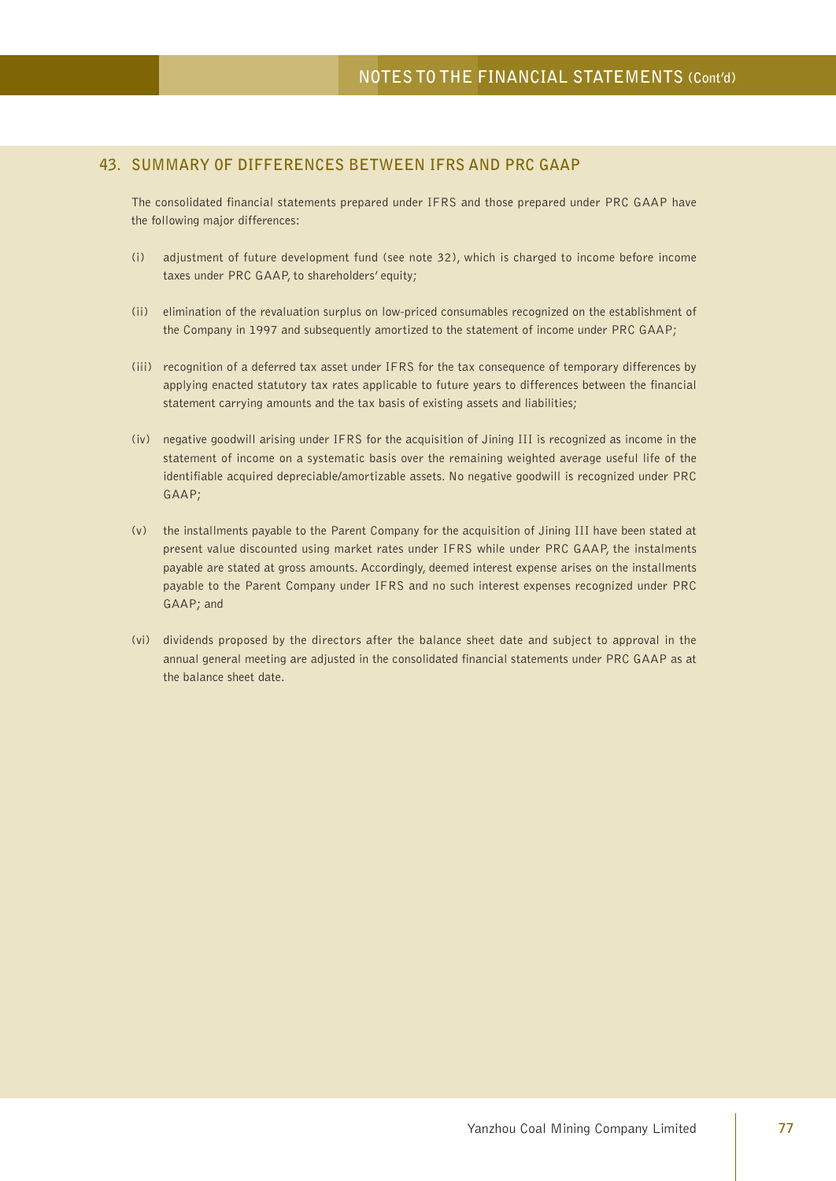## 43. SUMMARY OF DIFFERENCES BETWEEN IFRS AND PRC GAAP

The consolidated financial statements prepared under IFRS and those prepared under PRC GAAP have the following major differences:

(i) adjustment of future development fund (see note 32), which is charged to income before income taxes under PRC GAAP, to shareholders' equity;

(ii) elimination of the revaluation surplus on low-priced consumables recognized on the establishment of the Company in 1997 and subsequently amortized to the statement of income under PRC GAAP;

(iii) recognition of a deferred tax asset under IFRS for the tax consequence of temporary differences by applying enacted statutory tax rates applicable to future years to differences between the financial statement carrying amounts and the tax basis of existing assets and liabilities;

(iv) negative goodwill arising under IFRS for the acquisition of Jining III is recognized as income in the statement of income on a systematic basis over the remaining weighted average useful life of the identifiable acquired depreciable/amortizable assets. No negative goodwill is recognized under PRC GAAP;

(v) the installments payable to the Parent Company for the acquisition of Jining III have been stated at present value discounted using market rates under IFRS while under PRC GAAP, the instalments payable are stated at gross amounts. Accordingly, deemed interest expense arises on the installments payable to the Parent Company under IFRS and no such interest expenses recognized under PRC GAAP; and

(vi) dividends proposed by the directors after the balance sheet date and subject to approval in the annual general meeting are adjusted in the consolidated financial statements under PRC GAAP as at the balance sheet date.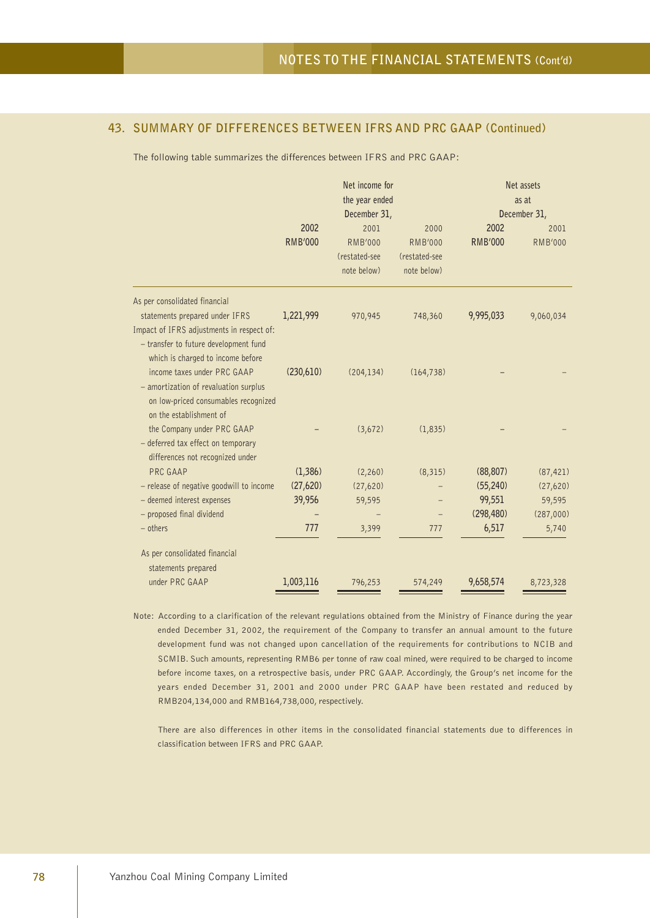## 43. SUMMARY OF DIFFERENCES BETWEEN IFRS AND PRC GAAP (Continued)

The following table summarizes the differences between IFRS and PRC GAAP:

| | Net income for the year ended December 31, | | | Net assets as at December 31, | |
|---|---|---|---|---|---|
| | **2002** | 2001 | 2000 | **2002** | 2001 |
| | **RMB'000** | RMB'000 (restated-see note below) | RMB'000 (restated-see note below) | **RMB'000** | RMB'000 |
| As per consolidated financial statements prepared under IFRS | **1,221,999** | 970,945 | 748,360 | **9,995,033** | 9,060,034 |
| Impact of IFRS adjustments in respect of: | | | | | |
| – transfer to future development fund which is charged to income before income taxes under PRC GAAP | **(230,610)** | (204,134) | (164,738) | **–** | – |
| – amortization of revaluation surplus on low-priced consumables recognized on the establishment of the Company under PRC GAAP | **–** | (3,672) | (1,835) | **–** | – |
| – deferred tax effect on temporary differences not recognized under PRC GAAP | **(1,386)** | (2,260) | (8,315) | **(88,807)** | (87,421) |
| – release of negative goodwill to income | **(27,620)** | (27,620) | – | **(55,240)** | (27,620) |
| – deemed interest expenses | **39,956** | 59,595 | – | **99,551** | 59,595 |
| – proposed final dividend | **–** | – | – | **(298,480)** | (287,000) |
| – others | **777** | 3,399 | 777 | **6,517** | 5,740 |
| As per consolidated financial statements prepared under PRC GAAP | **1,003,116** | 796,253 | 574,249 | **9,658,574** | 8,723,328 |

Note: According to a clarification of the relevant regulations obtained from the Ministry of Finance during the year ended December 31, 2002, the requirement of the Company to transfer an annual amount to the future development fund was not changed upon cancellation of the requirements for contributions to NCIB and SCMIB. Such amounts, representing RMB6 per tonne of raw coal mined, were required to be charged to income before income taxes, on a retrospective basis, under PRC GAAP. Accordingly, the Group's net income for the years ended December 31, 2001 and 2000 under PRC GAAP have been restated and reduced by RMB204,134,000 and RMB164,738,000, respectively.

There are also differences in other items in the consolidated financial statements due to differences in classification between IFRS and PRC GAAP.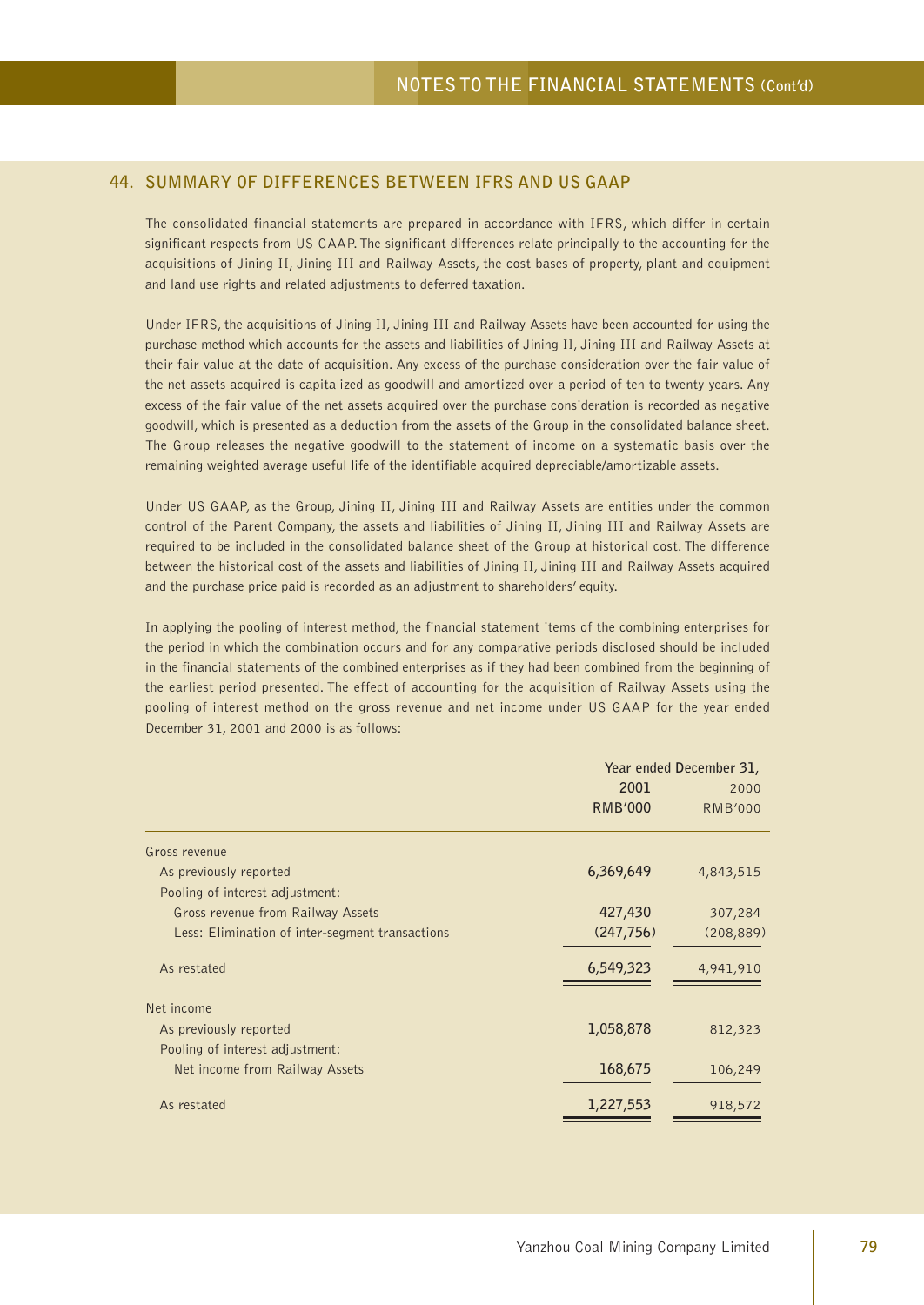## 44. SUMMARY OF DIFFERENCES BETWEEN IFRS AND US GAAP

The consolidated financial statements are prepared in accordance with IFRS, which differ in certain significant respects from US GAAP. The significant differences relate principally to the accounting for the acquisitions of Jining II, Jining III and Railway Assets, the cost bases of property, plant and equipment and land use rights and related adjustments to deferred taxation.

Under IFRS, the acquisitions of Jining II, Jining III and Railway Assets have been accounted for using the purchase method which accounts for the assets and liabilities of Jining II, Jining III and Railway Assets at their fair value at the date of acquisition. Any excess of the purchase consideration over the fair value of the net assets acquired is capitalized as goodwill and amortized over a period of ten to twenty years. Any excess of the fair value of the net assets acquired over the purchase consideration is recorded as negative goodwill, which is presented as a deduction from the assets of the Group in the consolidated balance sheet. The Group releases the negative goodwill to the statement of income on a systematic basis over the remaining weighted average useful life of the identifiable acquired depreciable/amortizable assets.

Under US GAAP, as the Group, Jining II, Jining III and Railway Assets are entities under the common control of the Parent Company, the assets and liabilities of Jining II, Jining III and Railway Assets are required to be included in the consolidated balance sheet of the Group at historical cost. The difference between the historical cost of the assets and liabilities of Jining II, Jining III and Railway Assets acquired and the purchase price paid is recorded as an adjustment to shareholders' equity.

In applying the pooling of interest method, the financial statement items of the combining enterprises for the period in which the combination occurs and for any comparative periods disclosed should be included in the financial statements of the combined enterprises as if they had been combined from the beginning of the earliest period presented. The effect of accounting for the acquisition of Railway Assets using the pooling of interest method on the gross revenue and net income under US GAAP for the year ended December 31, 2001 and 2000 is as follows:

| | Year ended December 31, | |
|---|---|---|
| | **2001** | 2000 |
| | **RMB'000** | RMB'000 |
| Gross revenue | | |
| As previously reported | **6,369,649** | 4,843,515 |
| Pooling of interest adjustment: | | |
| Gross revenue from Railway Assets | **427,430** | 307,284 |
| Less: Elimination of inter-segment transactions | **(247,756)** | (208,889) |
| As restated | **6,549,323** | 4,941,910 |
| Net income | | |
| As previously reported | **1,058,878** | 812,323 |
| Pooling of interest adjustment: | | |
| Net income from Railway Assets | **168,675** | 106,249 |
| As restated | **1,227,553** | 918,572 |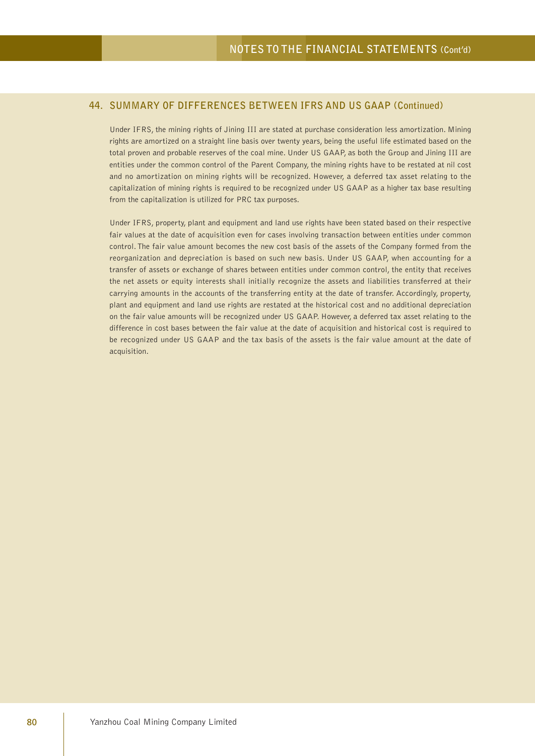## 44. SUMMARY OF DIFFERENCES BETWEEN IFRS AND US GAAP (Continued)

Under IFRS, the mining rights of Jining III are stated at purchase consideration less amortization. Mining rights are amortized on a straight line basis over twenty years, being the useful life estimated based on the total proven and probable reserves of the coal mine. Under US GAAP, as both the Group and Jining III are entities under the common control of the Parent Company, the mining rights have to be restated at nil cost and no amortization on mining rights will be recognized. However, a deferred tax asset relating to the capitalization of mining rights is required to be recognized under US GAAP as a higher tax base resulting from the capitalization is utilized for PRC tax purposes.

Under IFRS, property, plant and equipment and land use rights have been stated based on their respective fair values at the date of acquisition even for cases involving transaction between entities under common control. The fair value amount becomes the new cost basis of the assets of the Company formed from the reorganization and depreciation is based on such new basis. Under US GAAP, when accounting for a transfer of assets or exchange of shares between entities under common control, the entity that receives the net assets or equity interests shall initially recognize the assets and liabilities transferred at their carrying amounts in the accounts of the transferring entity at the date of transfer. Accordingly, property, plant and equipment and land use rights are restated at the historical cost and no additional depreciation on the fair value amounts will be recognized under US GAAP. However, a deferred tax asset relating to the difference in cost bases between the fair value at the date of acquisition and historical cost is required to be recognized under US GAAP and the tax basis of the assets is the fair value amount at the date of acquisition.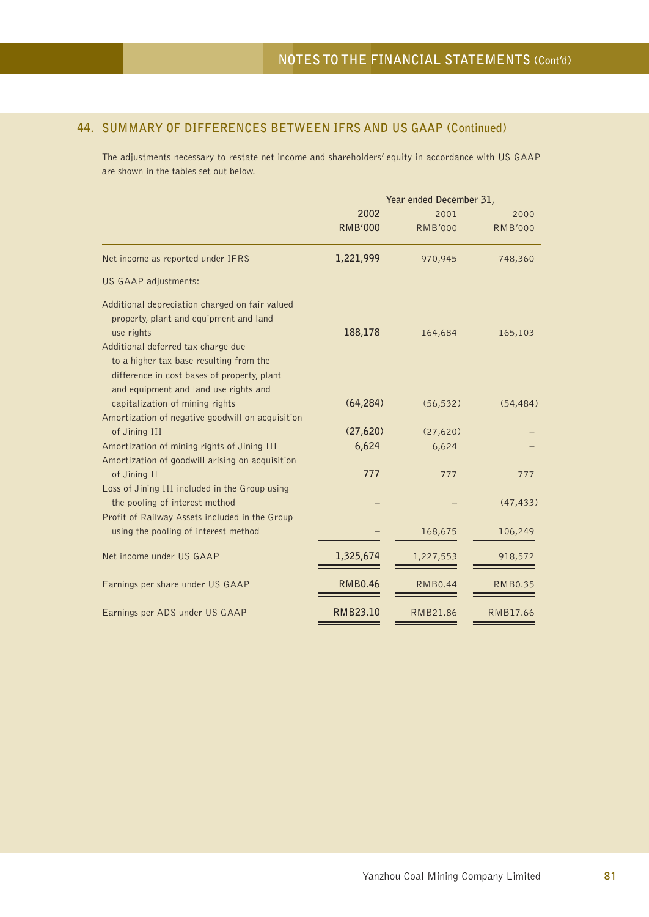## 44. SUMMARY OF DIFFERENCES BETWEEN IFRS AND US GAAP (Continued)

The adjustments necessary to restate net income and shareholders' equity in accordance with US GAAP are shown in the tables set out below.

| | Year ended December 31, | | |
|---|---|---|---|
| | **2002** | 2001 | 2000 |
| | **RMB'000** | RMB'000 | RMB'000 |
| Net income as reported under IFRS | **1,221,999** | 970,945 | 748,360 |
| US GAAP adjustments: | | | |
| Additional depreciation charged on fair valued property, plant and equipment and land use rights | **188,178** | 164,684 | 165,103 |
| Additional deferred tax charge due to a higher tax base resulting from the difference in cost bases of property, plant and equipment and land use rights and capitalization of mining rights | **(64,284)** | (56,532) | (54,484) |
| Amortization of negative goodwill on acquisition of Jining III | **(27,620)** | (27,620) | – |
| Amortization of mining rights of Jining III | **6,624** | 6,624 | – |
| Amortization of goodwill arising on acquisition of Jining II | **777** | 777 | 777 |
| Loss of Jining III included in the Group using the pooling of interest method | **–** | – | (47,433) |
| Profit of Railway Assets included in the Group using the pooling of interest method | **–** | 168,675 | 106,249 |
| Net income under US GAAP | **1,325,674** | 1,227,553 | 918,572 |
| Earnings per share under US GAAP | **RMB0.46** | RMB0.44 | RMB0.35 |
| Earnings per ADS under US GAAP | **RMB23.10** | RMB21.86 | RMB17.66 |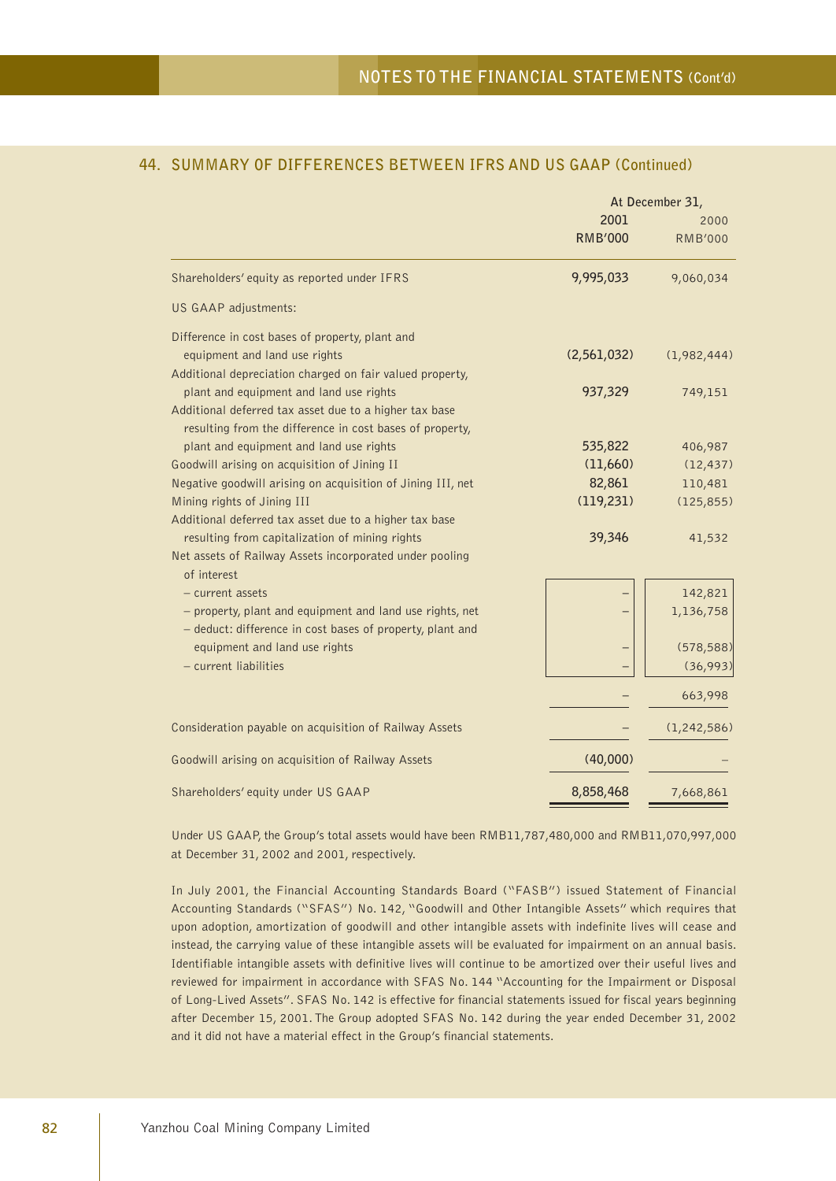## 44. SUMMARY OF DIFFERENCES BETWEEN IFRS AND US GAAP (Continued)

| | At December 31, 2001 RMB'000 | At December 31, 2000 RMB'000 |
|---|---|---|
| Shareholders' equity as reported under IFRS | **9,995,033** | 9,060,034 |
| US GAAP adjustments: | | |
| Difference in cost bases of property, plant and equipment and land use rights | **(2,561,032)** | (1,982,444) |
| Additional depreciation charged on fair valued property, plant and equipment and land use rights | **937,329** | 749,151 |
| Additional deferred tax asset due to a higher tax base resulting from the difference in cost bases of property, plant and equipment and land use rights | **535,822** | 406,987 |
| Goodwill arising on acquisition of Jining II | **(11,660)** | (12,437) |
| Negative goodwill arising on acquisition of Jining III, net | **82,861** | 110,481 |
| Mining rights of Jining III | **(119,231)** | (125,855) |
| Additional deferred tax asset due to a higher tax base resulting from capitalization of mining rights | **39,346** | 41,532 |
| Net assets of Railway Assets incorporated under pooling of interest | | |
| – current assets | – | 142,821 |
| – property, plant and equipment and land use rights, net | – | 1,136,758 |
| – deduct: difference in cost bases of property, plant and equipment and land use rights | – | (578,588) |
| – current liabilities | – | (36,993) |
| | – | 663,998 |
| Consideration payable on acquisition of Railway Assets | – | (1,242,586) |
| Goodwill arising on acquisition of Railway Assets | **(40,000)** | – |
| Shareholders' equity under US GAAP | **8,858,468** | 7,668,861 |

Under US GAAP, the Group's total assets would have been RMB11,787,480,000 and RMB11,070,997,000 at December 31, 2002 and 2001, respectively.

In July 2001, the Financial Accounting Standards Board ("FASB") issued Statement of Financial Accounting Standards ("SFAS") No. 142, "Goodwill and Other Intangible Assets" which requires that upon adoption, amortization of goodwill and other intangible assets with indefinite lives will cease and instead, the carrying value of these intangible assets will be evaluated for impairment on an annual basis. Identifiable intangible assets with definitive lives will continue to be amortized over their useful lives and reviewed for impairment in accordance with SFAS No. 144 "Accounting for the Impairment or Disposal of Long-Lived Assets". SFAS No. 142 is effective for financial statements issued for fiscal years beginning after December 15, 2001. The Group adopted SFAS No. 142 during the year ended December 31, 2002 and it did not have a material effect in the Group's financial statements.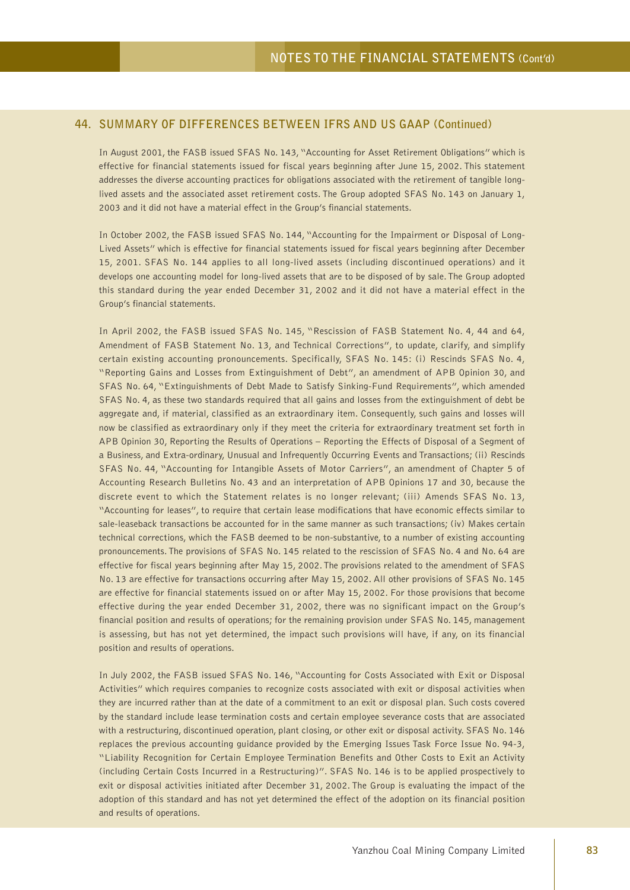## 44. SUMMARY OF DIFFERENCES BETWEEN IFRS AND US GAAP (Continued)

In August 2001, the FASB issued SFAS No. 143, "Accounting for Asset Retirement Obligations" which is effective for financial statements issued for fiscal years beginning after June 15, 2002. This statement addresses the diverse accounting practices for obligations associated with the retirement of tangible long-lived assets and the associated asset retirement costs. The Group adopted SFAS No. 143 on January 1, 2003 and it did not have a material effect in the Group's financial statements.

In October 2002, the FASB issued SFAS No. 144, "Accounting for the Impairment or Disposal of Long-Lived Assets" which is effective for financial statements issued for fiscal years beginning after December 15, 2001. SFAS No. 144 applies to all long-lived assets (including discontinued operations) and it develops one accounting model for long-lived assets that are to be disposed of by sale. The Group adopted this standard during the year ended December 31, 2002 and it did not have a material effect in the Group's financial statements.

In April 2002, the FASB issued SFAS No. 145, "Rescission of FASB Statement No. 4, 44 and 64, Amendment of FASB Statement No. 13, and Technical Corrections", to update, clarify, and simplify certain existing accounting pronouncements. Specifically, SFAS No. 145: (i) Rescinds SFAS No. 4, "Reporting Gains and Losses from Extinguishment of Debt", an amendment of APB Opinion 30, and SFAS No. 64, "Extinguishments of Debt Made to Satisfy Sinking-Fund Requirements", which amended SFAS No. 4, as these two standards required that all gains and losses from the extinguishment of debt be aggregate and, if material, classified as an extraordinary item. Consequently, such gains and losses will now be classified as extraordinary only if they meet the criteria for extraordinary treatment set forth in APB Opinion 30, Reporting the Results of Operations – Reporting the Effects of Disposal of a Segment of a Business, and Extra-ordinary, Unusual and Infrequently Occurring Events and Transactions; (ii) Rescinds SFAS No. 44, "Accounting for Intangible Assets of Motor Carriers", an amendment of Chapter 5 of Accounting Research Bulletins No. 43 and an interpretation of APB Opinions 17 and 30, because the discrete event to which the Statement relates is no longer relevant; (iii) Amends SFAS No. 13, "Accounting for leases", to require that certain lease modifications that have economic effects similar to sale-leaseback transactions be accounted for in the same manner as such transactions; (iv) Makes certain technical corrections, which the FASB deemed to be non-substantive, to a number of existing accounting pronouncements. The provisions of SFAS No. 145 related to the rescission of SFAS No. 4 and No. 64 are effective for fiscal years beginning after May 15, 2002. The provisions related to the amendment of SFAS No. 13 are effective for transactions occurring after May 15, 2002. All other provisions of SFAS No. 145 are effective for financial statements issued on or after May 15, 2002. For those provisions that become effective during the year ended December 31, 2002, there was no significant impact on the Group's financial position and results of operations; for the remaining provision under SFAS No. 145, management is assessing, but has not yet determined, the impact such provisions will have, if any, on its financial position and results of operations.

In July 2002, the FASB issued SFAS No. 146, "Accounting for Costs Associated with Exit or Disposal Activities" which requires companies to recognize costs associated with exit or disposal activities when they are incurred rather than at the date of a commitment to an exit or disposal plan. Such costs covered by the standard include lease termination costs and certain employee severance costs that are associated with a restructuring, discontinued operation, plant closing, or other exit or disposal activity. SFAS No. 146 replaces the previous accounting guidance provided by the Emerging Issues Task Force Issue No. 94-3, "Liability Recognition for Certain Employee Termination Benefits and Other Costs to Exit an Activity (including Certain Costs Incurred in a Restructuring)". SFAS No. 146 is to be applied prospectively to exit or disposal activities initiated after December 31, 2002. The Group is evaluating the impact of the adoption of this standard and has not yet determined the effect of the adoption on its financial position and results of operations.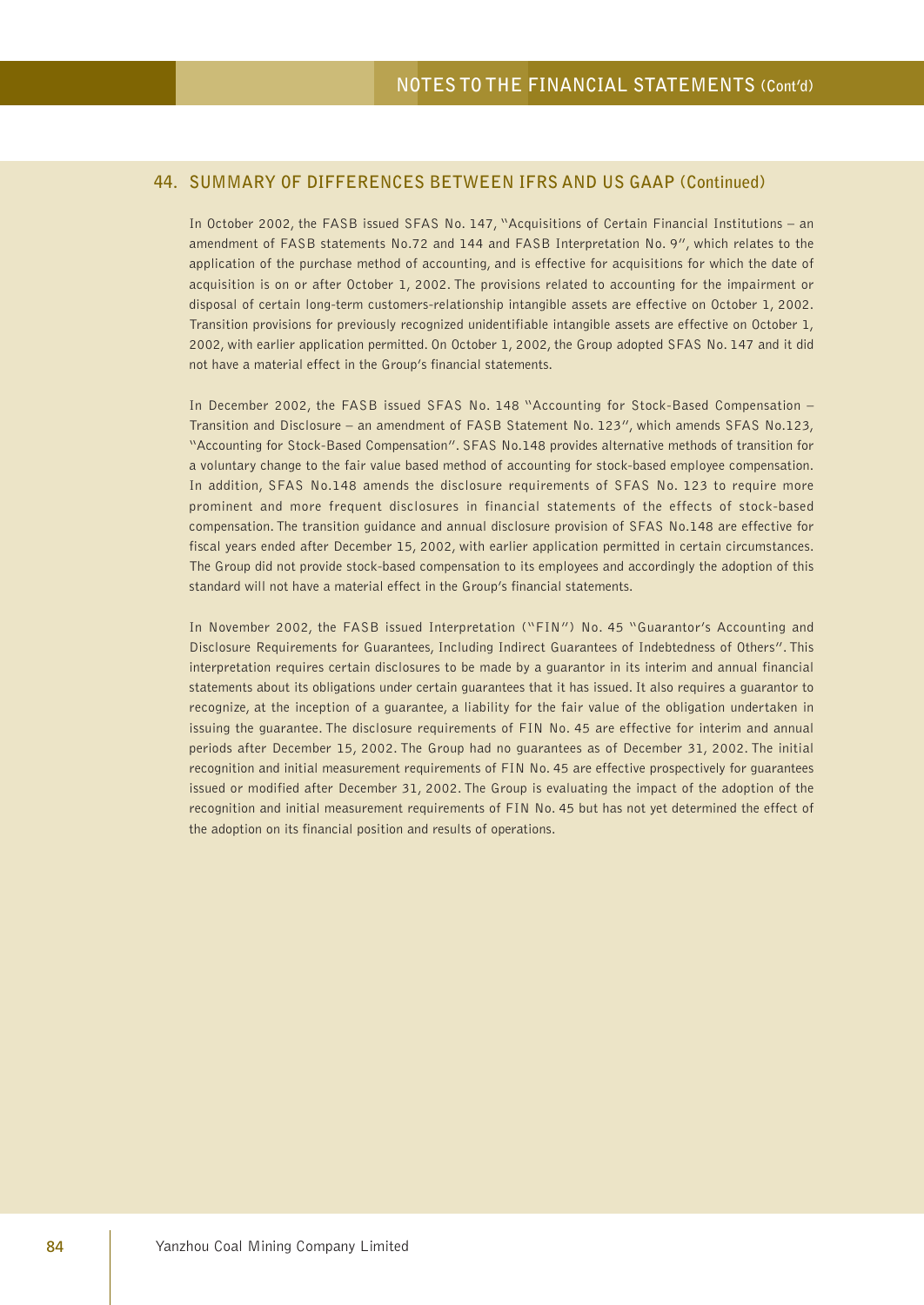## 44. SUMMARY OF DIFFERENCES BETWEEN IFRS AND US GAAP (Continued)

In October 2002, the FASB issued SFAS No. 147, "Acquisitions of Certain Financial Institutions – an amendment of FASB statements No.72 and 144 and FASB Interpretation No. 9", which relates to the application of the purchase method of accounting, and is effective for acquisitions for which the date of acquisition is on or after October 1, 2002. The provisions related to accounting for the impairment or disposal of certain long-term customers-relationship intangible assets are effective on October 1, 2002. Transition provisions for previously recognized unidentifiable intangible assets are effective on October 1, 2002, with earlier application permitted. On October 1, 2002, the Group adopted SFAS No. 147 and it did not have a material effect in the Group's financial statements.

In December 2002, the FASB issued SFAS No. 148 "Accounting for Stock-Based Compensation – Transition and Disclosure – an amendment of FASB Statement No. 123", which amends SFAS No.123, "Accounting for Stock-Based Compensation". SFAS No.148 provides alternative methods of transition for a voluntary change to the fair value based method of accounting for stock-based employee compensation. In addition, SFAS No.148 amends the disclosure requirements of SFAS No. 123 to require more prominent and more frequent disclosures in financial statements of the effects of stock-based compensation. The transition guidance and annual disclosure provision of SFAS No.148 are effective for fiscal years ended after December 15, 2002, with earlier application permitted in certain circumstances. The Group did not provide stock-based compensation to its employees and accordingly the adoption of this standard will not have a material effect in the Group's financial statements.

In November 2002, the FASB issued Interpretation ("FIN") No. 45 "Guarantor's Accounting and Disclosure Requirements for Guarantees, Including Indirect Guarantees of Indebtedness of Others". This interpretation requires certain disclosures to be made by a guarantor in its interim and annual financial statements about its obligations under certain guarantees that it has issued. It also requires a guarantor to recognize, at the inception of a guarantee, a liability for the fair value of the obligation undertaken in issuing the guarantee. The disclosure requirements of FIN No. 45 are effective for interim and annual periods after December 15, 2002. The Group had no guarantees as of December 31, 2002. The initial recognition and initial measurement requirements of FIN No. 45 are effective prospectively for guarantees issued or modified after December 31, 2002. The Group is evaluating the impact of the adoption of the recognition and initial measurement requirements of FIN No. 45 but has not yet determined the effect of the adoption on its financial position and results of operations.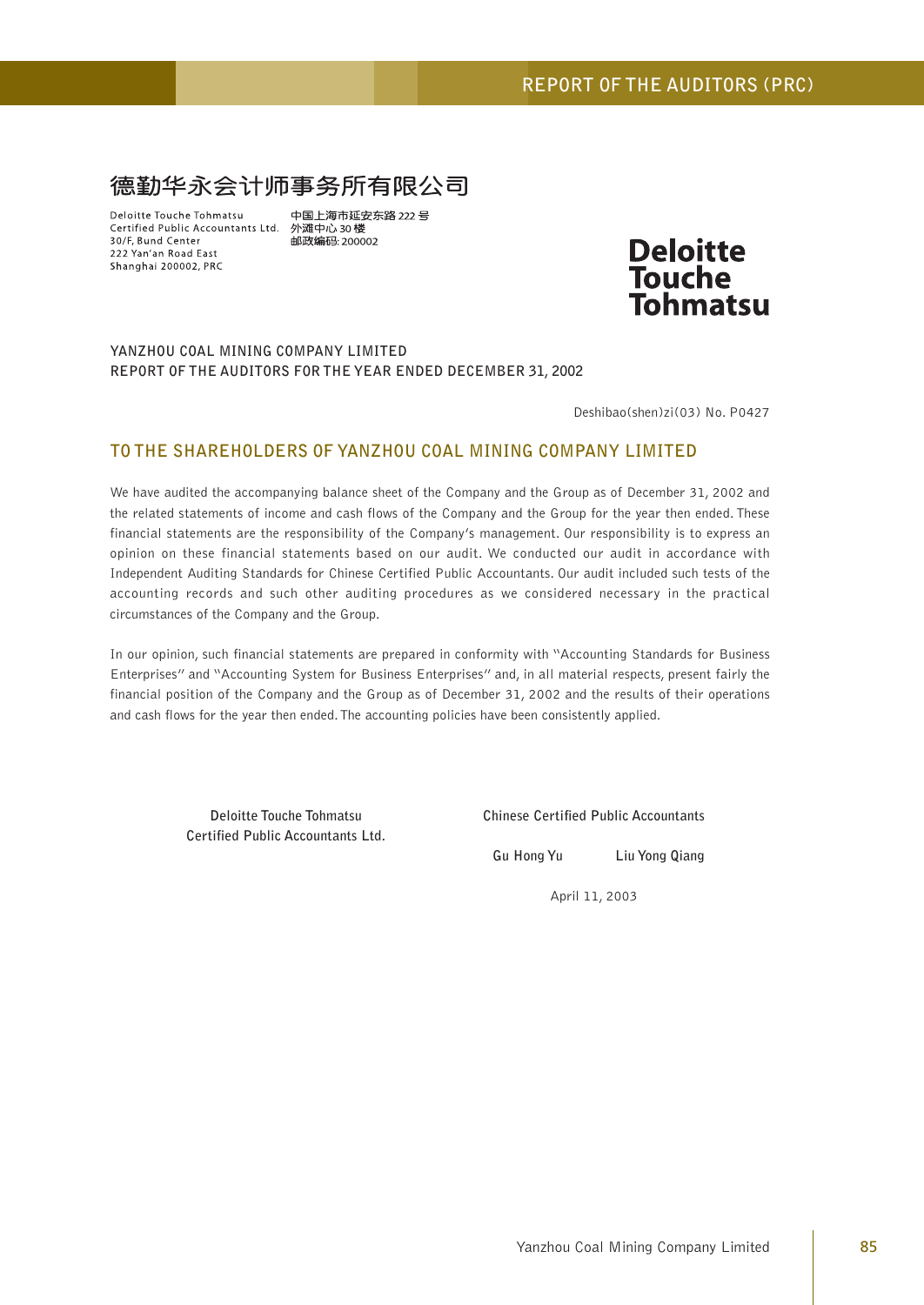# REPORT OF THE AUDITORS (PRC)

德勤华永会计师事务所有限公司

Deloitte Touche Tohmatsu
Certified Public Accountants Ltd.
30/F, Bund Center
222 Yan'an Road East
Shanghai 200002, PRC

中国上海市延安东路 222 号
外滩中心 30 楼
邮政编码: 200002

**Deloitte Touche Tohmatsu**

**YANZHOU COAL MINING COMPANY LIMITED**
**REPORT OF THE AUDITORS FOR THE YEAR ENDED DECEMBER 31, 2002**

Deshibao(shen)zi(03) No. P0427

## TO THE SHAREHOLDERS OF YANZHOU COAL MINING COMPANY LIMITED

We have audited the accompanying balance sheet of the Company and the Group as of December 31, 2002 and the related statements of income and cash flows of the Company and the Group for the year then ended. These financial statements are the responsibility of the Company's management. Our responsibility is to express an opinion on these financial statements based on our audit. We conducted our audit in accordance with Independent Auditing Standards for Chinese Certified Public Accountants. Our audit included such tests of the accounting records and such other auditing procedures as we considered necessary in the practical circumstances of the Company and the Group.

In our opinion, such financial statements are prepared in conformity with "Accounting Standards for Business Enterprises" and "Accounting System for Business Enterprises" and, in all material respects, present fairly the financial position of the Company and the Group as of December 31, 2002 and the results of their operations and cash flows for the year then ended. The accounting policies have been consistently applied.

**Deloitte Touche Tohmatsu**
**Certified Public Accountants Ltd.**

**Chinese Certified Public Accountants**

**Gu Hong Yu** **Liu Yong Qiang**

April 11, 2003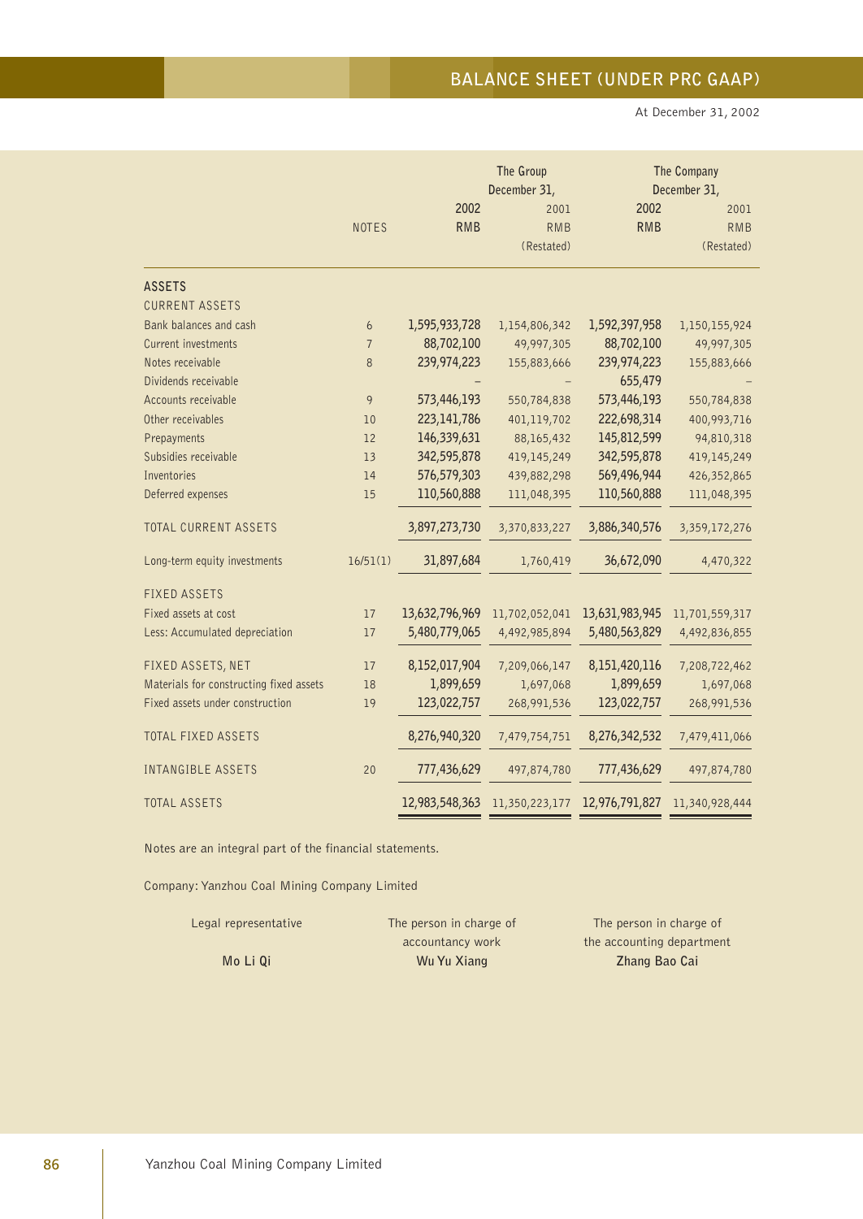# BALANCE SHEET (UNDER PRC GAAP)

At December 31, 2002

| | NOTES | The Group December 31, 2002 RMB | The Group December 31, 2001 RMB (Restated) | The Company December 31, 2002 RMB | The Company December 31, 2001 RMB (Restated) |
|---|---|---|---|---|---|
| **ASSETS** | | | | | |
| CURRENT ASSETS | | | | | |
| Bank balances and cash | 6 | 1,595,933,728 | 1,154,806,342 | 1,592,397,958 | 1,150,155,924 |
| Current investments | 7 | 88,702,100 | 49,997,305 | 88,702,100 | 49,997,305 |
| Notes receivable | 8 | 239,974,223 | 155,883,666 | 239,974,223 | 155,883,666 |
| Dividends receivable | | – | – | 655,479 | – |
| Accounts receivable | 9 | 573,446,193 | 550,784,838 | 573,446,193 | 550,784,838 |
| Other receivables | 10 | 223,141,786 | 401,119,702 | 222,698,314 | 400,993,716 |
| Prepayments | 12 | 146,339,631 | 88,165,432 | 145,812,599 | 94,810,318 |
| Subsidies receivable | 13 | 342,595,878 | 419,145,249 | 342,595,878 | 419,145,249 |
| Inventories | 14 | 576,579,303 | 439,882,298 | 569,496,944 | 426,352,865 |
| Deferred expenses | 15 | 110,560,888 | 111,048,395 | 110,560,888 | 111,048,395 |
| TOTAL CURRENT ASSETS | | 3,897,273,730 | 3,370,833,227 | 3,886,340,576 | 3,359,172,276 |
| Long-term equity investments | 16/51(1) | 31,897,684 | 1,760,419 | 36,672,090 | 4,470,322 |
| FIXED ASSETS | | | | | |
| Fixed assets at cost | 17 | 13,632,796,969 | 11,702,052,041 | 13,631,983,945 | 11,701,559,317 |
| Less: Accumulated depreciation | 17 | 5,480,779,065 | 4,492,985,894 | 5,480,563,829 | 4,492,836,855 |
| FIXED ASSETS, NET | 17 | 8,152,017,904 | 7,209,066,147 | 8,151,420,116 | 7,208,722,462 |
| Materials for constructing fixed assets | 18 | 1,899,659 | 1,697,068 | 1,899,659 | 1,697,068 |
| Fixed assets under construction | 19 | 123,022,757 | 268,991,536 | 123,022,757 | 268,991,536 |
| TOTAL FIXED ASSETS | | 8,276,940,320 | 7,479,754,751 | 8,276,342,532 | 7,479,411,066 |
| INTANGIBLE ASSETS | 20 | 777,436,629 | 497,874,780 | 777,436,629 | 497,874,780 |
| TOTAL ASSETS | | 12,983,548,363 | 11,350,223,177 | 12,976,791,827 | 11,340,928,444 |

Notes are an integral part of the financial statements.

Company: Yanzhou Coal Mining Company Limited

| Legal representative | The person in charge of accountancy work | The person in charge of the accounting department |
|---|---|---|
| **Mo Li Qi** | **Wu Yu Xiang** | **Zhang Bao Cai** |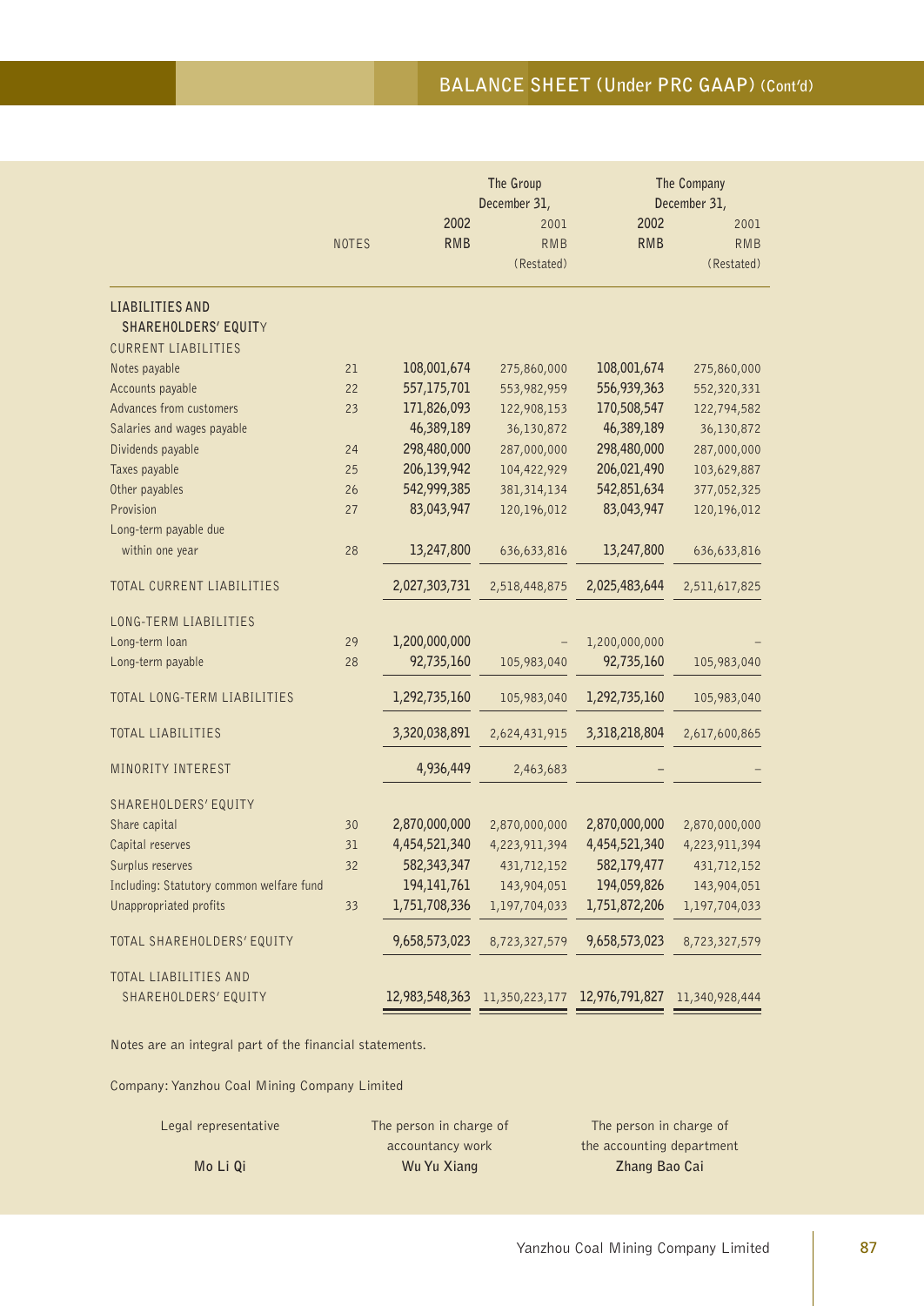## BALANCE SHEET (Under PRC GAAP) (Cont'd)

| | NOTES | The Group December 31, 2002 RMB | The Group December 31, 2001 RMB (Restated) | The Company December 31, 2002 RMB | The Company December 31, 2001 RMB (Restated) |
|---|---|---|---|---|---|
| **LIABILITIES AND SHAREHOLDERS' EQUITY** | | | | | |
| CURRENT LIABILITIES | | | | | |
| Notes payable | 21 | 108,001,674 | 275,860,000 | 108,001,674 | 275,860,000 |
| Accounts payable | 22 | 557,175,701 | 553,982,959 | 556,939,363 | 552,320,331 |
| Advances from customers | 23 | 171,826,093 | 122,908,153 | 170,508,547 | 122,794,582 |
| Salaries and wages payable | | 46,389,189 | 36,130,872 | 46,389,189 | 36,130,872 |
| Dividends payable | 24 | 298,480,000 | 287,000,000 | 298,480,000 | 287,000,000 |
| Taxes payable | 25 | 206,139,942 | 104,422,929 | 206,021,490 | 103,629,887 |
| Other payables | 26 | 542,999,385 | 381,314,134 | 542,851,634 | 377,052,325 |
| Provision | 27 | 83,043,947 | 120,196,012 | 83,043,947 | 120,196,012 |
| Long-term payable due within one year | 28 | 13,247,800 | 636,633,816 | 13,247,800 | 636,633,816 |
| TOTAL CURRENT LIABILITIES | | 2,027,303,731 | 2,518,448,875 | 2,025,483,644 | 2,511,617,825 |
| LONG-TERM LIABILITIES | | | | | |
| Long-term loan | 29 | 1,200,000,000 | – | 1,200,000,000 | – |
| Long-term payable | 28 | 92,735,160 | 105,983,040 | 92,735,160 | 105,983,040 |
| TOTAL LONG-TERM LIABILITIES | | 1,292,735,160 | 105,983,040 | 1,292,735,160 | 105,983,040 |
| TOTAL LIABILITIES | | 3,320,038,891 | 2,624,431,915 | 3,318,218,804 | 2,617,600,865 |
| MINORITY INTEREST | | 4,936,449 | 2,463,683 | – | – |
| SHAREHOLDERS' EQUITY | | | | | |
| Share capital | 30 | 2,870,000,000 | 2,870,000,000 | 2,870,000,000 | 2,870,000,000 |
| Capital reserves | 31 | 4,454,521,340 | 4,223,911,394 | 4,454,521,340 | 4,223,911,394 |
| Surplus reserves | 32 | 582,343,347 | 431,712,152 | 582,179,477 | 431,712,152 |
| Including: Statutory common welfare fund | | 194,141,761 | 143,904,051 | 194,059,826 | 143,904,051 |
| Unappropriated profits | 33 | 1,751,708,336 | 1,197,704,033 | 1,751,872,206 | 1,197,704,033 |
| TOTAL SHAREHOLDERS' EQUITY | | 9,658,573,023 | 8,723,327,579 | 9,658,573,023 | 8,723,327,579 |
| TOTAL LIABILITIES AND SHAREHOLDERS' EQUITY | | 12,983,548,363 | 11,350,223,177 | 12,976,791,827 | 11,340,928,444 |

Notes are an integral part of the financial statements.

Company: Yanzhou Coal Mining Company Limited

| Legal representative | The person in charge of accountancy work | The person in charge of the accounting department |
|---|---|---|
| **Mo Li Qi** | **Wu Yu Xiang** | **Zhang Bao Cai** |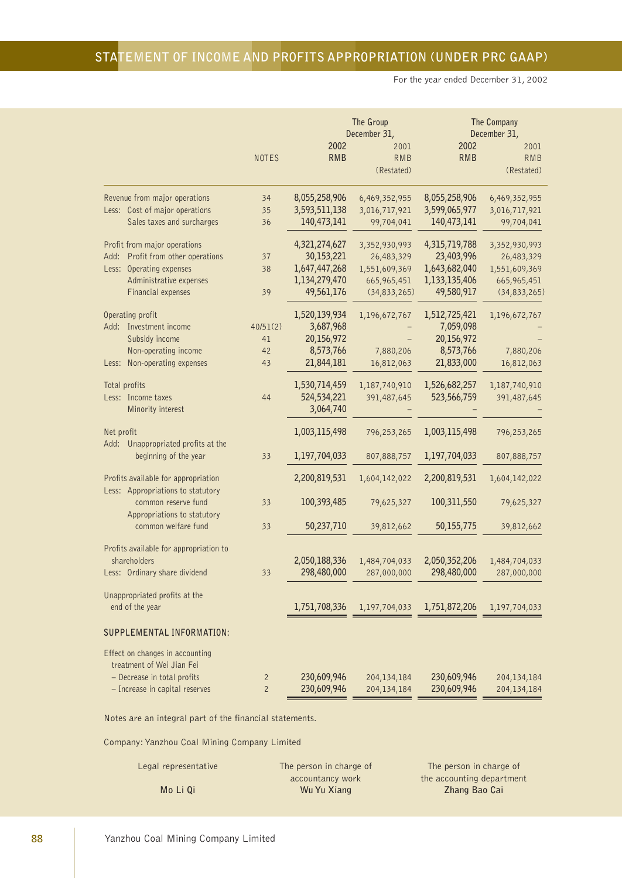# STATEMENT OF INCOME AND PROFITS APPROPRIATION (UNDER PRC GAAP)

For the year ended December 31, 2002

| | NOTES | The Group December 31, 2002 RMB | The Group December 31, 2001 RMB (Restated) | The Company December 31, 2002 RMB | The Company December 31, 2001 RMB (Restated) |
|---|---|---|---|---|---|
| Revenue from major operations | 34 | 8,055,258,906 | 6,469,352,955 | 8,055,258,906 | 6,469,352,955 |
| Less: Cost of major operations | 35 | 3,593,511,138 | 3,016,717,921 | 3,599,065,977 | 3,016,717,921 |
| Sales taxes and surcharges | 36 | 140,473,141 | 99,704,041 | 140,473,141 | 99,704,041 |
| Profit from major operations | | 4,321,274,627 | 3,352,930,993 | 4,315,719,788 | 3,352,930,993 |
| Add: Profit from other operations | 37 | 30,153,221 | 26,483,329 | 23,403,996 | 26,483,329 |
| Less: Operating expenses | 38 | 1,647,447,268 | 1,551,609,369 | 1,643,682,040 | 1,551,609,369 |
| Administrative expenses | | 1,134,279,470 | 665,965,451 | 1,133,135,406 | 665,965,451 |
| Financial expenses | 39 | 49,561,176 | (34,833,265) | 49,580,917 | (34,833,265) |
| Operating profit | | 1,520,139,934 | 1,196,672,767 | 1,512,725,421 | 1,196,672,767 |
| Add: Investment income | 40/51(2) | 3,687,968 | – | 7,059,098 | – |
| Subsidy income | 41 | 20,156,972 | – | 20,156,972 | – |
| Non-operating income | 42 | 8,573,766 | 7,880,206 | 8,573,766 | 7,880,206 |
| Less: Non-operating expenses | 43 | 21,844,181 | 16,812,063 | 21,833,000 | 16,812,063 |
| Total profits | | 1,530,714,459 | 1,187,740,910 | 1,526,682,257 | 1,187,740,910 |
| Less: Income taxes | 44 | 524,534,221 | 391,487,645 | 523,566,759 | 391,487,645 |
| Minority interest | | 3,064,740 | – | – | – |
| Net profit | | 1,003,115,498 | 796,253,265 | 1,003,115,498 | 796,253,265 |
| Add: Unappropriated profits at the beginning of the year | 33 | 1,197,704,033 | 807,888,757 | 1,197,704,033 | 807,888,757 |
| Profits available for appropriation | | 2,200,819,531 | 1,604,142,022 | 2,200,819,531 | 1,604,142,022 |
| Less: Appropriations to statutory common reserve fund | 33 | 100,393,485 | 79,625,327 | 100,311,550 | 79,625,327 |
| Appropriations to statutory common welfare fund | 33 | 50,237,710 | 39,812,662 | 50,155,775 | 39,812,662 |
| Profits available for appropriation to shareholders | | 2,050,188,336 | 1,484,704,033 | 2,050,352,206 | 1,484,704,033 |
| Less: Ordinary share dividend | 33 | 298,480,000 | 287,000,000 | 298,480,000 | 287,000,000 |
| Unappropriated profits at the end of the year | | 1,751,708,336 | 1,197,704,033 | 1,751,872,206 | 1,197,704,033 |
| **SUPPLEMENTAL INFORMATION:** | | | | | |
| Effect on changes in accounting treatment of Wei Jian Fei | | | | | |
| – Decrease in total profits | 2 | 230,609,946 | 204,134,184 | 230,609,946 | 204,134,184 |
| – Increase in capital reserves | 2 | 230,609,946 | 204,134,184 | 230,609,946 | 204,134,184 |

Notes are an integral part of the financial statements.

Company: Yanzhou Coal Mining Company Limited

| Legal representative | The person in charge of accountancy work | The person in charge of the accounting department |
|---|---|---|
| **Mo Li Qi** | **Wu Yu Xiang** | **Zhang Bao Cai** |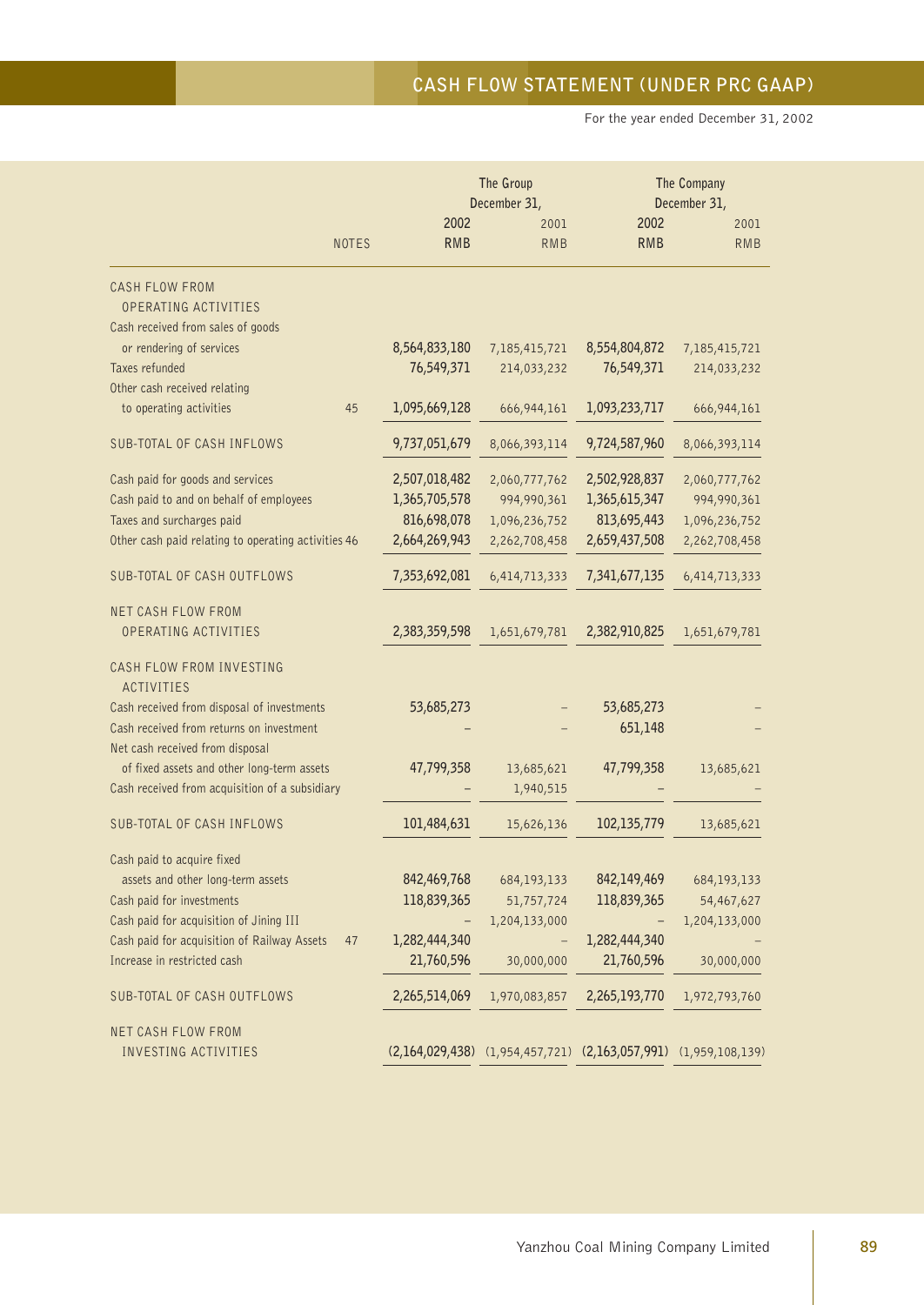# CASH FLOW STATEMENT (UNDER PRC GAAP)

For the year ended December 31, 2002

| | NOTES | The Group December 31, 2002 RMB | The Group December 31, 2001 RMB | The Company December 31, 2002 RMB | The Company December 31, 2001 RMB |
|---|---|---|---|---|---|
| **CASH FLOW FROM OPERATING ACTIVITIES** | | | | | |
| Cash received from sales of goods or rendering of services | | 8,564,833,180 | 7,185,415,721 | 8,554,804,872 | 7,185,415,721 |
| Taxes refunded | | 76,549,371 | 214,033,232 | 76,549,371 | 214,033,232 |
| Other cash received relating to operating activities | 45 | 1,095,669,128 | 666,944,161 | 1,093,233,717 | 666,944,161 |
| SUB-TOTAL OF CASH INFLOWS | | 9,737,051,679 | 8,066,393,114 | 9,724,587,960 | 8,066,393,114 |
| Cash paid for goods and services | | 2,507,018,482 | 2,060,777,762 | 2,502,928,837 | 2,060,777,762 |
| Cash paid to and on behalf of employees | | 1,365,705,578 | 994,990,361 | 1,365,615,347 | 994,990,361 |
| Taxes and surcharges paid | | 816,698,078 | 1,096,236,752 | 813,695,443 | 1,096,236,752 |
| Other cash paid relating to operating activities | 46 | 2,664,269,943 | 2,262,708,458 | 2,659,437,508 | 2,262,708,458 |
| SUB-TOTAL OF CASH OUTFLOWS | | 7,353,692,081 | 6,414,713,333 | 7,341,677,135 | 6,414,713,333 |
| NET CASH FLOW FROM OPERATING ACTIVITIES | | 2,383,359,598 | 1,651,679,781 | 2,382,910,825 | 1,651,679,781 |
| **CASH FLOW FROM INVESTING ACTIVITIES** | | | | | |
| Cash received from disposal of investments | | 53,685,273 | – | 53,685,273 | – |
| Cash received from returns on investment | | – | – | 651,148 | – |
| Net cash received from disposal of fixed assets and other long-term assets | | 47,799,358 | 13,685,621 | 47,799,358 | 13,685,621 |
| Cash received from acquisition of a subsidiary | | – | 1,940,515 | – | – |
| SUB-TOTAL OF CASH INFLOWS | | 101,484,631 | 15,626,136 | 102,135,779 | 13,685,621 |
| Cash paid to acquire fixed assets and other long-term assets | | 842,469,768 | 684,193,133 | 842,149,469 | 684,193,133 |
| Cash paid for investments | | 118,839,365 | 51,757,724 | 118,839,365 | 54,467,627 |
| Cash paid for acquisition of Jining III | | – | 1,204,133,000 | – | 1,204,133,000 |
| Cash paid for acquisition of Railway Assets | 47 | 1,282,444,340 | – | 1,282,444,340 | – |
| Increase in restricted cash | | 21,760,596 | 30,000,000 | 21,760,596 | 30,000,000 |
| SUB-TOTAL OF CASH OUTFLOWS | | 2,265,514,069 | 1,970,083,857 | 2,265,193,770 | 1,972,793,760 |
| NET CASH FLOW FROM INVESTING ACTIVITIES | | (2,164,029,438) | (1,954,457,721) | (2,163,057,991) | (1,959,108,139) |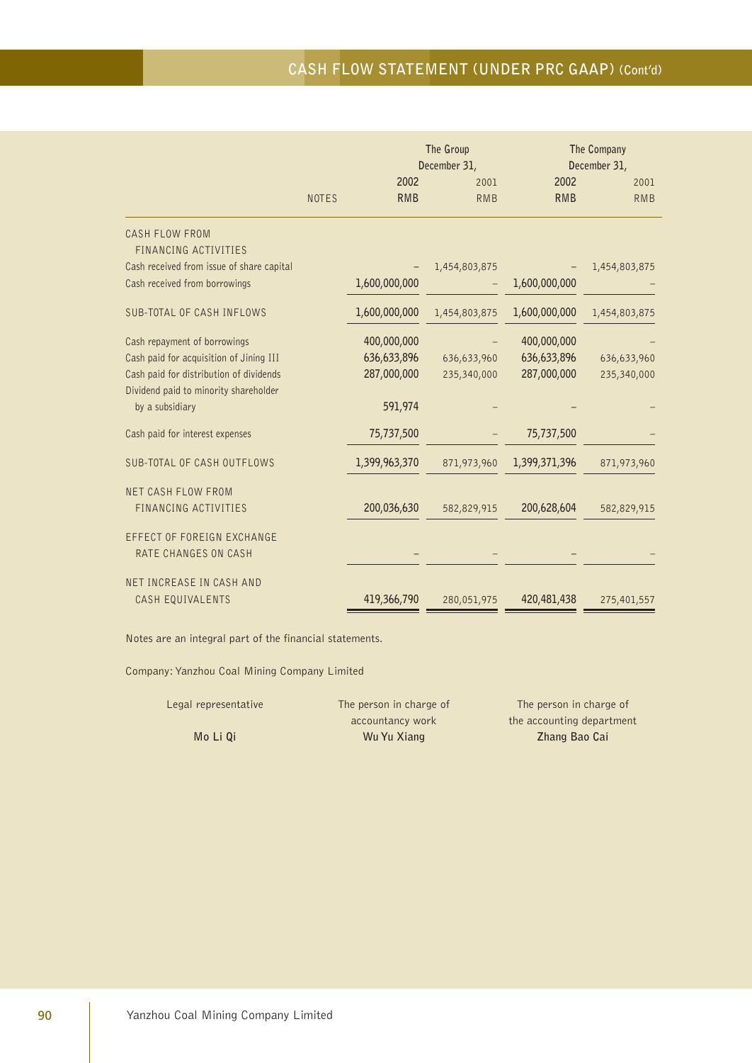# CASH FLOW STATEMENT (UNDER PRC GAAP) (Cont'd)

| | NOTES | The Group December 31, 2002 RMB | The Group December 31, 2001 RMB | The Company December 31, 2002 RMB | The Company December 31, 2001 RMB |
|---|---|---|---|---|---|
| CASH FLOW FROM FINANCING ACTIVITIES | | | | | |
| Cash received from issue of share capital | | – | 1,454,803,875 | – | 1,454,803,875 |
| Cash received from borrowings | | 1,600,000,000 | – | 1,600,000,000 | – |
| SUB-TOTAL OF CASH INFLOWS | | 1,600,000,000 | 1,454,803,875 | 1,600,000,000 | 1,454,803,875 |
| Cash repayment of borrowings | | 400,000,000 | – | 400,000,000 | – |
| Cash paid for acquisition of Jining III | | 636,633,896 | 636,633,960 | 636,633,896 | 636,633,960 |
| Cash paid for distribution of dividends | | 287,000,000 | 235,340,000 | 287,000,000 | 235,340,000 |
| Dividend paid to minority shareholder by a subsidiary | | 591,974 | – | – | – |
| Cash paid for interest expenses | | 75,737,500 | – | 75,737,500 | – |
| SUB-TOTAL OF CASH OUTFLOWS | | 1,399,963,370 | 871,973,960 | 1,399,371,396 | 871,973,960 |
| NET CASH FLOW FROM FINANCING ACTIVITIES | | 200,036,630 | 582,829,915 | 200,628,604 | 582,829,915 |
| EFFECT OF FOREIGN EXCHANGE RATE CHANGES ON CASH | | – | – | – | – |
| NET INCREASE IN CASH AND CASH EQUIVALENTS | | 419,366,790 | 280,051,975 | 420,481,438 | 275,401,557 |

Notes are an integral part of the financial statements.

Company: Yanzhou Coal Mining Company Limited

| Legal representative | The person in charge of accountancy work | The person in charge of the accounting department |
|---|---|---|
| **Mo Li Qi** | **Wu Yu Xiang** | **Zhang Bao Cai** |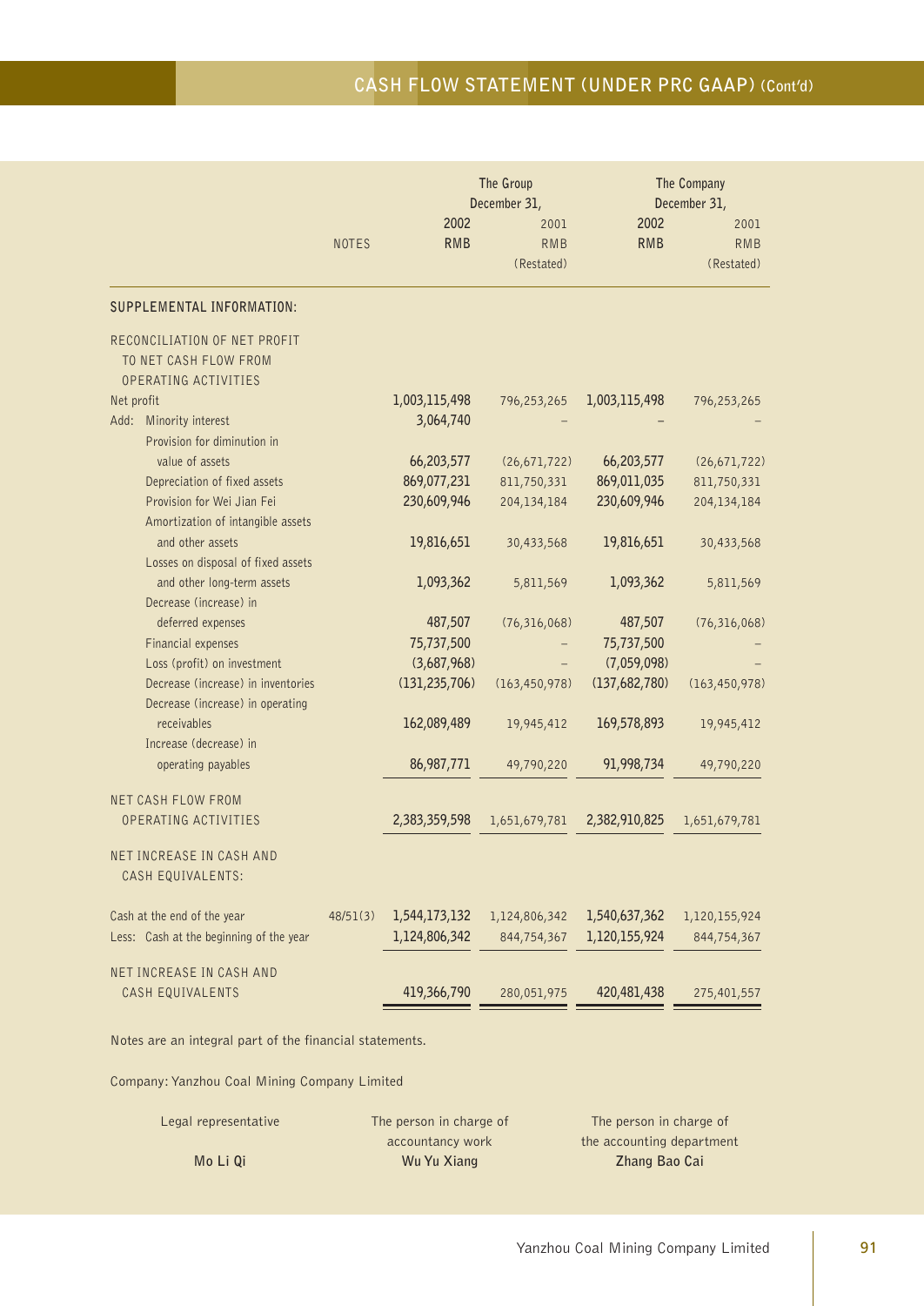# CASH FLOW STATEMENT (UNDER PRC GAAP) (Cont'd)

| | NOTES | The Group December 31, 2002 RMB | The Group December 31, 2001 RMB (Restated) | The Company December 31, 2002 RMB | The Company December 31, 2001 RMB (Restated) |
|---|---|---|---|---|---|
| **SUPPLEMENTAL INFORMATION:** | | | | | |
| RECONCILIATION OF NET PROFIT TO NET CASH FLOW FROM OPERATING ACTIVITIES | | | | | |
| Net profit | | 1,003,115,498 | 796,253,265 | 1,003,115,498 | 796,253,265 |
| Add: Minority interest | | 3,064,740 | – | – | – |
| Provision for diminution in value of assets | | 66,203,577 | (26,671,722) | 66,203,577 | (26,671,722) |
| Depreciation of fixed assets | | 869,077,231 | 811,750,331 | 869,011,035 | 811,750,331 |
| Provision for Wei Jian Fei | | 230,609,946 | 204,134,184 | 230,609,946 | 204,134,184 |
| Amortization of intangible assets and other assets | | 19,816,651 | 30,433,568 | 19,816,651 | 30,433,568 |
| Losses on disposal of fixed assets and other long-term assets | | 1,093,362 | 5,811,569 | 1,093,362 | 5,811,569 |
| Decrease (increase) in deferred expenses | | 487,507 | (76,316,068) | 487,507 | (76,316,068) |
| Financial expenses | | 75,737,500 | – | 75,737,500 | – |
| Loss (profit) on investment | | (3,687,968) | – | (7,059,098) | – |
| Decrease (increase) in inventories | | (131,235,706) | (163,450,978) | (137,682,780) | (163,450,978) |
| Decrease (increase) in operating receivables | | 162,089,489 | 19,945,412 | 169,578,893 | 19,945,412 |
| Increase (decrease) in operating payables | | 86,987,771 | 49,790,220 | 91,998,734 | 49,790,220 |
| NET CASH FLOW FROM OPERATING ACTIVITIES | | 2,383,359,598 | 1,651,679,781 | 2,382,910,825 | 1,651,679,781 |
| NET INCREASE IN CASH AND CASH EQUIVALENTS: | | | | | |
| Cash at the end of the year | 48/51(3) | 1,544,173,132 | 1,124,806,342 | 1,540,637,362 | 1,120,155,924 |
| Less: Cash at the beginning of the year | | 1,124,806,342 | 844,754,367 | 1,120,155,924 | 844,754,367 |
| NET INCREASE IN CASH AND CASH EQUIVALENTS | | 419,366,790 | 280,051,975 | 420,481,438 | 275,401,557 |

Notes are an integral part of the financial statements.

Company: Yanzhou Coal Mining Company Limited

| Legal representative | The person in charge of accountancy work | The person in charge of the accounting department |
|---|---|---|
| **Mo Li Qi** | **Wu Yu Xiang** | **Zhang Bao Cai** |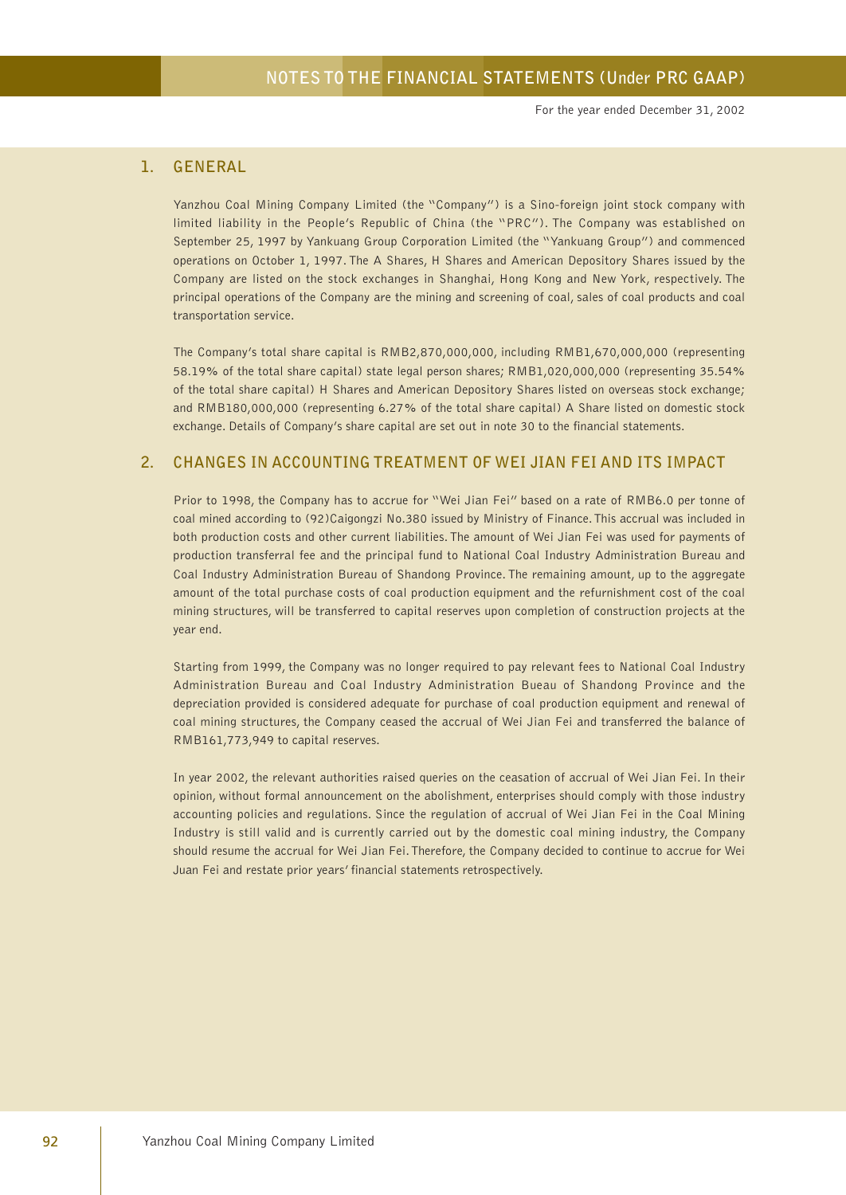# NOTES TO THE FINANCIAL STATEMENTS (Under PRC GAAP)

For the year ended December 31, 2002

## 1. GENERAL

Yanzhou Coal Mining Company Limited (the "Company") is a Sino-foreign joint stock company with limited liability in the People's Republic of China (the "PRC"). The Company was established on September 25, 1997 by Yankuang Group Corporation Limited (the "Yankuang Group") and commenced operations on October 1, 1997. The A Shares, H Shares and American Depository Shares issued by the Company are listed on the stock exchanges in Shanghai, Hong Kong and New York, respectively. The principal operations of the Company are the mining and screening of coal, sales of coal products and coal transportation service.

The Company's total share capital is RMB2,870,000,000, including RMB1,670,000,000 (representing 58.19% of the total share capital) state legal person shares; RMB1,020,000,000 (representing 35.54% of the total share capital) H Shares and American Depository Shares listed on overseas stock exchange; and RMB180,000,000 (representing 6.27% of the total share capital) A Share listed on domestic stock exchange. Details of Company's share capital are set out in note 30 to the financial statements.

## 2. CHANGES IN ACCOUNTING TREATMENT OF WEI JIAN FEI AND ITS IMPACT

Prior to 1998, the Company has to accrue for "Wei Jian Fei" based on a rate of RMB6.0 per tonne of coal mined according to (92)Caigongzi No.380 issued by Ministry of Finance. This accrual was included in both production costs and other current liabilities. The amount of Wei Jian Fei was used for payments of production transferral fee and the principal fund to National Coal Industry Administration Bureau and Coal Industry Administration Bureau of Shandong Province. The remaining amount, up to the aggregate amount of the total purchase costs of coal production equipment and the refurnishment cost of the coal mining structures, will be transferred to capital reserves upon completion of construction projects at the year end.

Starting from 1999, the Company was no longer required to pay relevant fees to National Coal Industry Administration Bureau and Coal Industry Administration Bueau of Shandong Province and the depreciation provided is considered adequate for purchase of coal production equipment and renewal of coal mining structures, the Company ceased the accrual of Wei Jian Fei and transferred the balance of RMB161,773,949 to capital reserves.

In year 2002, the relevant authorities raised queries on the ceasation of accrual of Wei Jian Fei. In their opinion, without formal announcement on the abolishment, enterprises should comply with those industry accounting policies and regulations. Since the regulation of accrual of Wei Jian Fei in the Coal Mining Industry is still valid and is currently carried out by the domestic coal mining industry, the Company should resume the accrual for Wei Jian Fei. Therefore, the Company decided to continue to accrue for Wei Juan Fei and restate prior years' financial statements retrospectively.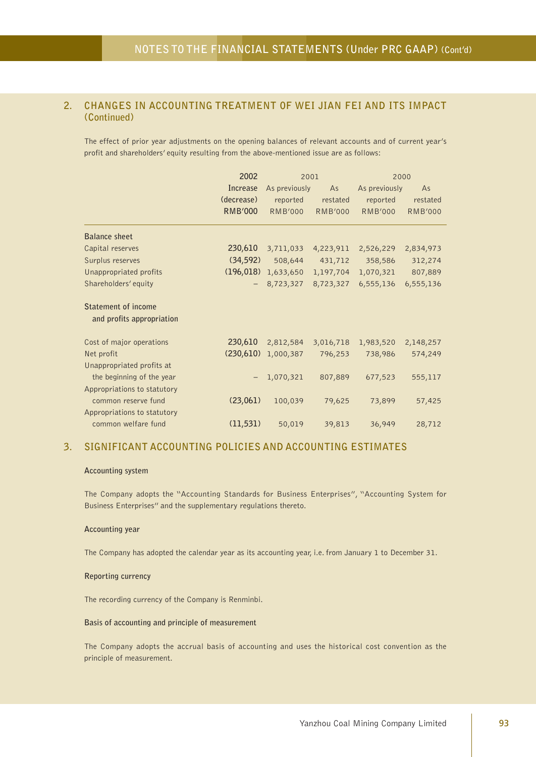## 2. CHANGES IN ACCOUNTING TREATMENT OF WEI JIAN FEI AND ITS IMPACT (Continued)

The effect of prior year adjustments on the opening balances of relevant accounts and of current year's profit and shareholders' equity resulting from the above-mentioned issue are as follows:

| | 2002 | 2001 | | 2000 | |
|---|---|---|---|---|---|
| | Increase (decrease) | As previously reported | As restated | As previously reported | As restated |
| | RMB'000 | RMB'000 | RMB'000 | RMB'000 | RMB'000 |
| **Balance sheet** | | | | | |
| Capital reserves | 230,610 | 3,711,033 | 4,223,911 | 2,526,229 | 2,834,973 |
| Surplus reserves | (34,592) | 508,644 | 431,712 | 358,586 | 312,274 |
| Unappropriated profits | (196,018) | 1,633,650 | 1,197,704 | 1,070,321 | 807,889 |
| Shareholders' equity | – | 8,723,327 | 8,723,327 | 6,555,136 | 6,555,136 |
| **Statement of income and profits appropriation** | | | | | |
| Cost of major operations | 230,610 | 2,812,584 | 3,016,718 | 1,983,520 | 2,148,257 |
| Net profit | (230,610) | 1,000,387 | 796,253 | 738,986 | 574,249 |
| Unappropriated profits at the beginning of the year | – | 1,070,321 | 807,889 | 677,523 | 555,117 |
| Appropriations to statutory common reserve fund | (23,061) | 100,039 | 79,625 | 73,899 | 57,425 |
| Appropriations to statutory common welfare fund | (11,531) | 50,019 | 39,813 | 36,949 | 28,712 |

## 3. SIGNIFICANT ACCOUNTING POLICIES AND ACCOUNTING ESTIMATES

**Accounting system**

The Company adopts the "Accounting Standards for Business Enterprises", "Accounting System for Business Enterprises" and the supplementary regulations thereto.

**Accounting year**

The Company has adopted the calendar year as its accounting year, i.e. from January 1 to December 31.

**Reporting currency**

The recording currency of the Company is Renminbi.

**Basis of accounting and principle of measurement**

The Company adopts the accrual basis of accounting and uses the historical cost convention as the principle of measurement.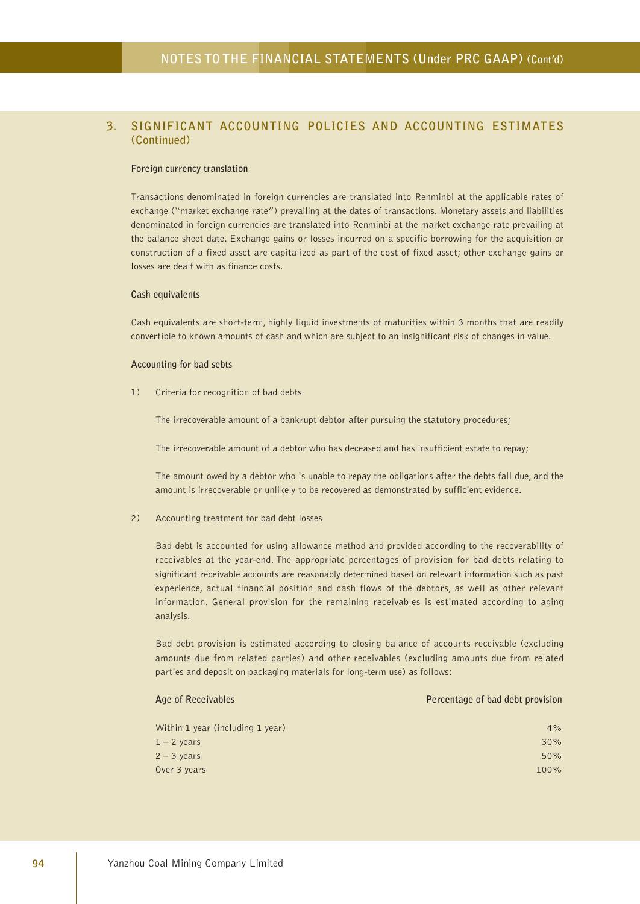## 3. SIGNIFICANT ACCOUNTING POLICIES AND ACCOUNTING ESTIMATES (Continued)

### Foreign currency translation

Transactions denominated in foreign currencies are translated into Renminbi at the applicable rates of exchange ("market exchange rate") prevailing at the dates of transactions. Monetary assets and liabilities denominated in foreign currencies are translated into Renminbi at the market exchange rate prevailing at the balance sheet date. Exchange gains or losses incurred on a specific borrowing for the acquisition or construction of a fixed asset are capitalized as part of the cost of fixed asset; other exchange gains or losses are dealt with as finance costs.

### Cash equivalents

Cash equivalents are short-term, highly liquid investments of maturities within 3 months that are readily convertible to known amounts of cash and which are subject to an insignificant risk of changes in value.

### Accounting for bad sebts

1) Criteria for recognition of bad debts

   The irrecoverable amount of a bankrupt debtor after pursuing the statutory procedures;

   The irrecoverable amount of a debtor who has deceased and has insufficient estate to repay;

   The amount owed by a debtor who is unable to repay the obligations after the debts fall due, and the amount is irrecoverable or unlikely to be recovered as demonstrated by sufficient evidence.

2) Accounting treatment for bad debt losses

   Bad debt is accounted for using allowance method and provided according to the recoverability of receivables at the year-end. The appropriate percentages of provision for bad debts relating to significant receivable accounts are reasonably determined based on relevant information such as past experience, actual financial position and cash flows of the debtors, as well as other relevant information. General provision for the remaining receivables is estimated according to aging analysis.

   Bad debt provision is estimated according to closing balance of accounts receivable (excluding amounts due from related parties) and other receivables (excluding amounts due from related parties and deposit on packaging materials for long-term use) as follows:

| Age of Receivables | Percentage of bad debt provision |
|---|---|
| Within 1 year (including 1 year) | 4% |
| 1 – 2 years | 30% |
| 2 – 3 years | 50% |
| Over 3 years | 100% |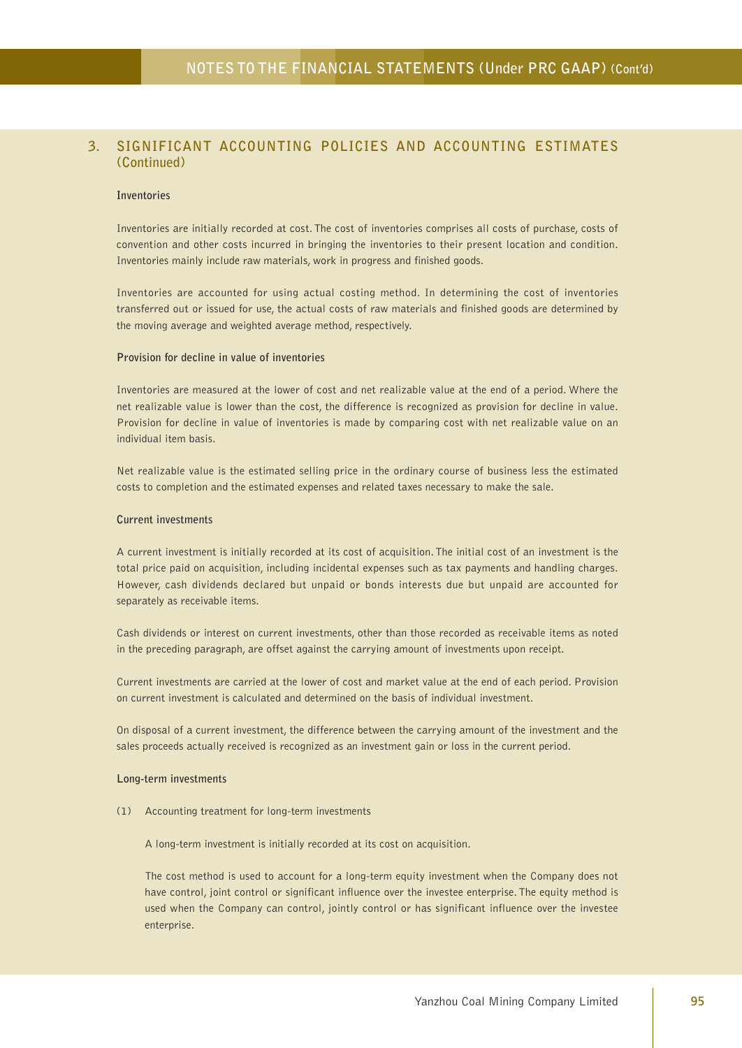## 3. SIGNIFICANT ACCOUNTING POLICIES AND ACCOUNTING ESTIMATES (Continued)

**Inventories**

Inventories are initially recorded at cost. The cost of inventories comprises all costs of purchase, costs of convention and other costs incurred in bringing the inventories to their present location and condition. Inventories mainly include raw materials, work in progress and finished goods.

Inventories are accounted for using actual costing method. In determining the cost of inventories transferred out or issued for use, the actual costs of raw materials and finished goods are determined by the moving average and weighted average method, respectively.

**Provision for decline in value of inventories**

Inventories are measured at the lower of cost and net realizable value at the end of a period. Where the net realizable value is lower than the cost, the difference is recognized as provision for decline in value. Provision for decline in value of inventories is made by comparing cost with net realizable value on an individual item basis.

Net realizable value is the estimated selling price in the ordinary course of business less the estimated costs to completion and the estimated expenses and related taxes necessary to make the sale.

**Current investments**

A current investment is initially recorded at its cost of acquisition. The initial cost of an investment is the total price paid on acquisition, including incidental expenses such as tax payments and handling charges. However, cash dividends declared but unpaid or bonds interests due but unpaid are accounted for separately as receivable items.

Cash dividends or interest on current investments, other than those recorded as receivable items as noted in the preceding paragraph, are offset against the carrying amount of investments upon receipt.

Current investments are carried at the lower of cost and market value at the end of each period. Provision on current investment is calculated and determined on the basis of individual investment.

On disposal of a current investment, the difference between the carrying amount of the investment and the sales proceeds actually received is recognized as an investment gain or loss in the current period.

**Long-term investments**

(1) Accounting treatment for long-term investments

A long-term investment is initially recorded at its cost on acquisition.

The cost method is used to account for a long-term equity investment when the Company does not have control, joint control or significant influence over the investee enterprise. The equity method is used when the Company can control, jointly control or has significant influence over the investee enterprise.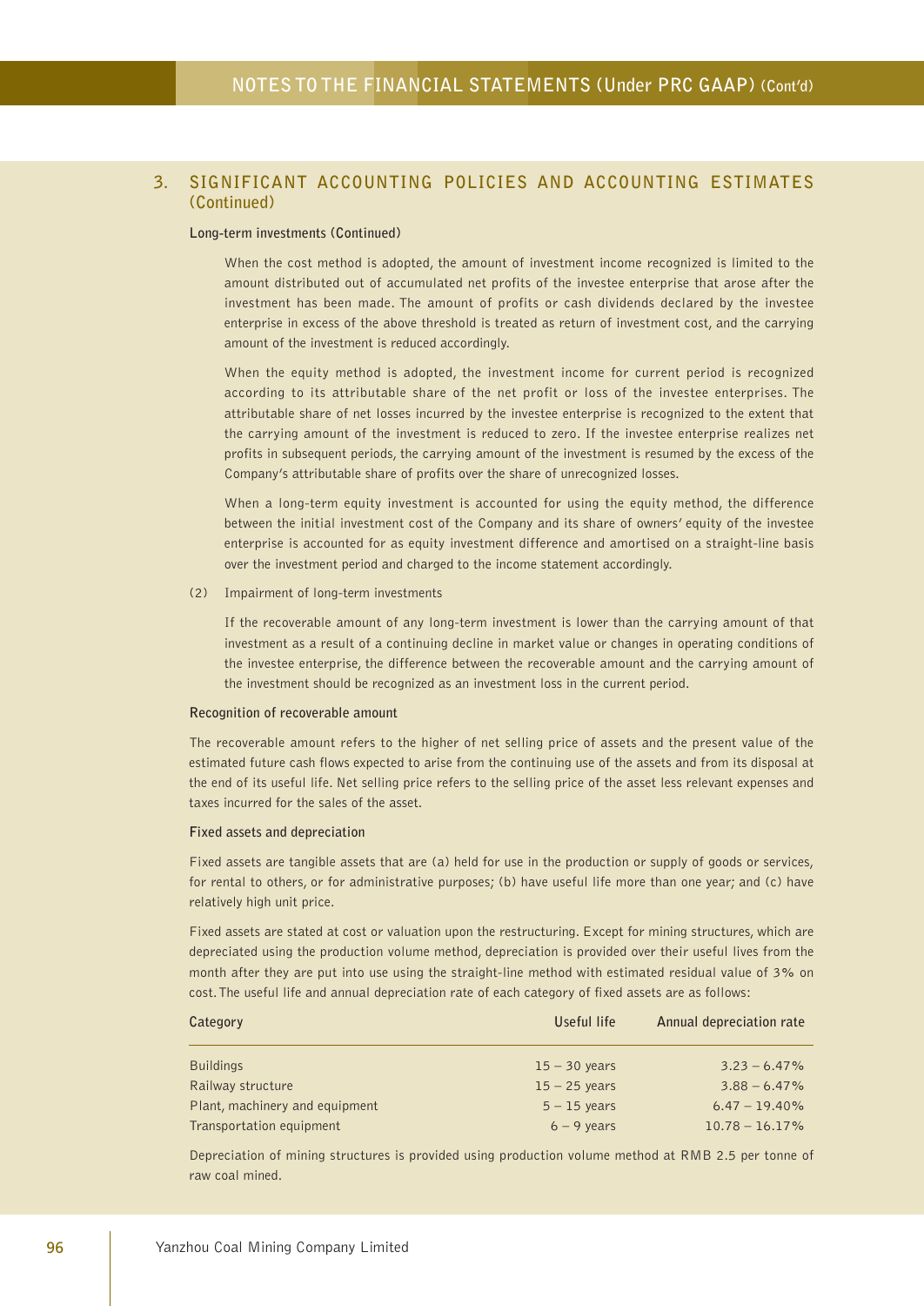## 3. SIGNIFICANT ACCOUNTING POLICIES AND ACCOUNTING ESTIMATES (Continued)

**Long-term investments (Continued)**

When the cost method is adopted, the amount of investment income recognized is limited to the amount distributed out of accumulated net profits of the investee enterprise that arose after the investment has been made. The amount of profits or cash dividends declared by the investee enterprise in excess of the above threshold is treated as return of investment cost, and the carrying amount of the investment is reduced accordingly.

When the equity method is adopted, the investment income for current period is recognized according to its attributable share of the net profit or loss of the investee enterprises. The attributable share of net losses incurred by the investee enterprise is recognized to the extent that the carrying amount of the investment is reduced to zero. If the investee enterprise realizes net profits in subsequent periods, the carrying amount of the investment is resumed by the excess of the Company's attributable share of profits over the share of unrecognized losses.

When a long-term equity investment is accounted for using the equity method, the difference between the initial investment cost of the Company and its share of owners' equity of the investee enterprise is accounted for as equity investment difference and amortised on a straight-line basis over the investment period and charged to the income statement accordingly.

(2) Impairment of long-term investments

If the recoverable amount of any long-term investment is lower than the carrying amount of that investment as a result of a continuing decline in market value or changes in operating conditions of the investee enterprise, the difference between the recoverable amount and the carrying amount of the investment should be recognized as an investment loss in the current period.

**Recognition of recoverable amount**

The recoverable amount refers to the higher of net selling price of assets and the present value of the estimated future cash flows expected to arise from the continuing use of the assets and from its disposal at the end of its useful life. Net selling price refers to the selling price of the asset less relevant expenses and taxes incurred for the sales of the asset.

**Fixed assets and depreciation**

Fixed assets are tangible assets that are (a) held for use in the production or supply of goods or services, for rental to others, or for administrative purposes; (b) have useful life more than one year; and (c) have relatively high unit price.

Fixed assets are stated at cost or valuation upon the restructuring. Except for mining structures, which are depreciated using the production volume method, depreciation is provided over their useful lives from the month after they are put into use using the straight-line method with estimated residual value of 3% on cost. The useful life and annual depreciation rate of each category of fixed assets are as follows:

| Category | Useful life | Annual depreciation rate |
|---|---|---|
| Buildings | 15 – 30 years | 3.23 – 6.47% |
| Railway structure | 15 – 25 years | 3.88 – 6.47% |
| Plant, machinery and equipment | 5 – 15 years | 6.47 – 19.40% |
| Transportation equipment | 6 – 9 years | 10.78 – 16.17% |

Depreciation of mining structures is provided using production volume method at RMB 2.5 per tonne of raw coal mined.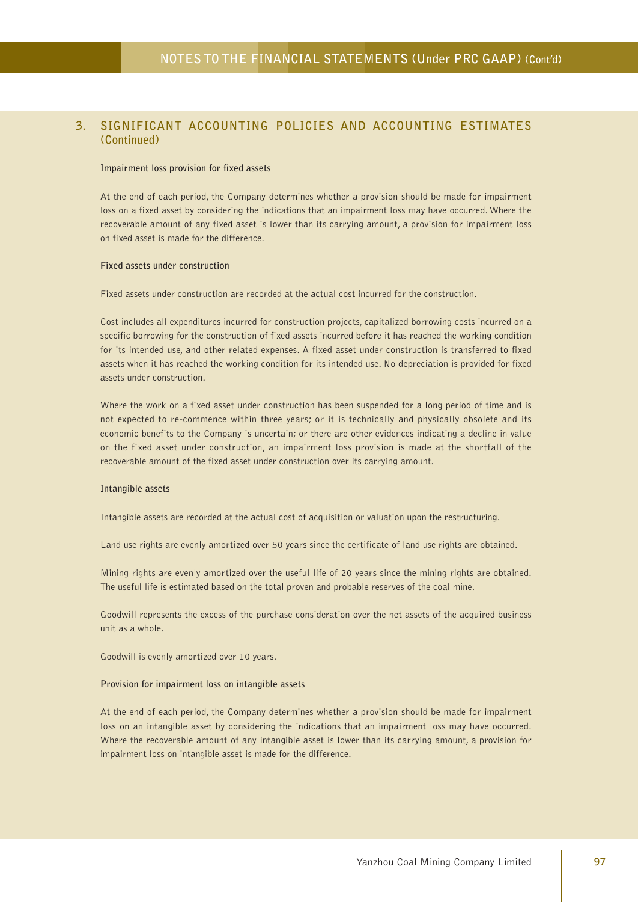## 3. SIGNIFICANT ACCOUNTING POLICIES AND ACCOUNTING ESTIMATES (Continued)

**Impairment loss provision for fixed assets**

At the end of each period, the Company determines whether a provision should be made for impairment loss on a fixed asset by considering the indications that an impairment loss may have occurred. Where the recoverable amount of any fixed asset is lower than its carrying amount, a provision for impairment loss on fixed asset is made for the difference.

**Fixed assets under construction**

Fixed assets under construction are recorded at the actual cost incurred for the construction.

Cost includes all expenditures incurred for construction projects, capitalized borrowing costs incurred on a specific borrowing for the construction of fixed assets incurred before it has reached the working condition for its intended use, and other related expenses. A fixed asset under construction is transferred to fixed assets when it has reached the working condition for its intended use. No depreciation is provided for fixed assets under construction.

Where the work on a fixed asset under construction has been suspended for a long period of time and is not expected to re-commence within three years; or it is technically and physically obsolete and its economic benefits to the Company is uncertain; or there are other evidences indicating a decline in value on the fixed asset under construction, an impairment loss provision is made at the shortfall of the recoverable amount of the fixed asset under construction over its carrying amount.

**Intangible assets**

Intangible assets are recorded at the actual cost of acquisition or valuation upon the restructuring.

Land use rights are evenly amortized over 50 years since the certificate of land use rights are obtained.

Mining rights are evenly amortized over the useful life of 20 years since the mining rights are obtained. The useful life is estimated based on the total proven and probable reserves of the coal mine.

Goodwill represents the excess of the purchase consideration over the net assets of the acquired business unit as a whole.

Goodwill is evenly amortized over 10 years.

**Provision for impairment loss on intangible assets**

At the end of each period, the Company determines whether a provision should be made for impairment loss on an intangible asset by considering the indications that an impairment loss may have occurred. Where the recoverable amount of any intangible asset is lower than its carrying amount, a provision for impairment loss on intangible asset is made for the difference.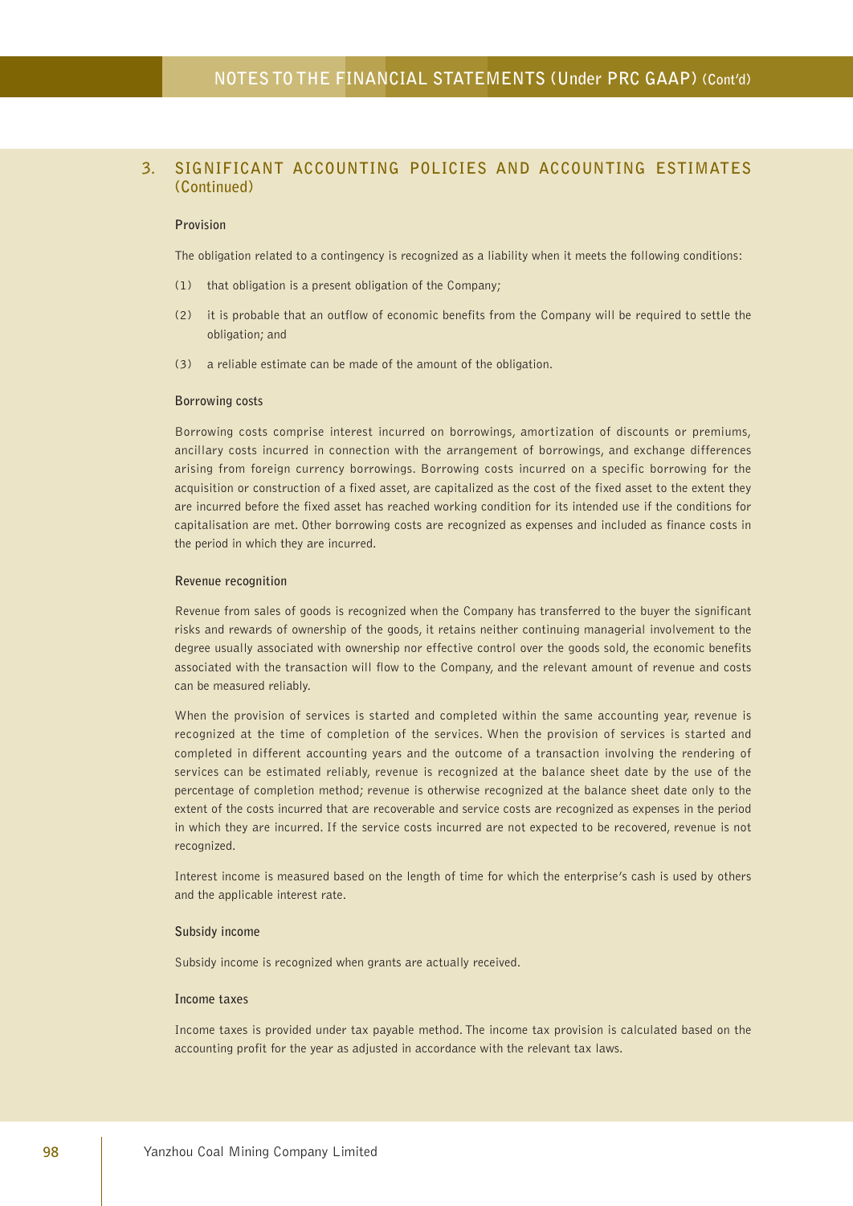## 3. SIGNIFICANT ACCOUNTING POLICIES AND ACCOUNTING ESTIMATES (Continued)

### Provision

The obligation related to a contingency is recognized as a liability when it meets the following conditions:

(1) that obligation is a present obligation of the Company;

(2) it is probable that an outflow of economic benefits from the Company will be required to settle the obligation; and

(3) a reliable estimate can be made of the amount of the obligation.

### Borrowing costs

Borrowing costs comprise interest incurred on borrowings, amortization of discounts or premiums, ancillary costs incurred in connection with the arrangement of borrowings, and exchange differences arising from foreign currency borrowings. Borrowing costs incurred on a specific borrowing for the acquisition or construction of a fixed asset, are capitalized as the cost of the fixed asset to the extent they are incurred before the fixed asset has reached working condition for its intended use if the conditions for capitalisation are met. Other borrowing costs are recognized as expenses and included as finance costs in the period in which they are incurred.

### Revenue recognition

Revenue from sales of goods is recognized when the Company has transferred to the buyer the significant risks and rewards of ownership of the goods, it retains neither continuing managerial involvement to the degree usually associated with ownership nor effective control over the goods sold, the economic benefits associated with the transaction will flow to the Company, and the relevant amount of revenue and costs can be measured reliably.

When the provision of services is started and completed within the same accounting year, revenue is recognized at the time of completion of the services. When the provision of services is started and completed in different accounting years and the outcome of a transaction involving the rendering of services can be estimated reliably, revenue is recognized at the balance sheet date by the use of the percentage of completion method; revenue is otherwise recognized at the balance sheet date only to the extent of the costs incurred that are recoverable and service costs are recognized as expenses in the period in which they are incurred. If the service costs incurred are not expected to be recovered, revenue is not recognized.

Interest income is measured based on the length of time for which the enterprise's cash is used by others and the applicable interest rate.

### Subsidy income

Subsidy income is recognized when grants are actually received.

### Income taxes

Income taxes is provided under tax payable method. The income tax provision is calculated based on the accounting profit for the year as adjusted in accordance with the relevant tax laws.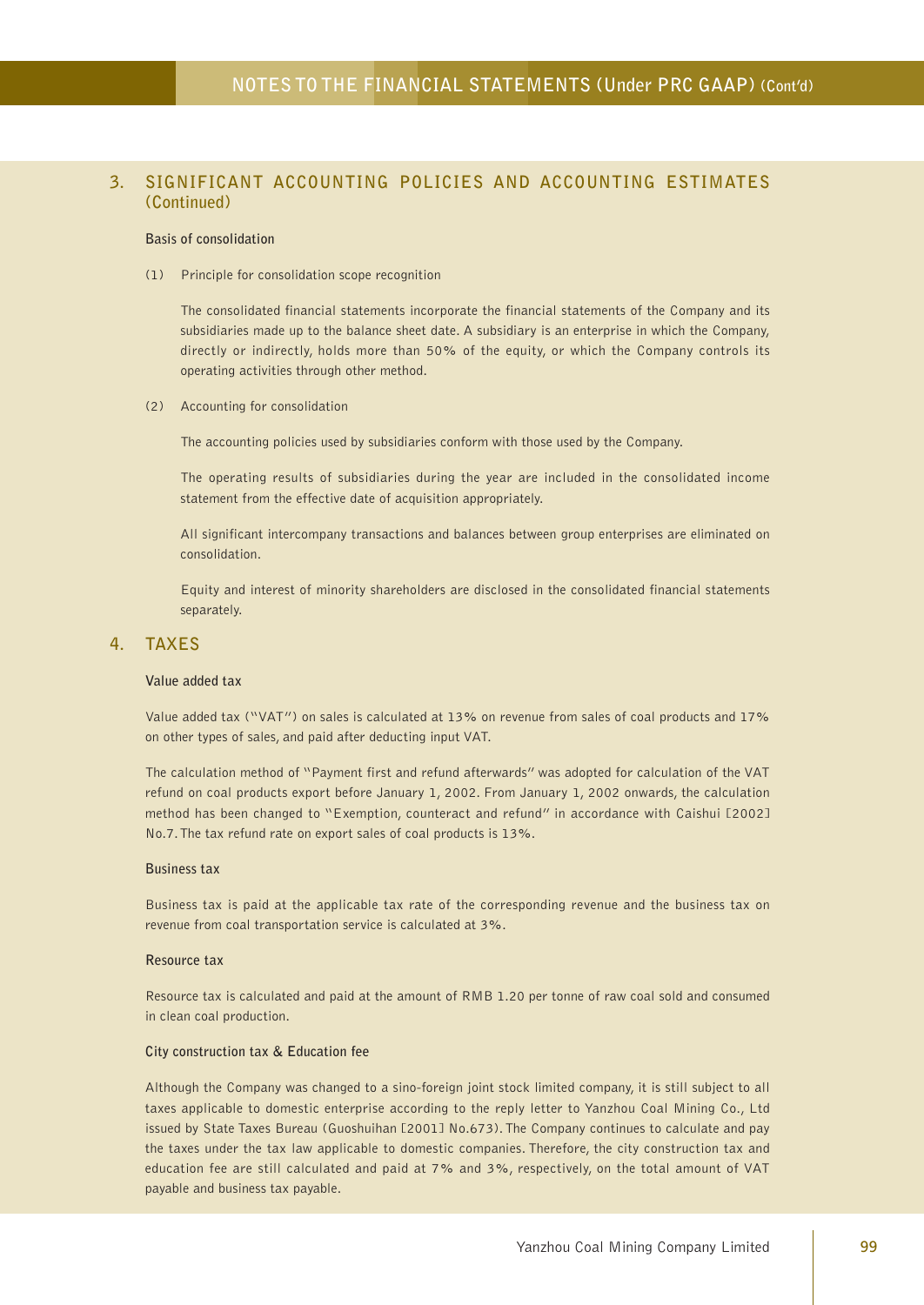## 3. SIGNIFICANT ACCOUNTING POLICIES AND ACCOUNTING ESTIMATES (Continued)

**Basis of consolidation**

(1) Principle for consolidation scope recognition

The consolidated financial statements incorporate the financial statements of the Company and its subsidiaries made up to the balance sheet date. A subsidiary is an enterprise in which the Company, directly or indirectly, holds more than 50% of the equity, or which the Company controls its operating activities through other method.

(2) Accounting for consolidation

The accounting policies used by subsidiaries conform with those used by the Company.

The operating results of subsidiaries during the year are included in the consolidated income statement from the effective date of acquisition appropriately.

All significant intercompany transactions and balances between group enterprises are eliminated on consolidation.

Equity and interest of minority shareholders are disclosed in the consolidated financial statements separately.

## 4. TAXES

**Value added tax**

Value added tax ("VAT") on sales is calculated at 13% on revenue from sales of coal products and 17% on other types of sales, and paid after deducting input VAT.

The calculation method of "Payment first and refund afterwards" was adopted for calculation of the VAT refund on coal products export before January 1, 2002. From January 1, 2002 onwards, the calculation method has been changed to "Exemption, counteract and refund" in accordance with Caishui [2002] No.7. The tax refund rate on export sales of coal products is 13%.

**Business tax**

Business tax is paid at the applicable tax rate of the corresponding revenue and the business tax on revenue from coal transportation service is calculated at 3%.

**Resource tax**

Resource tax is calculated and paid at the amount of RMB 1.20 per tonne of raw coal sold and consumed in clean coal production.

**City construction tax & Education fee**

Although the Company was changed to a sino-foreign joint stock limited company, it is still subject to all taxes applicable to domestic enterprise according to the reply letter to Yanzhou Coal Mining Co., Ltd issued by State Taxes Bureau (Guoshuihan [2001] No.673). The Company continues to calculate and pay the taxes under the tax law applicable to domestic companies. Therefore, the city construction tax and education fee are still calculated and paid at 7% and 3%, respectively, on the total amount of VAT payable and business tax payable.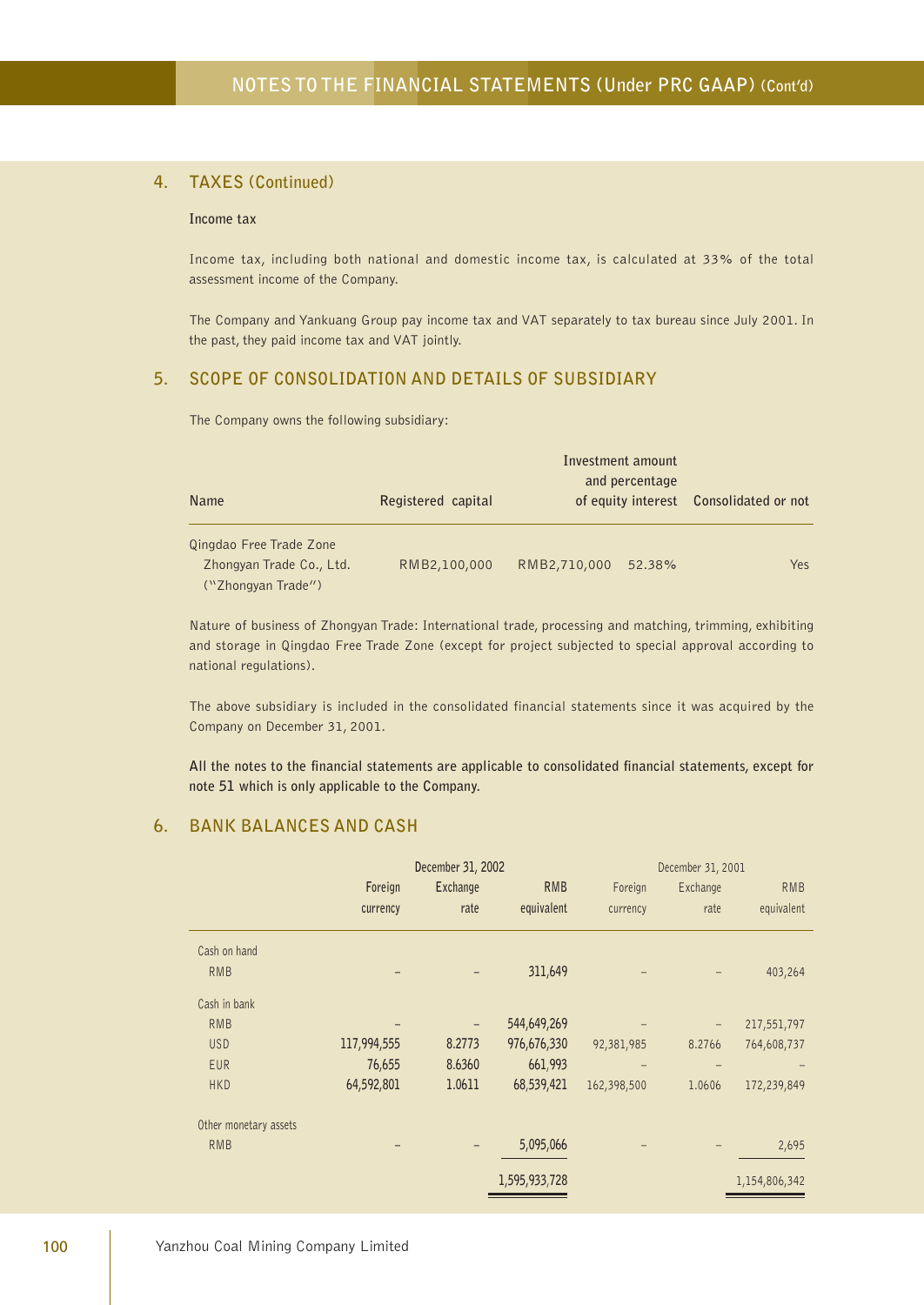## 4. TAXES (Continued)

**Income tax**

Income tax, including both national and domestic income tax, is calculated at 33% of the total assessment income of the Company.

The Company and Yankuang Group pay income tax and VAT separately to tax bureau since July 2001. In the past, they paid income tax and VAT jointly.

## 5. SCOPE OF CONSOLIDATION AND DETAILS OF SUBSIDIARY

The Company owns the following subsidiary:

| Name | Registered capital | Investment amount and percentage of equity interest | | Consolidated or not |
|---|---|---|---|---|
| Qingdao Free Trade Zone Zhongyan Trade Co., Ltd. ("Zhongyan Trade") | RMB2,100,000 | RMB2,710,000 | 52.38% | Yes |

Nature of business of Zhongyan Trade: International trade, processing and matching, trimming, exhibiting and storage in Qingdao Free Trade Zone (except for project subjected to special approval according to national regulations).

The above subsidiary is included in the consolidated financial statements since it was acquired by the Company on December 31, 2001.

**All the notes to the financial statements are applicable to consolidated financial statements, except for note 51 which is only applicable to the Company.**

## 6. BANK BALANCES AND CASH

| | December 31, 2002 | | | December 31, 2001 | | |
|---|---|---|---|---|---|---|
| | Foreign currency | Exchange rate | RMB equivalent | Foreign currency | Exchange rate | RMB equivalent |
| Cash on hand | | | | | | |
| RMB | – | – | 311,649 | – | – | 403,264 |
| Cash in bank | | | | | | |
| RMB | – | – | 544,649,269 | – | – | 217,551,797 |
| USD | 117,994,555 | 8.2773 | 976,676,330 | 92,381,985 | 8.2766 | 764,608,737 |
| EUR | 76,655 | 8.6360 | 661,993 | – | – | – |
| HKD | 64,592,801 | 1.0611 | 68,539,421 | 162,398,500 | 1.0606 | 172,239,849 |
| Other monetary assets | | | | | | |
| RMB | – | – | 5,095,066 | – | – | 2,695 |
| | | | 1,595,933,728 | | | 1,154,806,342 |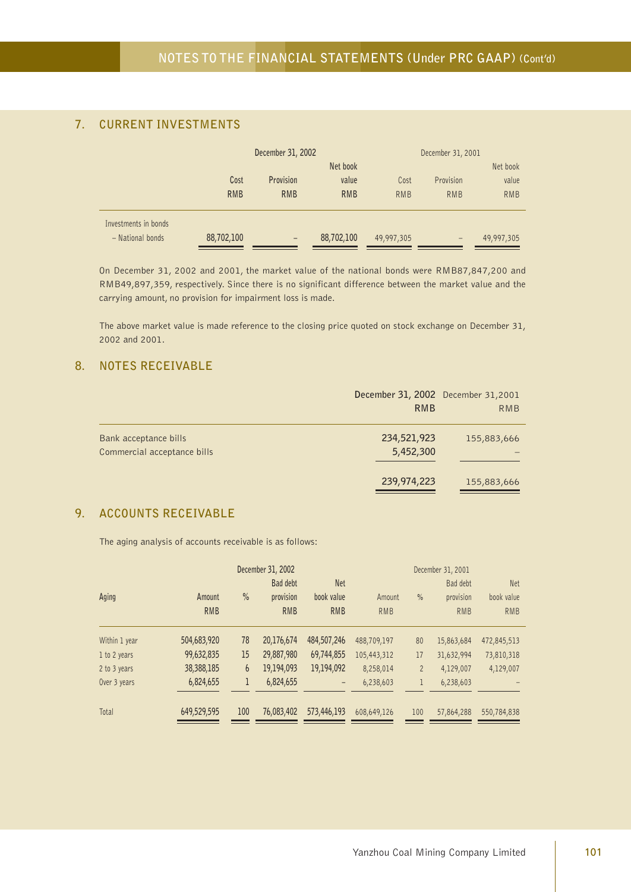## 7. CURRENT INVESTMENTS

| | December 31, 2002 | | | December 31, 2001 | | |
|---|---|---|---|---|---|---|
| | Cost RMB | Provision RMB | Net book value RMB | Cost RMB | Provision RMB | Net book value RMB |
| Investments in bonds | | | | | | |
| – National bonds | 88,702,100 | – | 88,702,100 | 49,997,305 | – | 49,997,305 |

On December 31, 2002 and 2001, the market value of the national bonds were RMB87,847,200 and RMB49,897,359, respectively. Since there is no significant difference between the market value and the carrying amount, no provision for impairment loss is made.

The above market value is made reference to the closing price quoted on stock exchange on December 31, 2002 and 2001.

## 8. NOTES RECEIVABLE

| | December 31, 2002 RMB | December 31,2001 RMB |
|---|---|---|
| Bank acceptance bills | 234,521,923 | 155,883,666 |
| Commercial acceptance bills | 5,452,300 | – |
| | 239,974,223 | 155,883,666 |

## 9. ACCOUNTS RECEIVABLE

The aging analysis of accounts receivable is as follows:

| Aging | December 31, 2002 Amount RMB | % | Bad debt provision RMB | Net book value RMB | December 31, 2001 Amount RMB | % | Bad debt provision RMB | Net book value RMB |
|---|---|---|---|---|---|---|---|---|
| Within 1 year | 504,683,920 | 78 | 20,176,674 | 484,507,246 | 488,709,197 | 80 | 15,863,684 | 472,845,513 |
| 1 to 2 years | 99,632,835 | 15 | 29,887,980 | 69,744,855 | 105,443,312 | 17 | 31,632,994 | 73,810,318 |
| 2 to 3 years | 38,388,185 | 6 | 19,194,093 | 19,194,092 | 8,258,014 | 2 | 4,129,007 | 4,129,007 |
| Over 3 years | 6,824,655 | 1 | 6,824,655 | – | 6,238,603 | 1 | 6,238,603 | – |
| Total | 649,529,595 | 100 | 76,083,402 | 573,446,193 | 608,649,126 | 100 | 57,864,288 | 550,784,838 |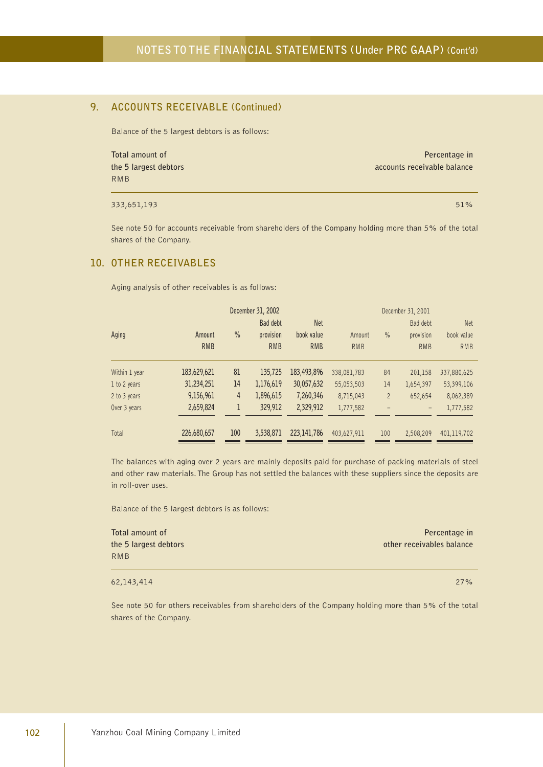## 9. ACCOUNTS RECEIVABLE (Continued)

Balance of the 5 largest debtors is as follows:

| Total amount of the 5 largest debtors RMB | Percentage in accounts receivable balance |
|---|---|
| 333,651,193 | 51% |

See note 50 for accounts receivable from shareholders of the Company holding more than 5% of the total shares of the Company.

## 10. OTHER RECEIVABLES

Aging analysis of other receivables is as follows:

| Aging | December 31, 2002 | | | | December 31, 2001 | | | |
|---|---|---|---|---|---|---|---|---|
| | Amount RMB | % | Bad debt provision RMB | Net book value RMB | Amount RMB | % | Bad debt provision RMB | Net book value RMB |
| Within 1 year | 183,629,621 | 81 | 135,725 | 183,493,896 | 338,081,783 | 84 | 201,158 | 337,880,625 |
| 1 to 2 years | 31,234,251 | 14 | 1,176,619 | 30,057,632 | 55,053,503 | 14 | 1,654,397 | 53,399,106 |
| 2 to 3 years | 9,156,961 | 4 | 1,896,615 | 7,260,346 | 8,715,043 | 2 | 652,654 | 8,062,389 |
| Over 3 years | 2,659,824 | 1 | 329,912 | 2,329,912 | 1,777,582 | – | – | 1,777,582 |
| Total | 226,680,657 | 100 | 3,538,871 | 223,141,786 | 403,627,911 | 100 | 2,508,209 | 401,119,702 |

The balances with aging over 2 years are mainly deposits paid for purchase of packing materials of steel and other raw materials. The Group has not settled the balances with these suppliers since the deposits are in roll-over uses.

Balance of the 5 largest debtors is as follows:

| Total amount of the 5 largest debtors RMB | Percentage in other receivables balance |
|---|---|
| 62,143,414 | 27% |

See note 50 for others receivables from shareholders of the Company holding more than 5% of the total shares of the Company.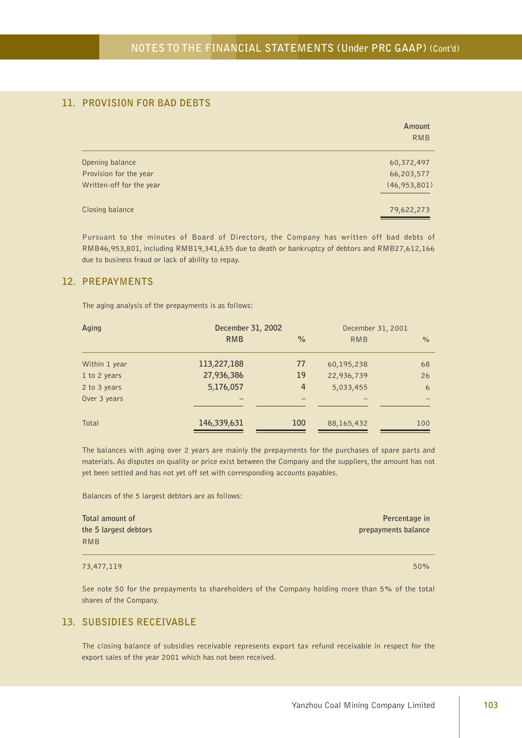## 11. PROVISION FOR BAD DEBTS

| | Amount |
|---|---|
| | RMB |
| Opening balance | 60,372,497 |
| Provision for the year | 66,203,577 |
| Written-off for the year | (46,953,801) |
| Closing balance | 79,622,273 |

Pursuant to the minutes of Board of Directors, the Company has written off bad debts of RMB46,953,801, including RMB19,341,635 due to death or bankruptcy of debtors and RMB27,612,166 due to business fraud or lack of ability to repay.

## 12. PREPAYMENTS

The aging analysis of the prepayments is as follows:

| Aging | December 31, 2002 | | December 31, 2001 | |
|---|---|---|---|---|
| | RMB | % | RMB | % |
| Within 1 year | 113,227,188 | 77 | 60,195,238 | 68 |
| 1 to 2 years | 27,936,386 | 19 | 22,936,739 | 26 |
| 2 to 3 years | 5,176,057 | 4 | 5,033,455 | 6 |
| Over 3 years | – | – | – | – |
| Total | 146,339,631 | 100 | 88,165,432 | 100 |

The balances with aging over 2 years are mainly the prepayments for the purchases of spare parts and materials. As disputes on quality or price exist between the Company and the suppliers, the amount has not yet been settled and has not yet off set with corresponding accounts payables.

Balances of the 5 largest debtors are as follows:

| Total amount of the 5 largest debtors RMB | Percentage in prepayments balance |
|---|---|
| 73,477,119 | 50% |

See note 50 for the prepayments to shareholders of the Company holding more than 5% of the total shares of the Company.

## 13. SUBSIDIES RECEIVABLE

The closing balance of subsidies receivable represents export tax refund receivable in respect for the export sales of the year 2001 which has not been received.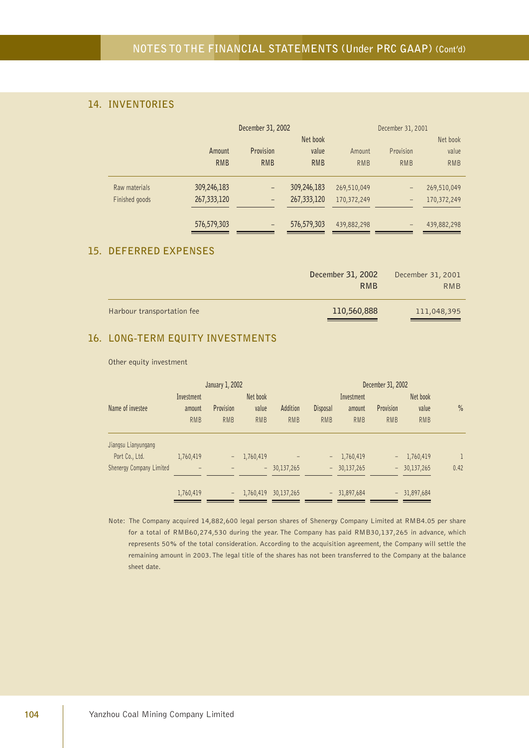## 14. INVENTORIES

| | December 31, 2002 | | | December 31, 2001 | | |
|---|---|---|---|---|---|---|
| | Amount RMB | Provision RMB | Net book value RMB | Amount RMB | Provision RMB | Net book value RMB |
| Raw materials | 309,246,183 | – | 309,246,183 | 269,510,049 | – | 269,510,049 |
| Finished goods | 267,333,120 | – | 267,333,120 | 170,372,249 | – | 170,372,249 |
| | 576,579,303 | – | 576,579,303 | 439,882,298 | – | 439,882,298 |

## 15. DEFERRED EXPENSES

| | December 31, 2002 RMB | December 31, 2001 RMB |
|---|---|---|
| Harbour transportation fee | 110,560,888 | 111,048,395 |

## 16. LONG-TERM EQUITY INVESTMENTS

Other equity investment

| | January 1, 2002 | | | | | December 31, 2002 | | | |
|---|---|---|---|---|---|---|---|---|---|
| Name of investee | Investment amount RMB | Provision RMB | Net book value RMB | Addition RMB | Disposal RMB | Investment amount RMB | Provision RMB | Net book value RMB | % |
| Jiangsu Lianyungang Port Co., Ltd. | 1,760,419 | – | 1,760,419 | – | – | 1,760,419 | – | 1,760,419 | 1 |
| Shenergy Company Limited | – | – | – | 30,137,265 | – | 30,137,265 | – | 30,137,265 | 0.42 |
| | 1,760,419 | – | 1,760,419 | 30,137,265 | – | 31,897,684 | – | 31,897,684 | |

Note: The Company acquired 14,882,600 legal person shares of Shenergy Company Limited at RMB4.05 per share for a total of RMB60,274,530 during the year. The Company has paid RMB30,137,265 in advance, which represents 50% of the total consideration. According to the acquisition agreement, the Company will settle the remaining amount in 2003. The legal title of the shares has not been transferred to the Company at the balance sheet date.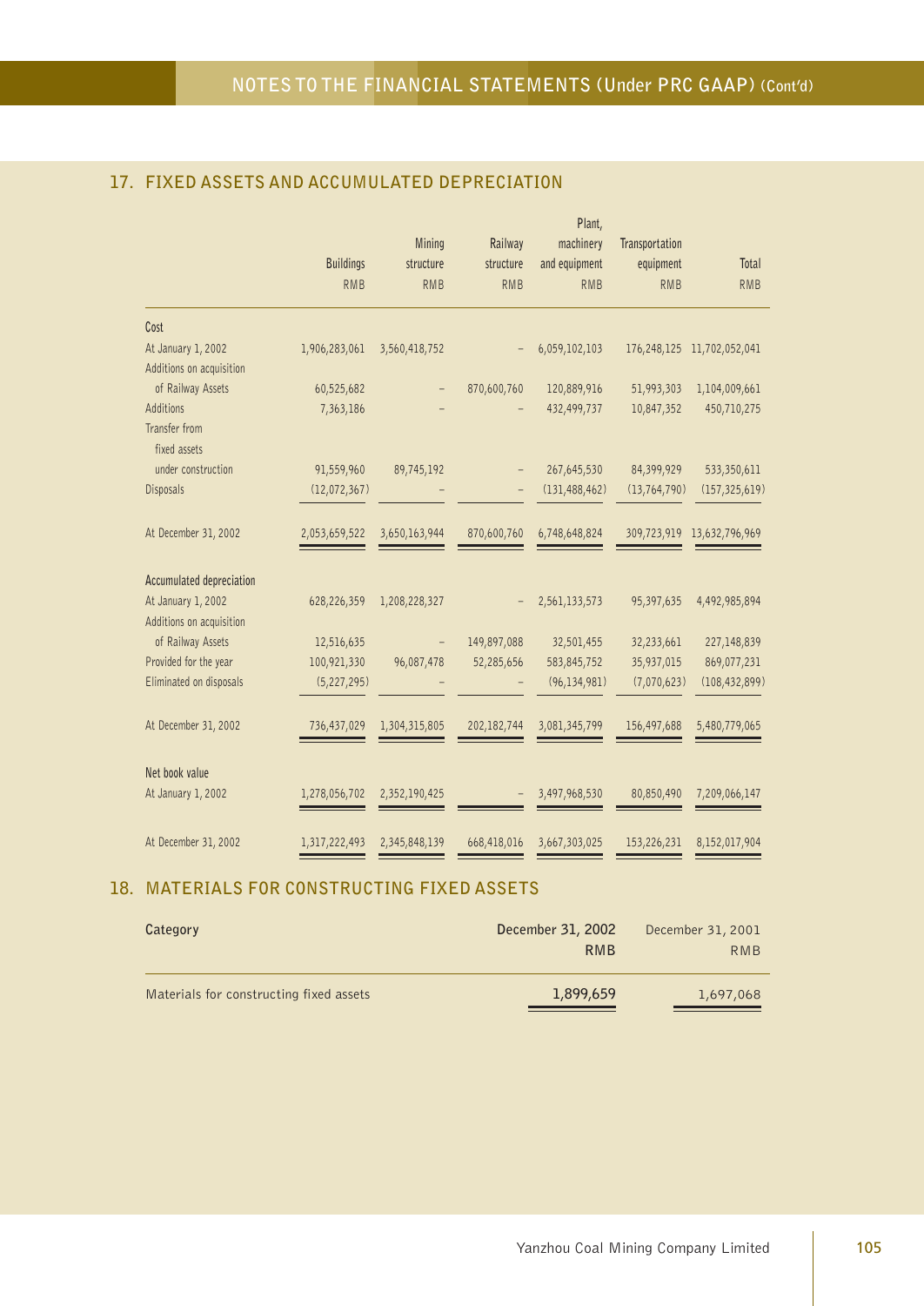## 17. FIXED ASSETS AND ACCUMULATED DEPRECIATION

| | Buildings RMB | Mining structure RMB | Railway structure RMB | Plant, machinery and equipment RMB | Transportation equipment RMB | Total RMB |
|---|---|---|---|---|---|---|
| **Cost** | | | | | | |
| At January 1, 2002 | 1,906,283,061 | 3,560,418,752 | – | 6,059,102,103 | 176,248,125 | 11,702,052,041 |
| Additions on acquisition of Railway Assets | 60,525,682 | – | 870,600,760 | 120,889,916 | 51,993,303 | 1,104,009,661 |
| Additions | 7,363,186 | – | – | 432,499,737 | 10,847,352 | 450,710,275 |
| Transfer from fixed assets under construction | 91,559,960 | 89,745,192 | – | 267,645,530 | 84,399,929 | 533,350,611 |
| Disposals | (12,072,367) | – | – | (131,488,462) | (13,764,790) | (157,325,619) |
| At December 31, 2002 | 2,053,659,522 | 3,650,163,944 | 870,600,760 | 6,748,648,824 | 309,723,919 | 13,632,796,969 |
| **Accumulated depreciation** | | | | | | |
| At January 1, 2002 | 628,226,359 | 1,208,228,327 | – | 2,561,133,573 | 95,397,635 | 4,492,985,894 |
| Additions on acquisition of Railway Assets | 12,516,635 | – | 149,897,088 | 32,501,455 | 32,233,661 | 227,148,839 |
| Provided for the year | 100,921,330 | 96,087,478 | 52,285,656 | 583,845,752 | 35,937,015 | 869,077,231 |
| Eliminated on disposals | (5,227,295) | – | – | (96,134,981) | (7,070,623) | (108,432,899) |
| At December 31, 2002 | 736,437,029 | 1,304,315,805 | 202,182,744 | 3,081,345,799 | 156,497,688 | 5,480,779,065 |
| **Net book value** | | | | | | |
| At January 1, 2002 | 1,278,056,702 | 2,352,190,425 | – | 3,497,968,530 | 80,850,490 | 7,209,066,147 |
| At December 31, 2002 | 1,317,222,493 | 2,345,848,139 | 668,418,016 | 3,667,303,025 | 153,226,231 | 8,152,017,904 |

## 18. MATERIALS FOR CONSTRUCTING FIXED ASSETS

| Category | December 31, 2002 RMB | December 31, 2001 RMB |
|---|---|---|
| Materials for constructing fixed assets | 1,899,659 | 1,697,068 |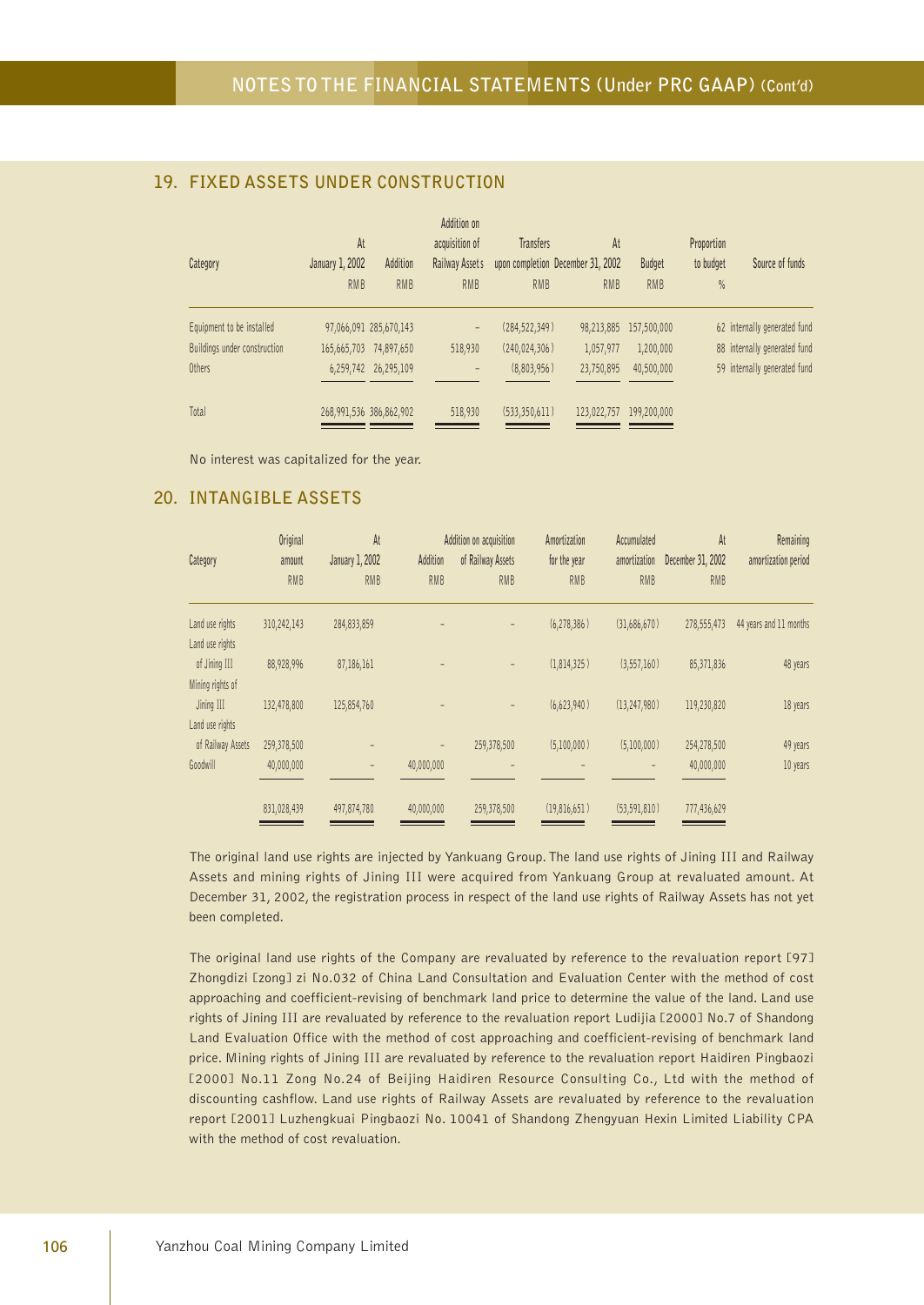## 19. FIXED ASSETS UNDER CONSTRUCTION

| Category | At January 1, 2002 RMB | Addition RMB | Addition on acquisition of Railway Assets RMB | Transfers upon completion RMB | At December 31, 2002 RMB | Budget RMB | Proportion to budget % | Source of funds |
|---|---|---|---|---|---|---|---|---|
| Equipment to be installed | 97,066,091 | 285,670,143 | – | (284,522,349) | 98,213,885 | 157,500,000 | 62 | internally generated fund |
| Buildings under construction | 165,665,703 | 74,897,650 | 518,930 | (240,024,306) | 1,057,977 | 1,200,000 | 88 | internally generated fund |
| Others | 6,259,742 | 26,295,109 | – | (8,803,956) | 23,750,895 | 40,500,000 | 59 | internally generated fund |
| Total | 268,991,536 | 386,862,902 | 518,930 | (533,350,611) | 123,022,757 | 199,200,000 | | |

No interest was capitalized for the year.

## 20. INTANGIBLE ASSETS

| Category | Original amount RMB | At January 1, 2002 RMB | Addition RMB | Addition on acquisition of Railway Assets RMB | Amortization for the year RMB | Accumulated amortization RMB | At December 31, 2002 RMB | Remaining amortization period |
|---|---|---|---|---|---|---|---|---|
| Land use rights | 310,242,143 | 284,833,859 | – | – | (6,278,386) | (31,686,670) | 278,555,473 | 44 years and 11 months |
| Land use rights of Jining III | 88,928,996 | 87,186,161 | – | – | (1,814,325) | (3,557,160) | 85,371,836 | 48 years |
| Mining rights of Jining III | 132,478,800 | 125,854,760 | – | – | (6,623,940) | (13,247,980) | 119,230,820 | 18 years |
| Land use rights of Railway Assets | 259,378,500 | – | – | 259,378,500 | (5,100,000) | (5,100,000) | 254,278,500 | 49 years |
| Goodwill | 40,000,000 | – | 40,000,000 | – | – | – | 40,000,000 | 10 years |
| | 831,028,439 | 497,874,780 | 40,000,000 | 259,378,500 | (19,816,651) | (53,591,810) | 777,436,629 | |

The original land use rights are injected by Yankuang Group. The land use rights of Jining III and Railway Assets and mining rights of Jining III were acquired from Yankuang Group at revaluated amount. At December 31, 2002, the registration process in respect of the land use rights of Railway Assets has not yet been completed.

The original land use rights of the Company are revaluated by reference to the revaluation report [97] Zhongdizi [zong] zi No.032 of China Land Consultation and Evaluation Center with the method of cost approaching and coefficient-revising of benchmark land price to determine the value of the land. Land use rights of Jining III are revaluated by reference to the revaluation report Ludijia [2000] No.7 of Shandong Land Evaluation Office with the method of cost approaching and coefficient-revising of benchmark land price. Mining rights of Jining III are revaluated by reference to the revaluation report Haidiren Pingbaozi [2000] No.11 Zong No.24 of Beijing Haidiren Resource Consulting Co., Ltd with the method of discounting cashflow. Land use rights of Railway Assets are revaluated by reference to the revaluation report [2001] Luzhengkuai Pingbaozi No. 10041 of Shandong Zhengyuan Hexin Limited Liability CPA with the method of cost revaluation.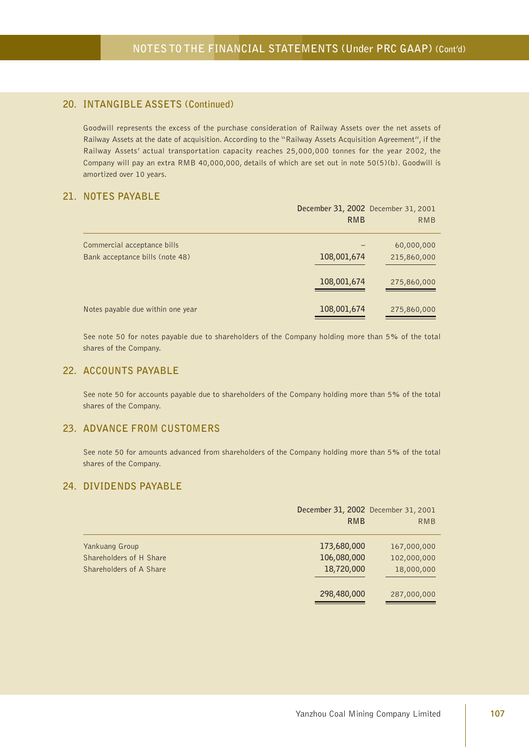## 20. INTANGIBLE ASSETS (Continued)

Goodwill represents the excess of the purchase consideration of Railway Assets over the net assets of Railway Assets at the date of acquisition. According to the "Railway Assets Acquisition Agreement", if the Railway Assets' actual transportation capacity reaches 25,000,000 tonnes for the year 2002, the Company will pay an extra RMB 40,000,000, details of which are set out in note 50(5)(b). Goodwill is amortized over 10 years.

## 21. NOTES PAYABLE

| | December 31, 2002 RMB | December 31, 2001 RMB |
|---|---|---|
| Commercial acceptance bills | – | 60,000,000 |
| Bank acceptance bills (note 48) | 108,001,674 | 215,860,000 |
| | 108,001,674 | 275,860,000 |
| Notes payable due within one year | 108,001,674 | 275,860,000 |

See note 50 for notes payable due to shareholders of the Company holding more than 5% of the total shares of the Company.

## 22. ACCOUNTS PAYABLE

See note 50 for accounts payable due to shareholders of the Company holding more than 5% of the total shares of the Company.

## 23. ADVANCE FROM CUSTOMERS

See note 50 for amounts advanced from shareholders of the Company holding more than 5% of the total shares of the Company.

## 24. DIVIDENDS PAYABLE

| | December 31, 2002 RMB | December 31, 2001 RMB |
|---|---|---|
| Yankuang Group | 173,680,000 | 167,000,000 |
| Shareholders of H Share | 106,080,000 | 102,000,000 |
| Shareholders of A Share | 18,720,000 | 18,000,000 |
| | 298,480,000 | 287,000,000 |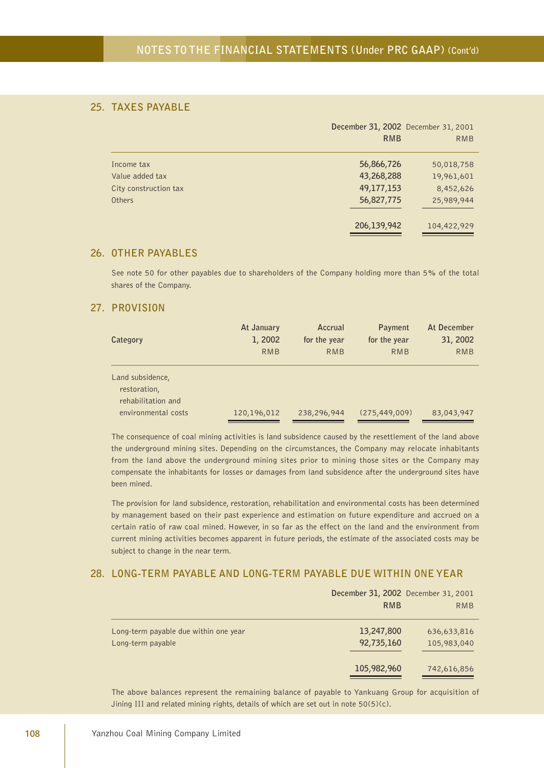## 25. TAXES PAYABLE

| | December 31, 2002 RMB | December 31, 2001 RMB |
|---|---|---|
| Income tax | 56,866,726 | 50,018,758 |
| Value added tax | 43,268,288 | 19,961,601 |
| City construction tax | 49,177,153 | 8,452,626 |
| Others | 56,827,775 | 25,989,944 |
| | 206,139,942 | 104,422,929 |

## 26. OTHER PAYABLES

See note 50 for other payables due to shareholders of the Company holding more than 5% of the total shares of the Company.

## 27. PROVISION

| Category | At January 1, 2002 RMB | Accrual for the year RMB | Payment for the year RMB | At December 31, 2002 RMB |
|---|---|---|---|---|
| Land subsidence, restoration, rehabilitation and environmental costs | 120,196,012 | 238,296,944 | (275,449,009) | 83,043,947 |

The consequence of coal mining activities is land subsidence caused by the resettlement of the land above the underground mining sites. Depending on the circumstances, the Company may relocate inhabitants from the land above the underground mining sites prior to mining those sites or the Company may compensate the inhabitants for losses or damages from land subsidence after the underground sites have been mined.

The provision for land subsidence, restoration, rehabilitation and environmental costs has been determined by management based on their past experience and estimation on future expenditure and accrued on a certain ratio of raw coal mined. However, in so far as the effect on the land and the environment from current mining activities becomes apparent in future periods, the estimate of the associated costs may be subject to change in the near term.

## 28. LONG-TERM PAYABLE AND LONG-TERM PAYABLE DUE WITHIN ONE YEAR

| | December 31, 2002 RMB | December 31, 2001 RMB |
|---|---|---|
| Long-term payable due within one year | 13,247,800 | 636,633,816 |
| Long-term payable | 92,735,160 | 105,983,040 |
| | 105,982,960 | 742,616,856 |

The above balances represent the remaining balance of payable to Yankuang Group for acquisition of Jining III and related mining rights, details of which are set out in note 50(5)(c).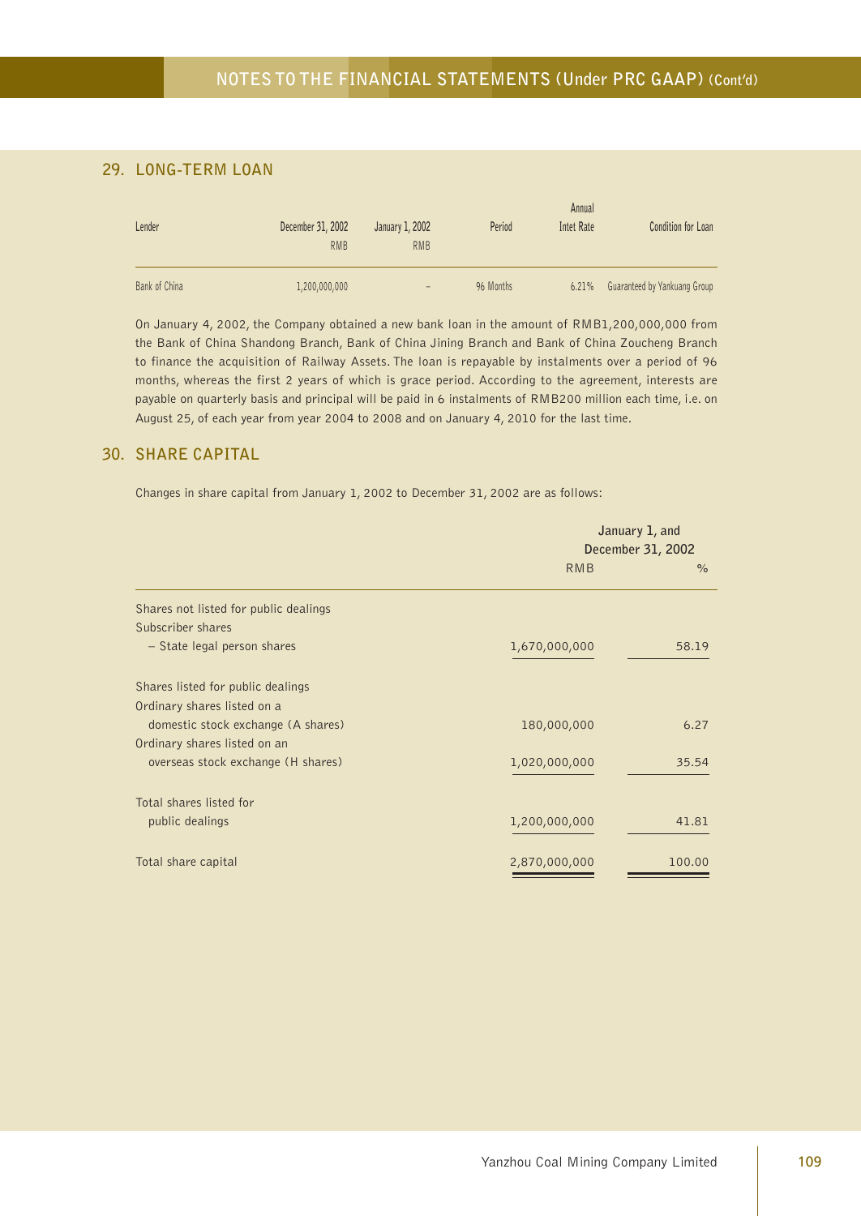## 29. LONG-TERM LOAN

| Lender | December 31, 2002 RMB | January 1, 2002 RMB | Period | Annual Intet Rate | Condition for Loan |
|---|---|---|---|---|---|
| Bank of China | 1,200,000,000 | – | 96 Months | 6.21% | Guaranteed by Yankuang Group |

On January 4, 2002, the Company obtained a new bank loan in the amount of RMB1,200,000,000 from the Bank of China Shandong Branch, Bank of China Jining Branch and Bank of China Zoucheng Branch to finance the acquisition of Railway Assets. The loan is repayable by instalments over a period of 96 months, whereas the first 2 years of which is grace period. According to the agreement, interests are payable on quarterly basis and principal will be paid in 6 instalments of RMB200 million each time, i.e. on August 25, of each year from year 2004 to 2008 and on January 4, 2010 for the last time.

## 30. SHARE CAPITAL

Changes in share capital from January 1, 2002 to December 31, 2002 are as follows:

| | January 1, and December 31, 2002 | |
|---|---|---|
| | RMB | % |
| Shares not listed for public dealings | | |
| Subscriber shares | | |
| – State legal person shares | 1,670,000,000 | 58.19 |
| Shares listed for public dealings | | |
| Ordinary shares listed on a domestic stock exchange (A shares) | 180,000,000 | 6.27 |
| Ordinary shares listed on an overseas stock exchange (H shares) | 1,020,000,000 | 35.54 |
| Total shares listed for public dealings | 1,200,000,000 | 41.81 |
| Total share capital | 2,870,000,000 | 100.00 |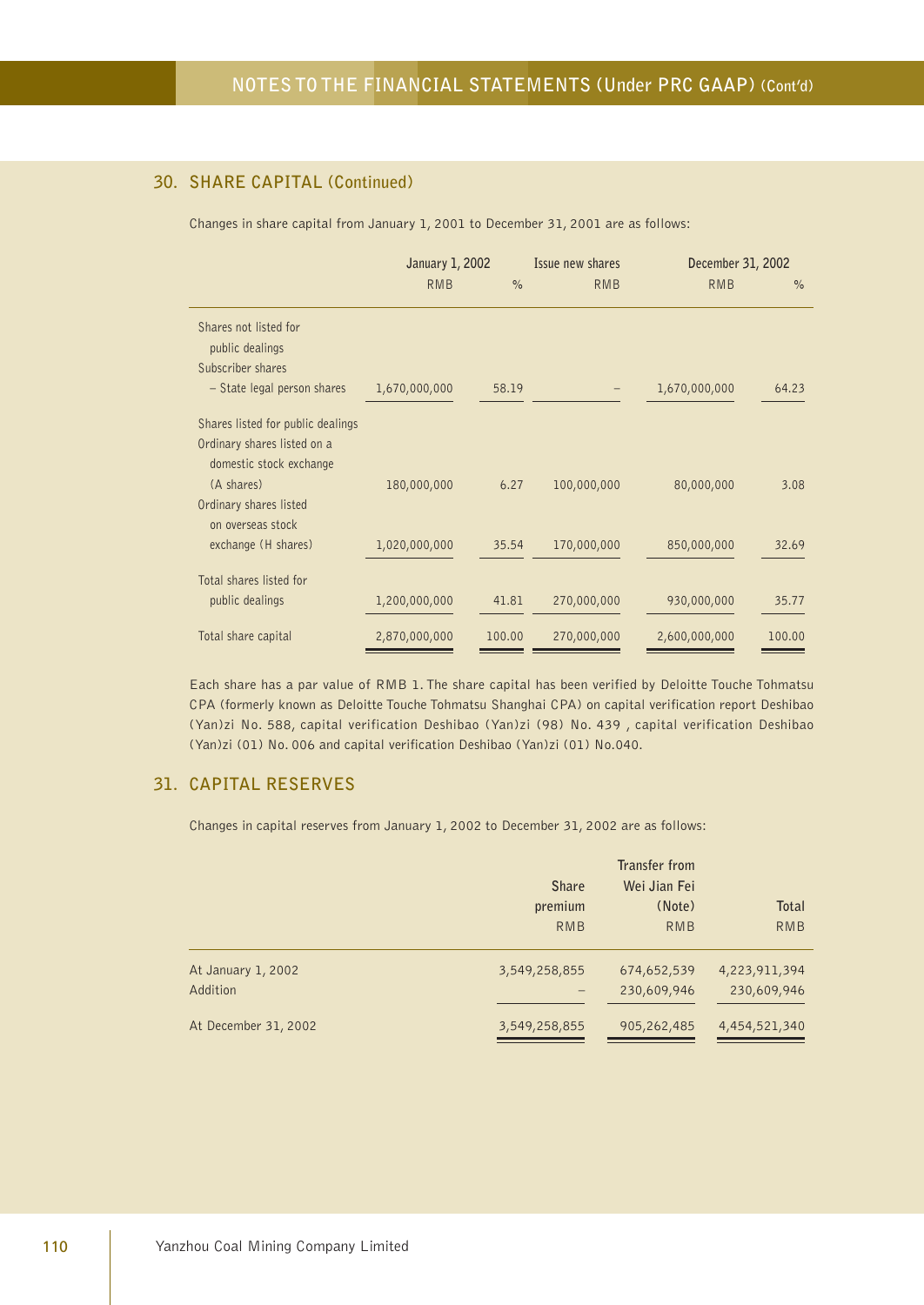## 30. SHARE CAPITAL (Continued)

Changes in share capital from January 1, 2001 to December 31, 2001 are as follows:

| | January 1, 2002 | | Issue new shares | December 31, 2002 | |
|---|---|---|---|---|---|
| | RMB | % | RMB | RMB | % |
| Shares not listed for public dealings | | | | | |
| Subscriber shares | | | | | |
| – State legal person shares | 1,670,000,000 | 58.19 | – | 1,670,000,000 | 64.23 |
| Shares listed for public dealings | | | | | |
| Ordinary shares listed on a domestic stock exchange (A shares) | 180,000,000 | 6.27 | 100,000,000 | 80,000,000 | 3.08 |
| Ordinary shares listed on overseas stock exchange (H shares) | 1,020,000,000 | 35.54 | 170,000,000 | 850,000,000 | 32.69 |
| Total shares listed for public dealings | 1,200,000,000 | 41.81 | 270,000,000 | 930,000,000 | 35.77 |
| Total share capital | 2,870,000,000 | 100.00 | 270,000,000 | 2,600,000,000 | 100.00 |

Each share has a par value of RMB 1. The share capital has been verified by Deloitte Touche Tohmatsu CPA (formerly known as Deloitte Touche Tohmatsu Shanghai CPA) on capital verification report Deshibao (Yan)zi No. 588, capital verification Deshibao (Yan)zi (98) No. 439 , capital verification Deshibao (Yan)zi (01) No. 006 and capital verification Deshibao (Yan)zi (01) No.040.

## 31. CAPITAL RESERVES

Changes in capital reserves from January 1, 2002 to December 31, 2002 are as follows:

| | Share premium | Transfer from Wei Jian Fei (Note) | Total |
|---|---|---|---|
| | RMB | RMB | RMB |
| At January 1, 2002 | 3,549,258,855 | 674,652,539 | 4,223,911,394 |
| Addition | – | 230,609,946 | 230,609,946 |
| At December 31, 2002 | 3,549,258,855 | 905,262,485 | 4,454,521,340 |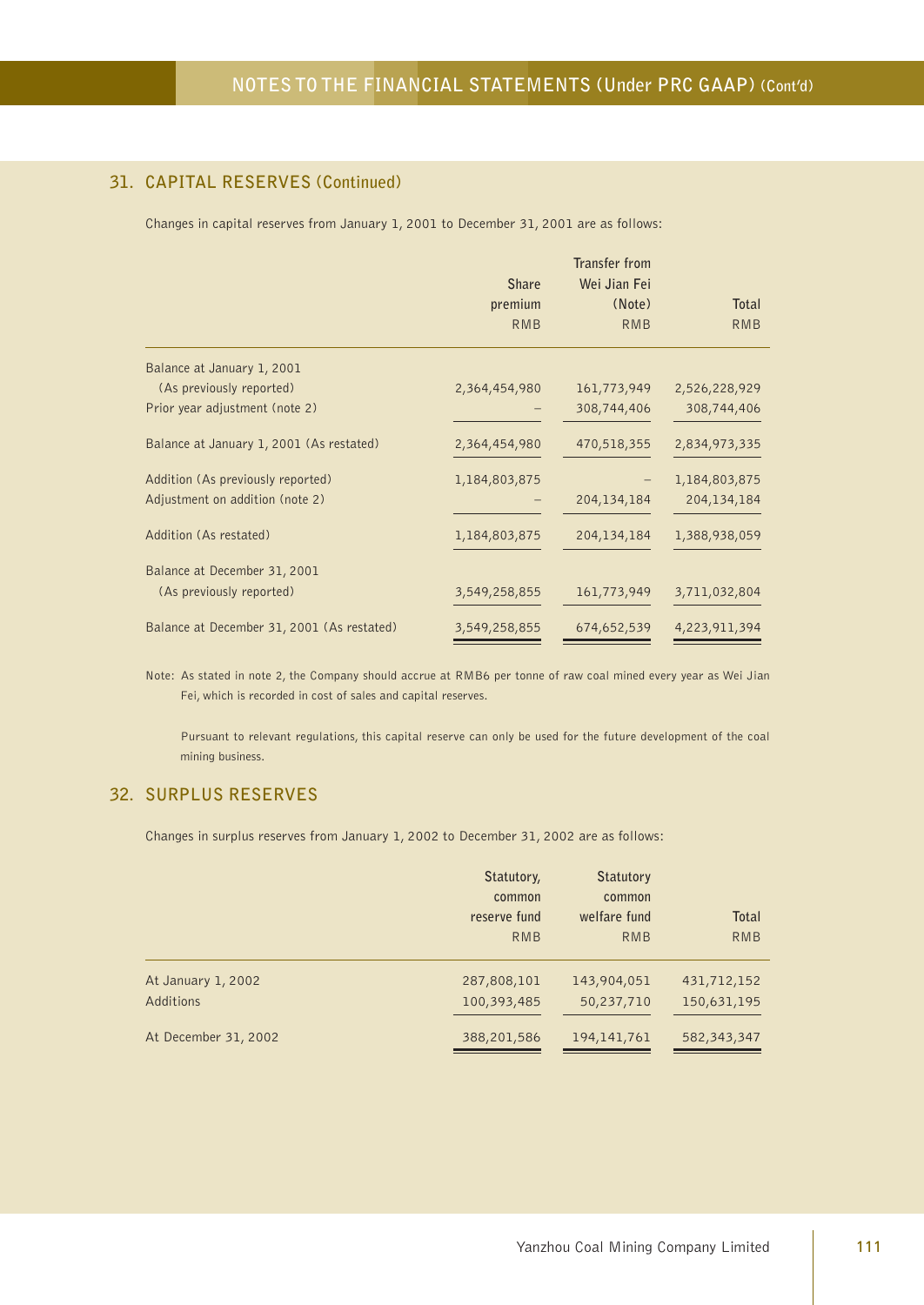## 31. CAPITAL RESERVES (Continued)

Changes in capital reserves from January 1, 2001 to December 31, 2001 are as follows:

| | Share premium RMB | Transfer from Wei Jian Fei (Note) RMB | Total RMB |
|---|---|---|---|
| Balance at January 1, 2001 (As previously reported) | 2,364,454,980 | 161,773,949 | 2,526,228,929 |
| Prior year adjustment (note 2) | – | 308,744,406 | 308,744,406 |
| Balance at January 1, 2001 (As restated) | 2,364,454,980 | 470,518,355 | 2,834,973,335 |
| Addition (As previously reported) | 1,184,803,875 | – | 1,184,803,875 |
| Adjustment on addition (note 2) | – | 204,134,184 | 204,134,184 |
| Addition (As restated) | 1,184,803,875 | 204,134,184 | 1,388,938,059 |
| Balance at December 31, 2001 (As previously reported) | 3,549,258,855 | 161,773,949 | 3,711,032,804 |
| Balance at December 31, 2001 (As restated) | 3,549,258,855 | 674,652,539 | 4,223,911,394 |

Note: As stated in note 2, the Company should accrue at RMB6 per tonne of raw coal mined every year as Wei Jian Fei, which is recorded in cost of sales and capital reserves.

Pursuant to relevant regulations, this capital reserve can only be used for the future development of the coal mining business.

## 32. SURPLUS RESERVES

Changes in surplus reserves from January 1, 2002 to December 31, 2002 are as follows:

| | Statutory, common reserve fund RMB | Statutory common welfare fund RMB | Total RMB |
|---|---|---|---|
| At January 1, 2002 | 287,808,101 | 143,904,051 | 431,712,152 |
| Additions | 100,393,485 | 50,237,710 | 150,631,195 |
| At December 31, 2002 | 388,201,586 | 194,141,761 | 582,343,347 |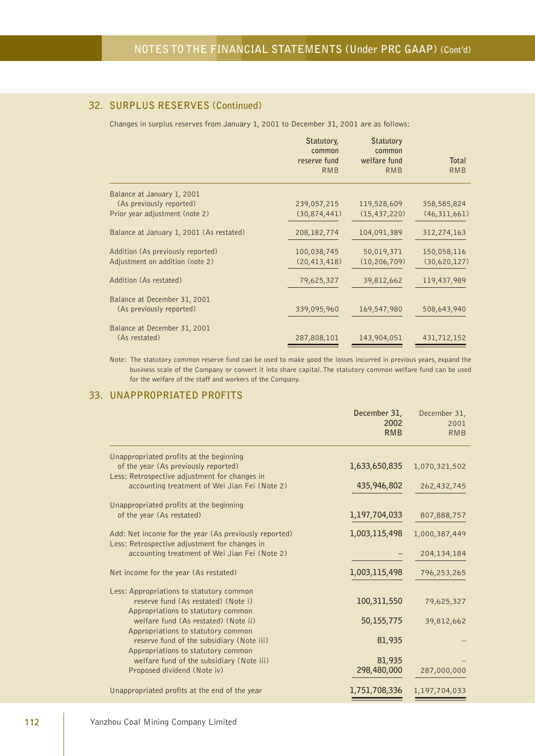## 32. SURPLUS RESERVES (Continued)

Changes in surplus reserves from January 1, 2001 to December 31, 2001 are as follows:

| | Statutory, common reserve fund RMB | Statutory common welfare fund RMB | Total RMB |
|---|---|---|---|
| Balance at January 1, 2001 (As previously reported) | 239,057,215 | 119,528,609 | 358,585,824 |
| Prior year adjustment (note 2) | (30,874,441) | (15,437,220) | (46,311,661) |
| Balance at January 1, 2001 (As restated) | 208,182,774 | 104,091,389 | 312,274,163 |
| Addition (As previously reported) | 100,038,745 | 50,019,371 | 150,058,116 |
| Adjustment on addition (note 2) | (20,413,418) | (10,206,709) | (30,620,127) |
| Addition (As restated) | 79,625,327 | 39,812,662 | 119,437,989 |
| Balance at December 31, 2001 (As previously reported) | 339,095,960 | 169,547,980 | 508,643,940 |
| Balance at December 31, 2001 (As restated) | 287,808,101 | 143,904,051 | 431,712,152 |

Note: The statutory common reserve fund can be used to make good the losses incurred in previous years, expand the business scale of the Company or convert it into share capital. The statutory common welfare fund can be used for the welfare of the staff and workers of the Company.

## 33. UNAPPROPRIATED PROFITS

| | December 31, 2002 RMB | December 31, 2001 RMB |
|---|---|---|
| Unappropriated profits at the beginning of the year (As previously reported) | **1,633,650,835** | 1,070,321,502 |
| Less: Retrospective adjustment for changes in accounting treatment of Wei Jian Fei (Note 2) | **435,946,802** | 262,432,745 |
| Unappropriated profits at the beginning of the year (As restated) | **1,197,704,033** | 807,888,757 |
| Add: Net income for the year (As previously reported) | **1,003,115,498** | 1,000,387,449 |
| Less: Retrospective adjustment for changes in accounting treatment of Wei Jian Fei (Note 2) | **–** | 204,134,184 |
| Net income for the year (As restated) | **1,003,115,498** | 796,253,265 |
| Less: Appropriations to statutory common reserve fund (As restated) (Note i) | **100,311,550** | 79,625,327 |
| Appropriations to statutory common welfare fund (As restated) (Note ii) | **50,155,775** | 39,812,662 |
| Appropriations to statutory common reserve fund of the subsidiary (Note iii) | **81,935** | – |
| Appropriations to statutory common welfare fund of the subsidiary (Note iii) | **81,935** | – |
| Proposed dividend (Note iv) | **298,480,000** | 287,000,000 |
| Unappropriated profits at the end of the year | **1,751,708,336** | 1,197,704,033 |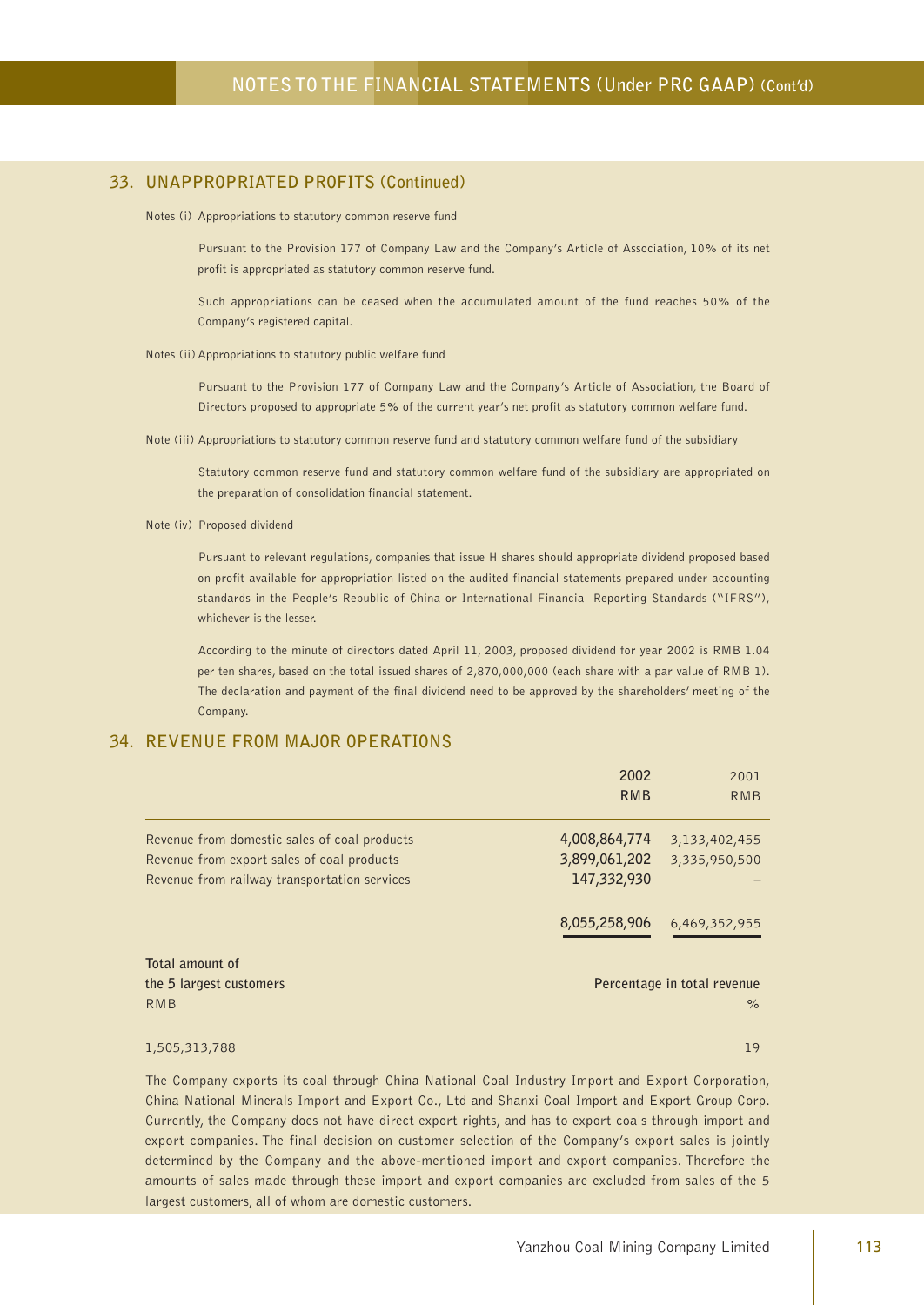## 33. UNAPPROPRIATED PROFITS (Continued)

Notes (i) Appropriations to statutory common reserve fund

Pursuant to the Provision 177 of Company Law and the Company's Article of Association, 10% of its net profit is appropriated as statutory common reserve fund.

Such appropriations can be ceased when the accumulated amount of the fund reaches 50% of the Company's registered capital.

Notes (ii) Appropriations to statutory public welfare fund

Pursuant to the Provision 177 of Company Law and the Company's Article of Association, the Board of Directors proposed to appropriate 5% of the current year's net profit as statutory common welfare fund.

Note (iii) Appropriations to statutory common reserve fund and statutory common welfare fund of the subsidiary

Statutory common reserve fund and statutory common welfare fund of the subsidiary are appropriated on the preparation of consolidation financial statement.

Note (iv) Proposed dividend

Pursuant to relevant regulations, companies that issue H shares should appropriate dividend proposed based on profit available for appropriation listed on the audited financial statements prepared under accounting standards in the People's Republic of China or International Financial Reporting Standards ("IFRS"), whichever is the lesser.

According to the minute of directors dated April 11, 2003, proposed dividend for year 2002 is RMB 1.04 per ten shares, based on the total issued shares of 2,870,000,000 (each share with a par value of RMB 1). The declaration and payment of the final dividend need to be approved by the shareholders' meeting of the Company.

## 34. REVENUE FROM MAJOR OPERATIONS

| | 2002<br>RMB | 2001<br>RMB |
|---|---|---|
| Revenue from domestic sales of coal products | **4,008,864,774** | 3,133,402,455 |
| Revenue from export sales of coal products | **3,899,061,202** | 3,335,950,500 |
| Revenue from railway transportation services | **147,332,930** | – |
| | **8,055,258,906** | 6,469,352,955 |

| Total amount of the 5 largest customers<br>RMB | Percentage in total revenue<br>% |
|---|---|
| 1,505,313,788 | 19 |

The Company exports its coal through China National Coal Industry Import and Export Corporation, China National Minerals Import and Export Co., Ltd and Shanxi Coal Import and Export Group Corp. Currently, the Company does not have direct export rights, and has to export coals through import and export companies. The final decision on customer selection of the Company's export sales is jointly determined by the Company and the above-mentioned import and export companies. Therefore the amounts of sales made through these import and export companies are excluded from sales of the 5 largest customers, all of whom are domestic customers.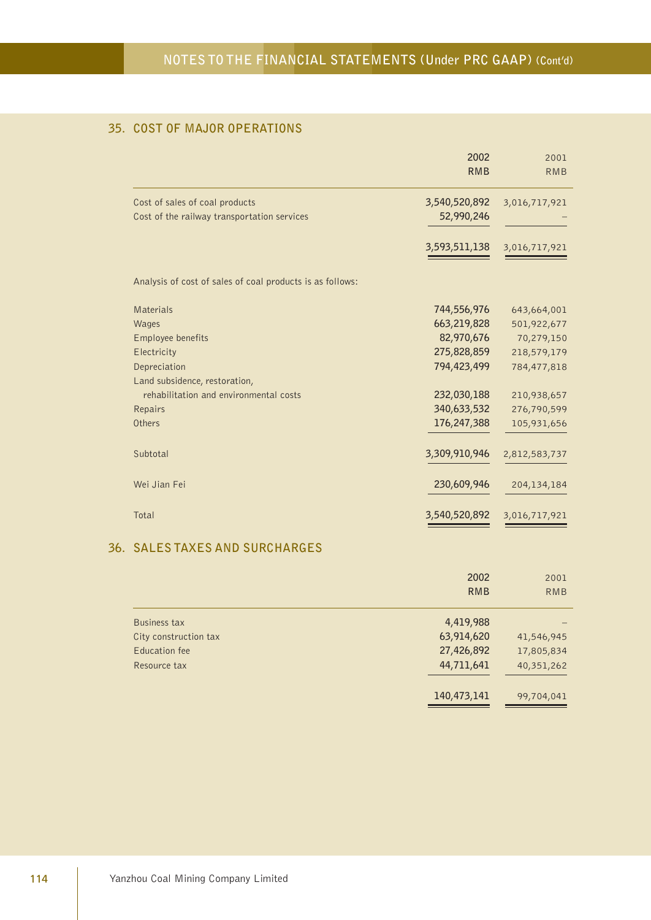## 35. COST OF MAJOR OPERATIONS

| | 2002 RMB | 2001 RMB |
|---|---|---|
| Cost of sales of coal products | 3,540,520,892 | 3,016,717,921 |
| Cost of the railway transportation services | 52,990,246 | – |
| | 3,593,511,138 | 3,016,717,921 |

Analysis of cost of sales of coal products is as follows:

| | 2002 RMB | 2001 RMB |
|---|---|---|
| Materials | 744,556,976 | 643,664,001 |
| Wages | 663,219,828 | 501,922,677 |
| Employee benefits | 82,970,676 | 70,279,150 |
| Electricity | 275,828,859 | 218,579,179 |
| Depreciation | 794,423,499 | 784,477,818 |
| Land subsidence, restoration, rehabilitation and environmental costs | 232,030,188 | 210,938,657 |
| Repairs | 340,633,532 | 276,790,599 |
| Others | 176,247,388 | 105,931,656 |
| Subtotal | 3,309,910,946 | 2,812,583,737 |
| Wei Jian Fei | 230,609,946 | 204,134,184 |
| Total | 3,540,520,892 | 3,016,717,921 |

## 36. SALES TAXES AND SURCHARGES

| | 2002 RMB | 2001 RMB |
|---|---|---|
| Business tax | 4,419,988 | – |
| City construction tax | 63,914,620 | 41,546,945 |
| Education fee | 27,426,892 | 17,805,834 |
| Resource tax | 44,711,641 | 40,351,262 |
| | 140,473,141 | 99,704,041 |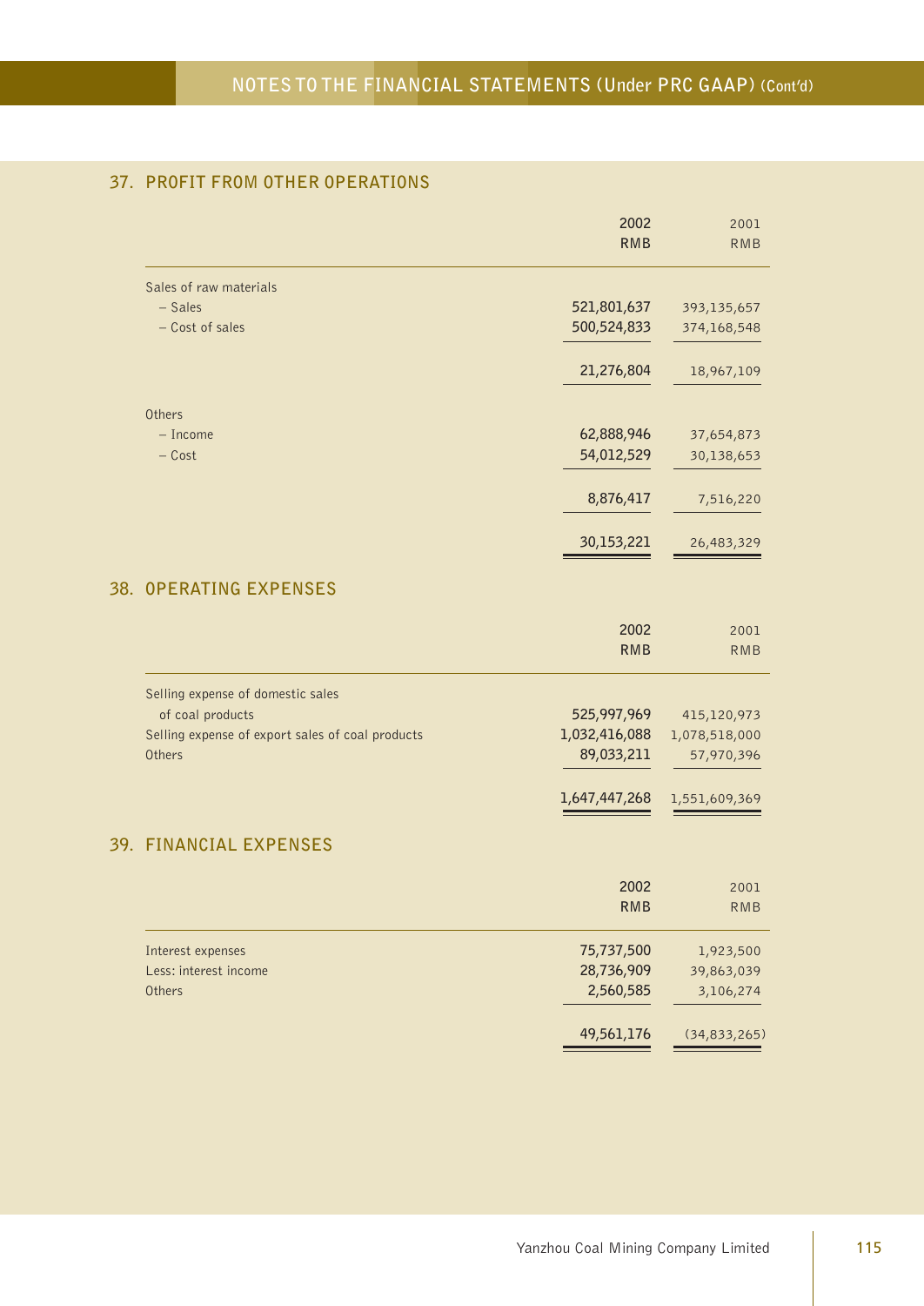## 37. PROFIT FROM OTHER OPERATIONS

| | 2002<br>RMB | 2001<br>RMB |
|---|---|---|
| Sales of raw materials | | |
| – Sales | 521,801,637 | 393,135,657 |
| – Cost of sales | 500,524,833 | 374,168,548 |
| | 21,276,804 | 18,967,109 |
| Others | | |
| – Income | 62,888,946 | 37,654,873 |
| – Cost | 54,012,529 | 30,138,653 |
| | 8,876,417 | 7,516,220 |
| | 30,153,221 | 26,483,329 |

## 38. OPERATING EXPENSES

| | 2002<br>RMB | 2001<br>RMB |
|---|---|---|
| Selling expense of domestic sales of coal products | 525,997,969 | 415,120,973 |
| Selling expense of export sales of coal products | 1,032,416,088 | 1,078,518,000 |
| Others | 89,033,211 | 57,970,396 |
| | 1,647,447,268 | 1,551,609,369 |

## 39. FINANCIAL EXPENSES

| | 2002<br>RMB | 2001<br>RMB |
|---|---|---|
| Interest expenses | 75,737,500 | 1,923,500 |
| Less: interest income | 28,736,909 | 39,863,039 |
| Others | 2,560,585 | 3,106,274 |
| | 49,561,176 | (34,833,265) |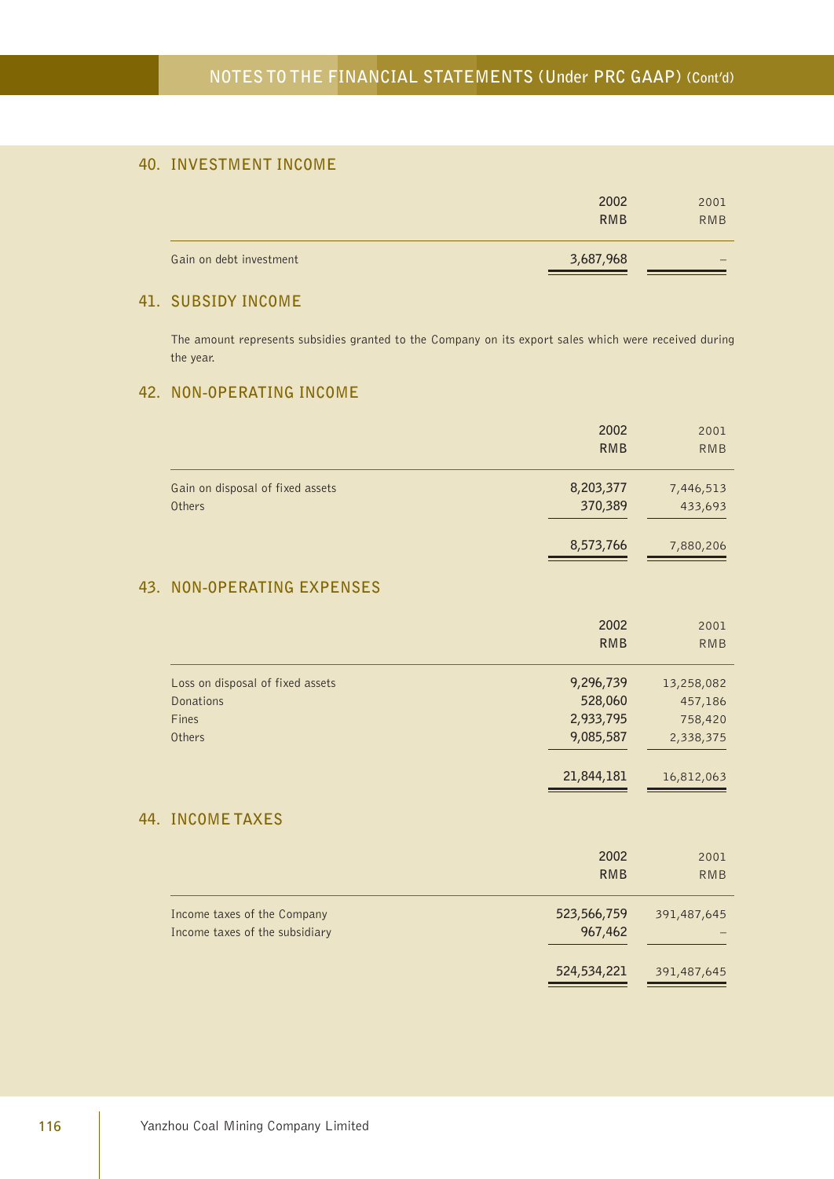## 40. INVESTMENT INCOME

| | 2002<br>RMB | 2001<br>RMB |
|---|---|---|
| Gain on debt investment | 3,687,968 | – |

## 41. SUBSIDY INCOME

The amount represents subsidies granted to the Company on its export sales which were received during the year.

## 42. NON-OPERATING INCOME

| | 2002<br>RMB | 2001<br>RMB |
|---|---|---|
| Gain on disposal of fixed assets | 8,203,377 | 7,446,513 |
| Others | 370,389 | 433,693 |
| | 8,573,766 | 7,880,206 |

## 43. NON-OPERATING EXPENSES

| | 2002<br>RMB | 2001<br>RMB |
|---|---|---|
| Loss on disposal of fixed assets | 9,296,739 | 13,258,082 |
| Donations | 528,060 | 457,186 |
| Fines | 2,933,795 | 758,420 |
| Others | 9,085,587 | 2,338,375 |
| | 21,844,181 | 16,812,063 |

## 44. INCOME TAXES

| | 2002<br>RMB | 2001<br>RMB |
|---|---|---|
| Income taxes of the Company | 523,566,759 | 391,487,645 |
| Income taxes of the subsidiary | 967,462 | – |
| | 524,534,221 | 391,487,645 |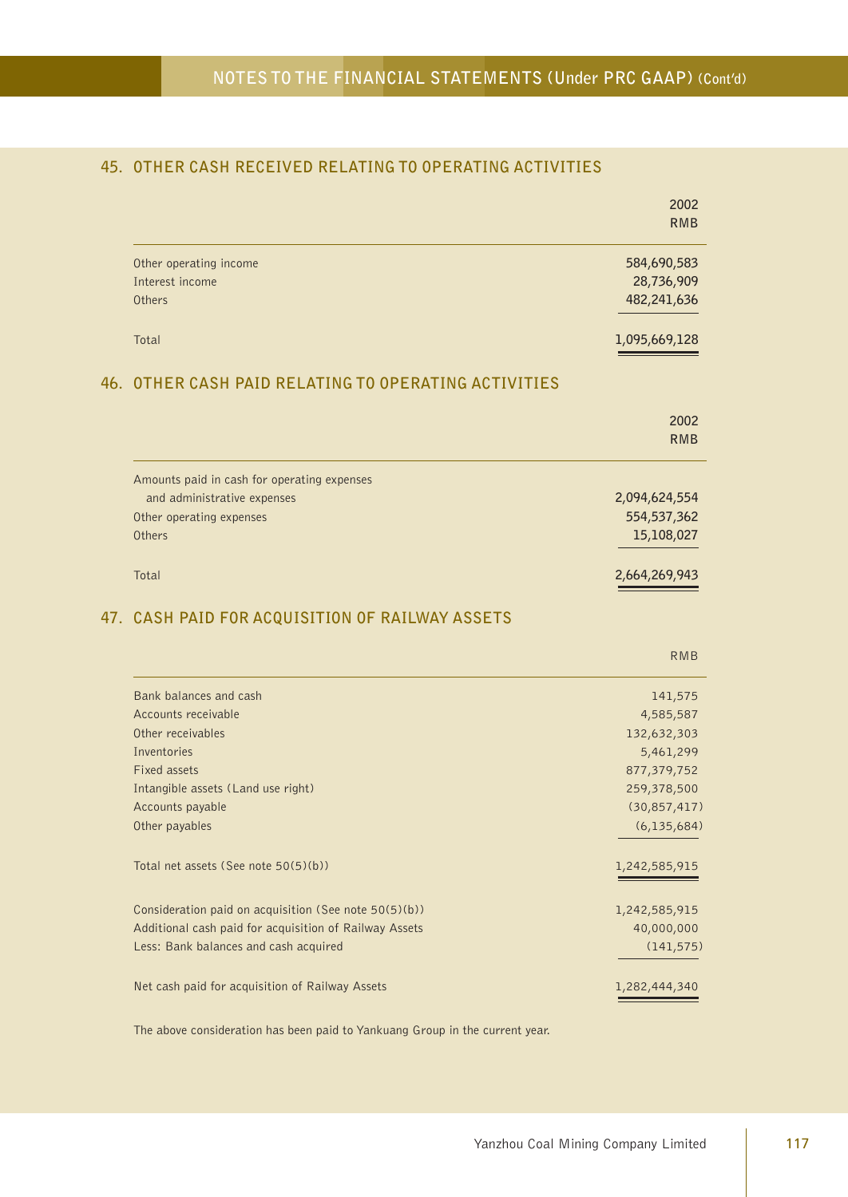## 45. OTHER CASH RECEIVED RELATING TO OPERATING ACTIVITIES

| | 2002 RMB |
|---|---|
| Other operating income | 584,690,583 |
| Interest income | 28,736,909 |
| Others | 482,241,636 |
| Total | 1,095,669,128 |

## 46. OTHER CASH PAID RELATING TO OPERATING ACTIVITIES

| | 2002 RMB |
|---|---|
| Amounts paid in cash for operating expenses and administrative expenses | 2,094,624,554 |
| Other operating expenses | 554,537,362 |
| Others | 15,108,027 |
| Total | 2,664,269,943 |

## 47. CASH PAID FOR ACQUISITION OF RAILWAY ASSETS

| | RMB |
|---|---|
| Bank balances and cash | 141,575 |
| Accounts receivable | 4,585,587 |
| Other receivables | 132,632,303 |
| Inventories | 5,461,299 |
| Fixed assets | 877,379,752 |
| Intangible assets (Land use right) | 259,378,500 |
| Accounts payable | (30,857,417) |
| Other payables | (6,135,684) |
| Total net assets (See note 50(5)(b)) | 1,242,585,915 |
| Consideration paid on acquisition (See note 50(5)(b)) | 1,242,585,915 |
| Additional cash paid for acquisition of Railway Assets | 40,000,000 |
| Less: Bank balances and cash acquired | (141,575) |
| Net cash paid for acquisition of Railway Assets | 1,282,444,340 |

The above consideration has been paid to Yankuang Group in the current year.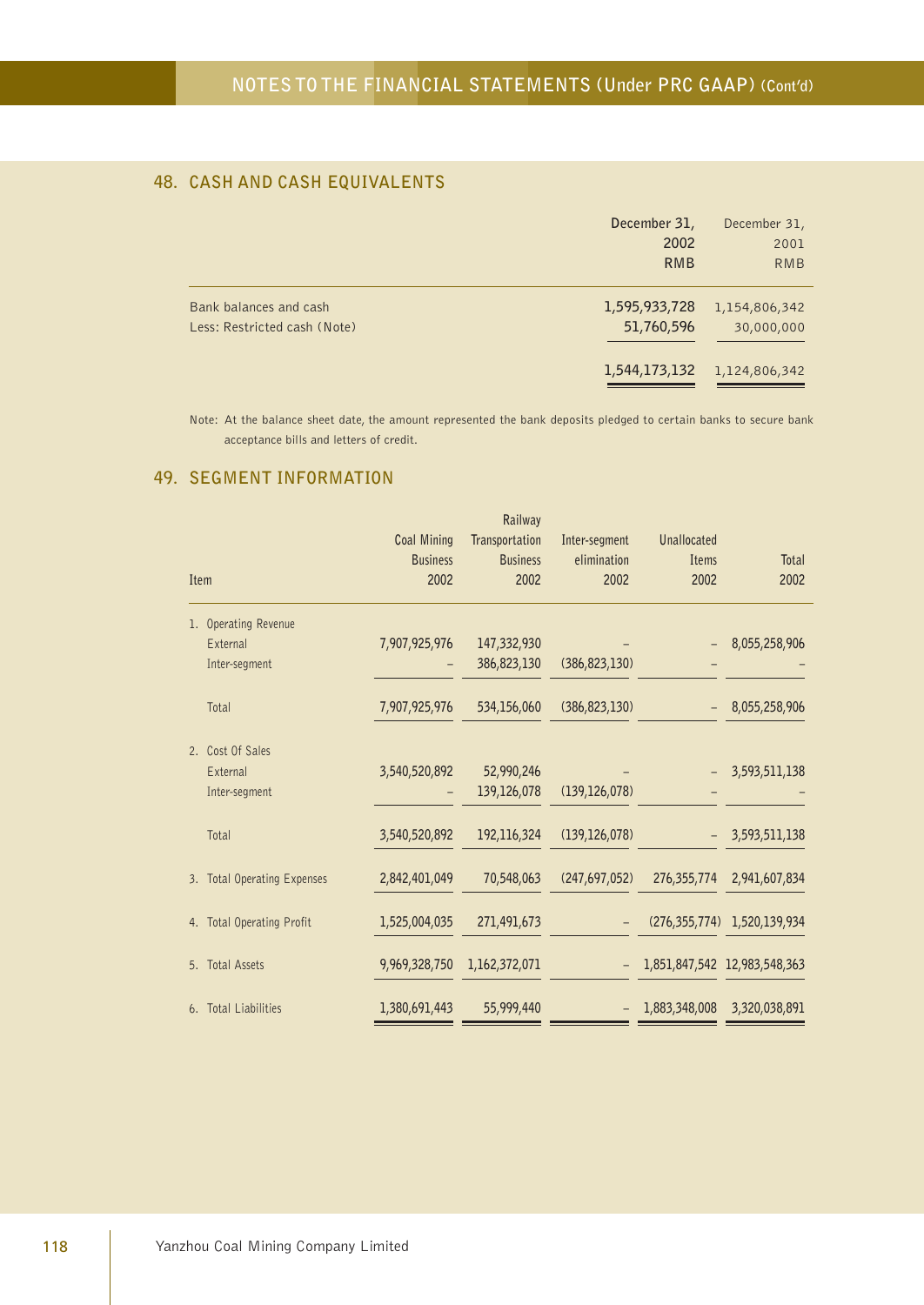## 48. CASH AND CASH EQUIVALENTS

| | December 31, 2002 RMB | December 31, 2001 RMB |
|---|---|---|
| Bank balances and cash | 1,595,933,728 | 1,154,806,342 |
| Less: Restricted cash (Note) | 51,760,596 | 30,000,000 |
| | 1,544,173,132 | 1,124,806,342 |

Note: At the balance sheet date, the amount represented the bank deposits pledged to certain banks to secure bank acceptance bills and letters of credit.

## 49. SEGMENT INFORMATION

| Item | Coal Mining Business 2002 | Railway Transportation Business 2002 | Inter-segment elimination 2002 | Unallocated Items 2002 | Total 2002 |
|---|---|---|---|---|---|
| 1. Operating Revenue | | | | | |
| External | 7,907,925,976 | 147,332,930 | – | – | 8,055,258,906 |
| Inter-segment | – | 386,823,130 | (386,823,130) | – | – |
| Total | 7,907,925,976 | 534,156,060 | (386,823,130) | – | 8,055,258,906 |
| 2. Cost Of Sales | | | | | |
| External | 3,540,520,892 | 52,990,246 | – | – | 3,593,511,138 |
| Inter-segment | – | 139,126,078 | (139,126,078) | – | – |
| Total | 3,540,520,892 | 192,116,324 | (139,126,078) | – | 3,593,511,138 |
| 3. Total Operating Expenses | 2,842,401,049 | 70,548,063 | (247,697,052) | 276,355,774 | 2,941,607,834 |
| 4. Total Operating Profit | 1,525,004,035 | 271,491,673 | – | (276,355,774) | 1,520,139,934 |
| 5. Total Assets | 9,969,328,750 | 1,162,372,071 | – | 1,851,847,542 | 12,983,548,363 |
| 6. Total Liabilities | 1,380,691,443 | 55,999,440 | – | 1,883,348,008 | 3,320,038,891 |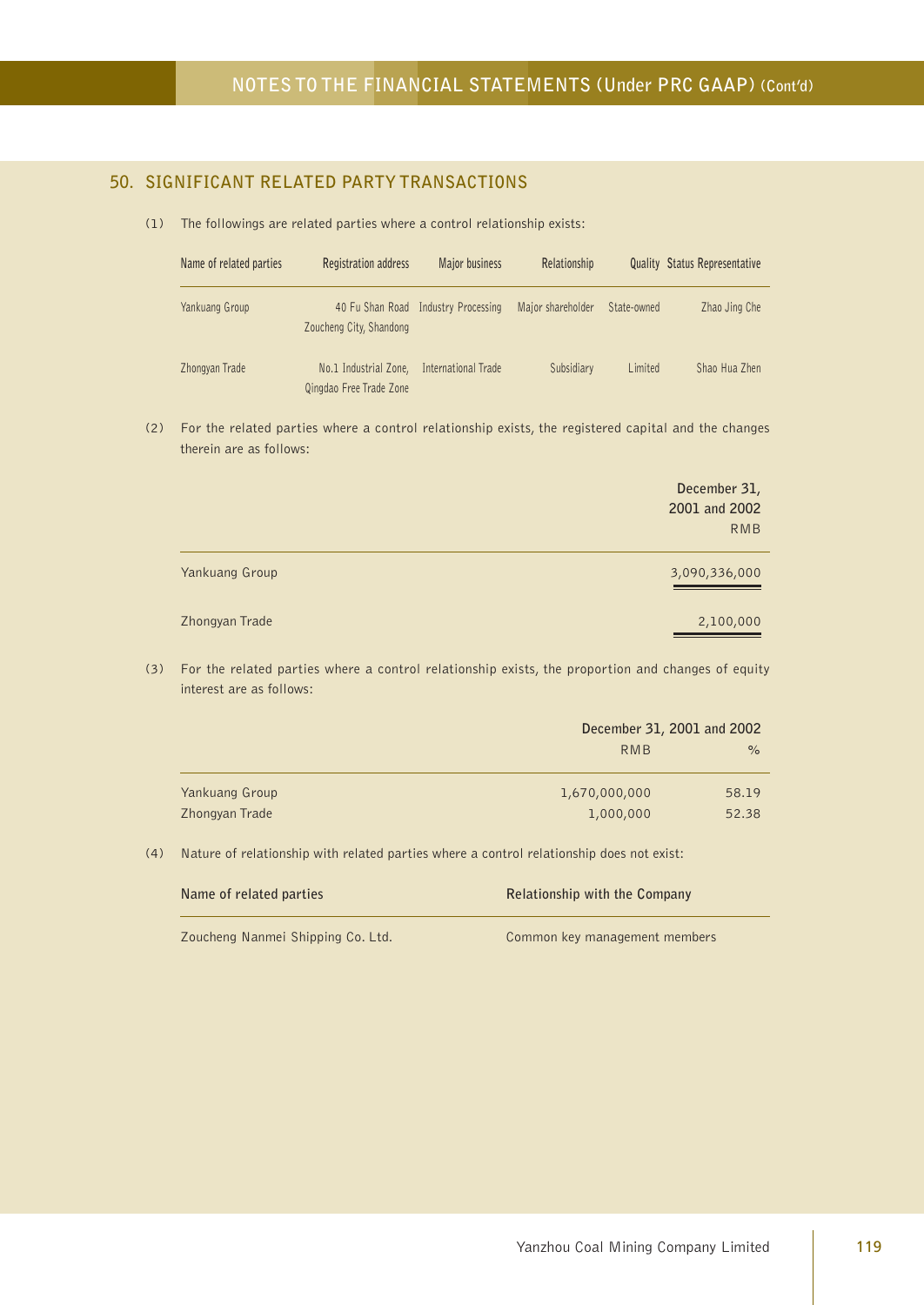## 50. SIGNIFICANT RELATED PARTY TRANSACTIONS

(1) The followings are related parties where a control relationship exists:

| Name of related parties | Registration address | Major business | Relationship | Quality | Status Representative |
|---|---|---|---|---|---|
| Yankuang Group | 40 Fu Shan Road Zoucheng City, Shandong | Industry Processing | Major shareholder | State-owned | Zhao Jing Che |
| Zhongyan Trade | No.1 Industrial Zone, Qingdao Free Trade Zone | International Trade | Subsidiary | Limited | Shao Hua Zhen |

(2) For the related parties where a control relationship exists, the registered capital and the changes therein are as follows:

| | December 31, 2001 and 2002 RMB |
|---|---|
| Yankuang Group | 3,090,336,000 |
| Zhongyan Trade | 2,100,000 |

(3) For the related parties where a control relationship exists, the proportion and changes of equity interest are as follows:

| | December 31, 2001 and 2002 | |
|---|---|---|
| | RMB | % |
| Yankuang Group | 1,670,000,000 | 58.19 |
| Zhongyan Trade | 1,000,000 | 52.38 |

(4) Nature of relationship with related parties where a control relationship does not exist:

| Name of related parties | Relationship with the Company |
|---|---|
| Zoucheng Nanmei Shipping Co. Ltd. | Common key management members |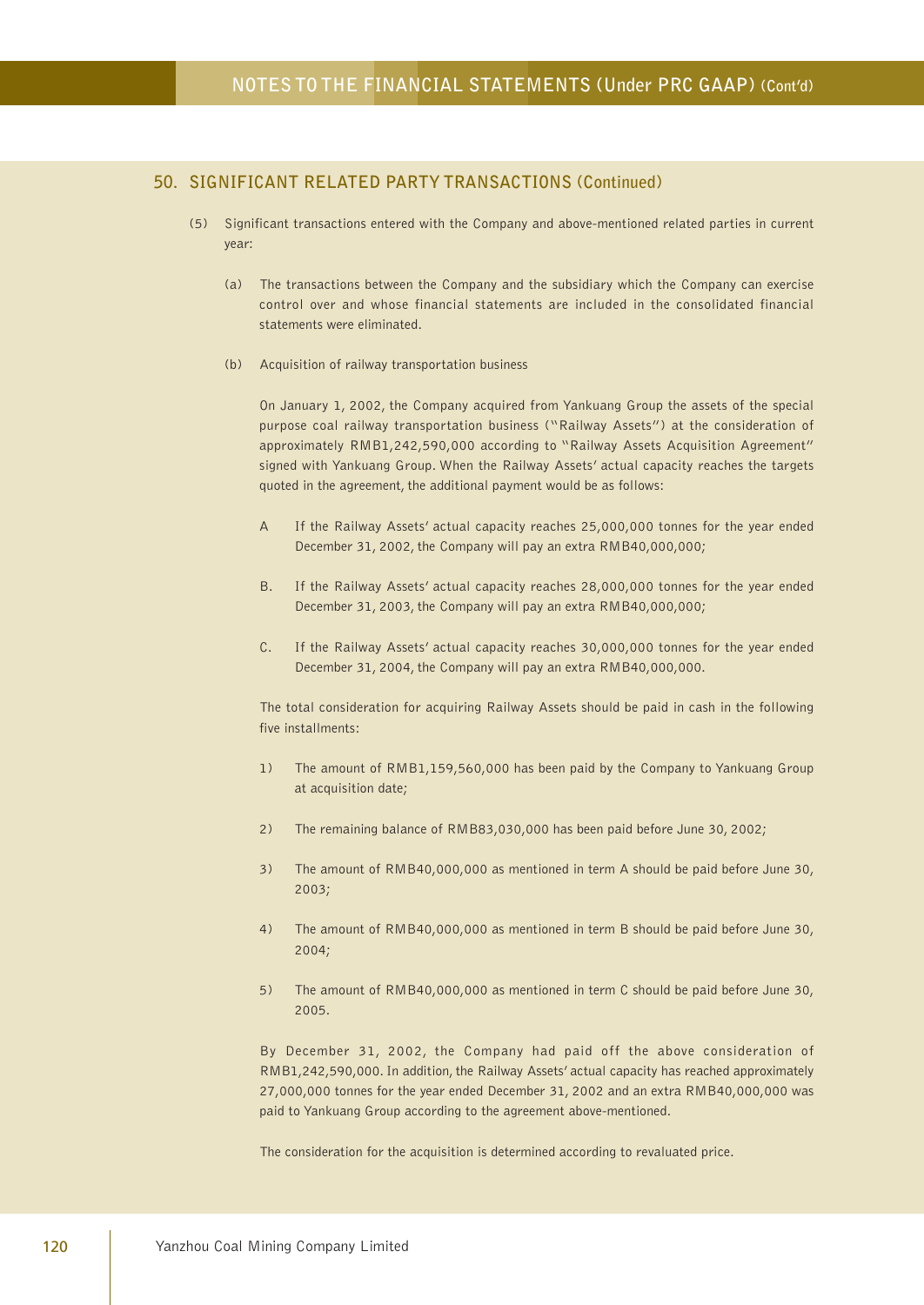## 50. SIGNIFICANT RELATED PARTY TRANSACTIONS (Continued)

(5) Significant transactions entered with the Company and above-mentioned related parties in current year:

(a) The transactions between the Company and the subsidiary which the Company can exercise control over and whose financial statements are included in the consolidated financial statements were eliminated.

(b) Acquisition of railway transportation business

On January 1, 2002, the Company acquired from Yankuang Group the assets of the special purpose coal railway transportation business ("Railway Assets") at the consideration of approximately RMB1,242,590,000 according to "Railway Assets Acquisition Agreement" signed with Yankuang Group. When the Railway Assets' actual capacity reaches the targets quoted in the agreement, the additional payment would be as follows:

A If the Railway Assets' actual capacity reaches 25,000,000 tonnes for the year ended December 31, 2002, the Company will pay an extra RMB40,000,000;

B. If the Railway Assets' actual capacity reaches 28,000,000 tonnes for the year ended December 31, 2003, the Company will pay an extra RMB40,000,000;

C. If the Railway Assets' actual capacity reaches 30,000,000 tonnes for the year ended December 31, 2004, the Company will pay an extra RMB40,000,000.

The total consideration for acquiring Railway Assets should be paid in cash in the following five installments:

1) The amount of RMB1,159,560,000 has been paid by the Company to Yankuang Group at acquisition date;

2) The remaining balance of RMB83,030,000 has been paid before June 30, 2002;

3) The amount of RMB40,000,000 as mentioned in term A should be paid before June 30, 2003;

4) The amount of RMB40,000,000 as mentioned in term B should be paid before June 30, 2004;

5) The amount of RMB40,000,000 as mentioned in term C should be paid before June 30, 2005.

By December 31, 2002, the Company had paid off the above consideration of RMB1,242,590,000. In addition, the Railway Assets' actual capacity has reached approximately 27,000,000 tonnes for the year ended December 31, 2002 and an extra RMB40,000,000 was paid to Yankuang Group according to the agreement above-mentioned.

The consideration for the acquisition is determined according to revaluated price.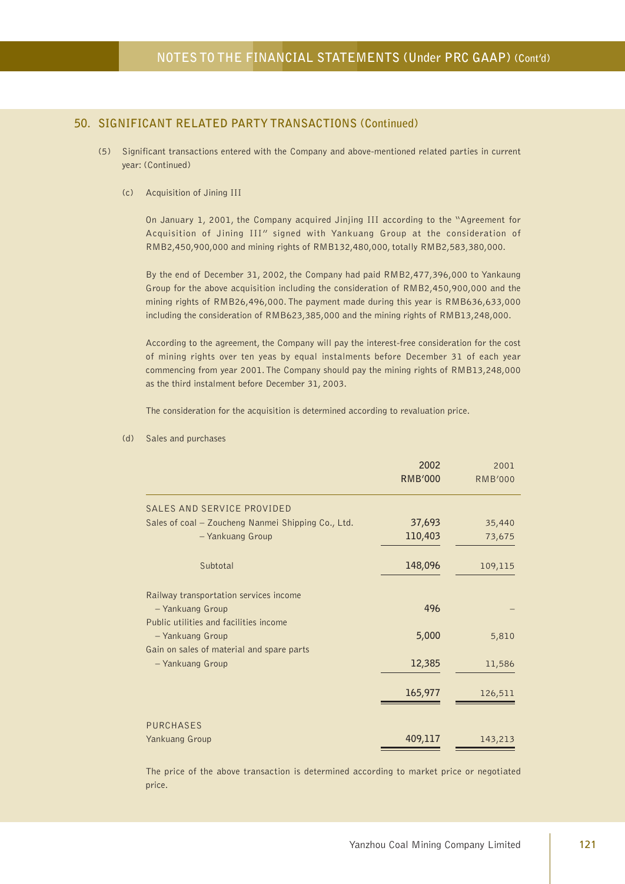## 50. SIGNIFICANT RELATED PARTY TRANSACTIONS (Continued)

(5) Significant transactions entered with the Company and above-mentioned related parties in current year: (Continued)

(c) Acquisition of Jining III

On January 1, 2001, the Company acquired Jinjing III according to the "Agreement for Acquisition of Jining III" signed with Yankuang Group at the consideration of RMB2,450,900,000 and mining rights of RMB132,480,000, totally RMB2,583,380,000.

By the end of December 31, 2002, the Company had paid RMB2,477,396,000 to Yankaung Group for the above acquisition including the consideration of RMB2,450,900,000 and the mining rights of RMB26,496,000. The payment made during this year is RMB636,633,000 including the consideration of RMB623,385,000 and the mining rights of RMB13,248,000.

According to the agreement, the Company will pay the interest-free consideration for the cost of mining rights over ten yeas by equal instalments before December 31 of each year commencing from year 2001. The Company should pay the mining rights of RMB13,248,000 as the third instalment before December 31, 2003.

The consideration for the acquisition is determined according to revaluation price.

(d) Sales and purchases

| | 2002<br>RMB'000 | 2001<br>RMB'000 |
|---|---|---|
| SALES AND SERVICE PROVIDED | | |
| Sales of coal – Zoucheng Nanmei Shipping Co., Ltd. | **37,693** | 35,440 |
| – Yankuang Group | **110,403** | 73,675 |
| Subtotal | **148,096** | 109,115 |
| Railway transportation services income | | |
| – Yankuang Group | **496** | – |
| Public utilities and facilities income | | |
| – Yankuang Group | **5,000** | 5,810 |
| Gain on sales of material and spare parts | | |
| – Yankuang Group | **12,385** | 11,586 |
| | **165,977** | 126,511 |
| PURCHASES | | |
| Yankuang Group | **409,117** | 143,213 |

The price of the above transaction is determined according to market price or negotiated price.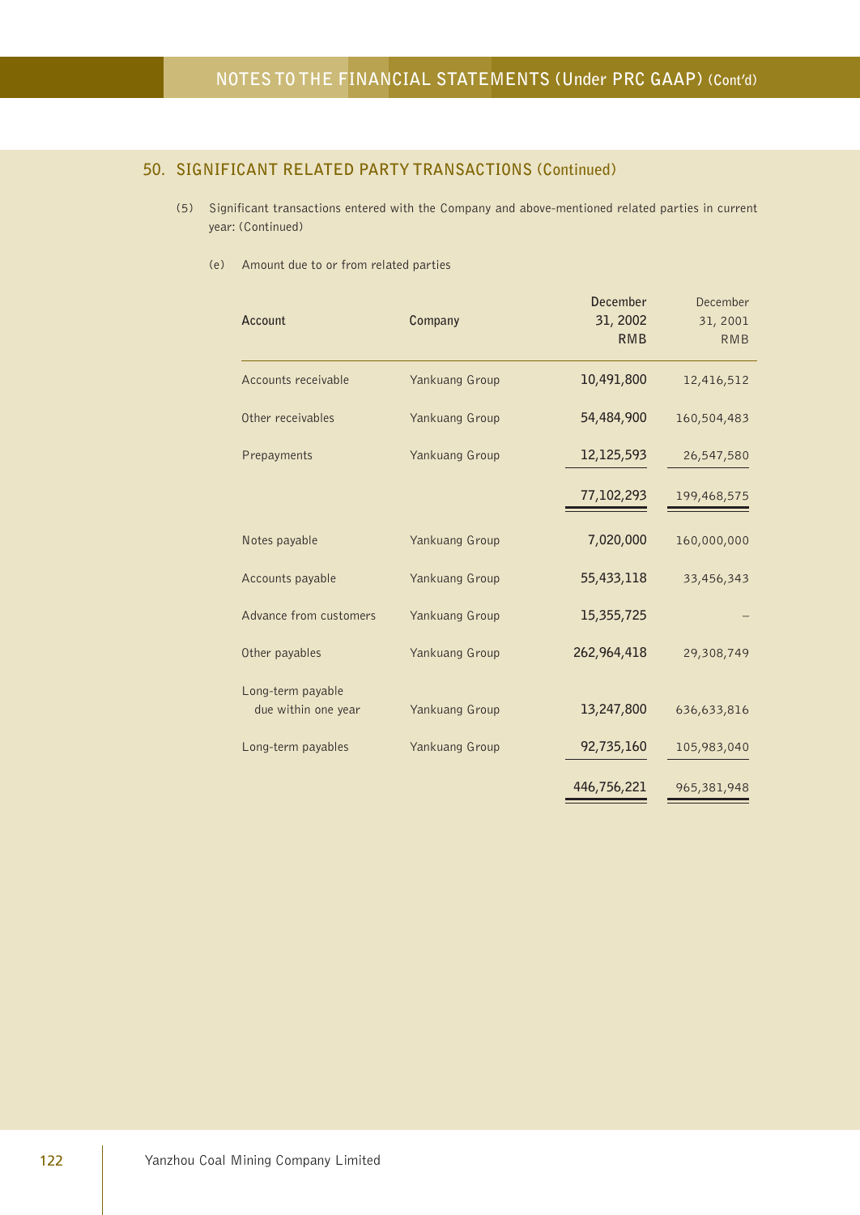## 50. SIGNIFICANT RELATED PARTY TRANSACTIONS (Continued)

(5) Significant transactions entered with the Company and above-mentioned related parties in current year: (Continued)

(e) Amount due to or from related parties

| Account | Company | December 31, 2002 RMB | December 31, 2001 RMB |
|---|---|---|---|
| Accounts receivable | Yankuang Group | 10,491,800 | 12,416,512 |
| Other receivables | Yankuang Group | 54,484,900 | 160,504,483 |
| Prepayments | Yankuang Group | 12,125,593 | 26,547,580 |
| | | 77,102,293 | 199,468,575 |
| Notes payable | Yankuang Group | 7,020,000 | 160,000,000 |
| Accounts payable | Yankuang Group | 55,433,118 | 33,456,343 |
| Advance from customers | Yankuang Group | 15,355,725 | – |
| Other payables | Yankuang Group | 262,964,418 | 29,308,749 |
| Long-term payable due within one year | Yankuang Group | 13,247,800 | 636,633,816 |
| Long-term payables | Yankuang Group | 92,735,160 | 105,983,040 |
| | | 446,756,221 | 965,381,948 |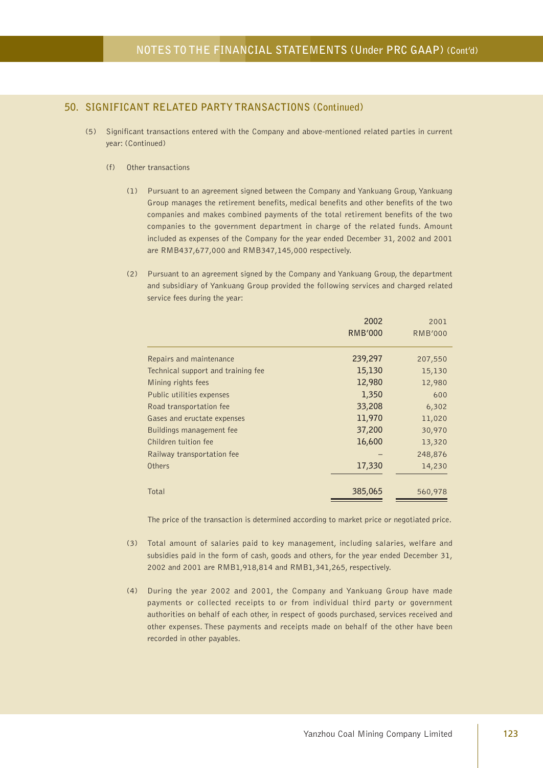## 50. SIGNIFICANT RELATED PARTY TRANSACTIONS (Continued)

(5) Significant transactions entered with the Company and above-mentioned related parties in current year: (Continued)

(f) Other transactions

(1) Pursuant to an agreement signed between the Company and Yankuang Group, Yankuang Group manages the retirement benefits, medical benefits and other benefits of the two companies and makes combined payments of the total retirement benefits of the two companies to the government department in charge of the related funds. Amount included as expenses of the Company for the year ended December 31, 2002 and 2001 are RMB437,677,000 and RMB347,145,000 respectively.

(2) Pursuant to an agreement signed by the Company and Yankuang Group, the department and subsidiary of Yankuang Group provided the following services and charged related service fees during the year:

| | 2002<br>RMB'000 | 2001<br>RMB'000 |
|---|---|---|
| Repairs and maintenance | 239,297 | 207,550 |
| Technical support and training fee | 15,130 | 15,130 |
| Mining rights fees | 12,980 | 12,980 |
| Public utilities expenses | 1,350 | 600 |
| Road transportation fee | 33,208 | 6,302 |
| Gases and eructate expenses | 11,970 | 11,020 |
| Buildings management fee | 37,200 | 30,970 |
| Children tuition fee | 16,600 | 13,320 |
| Railway transportation fee | – | 248,876 |
| Others | 17,330 | 14,230 |
| Total | 385,065 | 560,978 |

The price of the transaction is determined according to market price or negotiated price.

(3) Total amount of salaries paid to key management, including salaries, welfare and subsidies paid in the form of cash, goods and others, for the year ended December 31, 2002 and 2001 are RMB1,918,814 and RMB1,341,265, respectively.

(4) During the year 2002 and 2001, the Company and Yankuang Group have made payments or collected receipts to or from individual third party or government authorities on behalf of each other, in respect of goods purchased, services received and other expenses. These payments and receipts made on behalf of the other have been recorded in other payables.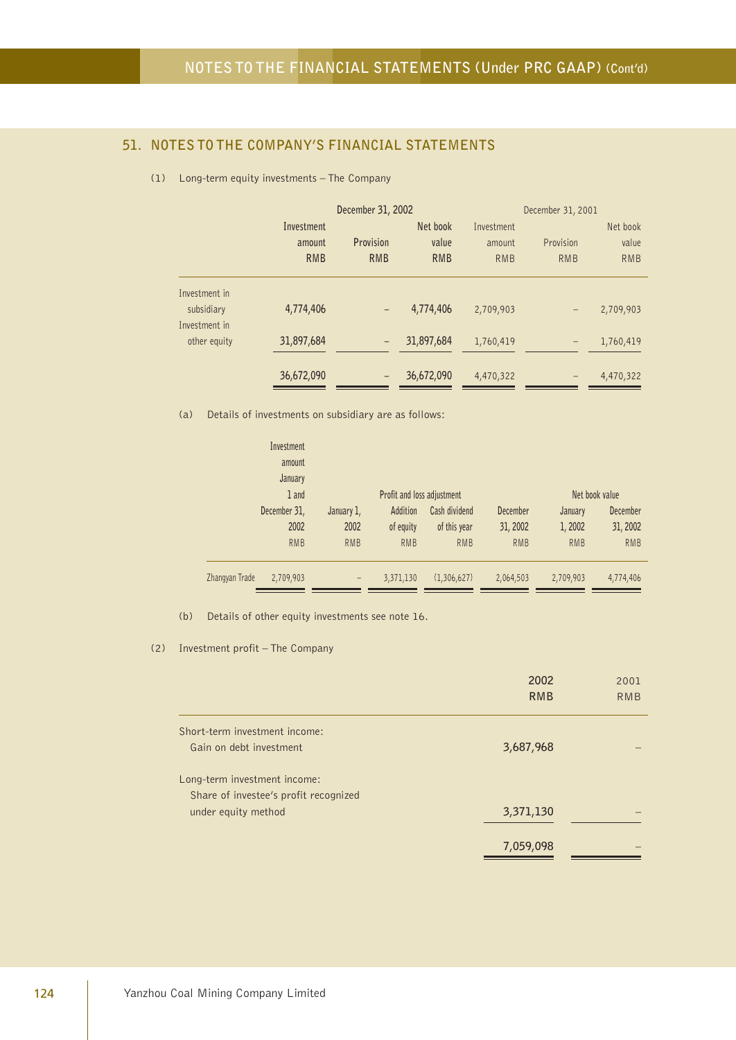## 51. NOTES TO THE COMPANY'S FINANCIAL STATEMENTS

(1) Long-term equity investments – The Company

| | December 31, 2002 | | | December 31, 2001 | | |
|---|---|---|---|---|---|---|
| | Investment amount RMB | Provision RMB | Net book value RMB | Investment amount RMB | Provision RMB | Net book value RMB |
| Investment in subsidiary | 4,774,406 | – | 4,774,406 | 2,709,903 | – | 2,709,903 |
| Investment in other equity | 31,897,684 | – | 31,897,684 | 1,760,419 | – | 1,760,419 |
| | 36,672,090 | – | 36,672,090 | 4,470,322 | – | 4,470,322 |

(a) Details of investments on subsidiary are as follows:

| | Investment amount January 1 and December 31, 2002 RMB | January 1, 2002 RMB | Profit and loss adjustment | | December 31, 2002 RMB | Net book value | |
|---|---|---|---|---|---|---|---|
| | | | Addition of equity RMB | Cash dividend of this year RMB | | January 1, 2002 RMB | December 31, 2002 RMB |
| Zhangyan Trade | 2,709,903 | – | 3,371,130 | (1,306,627) | 2,064,503 | 2,709,903 | 4,774,406 |

(b) Details of other equity investments see note 16.

(2) Investment profit – The Company

| | 2002 RMB | 2001 RMB |
|---|---|---|
| Short-term investment income: | | |
| Gain on debt investment | 3,687,968 | – |
| Long-term investment income: | | |
| Share of investee's profit recognized under equity method | 3,371,130 | – |
| | 7,059,098 | – |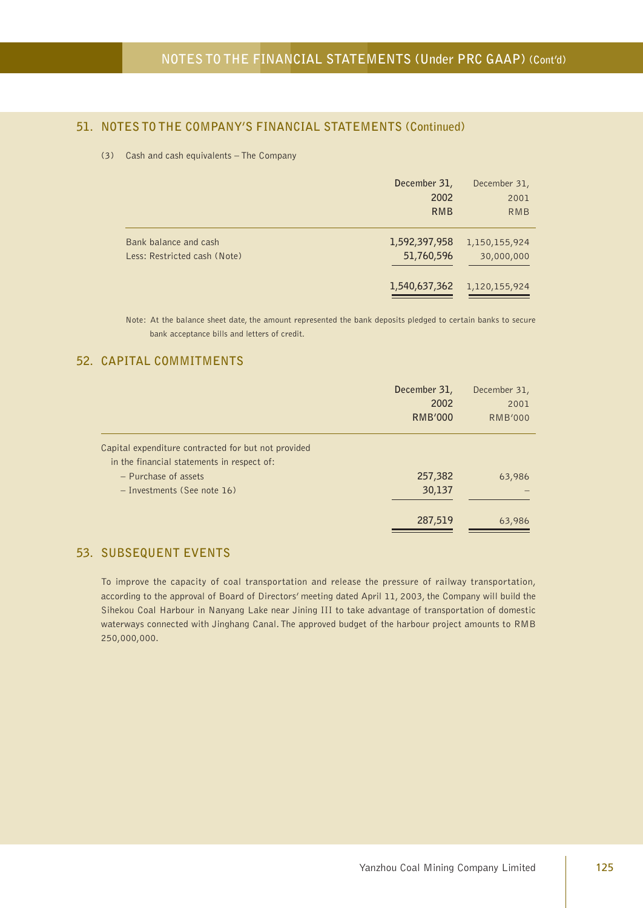## 51. NOTES TO THE COMPANY'S FINANCIAL STATEMENTS (Continued)

(3) Cash and cash equivalents – The Company

| | December 31, 2002 RMB | December 31, 2001 RMB |
|---|---|---|
| Bank balance and cash | **1,592,397,958** | 1,150,155,924 |
| Less: Restricted cash (Note) | **51,760,596** | 30,000,000 |
| | **1,540,637,362** | 1,120,155,924 |

Note: At the balance sheet date, the amount represented the bank deposits pledged to certain banks to secure bank acceptance bills and letters of credit.

## 52. CAPITAL COMMITMENTS

| | December 31, 2002 RMB'000 | December 31, 2001 RMB'000 |
|---|---|---|
| Capital expenditure contracted for but not provided in the financial statements in respect of: | | |
| – Purchase of assets | **257,382** | 63,986 |
| – Investments (See note 16) | **30,137** | – |
| | **287,519** | 63,986 |

## 53. SUBSEQUENT EVENTS

To improve the capacity of coal transportation and release the pressure of railway transportation, according to the approval of Board of Directors' meeting dated April 11, 2003, the Company will build the Sihekou Coal Harbour in Nanyang Lake near Jining III to take advantage of transportation of domestic waterways connected with Jinghang Canal. The approved budget of the harbour project amounts to RMB 250,000,000.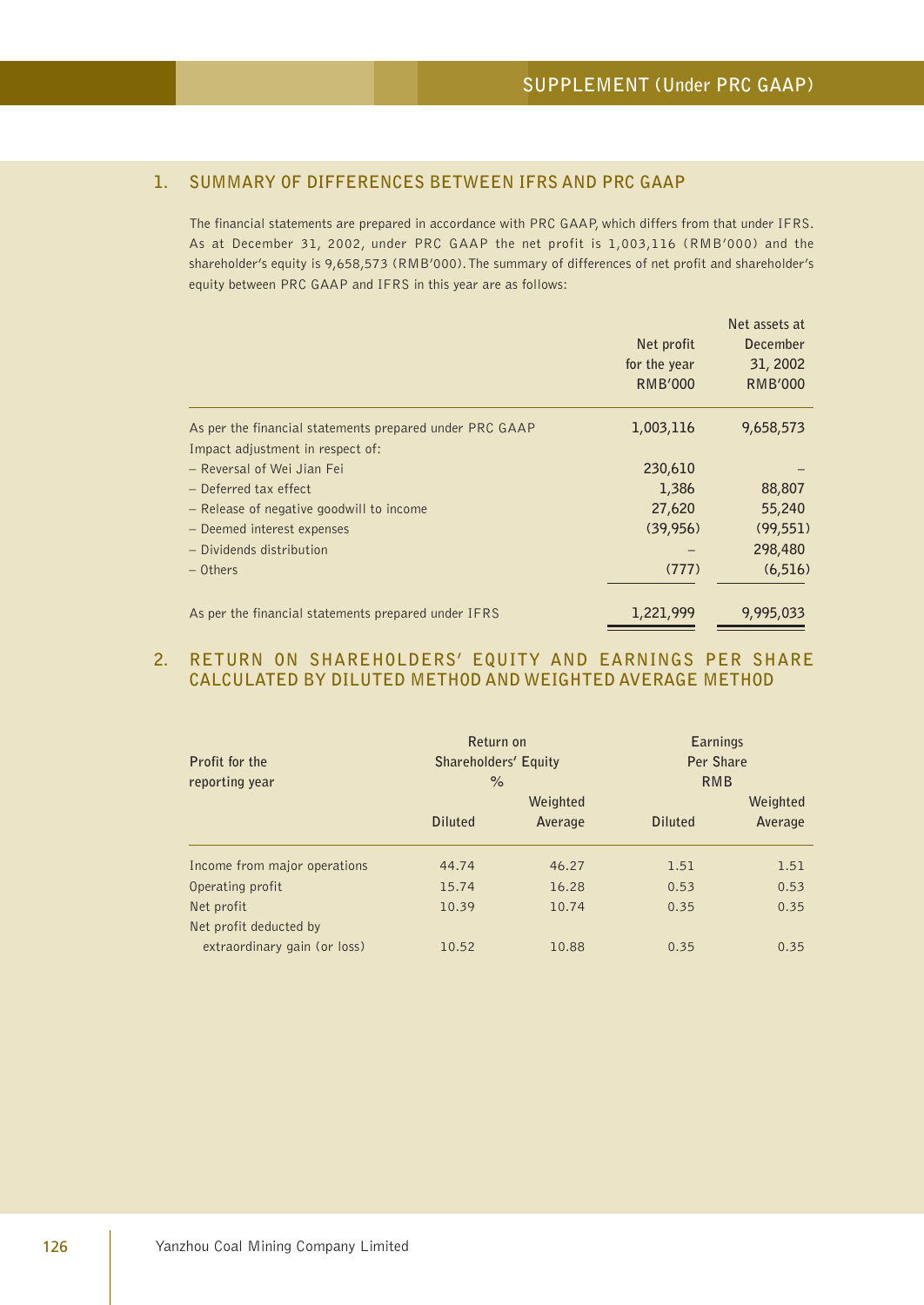# SUPPLEMENT (Under PRC GAAP)

## 1. SUMMARY OF DIFFERENCES BETWEEN IFRS AND PRC GAAP

The financial statements are prepared in accordance with PRC GAAP, which differs from that under IFRS. As at December 31, 2002, under PRC GAAP the net profit is 1,003,116 (RMB'000) and the shareholder's equity is 9,658,573 (RMB'000). The summary of differences of net profit and shareholder's equity between PRC GAAP and IFRS in this year are as follows:

| | Net profit for the year RMB'000 | Net assets at December 31, 2002 RMB'000 |
|---|---|---|
| As per the financial statements prepared under PRC GAAP | 1,003,116 | 9,658,573 |
| Impact adjustment in respect of: | | |
| – Reversal of Wei Jian Fei | 230,610 | – |
| – Deferred tax effect | 1,386 | 88,807 |
| – Release of negative goodwill to income | 27,620 | 55,240 |
| – Deemed interest expenses | (39,956) | (99,551) |
| – Dividends distribution | – | 298,480 |
| – Others | (777) | (6,516) |
| As per the financial statements prepared under IFRS | 1,221,999 | 9,995,033 |

## 2. RETURN ON SHAREHOLDERS' EQUITY AND EARNINGS PER SHARE CALCULATED BY DILUTED METHOD AND WEIGHTED AVERAGE METHOD

| Profit for the reporting year | Return on Shareholders' Equity % | | Earnings Per Share RMB | |
|---|---|---|---|---|
| | Diluted | Weighted Average | Diluted | Weighted Average |
| Income from major operations | 44.74 | 46.27 | 1.51 | 1.51 |
| Operating profit | 15.74 | 16.28 | 0.53 | 0.53 |
| Net profit | 10.39 | 10.74 | 0.35 | 0.35 |
| Net profit deducted by extraordinary gain (or loss) | 10.52 | 10.88 | 0.35 | 0.35 |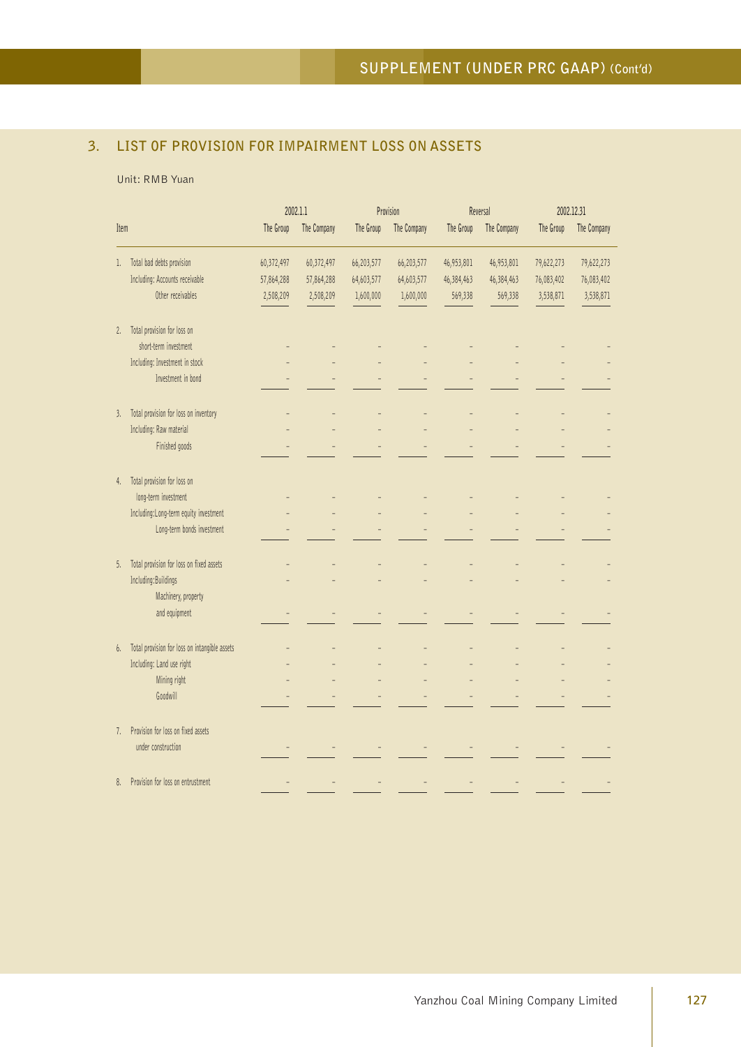## 3. LIST OF PROVISION FOR IMPAIRMENT LOSS ON ASSETS

Unit: RMB Yuan

| Item | 2002.1.1 | | Provision | | Reversal | | 2002.12.31 | |
|---|---|---|---|---|---|---|---|---|
| | The Group | The Company | The Group | The Company | The Group | The Company | The Group | The Company |
| 1. Total bad debts provision | 60,372,497 | 60,372,497 | 66,203,577 | 66,203,577 | 46,953,801 | 46,953,801 | 79,622,273 | 79,622,273 |
| Including: Accounts receivable | 57,864,288 | 57,864,288 | 64,603,577 | 64,603,577 | 46,384,463 | 46,384,463 | 76,083,402 | 76,083,402 |
| Other receivables | 2,508,209 | 2,508,209 | 1,600,000 | 1,600,000 | 569,338 | 569,338 | 3,538,871 | 3,538,871 |
| 2. Total provision for loss on short-term investment | – | – | – | – | – | – | – | – |
| Including: Investment in stock | – | – | – | – | – | – | – | – |
| Investment in bond | – | – | – | – | – | – | – | – |
| 3. Total provision for loss on inventory | – | – | – | – | – | – | – | – |
| Including: Raw material | – | – | – | – | – | – | – | – |
| Finished goods | – | – | – | – | – | – | – | – |
| 4. Total provision for loss on long-term investment | – | – | – | – | – | – | – | – |
| Including: Long-term equity investment | – | – | – | – | – | – | – | – |
| Long-term bonds investment | – | – | – | – | – | – | – | – |
| 5. Total provision for loss on fixed assets | – | – | – | – | – | – | – | – |
| Including: Buildings | – | – | – | – | – | – | – | – |
| Machinery, property and equipment | – | – | – | – | – | – | – | – |
| 6. Total provision for loss on intangible assets | – | – | – | – | – | – | – | – |
| Including: Land use right | – | – | – | – | – | – | – | – |
| Mining right | – | – | – | – | – | – | – | – |
| Goodwill | – | – | – | – | – | – | – | – |
| 7. Provision for loss on fixed assets under construction | – | – | – | – | – | – | – | – |
| 8. Provision for loss on entrustment | – | – | – | – | – | – | – | – |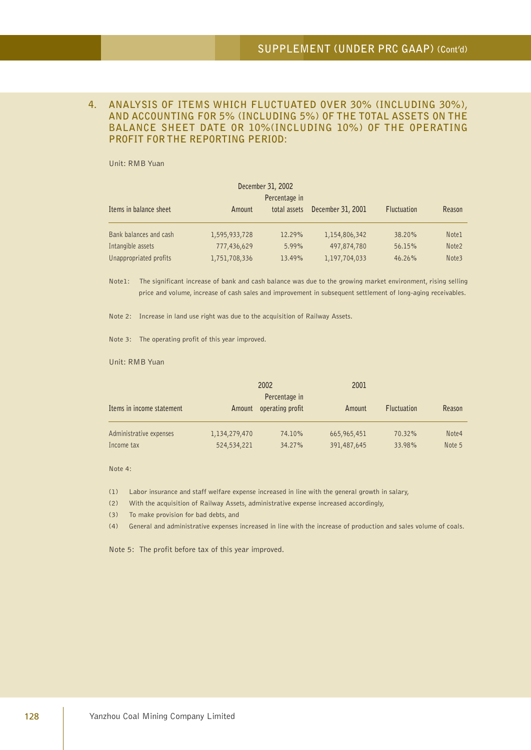## 4. ANALYSIS OF ITEMS WHICH FLUCTUATED OVER 30% (INCLUDING 30%), AND ACCOUNTING FOR 5% (INCLUDING 5%) OF THE TOTAL ASSETS ON THE BALANCE SHEET DATE OR 10%(INCLUDING 10%) OF THE OPERATING PROFIT FOR THE REPORTING PERIOD:

Unit: RMB Yuan

| Items in balance sheet | December 31, 2002 Amount | Percentage in total assets | December 31, 2001 | Fluctuation | Reason |
|---|---|---|---|---|---|
| Bank balances and cash | 1,595,933,728 | 12.29% | 1,154,806,342 | 38.20% | Note1 |
| Intangible assets | 777,436,629 | 5.99% | 497,874,780 | 56.15% | Note2 |
| Unappropriated profits | 1,751,708,336 | 13.49% | 1,197,704,033 | 46.26% | Note3 |

Note1: The significant increase of bank and cash balance was due to the growing market environment, rising selling price and volume, increase of cash sales and improvement in subsequent settlement of long-aging receivables.

Note 2: Increase in land use right was due to the acquisition of Railway Assets.

Note 3: The operating profit of this year improved.

Unit: RMB Yuan

| Items in income statement | 2002 Amount | Percentage in operating profit | 2001 Amount | Fluctuation | Reason |
|---|---|---|---|---|---|
| Administrative expenses | 1,134,279,470 | 74.10% | 665,965,451 | 70.32% | Note4 |
| Income tax | 524,534,221 | 34.27% | 391,487,645 | 33.98% | Note 5 |

Note 4:

(1) Labor insurance and staff welfare expense increased in line with the general growth in salary,

(2) With the acquisition of Railway Assets, administrative expense increased accordingly,

(3) To make provision for bad debts, and

(4) General and administrative expenses increased in line with the increase of production and sales volume of coals.

Note 5: The profit before tax of this year improved.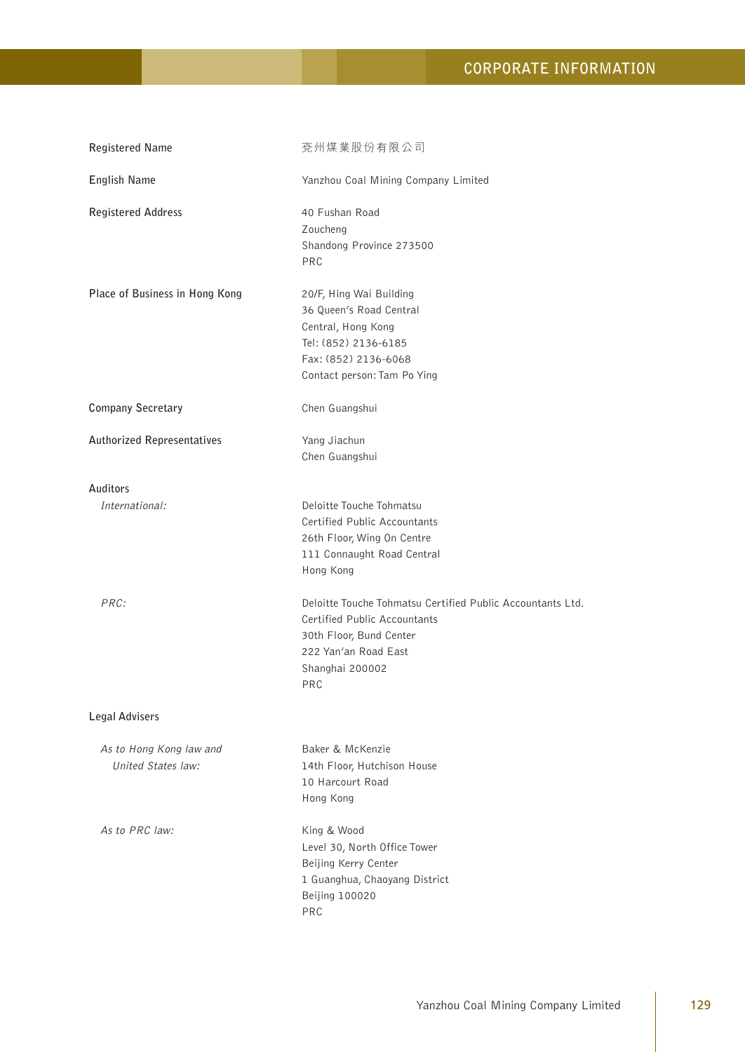# CORPORATE INFORMATION

| | |
|---|---|
| Registered Name | 兗州煤業股份有限公司 |
| English Name | Yanzhou Coal Mining Company Limited |
| Registered Address | 40 Fushan Road<br>Zoucheng<br>Shandong Province 273500<br>PRC |
| Place of Business in Hong Kong | 20/F, Hing Wai Building<br>36 Queen's Road Central<br>Central, Hong Kong<br>Tel: (852) 2136-6185<br>Fax: (852) 2136-6068<br>Contact person: Tam Po Ying |
| Company Secretary | Chen Guangshui |
| Authorized Representatives | Yang Jiachun<br>Chen Guangshui |
| **Auditors** | |
| *International:* | Deloitte Touche Tohmatsu<br>Certified Public Accountants<br>26th Floor, Wing On Centre<br>111 Connaught Road Central<br>Hong Kong |
| *PRC:* | Deloitte Touche Tohmatsu Certified Public Accountants Ltd.<br>Certified Public Accountants<br>30th Floor, Bund Center<br>222 Yan'an Road East<br>Shanghai 200002<br>PRC |
| **Legal Advisers** | |
| *As to Hong Kong law and United States law:* | Baker & McKenzie<br>14th Floor, Hutchison House<br>10 Harcourt Road<br>Hong Kong |
| *As to PRC law:* | King & Wood<br>Level 30, North Office Tower<br>Beijing Kerry Center<br>1 Guanghua, Chaoyang District<br>Beijing 100020<br>PRC |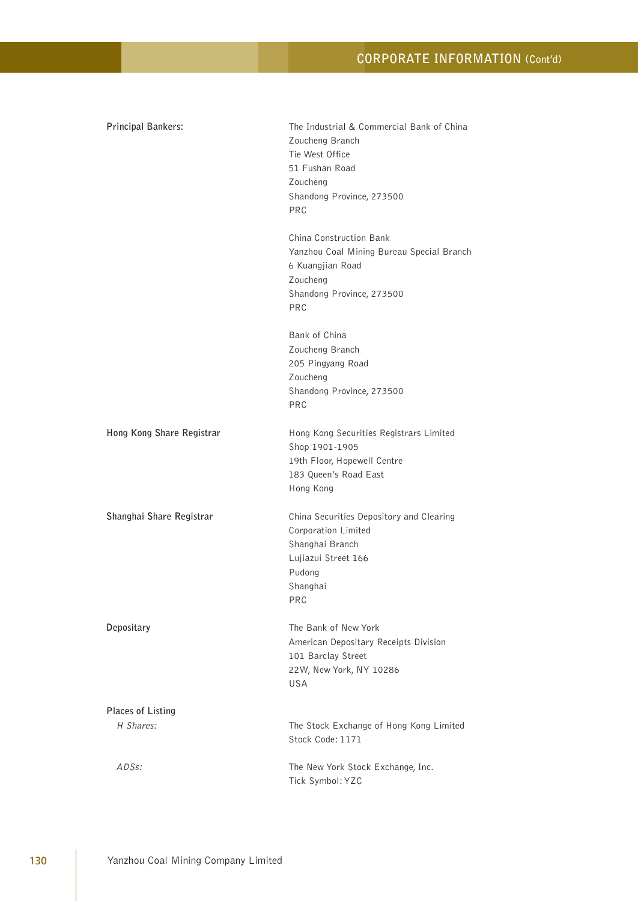# CORPORATE INFORMATION (Cont'd)

**Principal Bankers:**

The Industrial & Commercial Bank of China
Zoucheng Branch
Tie West Office
51 Fushan Road
Zoucheng
Shandong Province, 273500
PRC

China Construction Bank
Yanzhou Coal Mining Bureau Special Branch
6 Kuangjian Road
Zoucheng
Shandong Province, 273500
PRC

Bank of China
Zoucheng Branch
205 Pingyang Road
Zoucheng
Shandong Province, 273500
PRC

**Hong Kong Share Registrar**

Hong Kong Securities Registrars Limited
Shop 1901-1905
19th Floor, Hopewell Centre
183 Queen's Road East
Hong Kong

**Shanghai Share Registrar**

China Securities Depository and Clearing Corporation Limited
Shanghai Branch
Lujiazui Street 166
Pudong
Shanghai
PRC

**Depositary**

The Bank of New York
American Depositary Receipts Division
101 Barclay Street
22W, New York, NY 10286
USA

**Places of Listing**

*H Shares:*

The Stock Exchange of Hong Kong Limited
Stock Code: 1171

*ADSs:*

The New York Stock Exchange, Inc.
Tick Symbol: YZC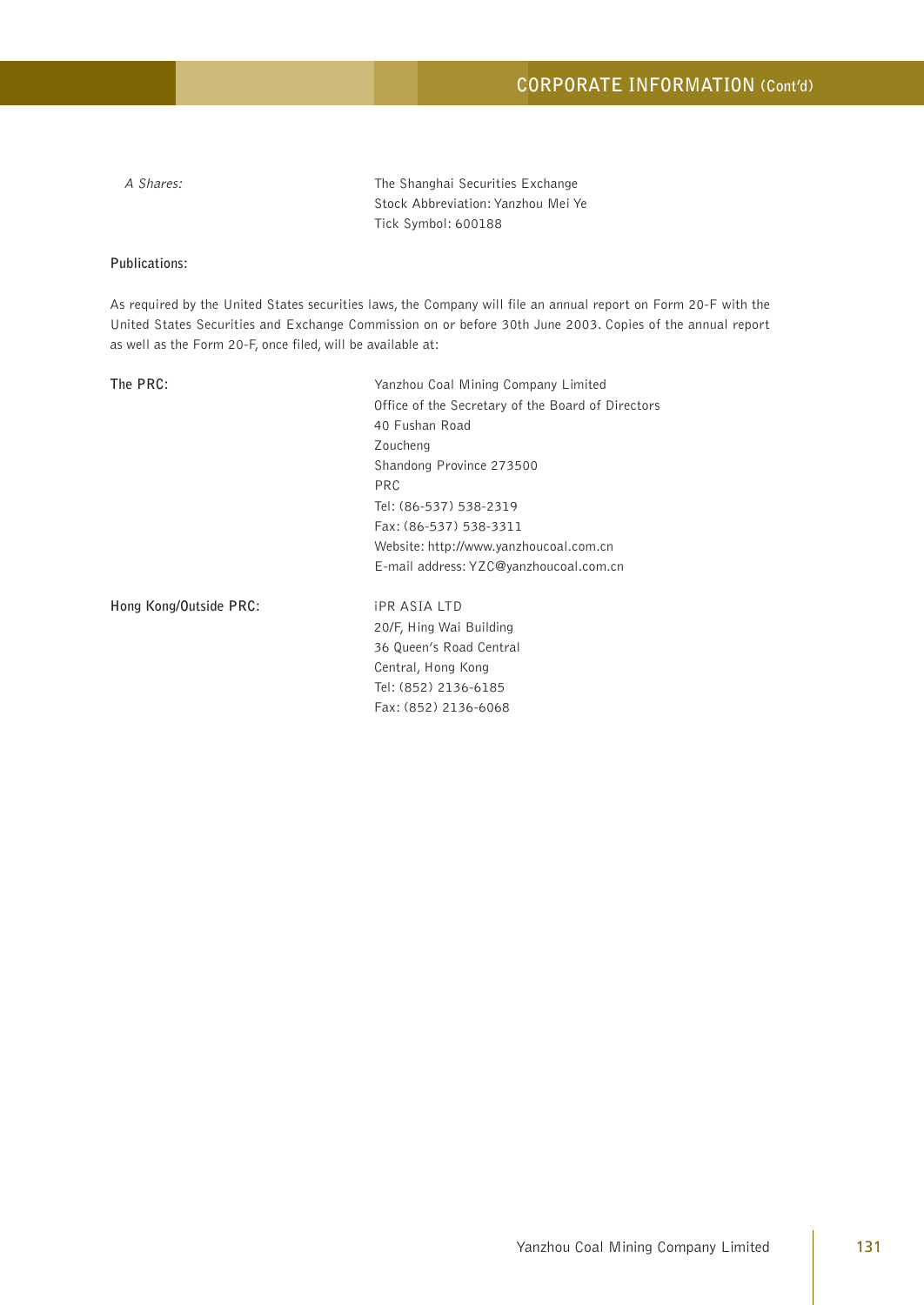| | |
|---|---|
| *A Shares:* | The Shanghai Securities Exchange<br>Stock Abbreviation: Yanzhou Mei Ye<br>Tick Symbol: 600188 |

**Publications:**

As required by the United States securities laws, the Company will file an annual report on Form 20-F with the United States Securities and Exchange Commission on or before 30th June 2003. Copies of the annual report as well as the Form 20-F, once filed, will be available at:

| | |
|---|---|
| **The PRC:** | Yanzhou Coal Mining Company Limited<br>Office of the Secretary of the Board of Directors<br>40 Fushan Road<br>Zoucheng<br>Shandong Province 273500<br>PRC<br>Tel: (86-537) 538-2319<br>Fax: (86-537) 538-3311<br>Website: http://www.yanzhoucoal.com.cn<br>E-mail address: YZC@yanzhoucoal.com.cn |
| **Hong Kong/Outside PRC:** | iPR ASIA LTD<br>20/F, Hing Wai Building<br>36 Queen's Road Central<br>Central, Hong Kong<br>Tel: (852) 2136-6185<br>Fax: (852) 2136-6068 |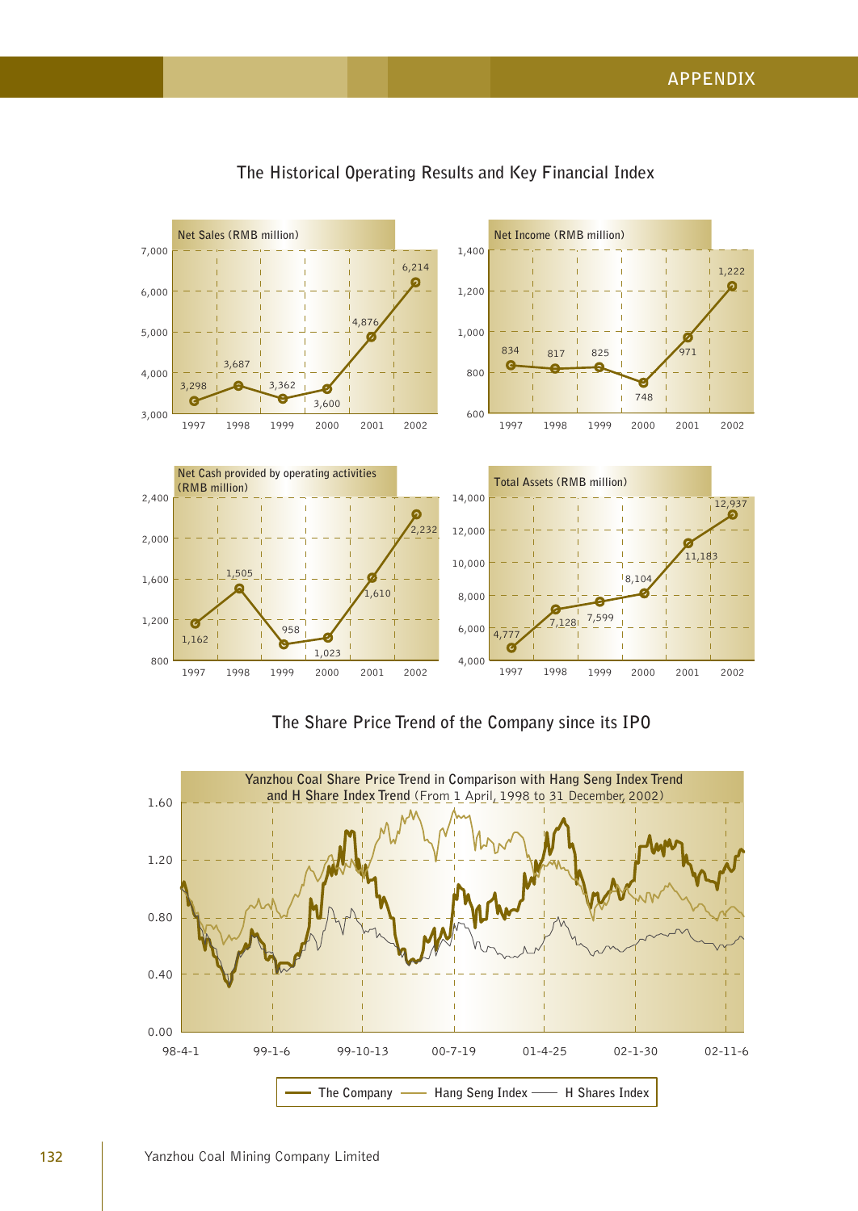# The Historical Operating Results and Key Financial Index

Net Sales (RMB million)

7,000
6,000
5,000
4,000
3,000

1997 1998 1999 2000 2001 2002

3,298
3,687
3,362
3,600
4,876
6,214

Net Income (RMB million)

1,400
1,200
1,000
800
600

1997 1998 1999 2000 2001 2002

834
817
825
748
971
1,222

Net Cash provided by operating activities (RMB million)

2,400
2,000
1,600
1,200
800

1997 1998 1999 2000 2001 2002

1,162
1,505
958
1,023
1,610
2,232

Total Assets (RMB million)

14,000
12,000
10,000
8,000
6,000
4,000

1997 1998 1999 2000 2001 2002

4,777
7,128
7,599
8,104
11,183
12,937

# The Share Price Trend of the Company since its IPO

Yanzhou Coal Share Price Trend in Comparison with Hang Seng Index Trend and H Share Index Trend (From 1 April, 1998 to 31 December, 2002)

1.60
1.20
0.80
0.40
0.00

98-4-1 99-1-6 99-10-13 00-7-19 01-4-25 02-1-30 02-11-6

The Company
Hang Seng Index
H Shares Index